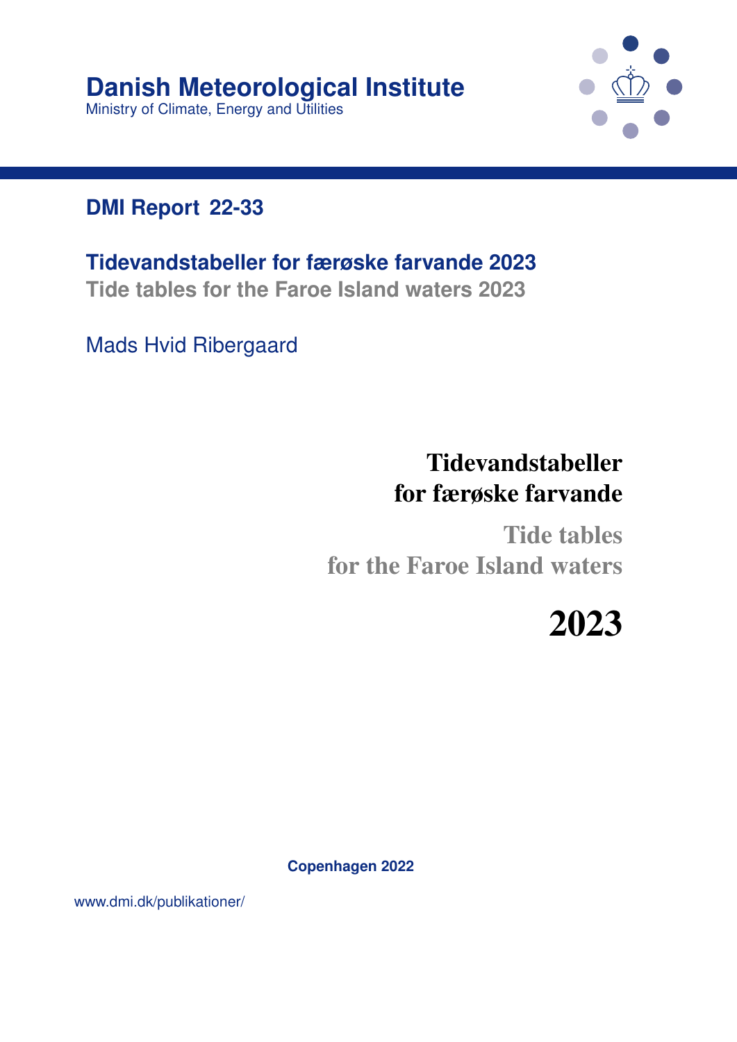# Danish Meteorological Institute

Ministry of Climate, Energy and Utilities

## DMI Report 22-33

## Tidevandstabeller for færøske farvande 2023

**Tide tables for the Faroe Island waters 2023**

Mads Hvid Ribergaard

# Tidevandstabeller for færøske farvande

# Tide tables for the Faroe Island waters

# 2023

**Copenhagen 2022**

www.dmi.dk/publikationer/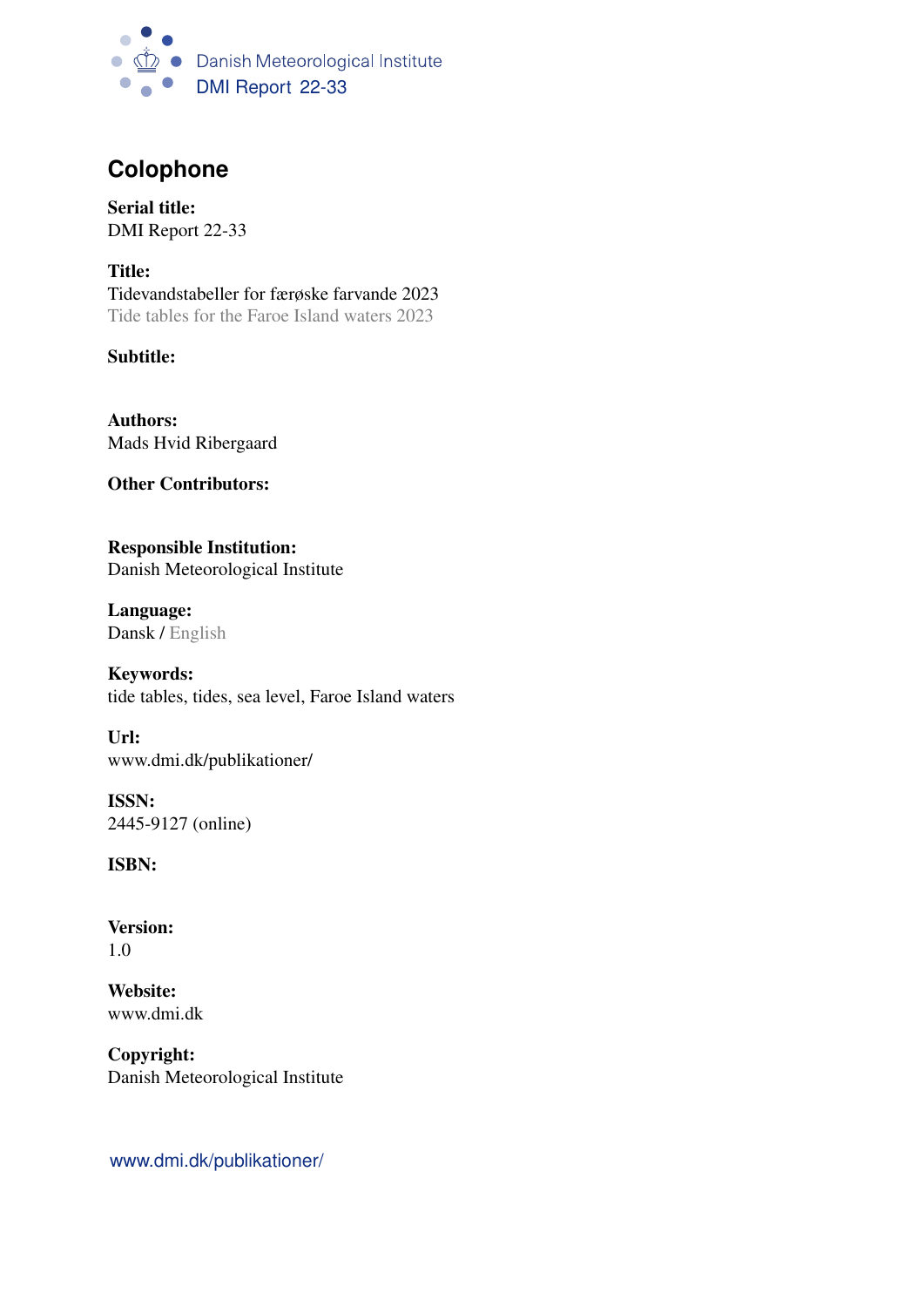Danish Meteorological Institute
DMI Report 22-33

# Colophone

**Serial title:**
DMI Report 22-33

**Title:**
Tidevandstabeller for færøske farvande 2023
Tide tables for the Faroe Island waters 2023

**Subtitle:**

**Authors:**
Mads Hvid Ribergaard

**Other Contributors:**

**Responsible Institution:**
Danish Meteorological Institute

**Language:**
Dansk / English

**Keywords:**
tide tables, tides, sea level, Faroe Island waters

**Url:**
www.dmi.dk/publikationer/

**ISSN:**
2445-9127 (online)

**ISBN:**

**Version:**
1.0

**Website:**
www.dmi.dk

**Copyright:**
Danish Meteorological Institute

www.dmi.dk/publikationer/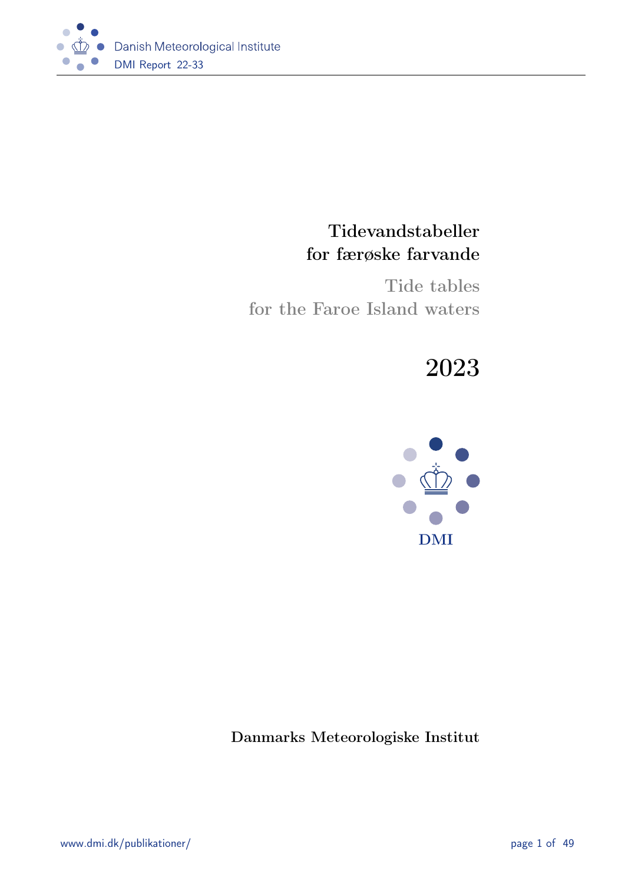# Tidevandstabeller for færøske farvande

## Tide tables for the Faroe Island waters

# 2023

DMI

Danmarks Meteorologiske Institut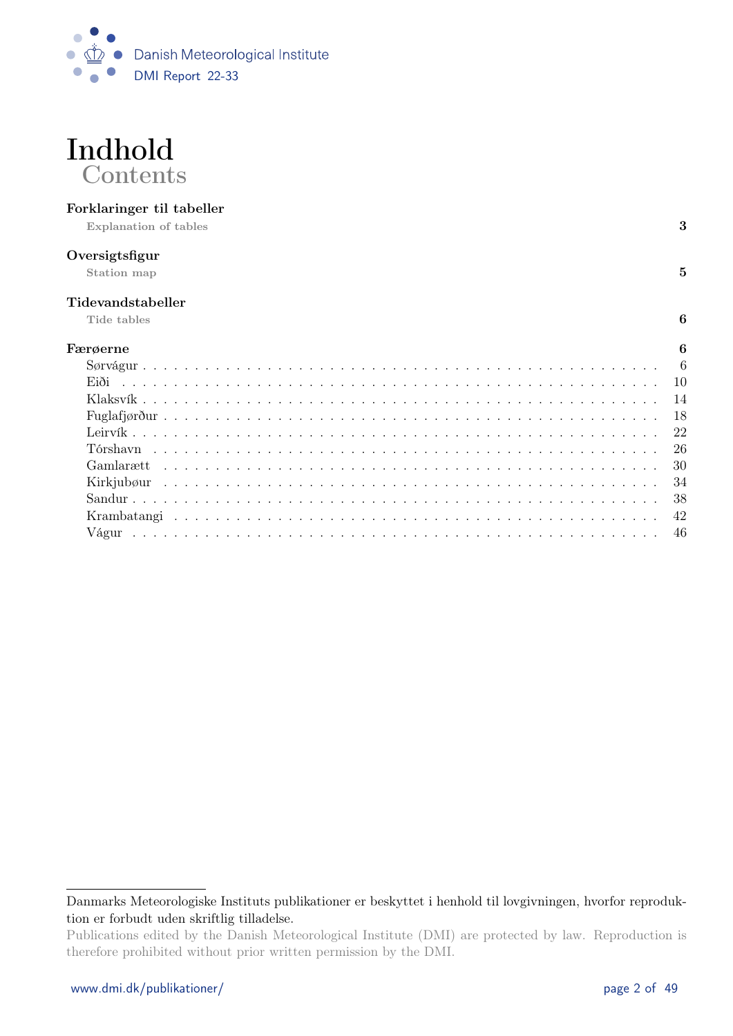# Indhold

## Contents

**Forklaringer til tabeller**
**Explanation of tables** — **3**

**Oversigtsfigur**
**Station map** — **5**

**Tidevandstabeller**
**Tide tables** — **6**

**Færøerne** — **6**

- Sørvágur . . . 6
- Eiði . . . 10
- Klaksvík . . . 14
- Fuglafjørður . . . 18
- Leirvík . . . 22
- Tórshavn . . . 26
- Gamlarætt . . . 30
- Kirkjubøur . . . 34
- Sandur . . . 38
- Krambatangi . . . 42
- Vágur . . . 46

---

Danmarks Meteorologiske Instituts publikationer er beskyttet i henhold til lovgivningen, hvorfor reproduktion er forbudt uden skriftlig tilladelse.

Publications edited by the Danish Meteorological Institute (DMI) are protected by law. Reproduction is therefore prohibited without prior written permission by the DMI.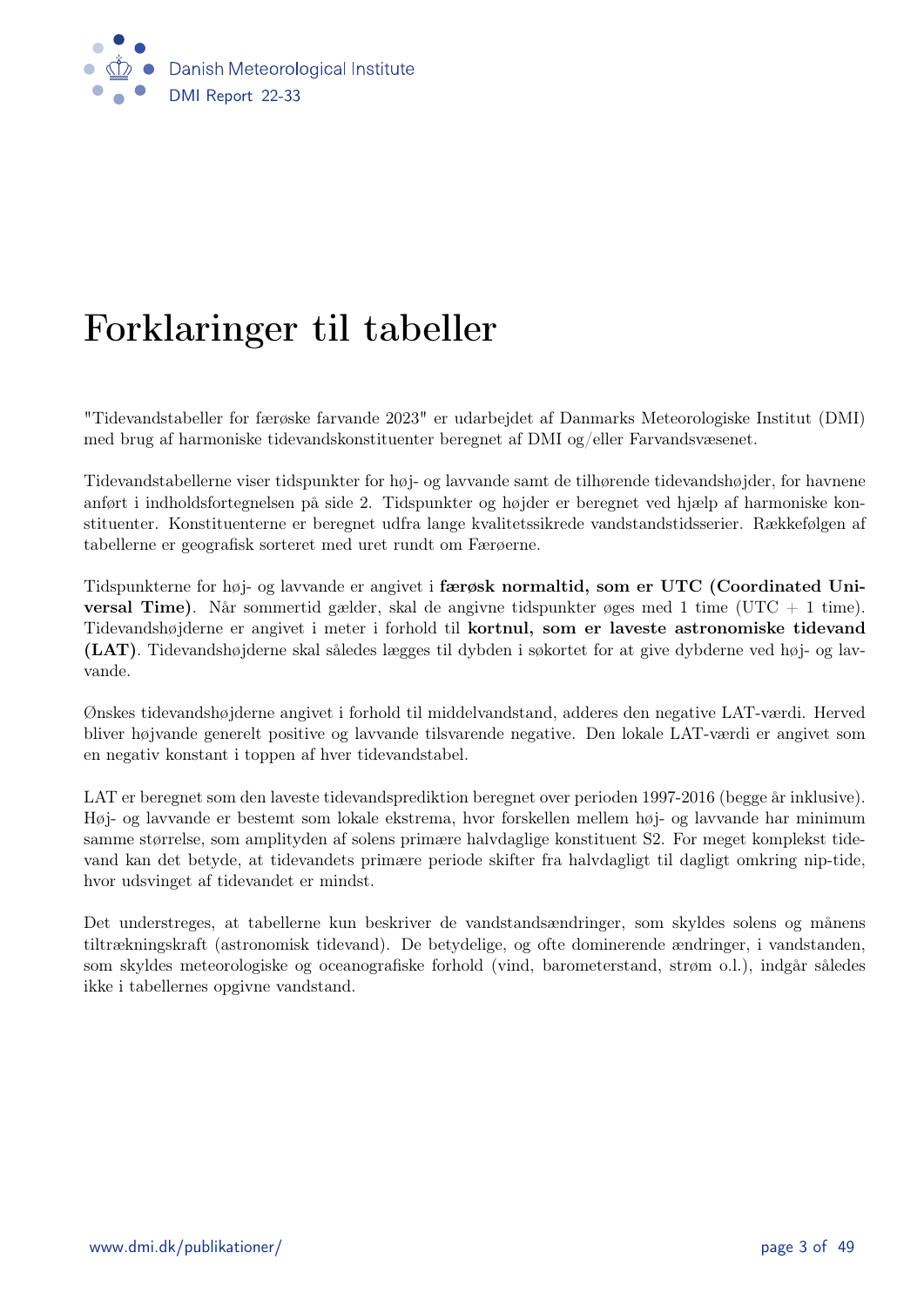# Forklaringer til tabeller

"Tidevandstabeller for færøske farvande 2023" er udarbejdet af Danmarks Meteorologiske Institut (DMI) med brug af harmoniske tidevandskonstituenter beregnet af DMI og/eller Farvandsvæsenet.

Tidevandstabellerne viser tidspunkter for høj- og lavvande samt de tilhørende tidevandshøjder, for havnene anført i indholdsfortegnelsen på side 2. Tidspunkter og højder er beregnet ved hjælp af harmoniske konstituenter. Konstituenterne er beregnet udfra lange kvalitetssikrede vandstandstidsserier. Rækkefølgen af tabellerne er geografisk sorteret med uret rundt om Færøerne.

Tidspunkterne for høj- og lavvande er angivet i **færøsk normaltid, som er UTC (Coordinated Universal Time)**. Når sommertid gælder, skal de angivne tidspunkter øges med 1 time (UTC + 1 time). Tidevandshøjderne er angivet i meter i forhold til **kortnul, som er laveste astronomiske tidevand (LAT)**. Tidevandshøjderne skal således lægges til dybden i søkortet for at give dybderne ved høj- og lavvande.

Ønskes tidevandshøjderne angivet i forhold til middelvandstand, adderes den negative LAT-værdi. Herved bliver højvande generelt positive og lavvande tilsvarende negative. Den lokale LAT-værdi er angivet som en negativ konstant i toppen af hver tidevandstabel.

LAT er beregnet som den laveste tidevandsprediktion beregnet over perioden 1997-2016 (begge år inklusive). Høj- og lavvande er bestemt som lokale ekstrema, hvor forskellen mellem høj- og lavvande har minimum samme størrelse, som amplityden af solens primære halvdaglige konstituent S2. For meget komplekst tidevand kan det betyde, at tidevandets primære periode skifter fra halvdagligt til dagligt omkring nip-tide, hvor udsvinget af tidevandet er mindst.

Det understreges, at tabellerne kun beskriver de vandstandsændringer, som skyldes solens og månens tiltrækningskraft (astronomisk tidevand). De betydelige, og ofte dominerende ændringer, i vandstanden, som skyldes meteorologiske og oceanografiske forhold (vind, barometerstand, strøm o.l.), indgår således ikke i tabellernes opgivne vandstand.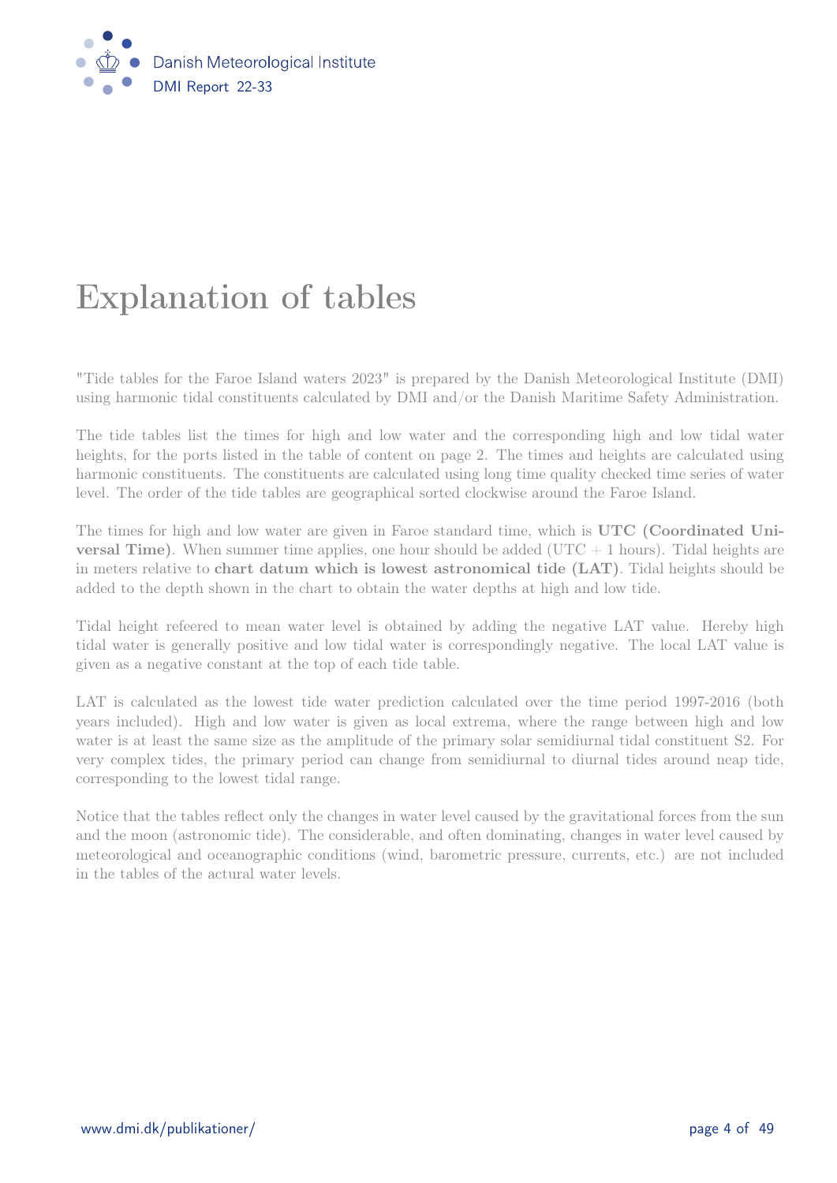# Explanation of tables

"Tide tables for the Faroe Island waters 2023" is prepared by the Danish Meteorological Institute (DMI) using harmonic tidal constituents calculated by DMI and/or the Danish Maritime Safety Administration.

The tide tables list the times for high and low water and the corresponding high and low tidal water heights, for the ports listed in the table of content on page 2. The times and heights are calculated using harmonic constituents. The constituents are calculated using long time quality checked time series of water level. The order of the tide tables are geographical sorted clockwise around the Faroe Island.

The times for high and low water are given in Faroe standard time, which is **UTC (Coordinated Universal Time)**. When summer time applies, one hour should be added (UTC + 1 hours). Tidal heights are in meters relative to **chart datum which is lowest astronomical tide (LAT)**. Tidal heights should be added to the depth shown in the chart to obtain the water depths at high and low tide.

Tidal height refeered to mean water level is obtained by adding the negative LAT value. Hereby high tidal water is generally positive and low tidal water is correspondingly negative. The local LAT value is given as a negative constant at the top of each tide table.

LAT is calculated as the lowest tide water prediction calculated over the time period 1997-2016 (both years included). High and low water is given as local extrema, where the range between high and low water is at least the same size as the amplitude of the primary solar semidiurnal tidal constituent S2. For very complex tides, the primary period can change from semidiurnal to diurnal tides around neap tide, corresponding to the lowest tidal range.

Notice that the tables reflect only the changes in water level caused by the gravitational forces from the sun and the moon (astronomic tide). The considerable, and often dominating, changes in water level caused by meteorological and oceanographic conditions (wind, barometric pressure, currents, etc.) are not included in the tables of the actural water levels.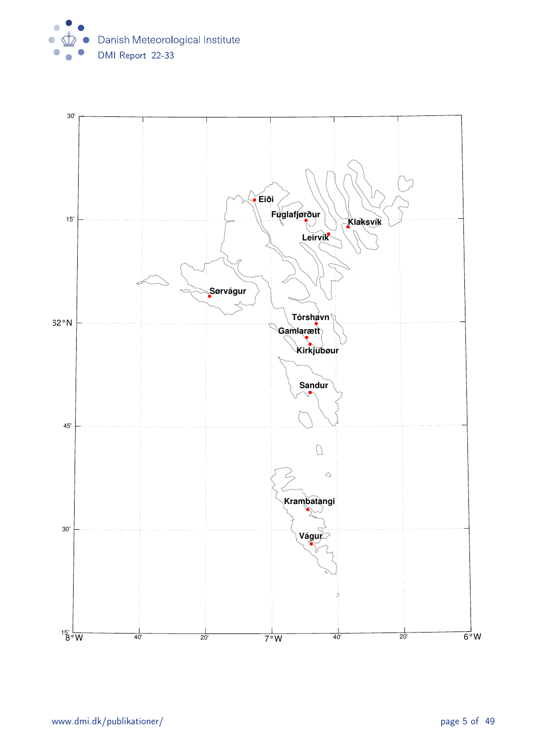30'

Eiði

Fuglafjørður

15'

Klaksvík

Leirvík

Sørvágur

Tórshavn

62°N

Gamlarætt

Kirkjubøur

Sandur

45'

Krambatangi

30'

Vágur

15'

8°W 40' 20' 7°W 40' 20' 6°W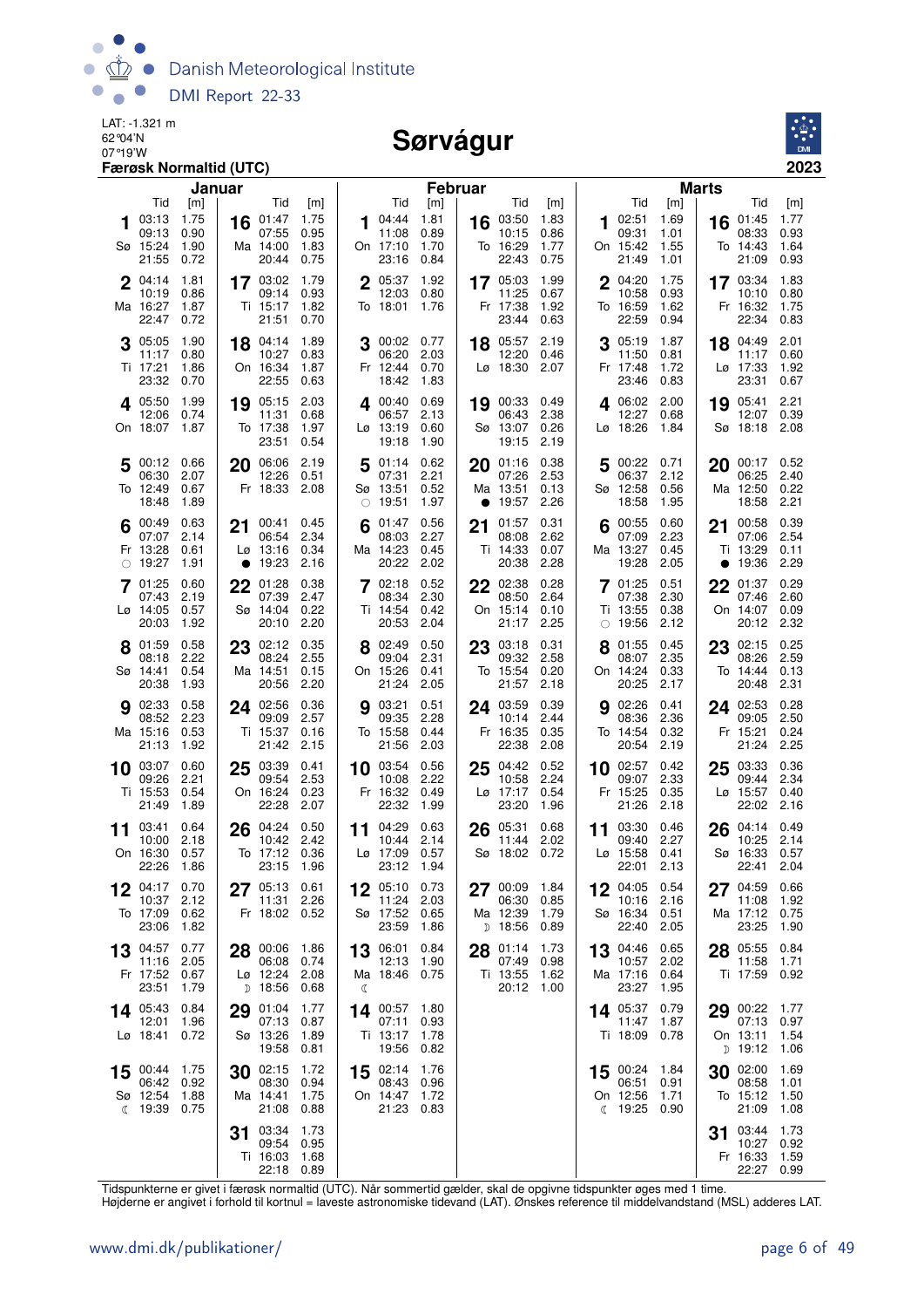LAT: -1.321 m
62°04'N
07°19'W
**Færøsk Normaltid (UTC)**

# Sørvágur

**2023**

## Januar

| Dato | Dag | Fase | Tid | [m] | Tid | [m] | Tid | [m] | Tid | [m] |
|---|---|---|---|---|---|---|---|---|---|---|
| 1 | Sø | | 03:13 | 1.75 | 09:13 | 0.90 | 15:24 | 1.90 | 21:55 | 0.72 |
| 2 | Ma | | 04:14 | 1.81 | 10:19 | 0.86 | 16:27 | 1.87 | 22:47 | 0.72 |
| 3 | Ti | | 05:05 | 1.90 | 11:17 | 0.80 | 17:21 | 1.86 | 23:32 | 0.70 |
| 4 | On | | 05:50 | 1.99 | 12:06 | 0.74 | 18:07 | 1.87 | | |
| 5 | To | | 00:12 | 0.66 | 06:30 | 2.07 | 12:49 | 0.67 | 18:48 | 1.89 |
| 6 | Fr | ○ | 00:49 | 0.63 | 07:07 | 2.14 | 13:28 | 0.61 | 19:27 | 1.91 |
| 7 | Lø | | 01:25 | 0.60 | 07:43 | 2.19 | 14:05 | 0.57 | 20:03 | 1.92 |
| 8 | Sø | | 01:59 | 0.58 | 08:18 | 2.22 | 14:41 | 0.54 | 20:38 | 1.93 |
| 9 | Ma | | 02:33 | 0.58 | 08:52 | 2.23 | 15:16 | 0.53 | 21:13 | 1.92 |
| 10 | Ti | | 03:07 | 0.60 | 09:26 | 2.21 | 15:53 | 0.54 | 21:49 | 1.89 |
| 11 | On | | 03:41 | 0.64 | 10:00 | 2.18 | 16:30 | 0.57 | 22:26 | 1.86 |
| 12 | To | | 04:17 | 0.70 | 10:37 | 2.12 | 17:09 | 0.62 | 23:06 | 1.82 |
| 13 | Fr | | 04:57 | 0.77 | 11:16 | 2.05 | 17:52 | 0.67 | 23:51 | 1.79 |
| 14 | Lø | | 05:43 | 0.84 | 12:01 | 1.96 | 18:41 | 0.72 | | |
| 15 | Sø | ☾ | 00:44 | 1.75 | 06:42 | 0.92 | 12:54 | 1.88 | 19:39 | 0.75 |
| 16 | Ma | | 01:47 | 1.75 | 07:55 | 0.95 | 14:00 | 1.83 | 20:44 | 0.75 |
| 17 | Ti | | 03:02 | 1.79 | 09:14 | 0.93 | 15:17 | 1.82 | 21:51 | 0.70 |
| 18 | On | | 04:14 | 1.89 | 10:27 | 0.83 | 16:34 | 1.87 | 22:55 | 0.63 |
| 19 | To | | 05:15 | 2.03 | 11:31 | 0.68 | 17:38 | 1.97 | 23:51 | 0.54 |
| 20 | Fr | | 06:06 | 2.19 | 12:26 | 0.51 | 18:33 | 2.08 | | |
| 21 | Lø | ● | 00:41 | 0.45 | 06:54 | 2.34 | 13:16 | 0.34 | 19:23 | 2.16 |
| 22 | Sø | | 01:28 | 0.38 | 07:39 | 2.47 | 14:04 | 0.22 | 20:10 | 2.20 |
| 23 | Ma | | 02:12 | 0.35 | 08:24 | 2.55 | 14:51 | 0.15 | 20:56 | 2.20 |
| 24 | Ti | | 02:56 | 0.36 | 09:09 | 2.57 | 15:37 | 0.16 | 21:42 | 2.15 |
| 25 | On | | 03:39 | 0.41 | 09:54 | 2.53 | 16:24 | 0.23 | 22:28 | 2.07 |
| 26 | To | | 04:24 | 0.50 | 10:42 | 2.42 | 17:12 | 0.36 | 23:15 | 1.96 |
| 27 | Fr | | 05:13 | 0.61 | 11:31 | 2.26 | 18:02 | 0.52 | | |
| 28 | Lø | ☽ | 00:06 | 1.86 | 06:08 | 0.74 | 12:24 | 2.08 | 18:56 | 0.68 |
| 29 | Sø | | 01:04 | 1.77 | 07:13 | 0.87 | 13:26 | 1.89 | 19:58 | 0.81 |
| 30 | Ma | | 02:15 | 1.72 | 08:30 | 0.94 | 14:41 | 1.75 | 21:08 | 0.88 |
| 31 | Ti | | 03:34 | 1.73 | 09:54 | 0.95 | 16:03 | 1.68 | 22:18 | 0.89 |

## Februar

| Dato | Dag | Fase | Tid | [m] | Tid | [m] | Tid | [m] | Tid | [m] |
|---|---|---|---|---|---|---|---|---|---|---|
| 1 | On | | 04:44 | 1.81 | 11:08 | 0.89 | 17:10 | 1.70 | 23:16 | 0.84 |
| 2 | To | | 05:37 | 1.92 | 12:03 | 0.80 | 18:01 | 1.76 | | |
| 3 | Fr | | 00:02 | 0.77 | 06:20 | 2.03 | 12:44 | 0.70 | 18:42 | 1.83 |
| 4 | Lø | | 00:40 | 0.69 | 06:57 | 2.13 | 13:19 | 0.60 | 19:18 | 1.90 |
| 5 | Sø | ○ | 01:14 | 0.62 | 07:31 | 2.21 | 13:51 | 0.52 | 19:51 | 1.97 |
| 6 | Ma | | 01:47 | 0.56 | 08:03 | 2.27 | 14:23 | 0.45 | 20:22 | 2.02 |
| 7 | Ti | | 02:18 | 0.52 | 08:34 | 2.30 | 14:54 | 0.42 | 20:53 | 2.04 |
| 8 | On | | 02:49 | 0.50 | 09:04 | 2.31 | 15:26 | 0.41 | 21:24 | 2.05 |
| 9 | To | | 03:21 | 0.51 | 09:35 | 2.28 | 15:58 | 0.44 | 21:56 | 2.03 |
| 10 | Fr | | 03:54 | 0.56 | 10:08 | 2.22 | 16:32 | 0.49 | 22:32 | 1.99 |
| 11 | Lø | | 04:29 | 0.63 | 10:44 | 2.14 | 17:09 | 0.57 | 23:12 | 1.94 |
| 12 | Sø | | 05:10 | 0.73 | 11:24 | 2.03 | 17:52 | 0.65 | 23:59 | 1.86 |
| 13 | Ma | ☾ | 06:01 | 0.84 | 12:13 | 1.90 | 18:46 | 0.75 | | |
| 14 | Ti | | 00:57 | 1.80 | 07:11 | 0.93 | 13:17 | 1.78 | 19:56 | 0.82 |
| 15 | On | | 02:14 | 1.76 | 08:43 | 0.96 | 14:47 | 1.72 | 21:23 | 0.83 |
| 16 | To | | 03:50 | 1.83 | 10:15 | 0.86 | 16:29 | 1.77 | 22:43 | 0.75 |
| 17 | Fr | | 05:03 | 1.99 | 11:25 | 0.67 | 17:38 | 1.92 | 23:44 | 0.63 |
| 18 | Lø | | 05:57 | 2.19 | 12:20 | 0.46 | 18:30 | 2.07 | | |
| 19 | Sø | | 00:33 | 0.49 | 06:43 | 2.38 | 13:07 | 0.26 | 19:15 | 2.19 |
| 20 | Ma | ● | 01:16 | 0.38 | 07:26 | 2.53 | 13:51 | 0.13 | 19:57 | 2.26 |
| 21 | Ti | | 01:57 | 0.31 | 08:08 | 2.62 | 14:33 | 0.07 | 20:38 | 2.28 |
| 22 | On | | 02:38 | 0.28 | 08:50 | 2.64 | 15:14 | 0.10 | 21:17 | 2.25 |
| 23 | To | | 03:18 | 0.31 | 09:32 | 2.58 | 15:54 | 0.20 | 21:57 | 2.18 |
| 24 | Fr | | 03:59 | 0.39 | 10:14 | 2.44 | 16:35 | 0.35 | 22:38 | 2.08 |
| 25 | Lø | | 04:42 | 0.52 | 10:58 | 2.24 | 17:17 | 0.54 | 23:20 | 1.96 |
| 26 | Sø | | 05:31 | 0.68 | 11:44 | 2.02 | 18:02 | 0.72 | | |
| 27 | Ma | ☽ | 00:09 | 1.84 | 06:30 | 0.85 | 12:39 | 1.79 | 18:56 | 0.89 |
| 28 | Ti | | 01:14 | 1.73 | 07:49 | 0.98 | 13:55 | 1.62 | 20:12 | 1.00 |

## Marts

| Dato | Dag | Fase | Tid | [m] | Tid | [m] | Tid | [m] | Tid | [m] |
|---|---|---|---|---|---|---|---|---|---|---|
| 1 | On | | 02:51 | 1.69 | 09:31 | 1.01 | 15:42 | 1.55 | 21:49 | 1.01 |
| 2 | To | | 04:20 | 1.75 | 10:58 | 0.93 | 16:59 | 1.62 | 22:59 | 0.94 |
| 3 | Fr | | 05:19 | 1.87 | 11:50 | 0.81 | 17:48 | 1.72 | 23:46 | 0.83 |
| 4 | Lø | | 06:02 | 2.00 | 12:27 | 0.68 | 18:26 | 1.84 | | |
| 5 | Sø | | 00:22 | 0.71 | 06:37 | 2.12 | 12:58 | 0.56 | 18:58 | 1.95 |
| 6 | Ma | | 00:55 | 0.60 | 07:09 | 2.23 | 13:27 | 0.45 | 19:28 | 2.05 |
| 7 | Ti | ○ | 01:25 | 0.51 | 07:38 | 2.30 | 13:55 | 0.38 | 19:56 | 2.12 |
| 8 | On | | 01:55 | 0.45 | 08:07 | 2.35 | 14:24 | 0.33 | 20:25 | 2.17 |
| 9 | To | | 02:26 | 0.41 | 08:36 | 2.36 | 14:54 | 0.32 | 20:54 | 2.19 |
| 10 | Fr | | 02:57 | 0.42 | 09:07 | 2.33 | 15:25 | 0.35 | 21:26 | 2.18 |
| 11 | Lø | | 03:30 | 0.46 | 09:40 | 2.27 | 15:58 | 0.41 | 22:01 | 2.13 |
| 12 | Sø | | 04:05 | 0.54 | 10:16 | 2.16 | 16:34 | 0.51 | 22:40 | 2.05 |
| 13 | Ma | | 04:46 | 0.65 | 10:57 | 2.02 | 17:16 | 0.64 | 23:27 | 1.95 |
| 14 | Ti | | 05:37 | 0.79 | 11:47 | 1.87 | 18:09 | 0.78 | | |
| 15 | On | ☾ | 00:24 | 1.84 | 06:51 | 0.91 | 12:56 | 1.71 | 19:25 | 0.90 |
| 16 | To | | 01:45 | 1.77 | 08:33 | 0.93 | 14:43 | 1.64 | 21:09 | 0.93 |
| 17 | Fr | | 03:34 | 1.83 | 10:10 | 0.80 | 16:32 | 1.75 | 22:34 | 0.83 |
| 18 | Lø | | 04:49 | 2.01 | 11:17 | 0.60 | 17:33 | 1.92 | 23:31 | 0.67 |
| 19 | Sø | | 05:41 | 2.21 | 12:07 | 0.39 | 18:18 | 2.08 | | |
| 20 | Ma | | 00:17 | 0.52 | 06:25 | 2.40 | 12:50 | 0.22 | 18:58 | 2.21 |
| 21 | Ti | ● | 00:58 | 0.39 | 07:06 | 2.54 | 13:29 | 0.11 | 19:36 | 2.29 |
| 22 | On | | 01:37 | 0.29 | 07:46 | 2.60 | 14:07 | 0.09 | 20:12 | 2.32 |
| 23 | To | | 02:15 | 0.25 | 08:26 | 2.59 | 14:44 | 0.13 | 20:48 | 2.31 |
| 24 | Fr | | 02:53 | 0.28 | 09:05 | 2.50 | 15:21 | 0.24 | 21:24 | 2.25 |
| 25 | Lø | | 03:33 | 0.36 | 09:44 | 2.34 | 15:57 | 0.40 | 22:02 | 2.16 |
| 26 | Sø | | 04:14 | 0.49 | 10:25 | 2.14 | 16:33 | 0.57 | 22:41 | 2.04 |
| 27 | Ma | | 04:59 | 0.66 | 11:08 | 1.92 | 17:12 | 0.75 | 23:25 | 1.90 |
| 28 | Ti | | 05:55 | 0.84 | 11:58 | 1.71 | 17:59 | 0.92 | | |
| 29 | On | ☽ | 00:22 | 1.77 | 07:13 | 0.97 | 13:11 | 1.54 | 19:12 | 1.06 |
| 30 | To | | 02:00 | 1.69 | 08:58 | 1.01 | 15:12 | 1.50 | 21:09 | 1.08 |
| 31 | Fr | | 03:44 | 1.73 | 10:27 | 0.92 | 16:33 | 1.59 | 22:27 | 0.99 |

Tidspunkterne er givet i færøsk normaltid (UTC). Når sommertid gælder, skal de opgivne tidspunkter øges med 1 time.
Højderne er angivet i forhold til kortnul = laveste astronomiske tidevand (LAT). Ønskes reference til middelvandstand (MSL) adderes LAT.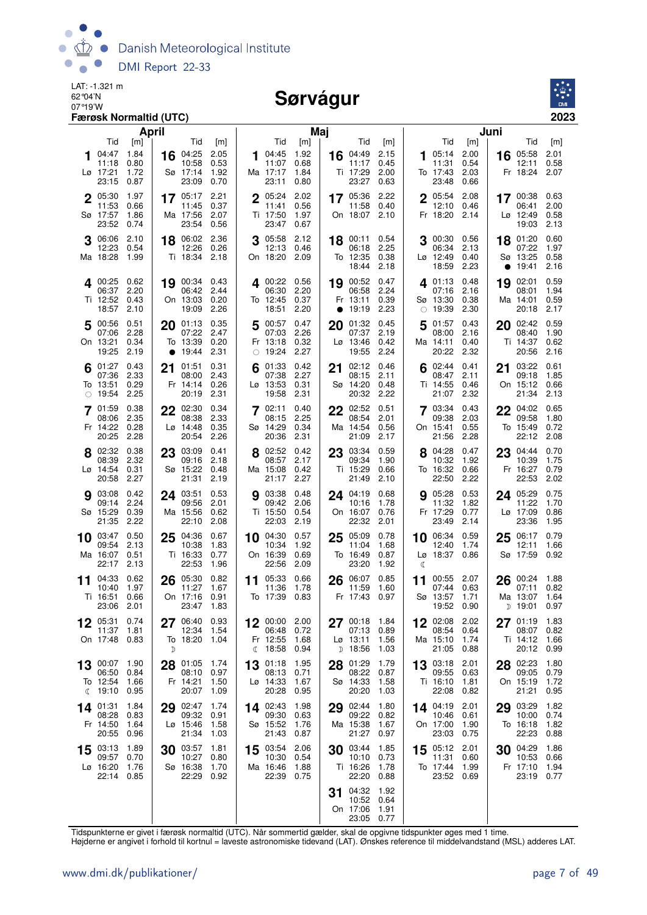LAT: -1.321 m
62°04'N
07°19'W
**Færøsk Normaltid (UTC)**

# Sørvágur

**2023**

## April

| Dag | Tid | [m] | Dag | Tid | [m] |
|---|---|---|---|---|---|
| 1 Lø | 04:47 | 1.84 | 16 Sø | 04:25 | 2.05 |
| | 11:18 | 0.80 | | 10:58 | 0.53 |
| | 17:21 | 1.72 | | 17:14 | 1.92 |
| | 23:15 | 0.87 | | 23:09 | 0.70 |
| 2 Sø | 05:30 | 1.97 | 17 Ma | 05:17 | 2.21 |
| | 11:53 | 0.66 | | 11:45 | 0.37 |
| | 17:57 | 1.86 | | 17:56 | 2.07 |
| | 23:52 | 0.74 | | 23:54 | 0.56 |
| 3 Ma | 06:06 | 2.10 | 18 Ti | 06:02 | 2.36 |
| | 12:23 | 0.54 | | 12:26 | 0.26 |
| | 18:28 | 1.99 | | 18:34 | 2.18 |
| 4 Ti | 00:25 | 0.62 | 19 On | 00:34 | 0.43 |
| | 06:37 | 2.20 | | 06:42 | 2.44 |
| | 12:52 | 0.43 | | 13:03 | 0.20 |
| | 18:57 | 2.10 | | 19:09 | 2.26 |
| 5 On | 00:56 | 0.51 | 20 To | 01:13 | 0.35 |
| | 07:06 | 2.28 | | 07:22 | 2.47 |
| | 13:21 | 0.34 | | 13:39 | 0.20 |
| | 19:25 | 2.19 | ● | 19:44 | 2.31 |
| 6 To | 01:27 | 0.43 | 21 Fr | 01:51 | 0.31 |
| | 07:36 | 2.33 | | 08:00 | 2.43 |
| | 13:51 | 0.29 | | 14:14 | 0.26 |
| ○ | 19:54 | 2.25 | | 20:19 | 2.31 |
| 7 Fr | 01:59 | 0.38 | 22 Lø | 02:30 | 0.34 |
| | 08:06 | 2.35 | | 08:38 | 2.33 |
| | 14:22 | 0.28 | | 14:48 | 0.35 |
| | 20:25 | 2.28 | | 20:54 | 2.26 |
| 8 Lø | 02:32 | 0.38 | 23 Sø | 03:09 | 0.41 |
| | 08:39 | 2.32 | | 09:16 | 2.18 |
| | 14:54 | 0.31 | | 15:22 | 0.48 |
| | 20:58 | 2.27 | | 21:31 | 2.19 |
| 9 Sø | 03:08 | 0.42 | 24 Ma | 03:51 | 0.53 |
| | 09:14 | 2.24 | | 09:56 | 2.01 |
| | 15:29 | 0.39 | | 15:56 | 0.62 |
| | 21:35 | 2.22 | | 22:10 | 2.08 |
| 10 Ma | 03:47 | 0.50 | 25 Ti | 04:36 | 0.67 |
| | 09:54 | 2.13 | | 10:38 | 1.83 |
| | 16:07 | 0.51 | | 16:33 | 0.77 |
| | 22:17 | 2.13 | | 22:53 | 1.96 |
| 11 Ti | 04:33 | 0.62 | 26 On | 05:30 | 0.82 |
| | 10:40 | 1.97 | | 11:27 | 1.67 |
| | 16:51 | 0.66 | | 17:16 | 0.91 |
| | 23:06 | 2.01 | | 23:47 | 1.83 |
| 12 On | 05:31 | 0.74 | 27 To | 06:40 | 0.93 |
| | 11:37 | 1.81 | | 12:34 | 1.54 |
| | 17:48 | 0.83 | | 18:20 | 1.04 |
| | | | ☽ | | |
| 13 To | 00:07 | 1.90 | 28 Fr | 01:05 | 1.74 |
| | 06:50 | 0.84 | | 08:10 | 0.97 |
| | 12:54 | 1.66 | | 14:21 | 1.50 |
| ☾ | 19:10 | 0.95 | | 20:07 | 1.09 |
| 14 Fr | 01:31 | 1.84 | 29 Lø | 02:47 | 1.74 |
| | 08:28 | 0.83 | | 09:32 | 0.91 |
| | 14:50 | 1.64 | | 15:46 | 1.58 |
| | 20:55 | 0.96 | | 21:34 | 1.03 |
| 15 Lø | 03:13 | 1.89 | 30 Sø | 03:57 | 1.81 |
| | 09:57 | 0.70 | | 10:27 | 0.80 |
| | 16:20 | 1.76 | | 16:38 | 1.70 |
| | 22:14 | 0.85 | | 22:29 | 0.92 |

## Maj

| Dag | Tid | [m] | Dag | Tid | [m] |
|---|---|---|---|---|---|
| 1 Ma | 04:45 | 1.92 | 16 Ti | 04:49 | 2.15 |
| | 11:07 | 0.68 | | 11:17 | 0.45 |
| | 17:17 | 1.84 | | 17:29 | 2.00 |
| | 23:11 | 0.80 | | 23:27 | 0.63 |
| 2 Ti | 05:24 | 2.02 | 17 On | 05:36 | 2.22 |
| | 11:41 | 0.56 | | 11:58 | 0.40 |
| | 17:50 | 1.97 | | 18:07 | 2.10 |
| | 23:47 | 0.67 | | | |
| 3 On | 05:58 | 2.12 | 18 To | 00:11 | 0.54 |
| | 12:13 | 0.46 | | 06:18 | 2.25 |
| | 18:20 | 2.09 | | 12:35 | 0.38 |
| | | | | 18:44 | 2.18 |
| 4 To | 00:22 | 0.56 | 19 Fr | 00:52 | 0.47 |
| | 06:30 | 2.20 | | 06:58 | 2.24 |
| | 12:45 | 0.37 | | 13:11 | 0.39 |
| | 18:51 | 2.20 | ● | 19:19 | 2.23 |
| 5 Fr | 00:57 | 0.47 | 20 Lø | 01:32 | 0.45 |
| | 07:03 | 2.26 | | 07:37 | 2.19 |
| | 13:18 | 0.32 | | 13:46 | 0.42 |
| ○ | 19:24 | 2.27 | | 19:55 | 2.24 |
| 6 Lø | 01:33 | 0.42 | 21 Sø | 02:12 | 0.46 |
| | 07:38 | 2.27 | | 08:15 | 2.11 |
| | 13:53 | 0.31 | | 14:20 | 0.48 |
| | 19:58 | 2.31 | | 20:32 | 2.22 |
| 7 Sø | 02:11 | 0.40 | 22 Ma | 02:52 | 0.51 |
| | 08:15 | 2.25 | | 08:54 | 2.01 |
| | 14:29 | 0.34 | | 14:54 | 0.56 |
| | 20:36 | 2.31 | | 21:09 | 2.17 |
| 8 Ma | 02:52 | 0.42 | 23 Ti | 03:34 | 0.59 |
| | 08:57 | 2.17 | | 09:34 | 1.90 |
| | 15:08 | 0.42 | | 15:29 | 0.66 |
| | 21:17 | 2.27 | | 21:49 | 2.10 |
| 9 Ti | 03:38 | 0.48 | 24 On | 04:19 | 0.68 |
| | 09:42 | 2.06 | | 10:16 | 1.78 |
| | 15:50 | 0.54 | | 16:07 | 0.76 |
| | 22:03 | 2.19 | | 22:32 | 2.01 |
| 10 On | 04:30 | 0.57 | 25 To | 05:09 | 0.78 |
| | 10:34 | 1.92 | | 11:04 | 1.68 |
| | 16:39 | 0.69 | | 16:49 | 0.87 |
| | 22:56 | 2.09 | | 23:20 | 1.92 |
| 11 To | 05:33 | 0.66 | 26 Fr | 06:07 | 0.85 |
| | 11:36 | 1.78 | | 11:59 | 1.60 |
| | 17:39 | 0.83 | | 17:43 | 0.97 |
| 12 Fr | 00:00 | 2.00 | 27 Lø | 00:18 | 1.84 |
| | 06:48 | 0.72 | | 07:13 | 0.89 |
| | 12:55 | 1.68 | | 13:11 | 1.56 |
| ☾ | 18:58 | 0.94 | ☽ | 18:56 | 1.03 |
| 13 Lø | 01:18 | 1.95 | 28 Sø | 01:29 | 1.79 |
| | 08:13 | 0.71 | | 08:22 | 0.87 |
| | 14:33 | 1.67 | | 14:33 | 1.58 |
| | 20:28 | 0.95 | | 20:20 | 1.03 |
| 14 Sø | 02:43 | 1.98 | 29 Ma | 02:44 | 1.80 |
| | 09:30 | 0.63 | | 09:22 | 0.82 |
| | 15:52 | 1.76 | | 15:38 | 1.67 |
| | 21:43 | 0.87 | | 21:27 | 0.97 |
| 15 Ma | 03:54 | 2.06 | 30 Ti | 03:44 | 1.85 |
| | 10:30 | 0.54 | | 10:10 | 0.73 |
| | 16:46 | 1.88 | | 16:26 | 1.78 |
| | 22:39 | 0.75 | | 22:20 | 0.88 |
| | | | 31 On | 04:32 | 1.92 |
| | | | | 10:52 | 0.64 |
| | | | | 17:06 | 1.91 |
| | | | | 23:05 | 0.77 |

## Juni

| Dag | Tid | [m] | Dag | Tid | [m] |
|---|---|---|---|---|---|
| 1 To | 05:14 | 2.00 | 16 Fr | 05:58 | 2.01 |
| | 11:31 | 0.54 | | 12:11 | 0.58 |
| | 17:43 | 2.03 | | 18:24 | 2.07 |
| | 23:48 | 0.66 | | | |
| 2 Fr | 05:54 | 2.08 | 17 Lø | 00:38 | 0.63 |
| | 12:10 | 0.46 | | 06:41 | 2.00 |
| | 18:20 | 2.14 | | 12:49 | 0.58 |
| | | | | 19:03 | 2.13 |
| 3 Lø | 00:30 | 0.56 | 18 Sø | 01:20 | 0.60 |
| | 06:34 | 2.13 | | 07:22 | 1.97 |
| | 12:49 | 0.40 | | 13:25 | 0.58 |
| | 18:59 | 2.23 | ● | 19:41 | 2.16 |
| 4 Sø | 01:13 | 0.48 | 19 Ma | 02:01 | 0.59 |
| | 07:16 | 2.16 | | 08:01 | 1.94 |
| | 13:30 | 0.38 | | 14:01 | 0.59 |
| ○ | 19:39 | 2.30 | | 20:18 | 2.17 |
| 5 Ma | 01:57 | 0.43 | 20 Ti | 02:42 | 0.59 |
| | 08:00 | 2.16 | | 08:40 | 1.90 |
| | 14:11 | 0.40 | | 14:37 | 0.62 |
| | 20:22 | 2.32 | | 20:56 | 2.16 |
| 6 Ti | 02:44 | 0.41 | 21 On | 03:22 | 0.61 |
| | 08:47 | 2.11 | | 09:18 | 1.85 |
| | 14:55 | 0.46 | | 15:12 | 0.66 |
| | 21:07 | 2.32 | | 21:34 | 2.13 |
| 7 On | 03:34 | 0.43 | 22 To | 04:02 | 0.65 |
| | 09:38 | 2.03 | | 09:58 | 1.80 |
| | 15:41 | 0.55 | | 15:49 | 0.72 |
| | 21:56 | 2.28 | | 22:12 | 2.08 |
| 8 To | 04:28 | 0.47 | 23 Fr | 04:44 | 0.70 |
| | 10:32 | 1.92 | | 10:39 | 1.75 |
| | 16:32 | 0.66 | | 16:27 | 0.79 |
| | 22:50 | 2.22 | | 22:53 | 2.02 |
| 9 Fr | 05:28 | 0.53 | 24 Lø | 05:29 | 0.75 |
| | 11:32 | 1.82 | | 11:22 | 1.70 |
| | 17:29 | 0.77 | | 17:09 | 0.86 |
| | 23:49 | 2.14 | | 23:36 | 1.95 |
| 10 Lø | 06:34 | 0.59 | 25 Sø | 06:17 | 0.79 |
| | 12:40 | 1.74 | | 12:11 | 1.66 |
| | 18:37 | 0.86 | | 17:59 | 0.92 |
| ☾ | | | | | |
| 11 Sø | 00:55 | 2.07 | 26 Ma | 00:24 | 1.88 |
| | 07:44 | 0.63 | | 07:11 | 0.82 |
| | 13:57 | 1.71 | | 13:07 | 1.64 |
| | 19:52 | 0.90 | ☽ | 19:01 | 0.97 |
| 12 Ma | 02:08 | 2.02 | 27 Ti | 01:19 | 1.83 |
| | 08:54 | 0.64 | | 08:07 | 0.82 |
| | 15:10 | 1.74 | | 14:12 | 1.66 |
| | 21:05 | 0.88 | | 20:12 | 0.99 |
| 13 Ti | 03:18 | 2.01 | 28 On | 02:23 | 1.80 |
| | 09:55 | 0.63 | | 09:05 | 0.79 |
| | 16:10 | 1.81 | | 15:19 | 1.72 |
| | 22:08 | 0.82 | | 21:21 | 0.95 |
| 14 On | 04:19 | 2.01 | 29 To | 03:29 | 1.82 |
| | 10:46 | 0.61 | | 10:00 | 0.74 |
| | 17:00 | 1.90 | | 16:18 | 1.82 |
| | 23:03 | 0.75 | | 22:23 | 0.88 |
| 15 To | 05:12 | 2.01 | 30 Fr | 04:29 | 1.86 |
| | 11:31 | 0.60 | | 10:53 | 0.66 |
| | 17:44 | 1.99 | | 17:10 | 1.94 |
| | 23:52 | 0.69 | | 23:19 | 0.77 |

Tidspunkterne er givet i færøsk normaltid (UTC). Når sommertid gælder, skal de opgivne tidspunkter øges med 1 time.
Højderne er angivet i forhold til kortnul = laveste astronomiske tidevand (LAT). Ønskes reference til middelvandstand (MSL) adderes LAT.

www.dmi.dk/publikationer/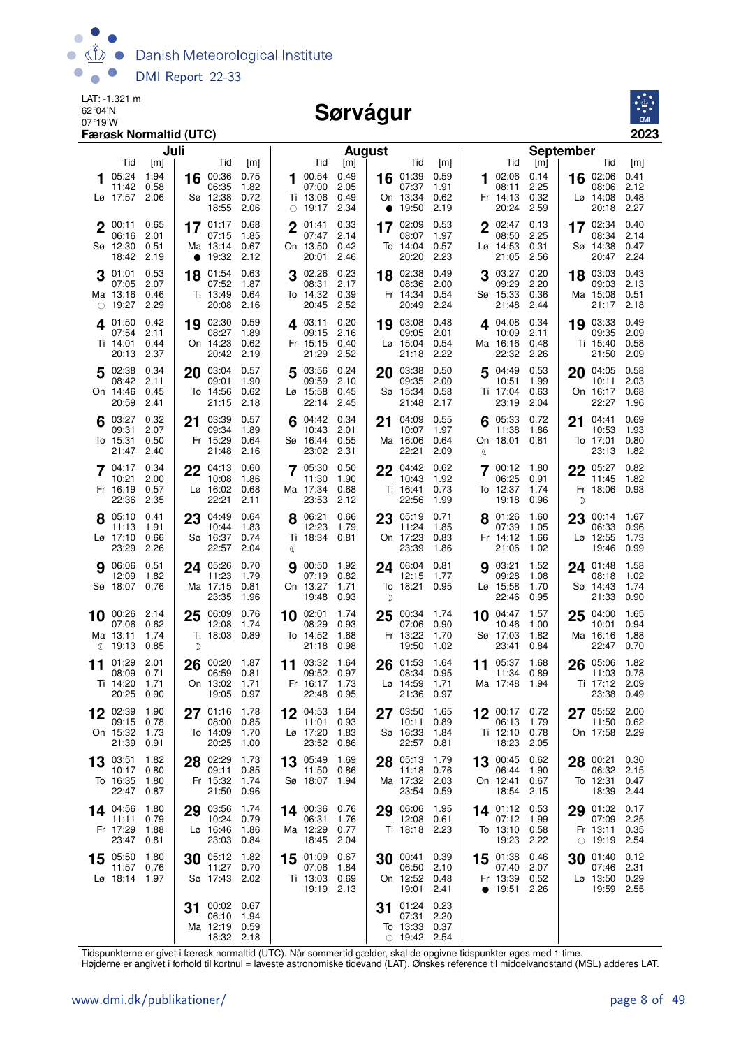LAT: -1.321 m
62°04'N
07°19'W
**Færøsk Normaltid (UTC)**

# Sørvágur

**2023**

## Juli

| Dag | Tid | [m] | Dag | Tid | [m] |
|---|---|---|---|---|---|
| 1 Lø | 05:24 | 1.94 | 16 Sø | 00:36 | 0.75 |
| | 11:42 | 0.58 | | 06:35 | 1.82 |
| | 17:57 | 2.06 | | 12:38 | 0.72 |
| | | | | 18:55 | 2.06 |
| 2 Sø | 00:11 | 0.65 | 17 Ma | 01:17 | 0.68 |
| | 06:16 | 2.01 | | 07:15 | 1.85 |
| | 12:30 | 0.51 | | 13:14 | 0.67 |
| | 18:42 | 2.19 | ● | 19:32 | 2.12 |
| 3 Ma | 01:01 | 0.53 | 18 Ti | 01:54 | 0.63 |
| | 07:05 | 2.07 | | 07:52 | 1.87 |
| | 13:16 | 0.46 | | 13:49 | 0.64 |
| ○ | 19:27 | 2.29 | | 20:08 | 2.16 |
| 4 Ti | 01:50 | 0.42 | 19 On | 02:30 | 0.59 |
| | 07:54 | 2.11 | | 08:27 | 1.89 |
| | 14:01 | 0.44 | | 14:23 | 0.62 |
| | 20:13 | 2.37 | | 20:42 | 2.19 |
| 5 On | 02:38 | 0.34 | 20 To | 03:04 | 0.57 |
| | 08:42 | 2.11 | | 09:01 | 1.90 |
| | 14:46 | 0.45 | | 14:56 | 0.62 |
| | 20:59 | 2.41 | | 21:15 | 2.18 |
| 6 To | 03:27 | 0.32 | 21 Fr | 03:39 | 0.57 |
| | 09:31 | 2.07 | | 09:34 | 1.89 |
| | 15:31 | 0.50 | | 15:29 | 0.64 |
| | 21:47 | 2.40 | | 21:48 | 2.16 |
| 7 Fr | 04:17 | 0.34 | 22 Lø | 04:13 | 0.60 |
| | 10:21 | 2.00 | | 10:08 | 1.86 |
| | 16:19 | 0.57 | | 16:02 | 0.68 |
| | 22:36 | 2.35 | | 22:21 | 2.11 |
| 8 Lø | 05:10 | 0.41 | 23 Sø | 04:49 | 0.64 |
| | 11:13 | 1.91 | | 10:44 | 1.83 |
| | 17:10 | 0.66 | | 16:37 | 0.74 |
| | 23:29 | 2.26 | | 22:57 | 2.04 |
| 9 Sø | 06:06 | 0.51 | 24 Ma | 05:26 | 0.70 |
| | 12:09 | 1.82 | | 11:23 | 1.79 |
| | 18:07 | 0.76 | | 17:15 | 0.81 |
| | | | | 23:35 | 1.96 |
| 10 Ma | 00:26 | 2.14 | 25 Ti | 06:09 | 0.76 |
| | 07:06 | 0.62 | | 12:08 | 1.74 |
| | 13:11 | 1.74 | | 18:03 | 0.89 |
| ☾ | 19:13 | 0.85 | ☽ | | |
| 11 Ti | 01:29 | 2.01 | 26 On | 00:20 | 1.87 |
| | 08:09 | 0.71 | | 06:59 | 0.81 |
| | 14:20 | 1.71 | | 13:02 | 1.71 |
| | 20:25 | 0.90 | | 19:05 | 0.97 |
| 12 On | 02:39 | 1.90 | 27 To | 01:16 | 1.78 |
| | 09:15 | 0.78 | | 08:00 | 0.85 |
| | 15:32 | 1.73 | | 14:09 | 1.70 |
| | 21:39 | 0.91 | | 20:25 | 1.00 |
| 13 To | 03:51 | 1.82 | 28 Fr | 02:29 | 1.73 |
| | 10:17 | 0.80 | | 09:11 | 0.85 |
| | 16:35 | 1.80 | | 15:32 | 1.74 |
| | 22:47 | 0.87 | | 21:50 | 0.96 |
| 14 Fr | 04:56 | 1.80 | 29 Lø | 03:56 | 1.74 |
| | 11:11 | 0.79 | | 10:24 | 0.79 |
| | 17:29 | 1.88 | | 16:46 | 1.86 |
| | 23:47 | 0.81 | | 23:03 | 0.84 |
| 15 Lø | 05:50 | 1.80 | 30 Sø | 05:12 | 1.82 |
| | 11:57 | 0.76 | | 11:27 | 0.70 |
| | 18:14 | 1.97 | | 17:43 | 2.02 |
| | | | 31 Ma | 00:02 | 0.67 |
| | | | | 06:10 | 1.94 |
| | | | | 12:19 | 0.59 |
| | | | | 18:32 | 2.18 |

## August

| Dag | Tid | [m] | Dag | Tid | [m] |
|---|---|---|---|---|---|
| 1 Ti | 00:54 | 0.49 | 16 On | 01:39 | 0.59 |
| | 07:00 | 2.05 | | 07:37 | 1.91 |
| | 13:06 | 0.49 | | 13:34 | 0.62 |
| ○ | 19:17 | 2.34 | ● | 19:50 | 2.19 |
| 2 On | 01:41 | 0.33 | 17 To | 02:09 | 0.53 |
| | 07:47 | 2.14 | | 08:07 | 1.97 |
| | 13:50 | 0.42 | | 14:04 | 0.57 |
| | 20:01 | 2.46 | | 20:20 | 2.23 |
| 3 To | 02:26 | 0.23 | 18 Fr | 02:38 | 0.49 |
| | 08:31 | 2.17 | | 08:36 | 2.00 |
| | 14:32 | 0.39 | | 14:34 | 0.54 |
| | 20:45 | 2.52 | | 20:49 | 2.23 |
| 4 Fr | 03:11 | 0.20 | 19 Lø | 03:08 | 0.48 |
| | 09:15 | 2.16 | | 09:05 | 2.01 |
| | 15:15 | 0.40 | | 15:04 | 0.54 |
| | 21:29 | 2.52 | | 21:18 | 2.22 |
| 5 Lø | 03:56 | 0.24 | 20 Sø | 03:38 | 0.50 |
| | 09:59 | 2.10 | | 09:35 | 2.00 |
| | 15:58 | 0.45 | | 15:34 | 0.58 |
| | 22:14 | 2.45 | | 21:48 | 2.17 |
| 6 Sø | 04:42 | 0.34 | 21 Ma | 04:09 | 0.55 |
| | 10:43 | 2.01 | | 10:07 | 1.97 |
| | 16:44 | 0.55 | | 16:06 | 0.64 |
| | 23:02 | 2.31 | | 22:21 | 2.09 |
| 7 Ma | 05:30 | 0.50 | 22 Ti | 04:42 | 0.62 |
| | 11:30 | 1.90 | | 10:43 | 1.92 |
| | 17:34 | 0.68 | | 16:41 | 0.73 |
| | 23:53 | 2.12 | | 22:56 | 1.99 |
| 8 Ti | 06:21 | 0.66 | 23 On | 05:19 | 0.71 |
| | 12:23 | 1.79 | | 11:24 | 1.85 |
| | 18:34 | 0.81 | | 17:23 | 0.83 |
| ☾ | | | | 23:39 | 1.86 |
| 9 On | 00:50 | 1.92 | 24 To | 06:04 | 0.81 |
| | 07:19 | 0.82 | | 12:15 | 1.77 |
| | 13:27 | 1.71 | | 18:21 | 0.95 |
| | 19:48 | 0.93 | ☽ | | |
| 10 To | 02:01 | 1.74 | 25 Fr | 00:34 | 1.74 |
| | 08:29 | 0.93 | | 07:06 | 0.90 |
| | 14:52 | 1.68 | | 13:22 | 1.70 |
| | 21:18 | 0.98 | | 19:50 | 1.02 |
| 11 Fr | 03:32 | 1.64 | 26 Lø | 01:53 | 1.64 |
| | 09:52 | 0.97 | | 08:34 | 0.95 |
| | 16:17 | 1.73 | | 14:59 | 1.71 |
| | 22:48 | 0.95 | | 21:36 | 0.97 |
| 12 Lø | 04:53 | 1.64 | 27 Sø | 03:50 | 1.65 |
| | 11:01 | 0.93 | | 10:11 | 0.89 |
| | 17:20 | 1.83 | | 16:33 | 1.84 |
| | 23:52 | 0.86 | | 22:57 | 0.81 |
| 13 Sø | 05:49 | 1.69 | 28 Ma | 05:13 | 1.79 |
| | 11:50 | 0.86 | | 11:18 | 0.76 |
| | 18:07 | 1.94 | | 17:32 | 2.03 |
| | | | | 23:54 | 0.59 |
| 14 Ma | 00:36 | 0.76 | 29 Ti | 06:06 | 1.95 |
| | 06:31 | 1.76 | | 12:08 | 0.61 |
| | 12:29 | 0.77 | | 18:18 | 2.23 |
| | 18:45 | 2.04 | | | |
| 15 Ti | 01:09 | 0.67 | 30 On | 00:41 | 0.39 |
| | 07:06 | 1.84 | | 06:50 | 2.10 |
| | 13:03 | 0.69 | | 12:52 | 0.48 |
| | 19:19 | 2.13 | | 19:01 | 2.41 |
| | | | 31 To | 01:24 | 0.23 |
| | | | | 07:31 | 2.20 |
| | | | | 13:33 | 0.37 |
| | | | ○ | 19:42 | 2.54 |

## September

| Dag | Tid | [m] | Dag | Tid | [m] |
|---|---|---|---|---|---|
| 1 Fr | 02:06 | 0.14 | 16 Lø | 02:06 | 0.41 |
| | 08:11 | 2.25 | | 08:06 | 2.12 |
| | 14:13 | 0.32 | | 14:08 | 0.48 |
| | 20:24 | 2.59 | | 20:18 | 2.27 |
| 2 Lø | 02:47 | 0.13 | 17 Sø | 02:34 | 0.40 |
| | 08:50 | 2.25 | | 08:34 | 2.14 |
| | 14:53 | 0.31 | | 14:38 | 0.47 |
| | 21:05 | 2.56 | | 20:47 | 2.24 |
| 3 Sø | 03:27 | 0.20 | 18 Ma | 03:03 | 0.43 |
| | 09:29 | 2.20 | | 09:03 | 2.13 |
| | 15:33 | 0.36 | | 15:08 | 0.51 |
| | 21:48 | 2.44 | | 21:17 | 2.18 |
| 4 Ma | 04:08 | 0.34 | 19 Ti | 03:33 | 0.49 |
| | 10:09 | 2.11 | | 09:35 | 2.09 |
| | 16:16 | 0.48 | | 15:40 | 0.58 |
| | 22:32 | 2.26 | | 21:50 | 2.09 |
| 5 Ti | 04:49 | 0.53 | 20 On | 04:05 | 0.58 |
| | 10:51 | 1.99 | | 10:11 | 2.03 |
| | 17:04 | 0.63 | | 16:17 | 0.68 |
| | 23:19 | 2.04 | | 22:27 | 1.96 |
| 6 On | 05:33 | 0.72 | 21 To | 04:41 | 0.69 |
| | 11:38 | 1.86 | | 10:53 | 1.93 |
| | 18:01 | 0.81 | | 17:01 | 0.80 |
| ☾ | | | | 23:13 | 1.82 |
| 7 To | 00:12 | 1.80 | 22 Fr | 05:27 | 0.82 |
| | 06:25 | 0.91 | | 11:45 | 1.82 |
| | 12:37 | 1.74 | | 18:06 | 0.93 |
| | 19:18 | 0.96 | ☽ | | |
| 8 Fr | 01:26 | 1.60 | 23 Lø | 00:14 | 1.67 |
| | 07:39 | 1.05 | | 06:33 | 0.96 |
| | 14:12 | 1.66 | | 12:55 | 1.73 |
| | 21:06 | 1.02 | | 19:46 | 0.99 |
| 9 Lø | 03:21 | 1.52 | 24 Sø | 01:48 | 1.58 |
| | 09:28 | 1.08 | | 08:18 | 1.02 |
| | 15:58 | 1.70 | | 14:43 | 1.74 |
| | 22:46 | 0.95 | | 21:33 | 0.90 |
| 10 Sø | 04:47 | 1.57 | 25 Ma | 04:00 | 1.65 |
| | 10:46 | 1.00 | | 10:01 | 0.94 |
| | 17:03 | 1.82 | | 16:16 | 1.88 |
| | 23:41 | 0.84 | | 22:47 | 0.70 |
| 11 Ma | 05:37 | 1.68 | 26 Ti | 05:06 | 1.82 |
| | 11:34 | 0.89 | | 11:03 | 0.78 |
| | 17:48 | 1.94 | | 17:12 | 2.09 |
| | | | | 23:38 | 0.49 |
| 12 Ti | 00:17 | 0.72 | 27 On | 05:52 | 2.00 |
| | 06:13 | 1.79 | | 11:50 | 0.62 |
| | 12:10 | 0.78 | | 17:58 | 2.29 |
| | 18:23 | 2.05 | | | |
| 13 On | 00:45 | 0.62 | 28 To | 00:21 | 0.30 |
| | 06:44 | 1.90 | | 06:32 | 2.15 |
| | 12:41 | 0.67 | | 12:31 | 0.47 |
| | 18:54 | 2.15 | | 18:39 | 2.44 |
| 14 To | 01:12 | 0.53 | 29 Fr | 01:02 | 0.17 |
| | 07:12 | 1.99 | | 07:09 | 2.25 |
| | 13:10 | 0.58 | | 13:11 | 0.35 |
| | 19:23 | 2.22 | ○ | 19:19 | 2.54 |
| 15 Fr | 01:38 | 0.46 | 30 Lø | 01:40 | 0.12 |
| | 07:40 | 2.07 | | 07:46 | 2.31 |
| | 13:39 | 0.52 | | 13:50 | 0.29 |
| ● | 19:51 | 2.26 | | 19:59 | 2.55 |

Tidspunkterne er givet i færøsk normaltid (UTC). Når sommertid gælder, skal de opgivne tidspunkter øges med 1 time.
Højderne er angivet i forhold til kortnul = laveste astronomiske tidevand (LAT). Ønskes reference til middelvandstand (MSL) adderes LAT.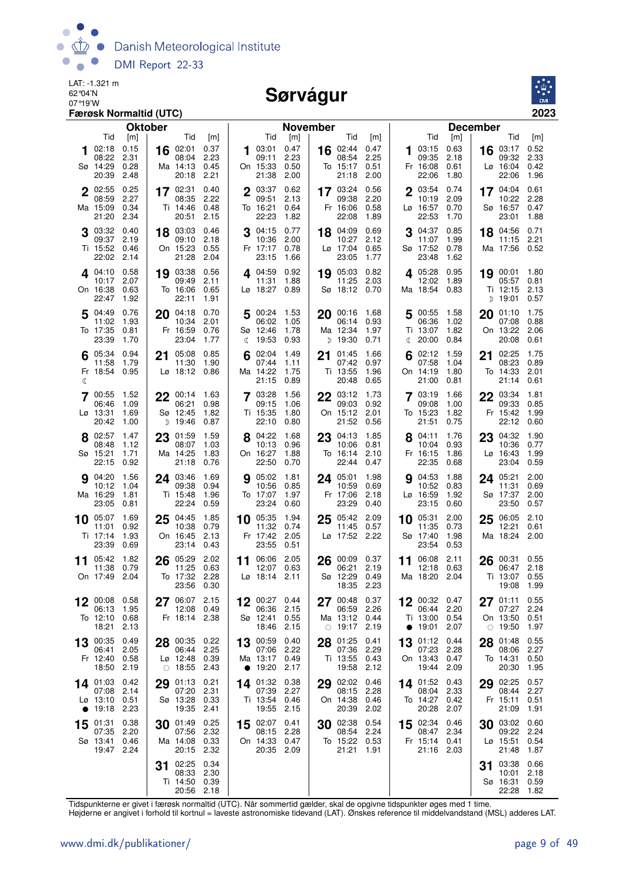LAT: -1.321 m
62°04'N
07°19'W

# Sørvágur

**Færøsk Normaltid (UTC)**

**2023**

## Oktober

| Dag | | Tid | [m] | Tid | [m] | Tid | [m] | Tid | [m] |
|---|---|---|---|---|---|---|---|---|---|
| 1 | Sø | 02:18 | 0.15 | 08:22 | 2.31 | 14:29 | 0.28 | 20:39 | 2.48 |
| 2 | Ma | 02:55 | 0.25 | 08:59 | 2.27 | 15:09 | 0.34 | 21:20 | 2.34 |
| 3 | Ti | 03:32 | 0.40 | 09:37 | 2.19 | 15:52 | 0.46 | 22:02 | 2.14 |
| 4 | On | 04:10 | 0.58 | 10:17 | 2.07 | 16:38 | 0.63 | 22:47 | 1.92 |
| 5 | To | 04:49 | 0.76 | 11:02 | 1.93 | 17:35 | 0.81 | 23:39 | 1.70 |
| 6 | Fr ☾ | 05:34 | 0.94 | 11:58 | 1.79 | 18:54 | 0.95 | | |
| 7 | Lø | 00:55 | 1.52 | 06:46 | 1.09 | 13:31 | 1.69 | 20:42 | 1.00 |
| 8 | Sø | 02:57 | 1.47 | 08:48 | 1.12 | 15:21 | 1.71 | 22:15 | 0.92 |
| 9 | Ma | 04:20 | 1.56 | 10:12 | 1.04 | 16:29 | 1.81 | 23:05 | 0.81 |
| 10 | Ti | 05:07 | 1.69 | 11:01 | 0.92 | 17:14 | 1.93 | 23:39 | 0.69 |
| 11 | On | 05:42 | 1.82 | 11:38 | 0.79 | 17:49 | 2.04 | | |
| 12 | To | 00:08 | 0.58 | 06:13 | 1.95 | 12:10 | 0.68 | 18:21 | 2.13 |
| 13 | Fr | 00:35 | 0.49 | 06:41 | 2.05 | 12:40 | 0.58 | 18:50 | 2.19 |
| 14 | Lø ● | 01:03 | 0.42 | 07:08 | 2.14 | 13:10 | 0.51 | 19:18 | 2.23 |
| 15 | Sø | 01:31 | 0.38 | 07:35 | 2.20 | 13:41 | 0.46 | 19:47 | 2.24 |
| 16 | Ma | 02:01 | 0.37 | 08:04 | 2.23 | 14:13 | 0.45 | 20:18 | 2.21 |
| 17 | Ti | 02:31 | 0.40 | 08:35 | 2.22 | 14:46 | 0.48 | 20:51 | 2.15 |
| 18 | On | 03:03 | 0.46 | 09:10 | 2.18 | 15:23 | 0.55 | 21:28 | 2.04 |
| 19 | To | 03:38 | 0.56 | 09:49 | 2.11 | 16:06 | 0.65 | 22:11 | 1.91 |
| 20 | Fr | 04:18 | 0.70 | 10:34 | 2.01 | 16:59 | 0.76 | 23:04 | 1.77 |
| 21 | Lø | 05:08 | 0.85 | 11:30 | 1.90 | 18:12 | 0.86 | | |
| 22 | Sø ☽ | 00:14 | 1.63 | 06:21 | 0.98 | 12:45 | 1.82 | 19:46 | 0.87 |
| 23 | Ma | 01:59 | 1.59 | 08:07 | 1.03 | 14:25 | 1.83 | 21:18 | 0.76 |
| 24 | Ti | 03:46 | 1.69 | 09:38 | 0.94 | 15:48 | 1.96 | 22:24 | 0.59 |
| 25 | On | 04:45 | 1.85 | 10:38 | 0.79 | 16:45 | 2.13 | 23:14 | 0.43 |
| 26 | To | 05:29 | 2.02 | 11:25 | 0.63 | 17:32 | 2.28 | 23:56 | 0.30 |
| 27 | Fr | 06:07 | 2.15 | 12:08 | 0.49 | 18:14 | 2.38 | | |
| 28 | Lø ○ | 00:35 | 0.22 | 06:44 | 2.25 | 12:48 | 0.39 | 18:55 | 2.43 |
| 29 | Sø | 01:13 | 0.21 | 07:20 | 2.31 | 13:28 | 0.33 | 19:35 | 2.41 |
| 30 | Ma | 01:49 | 0.25 | 07:56 | 2.32 | 14:08 | 0.33 | 20:15 | 2.32 |
| 31 | Ti | 02:25 | 0.34 | 08:33 | 2.30 | 14:50 | 0.39 | 20:56 | 2.18 |

## November

| Dag | | Tid | [m] | Tid | [m] | Tid | [m] | Tid | [m] |
|---|---|---|---|---|---|---|---|---|---|
| 1 | On | 03:01 | 0.47 | 09:11 | 2.23 | 15:33 | 0.50 | 21:38 | 2.00 |
| 2 | To | 03:37 | 0.62 | 09:51 | 2.13 | 16:21 | 0.64 | 22:23 | 1.82 |
| 3 | Fr | 04:15 | 0.77 | 10:36 | 2.00 | 17:17 | 0.78 | 23:15 | 1.66 |
| 4 | Lø | 04:59 | 0.92 | 11:31 | 1.88 | 18:27 | 0.89 | | |
| 5 | Sø ☾ | 00:24 | 1.53 | 06:02 | 1.05 | 12:46 | 1.78 | 19:53 | 0.93 |
| 6 | Ma | 02:04 | 1.49 | 07:44 | 1.11 | 14:22 | 1.75 | 21:15 | 0.89 |
| 7 | Ti | 03:28 | 1.56 | 09:15 | 1.06 | 15:35 | 1.80 | 22:10 | 0.80 |
| 8 | On | 04:22 | 1.68 | 10:13 | 0.96 | 16:27 | 1.88 | 22:50 | 0.70 |
| 9 | To | 05:02 | 1.81 | 10:56 | 0.85 | 17:07 | 1.97 | 23:24 | 0.60 |
| 10 | Fr | 05:35 | 1.94 | 11:32 | 0.74 | 17:42 | 2.05 | 23:55 | 0.51 |
| 11 | Lø | 06:06 | 2.05 | 12:07 | 0.63 | 18:14 | 2.11 | | |
| 12 | Sø | 00:27 | 0.44 | 06:36 | 2.15 | 12:41 | 0.55 | 18:46 | 2.15 |
| 13 | Ma ● | 00:59 | 0.40 | 07:06 | 2.22 | 13:17 | 0.49 | 19:20 | 2.17 |
| 14 | Ti | 01:32 | 0.38 | 07:39 | 2.27 | 13:54 | 0.46 | 19:55 | 2.15 |
| 15 | On | 02:07 | 0.41 | 08:15 | 2.28 | 14:33 | 0.47 | 20:35 | 2.09 |
| 16 | To | 02:44 | 0.47 | 08:54 | 2.25 | 15:17 | 0.51 | 21:18 | 2.00 |
| 17 | Fr | 03:24 | 0.56 | 09:38 | 2.20 | 16:06 | 0.58 | 22:08 | 1.89 |
| 18 | Lø | 04:09 | 0.69 | 10:27 | 2.12 | 17:04 | 0.65 | 23:05 | 1.77 |
| 19 | Sø | 05:03 | 0.82 | 11:25 | 2.03 | 18:12 | 0.70 | | |
| 20 | Ma ☽ | 00:16 | 1.68 | 06:14 | 0.93 | 12:34 | 1.97 | 19:30 | 0.71 |
| 21 | Ti | 01:45 | 1.66 | 07:42 | 0.97 | 13:55 | 1.96 | 20:48 | 0.65 |
| 22 | On | 03:12 | 1.73 | 09:03 | 0.92 | 15:12 | 2.01 | 21:52 | 0.56 |
| 23 | To | 04:13 | 1.85 | 10:06 | 0.81 | 16:14 | 2.10 | 22:44 | 0.47 |
| 24 | Fr | 05:01 | 1.98 | 10:59 | 0.69 | 17:06 | 2.18 | 23:29 | 0.40 |
| 25 | Lø | 05:42 | 2.09 | 11:45 | 0.57 | 17:52 | 2.22 | | |
| 26 | Sø | 00:09 | 0.37 | 06:21 | 2.19 | 12:29 | 0.49 | 18:35 | 2.23 |
| 27 | Ma ○ | 00:48 | 0.37 | 06:59 | 2.26 | 13:12 | 0.44 | 19:17 | 2.19 |
| 28 | Ti | 01:25 | 0.41 | 07:36 | 2.29 | 13:55 | 0.43 | 19:58 | 2.12 |
| 29 | On | 02:02 | 0.46 | 08:15 | 2.28 | 14:38 | 0.46 | 20:39 | 2.02 |
| 30 | To | 02:38 | 0.54 | 08:54 | 2.24 | 15:22 | 0.53 | 21:21 | 1.91 |

## December

| Dag | | Tid | [m] | Tid | [m] | Tid | [m] | Tid | [m] |
|---|---|---|---|---|---|---|---|---|---|
| 1 | Fr | 03:15 | 0.63 | 09:35 | 2.18 | 16:08 | 0.61 | 22:06 | 1.80 |
| 2 | Lø | 03:54 | 0.74 | 10:19 | 2.09 | 16:57 | 0.70 | 22:53 | 1.70 |
| 3 | Sø | 04:37 | 0.85 | 11:07 | 1.99 | 17:52 | 0.78 | 23:48 | 1.62 |
| 4 | Ma | 05:28 | 0.95 | 12:02 | 1.89 | 18:54 | 0.83 | | |
| 5 | Ti ☾ | 00:55 | 1.58 | 06:36 | 1.02 | 13:07 | 1.82 | 20:00 | 0.84 |
| 6 | On | 02:12 | 1.59 | 07:58 | 1.04 | 14:19 | 1.80 | 21:00 | 0.81 |
| 7 | To | 03:19 | 1.66 | 09:08 | 1.00 | 15:23 | 1.82 | 21:51 | 0.75 |
| 8 | Fr | 04:11 | 1.76 | 10:04 | 0.93 | 16:15 | 1.86 | 22:35 | 0.68 |
| 9 | Lø | 04:53 | 1.88 | 10:52 | 0.83 | 16:59 | 1.92 | 23:15 | 0.60 |
| 10 | Sø | 05:31 | 2.00 | 11:35 | 0.73 | 17:40 | 1.98 | 23:54 | 0.53 |
| 11 | Ma | 06:08 | 2.11 | 12:18 | 0.63 | 18:20 | 2.04 | | |
| 12 | Ti ● | 00:32 | 0.47 | 06:44 | 2.20 | 13:00 | 0.54 | 19:01 | 2.07 |
| 13 | On | 01:12 | 0.44 | 07:23 | 2.28 | 13:43 | 0.47 | 19:44 | 2.09 |
| 14 | To | 01:52 | 0.43 | 08:04 | 2.33 | 14:27 | 0.42 | 20:28 | 2.07 |
| 15 | Fr | 02:34 | 0.46 | 08:47 | 2.34 | 15:14 | 0.41 | 21:16 | 2.03 |
| 16 | Lø | 03:17 | 0.52 | 09:32 | 2.33 | 16:04 | 0.42 | 22:06 | 1.96 |
| 17 | Sø | 04:04 | 0.61 | 10:22 | 2.28 | 16:57 | 0.47 | 23:01 | 1.88 |
| 18 | Ma | 04:56 | 0.71 | 11:15 | 2.21 | 17:56 | 0.52 | | |
| 19 | Ti ☽ | 00:01 | 1.80 | 05:57 | 0.81 | 12:15 | 2.13 | 19:01 | 0.57 |
| 20 | On | 01:10 | 1.75 | 07:08 | 0.88 | 13:22 | 2.06 | 20:08 | 0.61 |
| 21 | To | 02:25 | 1.75 | 08:23 | 0.89 | 14:33 | 2.01 | 21:14 | 0.61 |
| 22 | Fr | 03:34 | 1.81 | 09:33 | 0.85 | 15:42 | 1.99 | 22:12 | 0.60 |
| 23 | Lø | 04:32 | 1.90 | 10:36 | 0.77 | 16:43 | 1.99 | 23:04 | 0.59 |
| 24 | Sø | 05:21 | 2.00 | 11:31 | 0.69 | 17:37 | 2.00 | 23:50 | 0.57 |
| 25 | Ma | 06:05 | 2.10 | 12:21 | 0.61 | 18:24 | 2.00 | | |
| 26 | Ti | 00:31 | 0.55 | 06:47 | 2.18 | 13:07 | 0.55 | 19:08 | 1.99 |
| 27 | On ○ | 01:11 | 0.55 | 07:27 | 2.24 | 13:50 | 0.51 | 19:50 | 1.97 |
| 28 | To | 01:48 | 0.55 | 08:06 | 2.27 | 14:31 | 0.50 | 20:30 | 1.95 |
| 29 | Fr | 02:25 | 0.57 | 08:44 | 2.27 | 15:11 | 0.51 | 21:09 | 1.91 |
| 30 | Lø | 03:02 | 0.60 | 09:22 | 2.24 | 15:51 | 0.54 | 21:48 | 1.87 |
| 31 | Sø | 03:38 | 0.66 | 10:01 | 2.18 | 16:31 | 0.59 | 22:28 | 1.82 |

Tidspunkterne er givet i færøsk normaltid (UTC). Når sommertid gælder, skal de opgivne tidspunkter øges med 1 time.
Højderne er angivet i forhold til kortnul = laveste astronomiske tidevand (LAT). Ønskes reference til middelvandstand (MSL) adderes LAT.

www.dmi.dk/publikationer/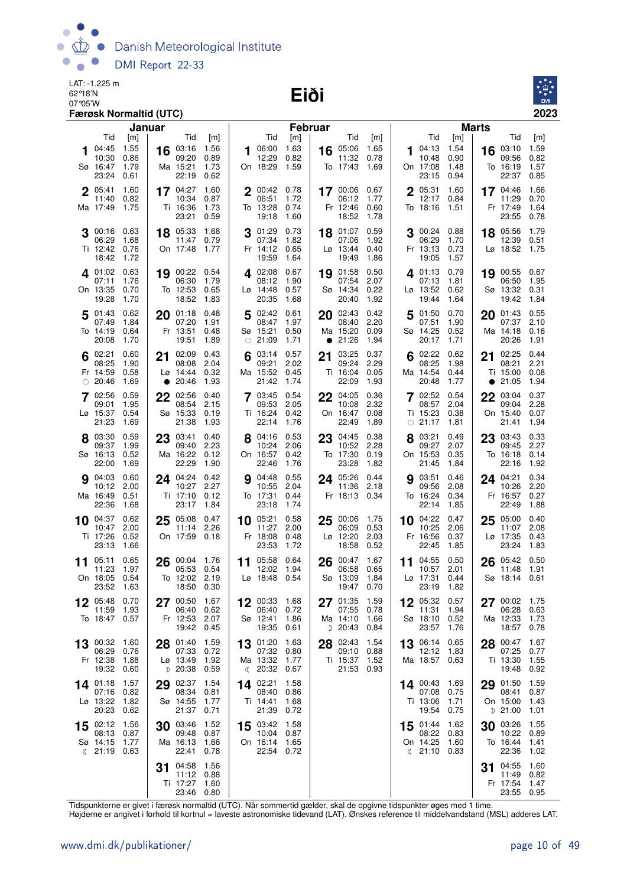LAT: -1.225 m
62°18'N
07°05'W
**Færøsk Normaltid (UTC)**

# Eiði

**2023**

## Januar

| Dag | Tid | [m] | Dag | Tid | [m] |
|---|---|---|---|---|---|
| 1 Sø | 04:45 | 1.55 | 16 Ma | 03:16 | 1.56 |
| | 10:30 | 0.86 | | 09:20 | 0.89 |
| | 16:47 | 1.79 | | 15:21 | 1.73 |
| | 23:24 | 0.61 | | 22:19 | 0.62 |
| 2 Ma | 05:41 | 1.60 | 17 Ti | 04:27 | 1.60 |
| | 11:40 | 0.82 | | 10:34 | 0.87 |
| | 17:49 | 1.75 | | 16:36 | 1.73 |
| | | | | 23:21 | 0.59 |
| 3 Ti | 00:16 | 0.63 | 18 On | 05:33 | 1.68 |
| | 06:29 | 1.68 | | 11:47 | 0.79 |
| | 12:42 | 0.76 | | 17:48 | 1.77 |
| | 18:42 | 1.72 | | | |
| 4 On | 01:02 | 0.63 | 19 To | 00:22 | 0.54 |
| | 07:11 | 1.76 | | 06:30 | 1.79 |
| | 13:35 | 0.70 | | 12:53 | 0.65 |
| | 19:28 | 1.70 | | 18:52 | 1.83 |
| 5 To | 01:43 | 0.62 | 20 Fr | 01:18 | 0.48 |
| | 07:49 | 1.84 | | 07:20 | 1.91 |
| | 14:19 | 0.64 | | 13:51 | 0.48 |
| | 20:08 | 1.70 | | 19:51 | 1.89 |
| 6 Fr | 02:21 | 0.60 | 21 Lø | 02:09 | 0.43 |
| | 08:25 | 1.90 | | 08:08 | 2.04 |
| | 14:59 | 0.58 | | 14:44 | 0.32 |
| ○ | 20:46 | 1.69 | ● | 20:46 | 1.93 |
| 7 Lø | 02:56 | 0.59 | 22 Sø | 02:56 | 0.40 |
| | 09:01 | 1.95 | | 08:54 | 2.15 |
| | 15:37 | 0.54 | | 15:33 | 0.19 |
| | 21:23 | 1.69 | | 21:38 | 1.93 |
| 8 Sø | 03:30 | 0.59 | 23 Ma | 03:41 | 0.40 |
| | 09:37 | 1.99 | | 09:40 | 2.23 |
| | 16:13 | 0.52 | | 16:22 | 0.12 |
| | 22:00 | 1.69 | | 22:29 | 1.90 |
| 9 Ma | 04:03 | 0.60 | 24 Ti | 04:24 | 0.42 |
| | 10:12 | 2.00 | | 10:27 | 2.27 |
| | 16:49 | 0.51 | | 17:10 | 0.12 |
| | 22:36 | 1.68 | | 23:17 | 1.84 |
| 10 Ti | 04:37 | 0.62 | 25 On | 05:08 | 0.47 |
| | 10:47 | 2.00 | | 11:14 | 2.26 |
| | 17:26 | 0.52 | | 17:59 | 0.18 |
| | 23:13 | 1.66 | | | |
| 11 On | 05:11 | 0.65 | 26 To | 00:04 | 1.76 |
| | 11:23 | 1.97 | | 05:53 | 0.54 |
| | 18:05 | 0.54 | | 12:02 | 2.19 |
| | 23:52 | 1.63 | | 18:50 | 0.30 |
| 12 To | 05:48 | 0.70 | 27 Fr | 00:50 | 1.67 |
| | 11:59 | 1.93 | | 06:40 | 0.62 |
| | 18:47 | 0.57 | | 12:53 | 2.07 |
| | | | | 19:42 | 0.45 |
| 13 Fr | 00:32 | 1.60 | 28 Lø | 01:40 | 1.59 |
| | 06:29 | 0.76 | | 07:33 | 0.72 |
| | 12:38 | 1.88 | | 13:49 | 1.92 |
| | 19:32 | 0.60 | ☽ | 20:38 | 0.59 |
| 14 Lø | 01:18 | 1.57 | 29 Sø | 02:37 | 1.54 |
| | 07:16 | 0.82 | | 08:34 | 0.81 |
| | 13:22 | 1.82 | | 14:55 | 1.77 |
| | 20:23 | 0.62 | | 21:37 | 0.71 |
| 15 Sø | 02:12 | 1.56 | 30 Ma | 03:46 | 1.52 |
| | 08:13 | 0.87 | | 09:48 | 0.87 |
| | 14:15 | 1.77 | | 16:13 | 1.66 |
| ☾ | 21:19 | 0.63 | | 22:41 | 0.78 |
| | | | 31 Ti | 04:58 | 1.56 |
| | | | | 11:12 | 0.88 |
| | | | | 17:27 | 1.60 |
| | | | | 23:46 | 0.80 |

## Februar

| Dag | Tid | [m] | Dag | Tid | [m] |
|---|---|---|---|---|---|
| 1 On | 06:00 | 1.63 | 16 To | 05:06 | 1.65 |
| | 12:29 | 0.82 | | 11:32 | 0.78 |
| | 18:29 | 1.59 | | 17:43 | 1.69 |
| 2 To | 00:42 | 0.78 | 17 Fr | 00:06 | 0.67 |
| | 06:51 | 1.72 | | 06:12 | 1.77 |
| | 13:28 | 0.74 | | 12:46 | 0.60 |
| | 19:18 | 1.60 | | 18:52 | 1.78 |
| 3 Fr | 01:29 | 0.73 | 18 Lø | 01:07 | 0.59 |
| | 07:34 | 1.82 | | 07:06 | 1.92 |
| | 14:12 | 0.65 | | 13:44 | 0.40 |
| | 19:59 | 1.64 | | 19:49 | 1.86 |
| 4 Lø | 02:08 | 0.67 | 19 Sø | 01:58 | 0.50 |
| | 08:12 | 1.90 | | 07:54 | 2.07 |
| | 14:48 | 0.57 | | 14:34 | 0.22 |
| | 20:35 | 1.68 | | 20:40 | 1.92 |
| 5 Sø | 02:42 | 0.61 | 20 Ma | 02:43 | 0.42 |
| | 08:47 | 1.97 | | 08:40 | 2.20 |
| | 15:21 | 0.50 | | 15:20 | 0.09 |
| ○ | 21:09 | 1.71 | ● | 21:26 | 1.94 |
| 6 Ma | 03:14 | 0.57 | 21 Ti | 03:25 | 0.37 |
| | 09:21 | 2.02 | | 09:24 | 2.29 |
| | 15:52 | 0.45 | | 16:04 | 0.05 |
| | 21:42 | 1.74 | | 22:09 | 1.93 |
| 7 Ti | 03:45 | 0.54 | 22 On | 04:05 | 0.36 |
| | 09:53 | 2.05 | | 10:08 | 2.32 |
| | 16:24 | 0.42 | | 16:47 | 0.08 |
| | 22:14 | 1.76 | | 22:49 | 1.89 |
| 8 On | 04:16 | 0.53 | 23 To | 04:45 | 0.38 |
| | 10:24 | 2.06 | | 10:52 | 2.28 |
| | 16:57 | 0.42 | | 17:30 | 0.19 |
| | 22:46 | 1.76 | | 23:28 | 1.82 |
| 9 To | 04:48 | 0.55 | 24 Fr | 05:26 | 0.44 |
| | 10:55 | 2.04 | | 11:36 | 2.18 |
| | 17:31 | 0.44 | | 18:13 | 0.34 |
| | 23:18 | 1.74 | | | |
| 10 Fr | 05:21 | 0.58 | 25 Lø | 00:06 | 1.75 |
| | 11:27 | 2.00 | | 06:09 | 0.53 |
| | 18:08 | 0.48 | | 12:20 | 2.03 |
| | 23:53 | 1.72 | | 18:58 | 0.52 |
| 11 Lø | 05:58 | 0.64 | 26 Sø | 00:47 | 1.67 |
| | 12:02 | 1.94 | | 06:58 | 0.65 |
| | 18:48 | 0.54 | | 13:09 | 1.84 |
| | | | | 19:47 | 0.70 |
| 12 Sø | 00:33 | 1.68 | 27 Ma | 01:35 | 1.59 |
| | 06:40 | 0.72 | | 07:55 | 0.78 |
| | 12:41 | 1.86 | | 14:10 | 1.66 |
| | 19:35 | 0.61 | ☽ | 20:43 | 0.84 |
| 13 Ma | 01:20 | 1.63 | 28 Ti | 02:43 | 1.54 |
| | 07:32 | 0.80 | | 09:10 | 0.88 |
| | 13:32 | 1.77 | | 15:37 | 1.52 |
| ☾ | 20:32 | 0.67 | | 21:53 | 0.93 |
| 14 Ti | 02:21 | 1.58 | | | |
| | 08:40 | 0.86 | | | |
| | 14:41 | 1.68 | | | |
| | 21:39 | 0.72 | | | |
| 15 On | 03:42 | 1.58 | | | |
| | 10:04 | 0.87 | | | |
| | 16:14 | 1.65 | | | |
| | 22:54 | 0.72 | | | |

## Marts

| Dag | Tid | [m] | Dag | Tid | [m] |
|---|---|---|---|---|---|
| 1 On | 04:13 | 1.54 | 16 To | 03:10 | 1.59 |
| | 10:48 | 0.90 | | 09:56 | 0.82 |
| | 17:08 | 1.48 | | 16:19 | 1.57 |
| | 23:15 | 0.94 | | 22:37 | 0.85 |
| 2 To | 05:31 | 1.60 | 17 Fr | 04:46 | 1.66 |
| | 12:17 | 0.84 | | 11:29 | 0.70 |
| | 18:16 | 1.51 | | 17:49 | 1.64 |
| | | | | 23:55 | 0.78 |
| 3 Fr | 00:24 | 0.88 | 18 Lø | 05:56 | 1.79 |
| | 06:29 | 1.70 | | 12:39 | 0.51 |
| | 13:13 | 0.73 | | 18:52 | 1.75 |
| | 19:05 | 1.57 | | | |
| 4 Lø | 01:13 | 0.79 | 19 Sø | 00:55 | 0.67 |
| | 07:13 | 1.81 | | 06:50 | 1.95 |
| | 13:52 | 0.62 | | 13:32 | 0.31 |
| | 19:44 | 1.64 | | 19:42 | 1.84 |
| 5 Sø | 01:50 | 0.70 | 20 Ma | 01:43 | 0.55 |
| | 07:51 | 1.90 | | 07:37 | 2.10 |
| | 14:25 | 0.52 | | 14:20 | 0.16 |
| | 20:17 | 1.71 | | 20:26 | 1.91 |
| 6 Ma | 02:22 | 0.62 | 21 Ti | 02:25 | 0.44 |
| | 08:25 | 1.98 | | 08:21 | 2.21 |
| | 14:54 | 0.44 | | 15:00 | 0.08 |
| | 20:48 | 1.77 | ● | 21:05 | 1.94 |
| 7 Ti | 02:52 | 0.54 | 22 On | 03:04 | 0.37 |
| | 08:57 | 2.04 | | 09:04 | 2.28 |
| | 15:23 | 0.38 | | 15:40 | 0.07 |
| ○ | 21:17 | 1.81 | | 21:41 | 1.94 |
| 8 On | 03:21 | 0.49 | 23 To | 03:43 | 0.33 |
| | 09:27 | 2.07 | | 09:45 | 2.27 |
| | 15:53 | 0.35 | | 16:18 | 0.14 |
| | 21:45 | 1.84 | | 22:16 | 1.92 |
| 9 To | 03:51 | 0.46 | 24 Fr | 04:21 | 0.34 |
| | 09:56 | 2.08 | | 10:26 | 2.20 |
| | 16:24 | 0.34 | | 16:57 | 0.27 |
| | 22:14 | 1.85 | | 22:49 | 1.88 |
| 10 Fr | 04:22 | 0.47 | 25 Lø | 05:00 | 0.40 |
| | 10:25 | 2.06 | | 11:07 | 2.08 |
| | 16:56 | 0.37 | | 17:35 | 0.43 |
| | 22:45 | 1.85 | | 23:24 | 1.83 |
| 11 Lø | 04:55 | 0.50 | 26 Sø | 05:42 | 0.50 |
| | 10:57 | 2.01 | | 11:48 | 1.91 |
| | 17:31 | 0.44 | | 18:14 | 0.61 |
| | 23:19 | 1.82 | | | |
| 12 Sø | 05:32 | 0.57 | 27 Ma | 00:02 | 1.75 |
| | 11:31 | 1.94 | | 06:28 | 0.63 |
| | 18:10 | 0.52 | | 12:33 | 1.73 |
| | 23:57 | 1.76 | | 18:57 | 0.78 |
| 13 Ma | 06:14 | 0.65 | 28 Ti | 00:47 | 1.67 |
| | 12:12 | 1.83 | | 07:25 | 0.77 |
| | 18:57 | 0.63 | | 13:30 | 1.55 |
| | | | | 19:48 | 0.92 |
| 14 Ti | 00:43 | 1.69 | 29 On | 01:50 | 1.59 |
| | 07:08 | 0.75 | | 08:41 | 0.87 |
| | 13:06 | 1.71 | | 15:00 | 1.43 |
| | 19:54 | 0.75 | ☽ | 21:00 | 1.01 |
| 15 On | 01:44 | 1.62 | 30 To | 03:26 | 1.55 |
| | 08:22 | 0.83 | | 10:22 | 0.89 |
| | 14:25 | 1.60 | | 16:44 | 1.41 |
| ☾ | 21:10 | 0.83 | | 22:36 | 1.02 |
| | | | 31 Fr | 04:55 | 1.60 |
| | | | | 11:49 | 0.82 |
| | | | | 17:54 | 1.47 |
| | | | | 23:55 | 0.95 |

Tidspunkterne er givet i færøsk normaltid (UTC). Når sommertid gælder, skal de opgivne tidspunkter øges med 1 time.
Højderne er angivet i forhold til kortnul = laveste astronomiske tidevand (LAT). Ønskes reference til middelvandstand (MSL) adderes LAT.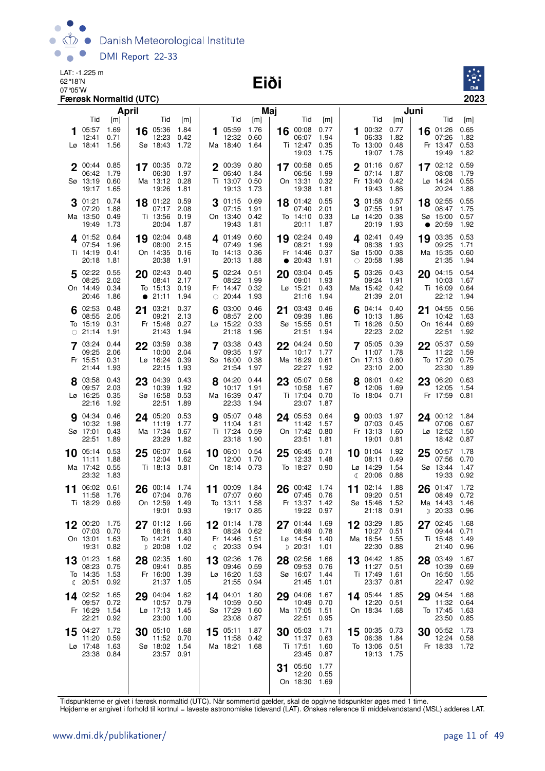LAT: -1.225 m
62°18'N
07°05'W
**Færøsk Normaltid (UTC)**

# Eiði

**2023**

## April

| Dag | Tid | [m] | Dag | Tid | [m] |
|---|---|---|---|---|---|
| 1 Lø | 05:57<br>12:41<br>18:41 | 1.69<br>0.71<br>1.56 | 16 Sø | 05:36<br>12:23<br>18:43 | 1.84<br>0.42<br>1.72 |
| 2 Sø | 00:44<br>06:42<br>13:19<br>19:17 | 0.85<br>1.79<br>0.60<br>1.65 | 17 Ma | 00:35<br>06:30<br>13:12<br>19:26 | 0.72<br>1.97<br>0.28<br>1.81 |
| 3 Ma | 01:21<br>07:20<br>13:50<br>19:49 | 0.74<br>1.88<br>0.49<br>1.73 | 18 Ti | 01:22<br>07:17<br>13:56<br>20:04 | 0.59<br>2.08<br>0.19<br>1.87 |
| 4 Ti | 01:52<br>07:54<br>14:19<br>20:18 | 0.64<br>1.96<br>0.41<br>1.81 | 19 On | 02:04<br>08:00<br>14:35<br>20:38 | 0.48<br>2.15<br>0.16<br>1.91 |
| 5 On | 02:22<br>08:25<br>14:49<br>20:46 | 0.55<br>2.02<br>0.34<br>1.86 | 20 To | 02:43<br>08:41<br>15:13<br>● 21:11 | 0.40<br>2.17<br>0.19<br>1.94 |
| 6 To | 02:53<br>08:55<br>15:19<br>○ 21:14 | 0.48<br>2.05<br>0.31<br>1.91 | 21 Fr | 03:21<br>09:21<br>15:48<br>21:43 | 0.37<br>2.13<br>0.27<br>1.94 |
| 7 Fr | 03:24<br>09:25<br>15:51<br>21:44 | 0.44<br>2.06<br>0.31<br>1.93 | 22 Lø | 03:59<br>10:00<br>16:24<br>22:15 | 0.38<br>2.04<br>0.39<br>1.93 |
| 8 Lø | 03:58<br>09:57<br>16:25<br>22:16 | 0.43<br>2.03<br>0.35<br>1.92 | 23 Sø | 04:39<br>10:39<br>16:58<br>22:51 | 0.43<br>1.92<br>0.53<br>1.89 |
| 9 Sø | 04:34<br>10:32<br>17:01<br>22:51 | 0.46<br>1.98<br>0.43<br>1.89 | 24 Ma | 05:20<br>11:19<br>17:34<br>23:29 | 0.53<br>1.77<br>0.67<br>1.82 |
| 10 Ma | 05:14<br>11:11<br>17:42<br>23:32 | 0.53<br>1.88<br>0.55<br>1.83 | 25 Ti | 06:07<br>12:04<br>18:13 | 0.64<br>1.62<br>0.81 |
| 11 Ti | 06:02<br>11:58<br>18:29 | 0.61<br>1.76<br>0.69 | 26 On | 00:14<br>07:04<br>12:59<br>19:01 | 1.74<br>0.76<br>1.49<br>0.93 |
| 12 On | 00:20<br>07:03<br>13:01<br>19:31 | 1.75<br>0.70<br>1.63<br>0.82 | 27 To | 01:12<br>08:16<br>14:21<br>☽ 20:08 | 1.66<br>0.83<br>1.40<br>1.02 |
| 13 To | 01:23<br>08:23<br>14:35<br>☾ 20:51 | 1.68<br>0.75<br>1.53<br>0.92 | 28 Fr | 02:35<br>09:41<br>16:00<br>21:37 | 1.60<br>0.85<br>1.39<br>1.05 |
| 14 Fr | 02:52<br>09:57<br>16:29<br>22:21 | 1.65<br>0.72<br>1.54<br>0.92 | 29 Lø | 04:04<br>10:57<br>17:13<br>23:00 | 1.62<br>0.79<br>1.45<br>1.00 |
| 15 Lø | 04:27<br>11:20<br>17:48<br>23:38 | 1.72<br>0.59<br>1.63<br>0.84 | 30 Sø | 05:10<br>11:52<br>18:02<br>23:57 | 1.68<br>0.70<br>1.54<br>0.91 |

## Maj

| Dag | Tid | [m] | Dag | Tid | [m] |
|---|---|---|---|---|---|
| 1 Ma | 05:59<br>12:32<br>18:40 | 1.76<br>0.60<br>1.64 | 16 Ti | 00:08<br>06:07<br>12:47<br>19:03 | 0.77<br>1.94<br>0.35<br>1.75 |
| 2 Ti | 00:39<br>06:40<br>13:07<br>19:13 | 0.80<br>1.84<br>0.50<br>1.73 | 17 On | 00:58<br>06:56<br>13:31<br>19:38 | 0.65<br>1.99<br>0.32<br>1.81 |
| 3 On | 01:15<br>07:15<br>13:40<br>19:43 | 0.69<br>1.91<br>0.42<br>1.81 | 18 To | 01:42<br>07:40<br>14:10<br>20:11 | 0.55<br>2.01<br>0.33<br>1.87 |
| 4 To | 01:49<br>07:49<br>14:13<br>20:13 | 0.60<br>1.96<br>0.36<br>1.88 | 19 Fr | 02:24<br>08:21<br>14:46<br>● 20:43 | 0.49<br>1.99<br>0.37<br>1.91 |
| 5 Fr | 02:24<br>08:22<br>14:47<br>○ 20:44 | 0.51<br>1.99<br>0.32<br>1.93 | 20 Lø | 03:04<br>09:01<br>15:21<br>21:16 | 0.45<br>1.93<br>0.43<br>1.94 |
| 6 Lø | 03:00<br>08:57<br>15:22<br>21:18 | 0.46<br>2.00<br>0.33<br>1.96 | 21 Sø | 03:43<br>09:39<br>15:55<br>21:51 | 0.46<br>1.86<br>0.51<br>1.94 |
| 7 Sø | 03:38<br>09:35<br>16:00<br>21:54 | 0.43<br>1.97<br>0.38<br>1.97 | 22 Ma | 04:24<br>10:17<br>16:29<br>22:27 | 0.50<br>1.77<br>0.61<br>1.92 |
| 8 Ma | 04:20<br>10:17<br>16:39<br>22:33 | 0.44<br>1.91<br>0.47<br>1.94 | 23 Ti | 05:07<br>10:58<br>17:04<br>23:07 | 0.56<br>1.67<br>0.70<br>1.87 |
| 9 Ti | 05:07<br>11:04<br>17:24<br>23:18 | 0.48<br>1.81<br>0.59<br>1.90 | 24 On | 05:53<br>11:42<br>17:42<br>23:51 | 0.64<br>1.57<br>0.80<br>1.81 |
| 10 On | 06:01<br>12:00<br>18:14 | 0.54<br>1.70<br>0.73 | 25 To | 06:45<br>12:33<br>18:27 | 0.71<br>1.48<br>0.90 |
| 11 To | 00:09<br>07:07<br>13:11<br>19:17 | 1.84<br>0.60<br>1.58<br>0.85 | 26 Fr | 00:42<br>07:45<br>13:37<br>19:22 | 1.74<br>0.76<br>1.42<br>0.97 |
| 12 Fr | 01:14<br>08:24<br>14:46<br>☾ 20:33 | 1.78<br>0.62<br>1.51<br>0.94 | 27 Lø | 01:44<br>08:49<br>14:54<br>☽ 20:31 | 1.69<br>0.78<br>1.40<br>1.01 |
| 13 Lø | 02:36<br>09:46<br>16:20<br>21:55 | 1.76<br>0.59<br>1.53<br>0.94 | 28 Sø | 02:56<br>09:53<br>16:07<br>21:45 | 1.66<br>0.76<br>1.44<br>1.01 |
| 14 Sø | 04:01<br>10:59<br>17:29<br>23:08 | 1.80<br>0.50<br>1.60<br>0.87 | 29 Ma | 04:06<br>10:49<br>17:05<br>22:51 | 1.67<br>0.70<br>1.51<br>0.95 |
| 15 Ma | 05:11<br>11:58<br>18:21 | 1.87<br>0.42<br>1.68 | 30 Ti | 05:03<br>11:37<br>17:51<br>23:45 | 1.71<br>0.63<br>1.60<br>0.87 |
| | | | 31 On | 05:50<br>12:20<br>18:30 | 1.77<br>0.55<br>1.69 |

## Juni

| Dag | Tid | [m] | Dag | Tid | [m] |
|---|---|---|---|---|---|
| 1 To | 00:32<br>06:33<br>13:00<br>19:07 | 0.77<br>1.82<br>0.48<br>1.78 | 16 Fr | 01:26<br>07:26<br>13:47<br>19:49 | 0.65<br>1.82<br>0.53<br>1.82 |
| 2 Fr | 01:16<br>07:14<br>13:40<br>19:43 | 0.67<br>1.87<br>0.42<br>1.86 | 17 Lø | 02:12<br>08:08<br>14:24<br>20:24 | 0.59<br>1.79<br>0.55<br>1.88 |
| 3 Lø | 01:58<br>07:55<br>14:20<br>20:19 | 0.57<br>1.91<br>0.38<br>1.93 | 18 Sø | 02:55<br>08:47<br>15:00<br>● 20:59 | 0.55<br>1.75<br>0.57<br>1.92 |
| 4 Sø | 02:41<br>08:38<br>15:00<br>○ 20:58 | 0.49<br>1.93<br>0.38<br>1.98 | 19 Ma | 03:35<br>09:25<br>15:35<br>21:35 | 0.53<br>1.71<br>0.60<br>1.94 |
| 5 Ma | 03:26<br>09:24<br>15:42<br>21:39 | 0.43<br>1.91<br>0.42<br>2.01 | 20 Ti | 04:15<br>10:03<br>16:09<br>22:12 | 0.54<br>1.67<br>0.64<br>1.94 |
| 6 Ti | 04:14<br>10:13<br>16:26<br>22:23 | 0.40<br>1.86<br>0.50<br>2.02 | 21 On | 04:55<br>10:42<br>16:44<br>22:51 | 0.56<br>1.63<br>0.69<br>1.92 |
| 7 On | 05:05<br>11:07<br>17:13<br>23:10 | 0.39<br>1.78<br>0.60<br>2.00 | 22 To | 05:37<br>11:22<br>17:20<br>23:30 | 0.59<br>1.59<br>0.75<br>1.89 |
| 8 To | 06:01<br>12:06<br>18:04 | 0.42<br>1.69<br>0.71 | 23 Fr | 06:20<br>12:05<br>17:59 | 0.63<br>1.54<br>0.81 |
| 9 Fr | 00:03<br>07:03<br>13:13<br>19:01 | 1.97<br>0.45<br>1.60<br>0.81 | 24 Lø | 00:12<br>07:06<br>12:52<br>18:42 | 1.84<br>0.67<br>1.50<br>0.87 |
| 10 Lø | 01:04<br>08:11<br>14:29<br>☾ 20:06 | 1.92<br>0.49<br>1.54<br>0.88 | 25 Sø | 00:57<br>07:56<br>13:44<br>19:33 | 1.78<br>0.70<br>1.47<br>0.92 |
| 11 Sø | 02:14<br>09:20<br>15:46<br>21:18 | 1.88<br>0.51<br>1.52<br>0.91 | 26 Ma | 01:47<br>08:49<br>14:43<br>☽ 20:33 | 1.72<br>0.72<br>1.46<br>0.96 |
| 12 Ma | 03:29<br>10:27<br>16:54<br>22:30 | 1.85<br>0.51<br>1.55<br>0.88 | 27 Ti | 02:45<br>09:44<br>15:48<br>21:40 | 1.68<br>0.71<br>1.49<br>0.96 |
| 13 Ti | 04:42<br>11:27<br>17:49<br>23:37 | 1.85<br>0.51<br>1.61<br>0.81 | 28 On | 03:49<br>10:39<br>16:50<br>22:47 | 1.67<br>0.69<br>1.55<br>0.92 |
| 14 On | 05:44<br>12:20<br>18:34 | 1.85<br>0.51<br>1.68 | 29 To | 04:54<br>11:32<br>17:45<br>23:50 | 1.68<br>0.64<br>1.63<br>0.85 |
| 15 To | 00:35<br>06:38<br>13:06<br>19:13 | 0.73<br>1.84<br>0.51<br>1.75 | 30 Fr | 05:52<br>12:24<br>18:33 | 1.73<br>0.58<br>1.72 |

Tidspunkterne er givet i færøsk normaltid (UTC). Når sommertid gælder, skal de opgivne tidspunkter øges med 1 time.
Højderne er angivet i forhold til kortnul = laveste astronomiske tidevand (LAT). Ønskes reference til middelvandstand (MSL) adderes LAT.

www.dmi.dk/publikationer/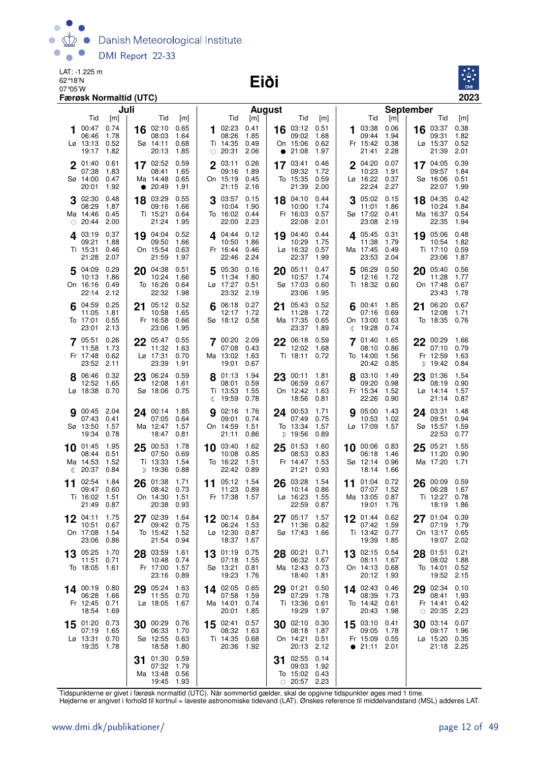LAT: -1.225 m
62°18'N
07°05'W

# Eiði

**Færøsk Normaltid (UTC)**

2023

## Juli

| Dag | Tid | [m] | Dag | Tid | [m] |
|---|---|---|---|---|---|
| 1 Lø | 00:47 | 0.74 | 16 Sø | 02:10 | 0.65 |
| | 06:46 | 1.78 | | 08:03 | 1.64 |
| | 13:13 | 0.52 | | 14:11 | 0.68 |
| | 19:17 | 1.82 | | 20:13 | 1.85 |
| 2 Sø | 01:40 | 0.61 | 17 Ma | 02:52 | 0.59 |
| | 07:38 | 1.83 | | 08:41 | 1.65 |
| | 14:00 | 0.47 | | 14:48 | 0.65 |
| | 20:01 | 1.92 | | ● 20:49 | 1.91 |
| 3 Ma | 02:30 | 0.48 | 18 Ti | 03:29 | 0.55 |
| | 08:29 | 1.87 | | 09:16 | 1.66 |
| | 14:46 | 0.45 | | 15:21 | 0.64 |
| | ○ 20:44 | 2.00 | | 21:24 | 1.95 |
| 4 Ti | 03:19 | 0.37 | 19 On | 04:04 | 0.52 |
| | 09:21 | 1.88 | | 09:50 | 1.66 |
| | 15:31 | 0.46 | | 15:54 | 0.63 |
| | 21:28 | 2.07 | | 21:59 | 1.97 |
| 5 On | 04:09 | 0.29 | 20 To | 04:38 | 0.51 |
| | 10:13 | 1.86 | | 10:24 | 1.66 |
| | 16:16 | 0.49 | | 16:26 | 0.64 |
| | 22:14 | 2.12 | | 22:32 | 1.98 |
| 6 To | 04:59 | 0.25 | 21 Fr | 05:12 | 0.52 |
| | 11:05 | 1.81 | | 10:58 | 1.65 |
| | 17:01 | 0.55 | | 16:58 | 0.66 |
| | 23:01 | 2.13 | | 23:06 | 1.95 |
| 7 Fr | 05:51 | 0.26 | 22 Lø | 05:47 | 0.55 |
| | 11:58 | 1.73 | | 11:32 | 1.63 |
| | 17:48 | 0.62 | | 17:31 | 0.70 |
| | 23:52 | 2.11 | | 23:39 | 1.91 |
| 8 Lø | 06:46 | 0.32 | 23 Sø | 06:24 | 0.59 |
| | 12:52 | 1.65 | | 12:08 | 1.61 |
| | 18:38 | 0.70 | | 18:06 | 0.75 |
| 9 Sø | 00:45 | 2.04 | 24 Ma | 00:14 | 1.85 |
| | 07:43 | 0.41 | | 07:05 | 0.64 |
| | 13:50 | 1.57 | | 12:47 | 1.57 |
| | 19:34 | 0.78 | | 18:47 | 0.81 |
| 10 Ma | 01:45 | 1.95 | 25 Ti | 00:53 | 1.78 |
| | 08:44 | 0.51 | | 07:50 | 0.69 |
| | 14:53 | 1.52 | | 13:33 | 1.54 |
| | ☾ 20:37 | 0.84 | | ☽ 19:36 | 0.88 |
| 11 Ti | 02:54 | 1.84 | 26 On | 01:38 | 1.71 |
| | 09:47 | 0.60 | | 08:42 | 0.73 |
| | 16:02 | 1.51 | | 14:30 | 1.51 |
| | 21:49 | 0.87 | | 20:38 | 0.93 |
| 12 On | 04:11 | 1.75 | 27 To | 02:39 | 1.64 |
| | 10:51 | 0.67 | | 09:42 | 0.75 |
| | 17:08 | 1.54 | | 15:42 | 1.52 |
| | 23:06 | 0.86 | | 21:54 | 0.94 |
| 13 To | 05:25 | 1.70 | 28 Fr | 03:59 | 1.61 |
| | 11:51 | 0.71 | | 10:48 | 0.74 |
| | 18:05 | 1.61 | | 17:00 | 1.57 |
| | | | | 23:16 | 0.89 |
| 14 Fr | 00:19 | 0.80 | 29 Lø | 05:24 | 1.63 |
| | 06:28 | 1.66 | | 11:55 | 0.70 |
| | 12:45 | 0.71 | | 18:05 | 1.67 |
| | 18:54 | 1.69 | | | |
| 15 Lø | 01:20 | 0.73 | 30 Sø | 00:29 | 0.76 |
| | 07:19 | 1.65 | | 06:33 | 1.70 |
| | 13:31 | 0.70 | | 12:55 | 0.63 |
| | 19:35 | 1.78 | | 18:58 | 1.80 |
| | | | 31 Ma | 01:30 | 0.59 |
| | | | | 07:32 | 1.79 |
| | | | | 13:48 | 0.56 |
| | | | | 19:45 | 1.93 |

## August

| Dag | Tid | [m] | Dag | Tid | [m] |
|---|---|---|---|---|---|
| 1 Ti | 02:23 | 0.41 | 16 On | 03:12 | 0.51 |
| | 08:26 | 1.85 | | 09:02 | 1.68 |
| | 14:35 | 0.49 | | 15:06 | 0.62 |
| | ○ 20:31 | 2.06 | | ● 21:08 | 1.97 |
| 2 On | 03:11 | 0.26 | 17 To | 03:41 | 0.46 |
| | 09:16 | 1.89 | | 09:32 | 1.72 |
| | 15:19 | 0.45 | | 15:35 | 0.59 |
| | 21:15 | 2.16 | | 21:39 | 2.00 |
| 3 To | 03:57 | 0.15 | 18 Fr | 04:10 | 0.44 |
| | 10:04 | 1.90 | | 10:00 | 1.74 |
| | 16:02 | 0.44 | | 16:03 | 0.57 |
| | 22:00 | 2.23 | | 22:08 | 2.01 |
| 4 Fr | 04:44 | 0.12 | 19 Lø | 04:40 | 0.44 |
| | 10:50 | 1.86 | | 10:29 | 1.75 |
| | 16:44 | 0.46 | | 16:32 | 0.57 |
| | 22:46 | 2.24 | | 22:37 | 1.99 |
| 5 Lø | 05:30 | 0.16 | 20 Sø | 05:11 | 0.47 |
| | 11:34 | 1.80 | | 10:57 | 1.74 |
| | 17:27 | 0.51 | | 17:03 | 0.60 |
| | 23:32 | 2.19 | | 23:06 | 1.95 |
| 6 Sø | 06:18 | 0.27 | 21 Ma | 05:43 | 0.52 |
| | 12:17 | 1.72 | | 11:28 | 1.72 |
| | 18:12 | 0.58 | | 17:35 | 0.65 |
| | | | | 23:37 | 1.89 |
| 7 Ma | 00:20 | 2.09 | 22 Ti | 06:18 | 0.59 |
| | 07:08 | 0.43 | | 12:02 | 1.68 |
| | 13:02 | 1.63 | | 18:11 | 0.72 |
| | 19:01 | 0.67 | | | |
| 8 Ti | 01:13 | 1.94 | 23 On | 00:11 | 1.81 |
| | 08:01 | 0.59 | | 06:59 | 0.67 |
| | 13:53 | 1.55 | | 12:42 | 1.63 |
| | ☾ 19:59 | 0.78 | | 18:56 | 0.81 |
| 9 On | 02:16 | 1.76 | 24 To | 00:53 | 1.71 |
| | 09:01 | 0.74 | | 07:49 | 0.75 |
| | 14:59 | 1.51 | | 13:34 | 1.57 |
| | 21:11 | 0.86 | | ☽ 19:56 | 0.89 |
| 10 To | 03:40 | 1.62 | 25 Fr | 01:53 | 1.60 |
| | 10:08 | 0.85 | | 08:53 | 0.83 |
| | 16:22 | 1.51 | | 14:47 | 1.53 |
| | 22:42 | 0.89 | | 21:21 | 0.93 |
| 11 Fr | 05:12 | 1.54 | 26 Lø | 03:28 | 1.54 |
| | 11:23 | 0.89 | | 10:14 | 0.86 |
| | 17:38 | 1.57 | | 16:23 | 1.55 |
| | | | | 22:59 | 0.87 |
| 12 Lø | 00:14 | 0.84 | 27 Sø | 05:17 | 1.57 |
| | 06:24 | 1.53 | | 11:36 | 0.82 |
| | 12:30 | 0.87 | | 17:43 | 1.66 |
| | 18:37 | 1.67 | | | |
| 13 Sø | 01:19 | 0.75 | 28 Ma | 00:21 | 0.71 |
| | 07:18 | 1.55 | | 06:32 | 1.67 |
| | 13:21 | 0.81 | | 12:43 | 0.73 |
| | 19:23 | 1.76 | | 18:40 | 1.81 |
| 14 Ma | 02:05 | 0.65 | 29 Ti | 01:21 | 0.50 |
| | 07:58 | 1.59 | | 07:29 | 1.78 |
| | 14:01 | 0.74 | | 13:36 | 0.61 |
| | 20:01 | 1.85 | | 19:29 | 1.97 |
| 15 Ti | 02:41 | 0.57 | 30 On | 02:10 | 0.30 |
| | 08:32 | 1.63 | | 08:18 | 1.87 |
| | 14:35 | 0.68 | | 14:21 | 0.51 |
| | 20:36 | 1.92 | | 20:13 | 2.12 |
| | | | 31 To | 02:55 | 0.14 |
| | | | | 09:03 | 1.92 |
| | | | | 15:02 | 0.43 |
| | | | | ○ 20:57 | 2.23 |

## September

| Dag | Tid | [m] | Dag | Tid | [m] |
|---|---|---|---|---|---|
| 1 Fr | 03:38 | 0.06 | 16 Lø | 03:37 | 0.38 |
| | 09:44 | 1.94 | | 09:31 | 1.82 |
| | 15:42 | 0.38 | | 15:37 | 0.52 |
| | 21:41 | 2.28 | | 21:39 | 2.01 |
| 2 Lø | 04:20 | 0.07 | 17 Sø | 04:05 | 0.39 |
| | 10:23 | 1.91 | | 09:57 | 1.84 |
| | 16:22 | 0.37 | | 16:06 | 0.51 |
| | 22:24 | 2.27 | | 22:07 | 1.99 |
| 3 Sø | 05:02 | 0.15 | 18 Ma | 04:35 | 0.42 |
| | 11:01 | 1.86 | | 10:24 | 1.84 |
| | 17:02 | 0.41 | | 16:37 | 0.54 |
| | 23:08 | 2.19 | | 22:35 | 1.94 |
| 4 Ma | 05:45 | 0.31 | 19 Ti | 05:06 | 0.48 |
| | 11:38 | 1.79 | | 10:54 | 1.82 |
| | 17:45 | 0.49 | | 17:10 | 0.59 |
| | 23:53 | 2.04 | | 23:06 | 1.87 |
| 5 Ti | 06:29 | 0.50 | 20 On | 05:40 | 0.56 |
| | 12:16 | 1.72 | | 11:28 | 1.77 |
| | 18:32 | 0.60 | | 17:48 | 0.67 |
| | | | | 23:43 | 1.78 |
| 6 On | 00:41 | 1.85 | 21 To | 06:20 | 0.67 |
| | 07:16 | 0.69 | | 12:08 | 1.71 |
| | 13:00 | 1.63 | | 18:35 | 0.76 |
| | ☾ 19:28 | 0.74 | | | |
| 7 To | 01:40 | 1.65 | 22 Fr | 00:29 | 1.66 |
| | 08:10 | 0.86 | | 07:10 | 0.79 |
| | 14:00 | 1.56 | | 12:59 | 1.63 |
| | 20:42 | 0.85 | | ☽ 19:42 | 0.84 |
| 8 Fr | 03:10 | 1.49 | 23 Lø | 01:36 | 1.54 |
| | 09:20 | 0.98 | | 08:19 | 0.90 |
| | 15:34 | 1.52 | | 14:14 | 1.57 |
| | 22:26 | 0.90 | | 21:14 | 0.87 |
| 9 Lø | 05:00 | 1.43 | 24 Sø | 03:31 | 1.48 |
| | 10:53 | 1.02 | | 09:51 | 0.94 |
| | 17:09 | 1.57 | | 15:57 | 1.59 |
| | | | | 22:53 | 0.77 |
| 10 Sø | 00:06 | 0.83 | 25 Ma | 05:21 | 1.55 |
| | 06:18 | 1.46 | | 11:20 | 0.90 |
| | 12:14 | 0.96 | | 17:20 | 1.71 |
| | 18:14 | 1.66 | | | |
| 11 Ma | 01:04 | 0.72 | 26 Ti | 00:09 | 0.59 |
| | 07:07 | 1.52 | | 06:28 | 1.67 |
| | 13:05 | 0.87 | | 12:27 | 0.78 |
| | 19:01 | 1.76 | | 18:19 | 1.86 |
| 12 Ti | 01:44 | 0.62 | 27 On | 01:04 | 0.39 |
| | 07:42 | 1.59 | | 07:19 | 1.79 |
| | 13:42 | 0.77 | | 13:17 | 0.65 |
| | 19:39 | 1.85 | | 19:07 | 2.02 |
| 13 On | 02:15 | 0.54 | 28 To | 01:51 | 0.21 |
| | 08:11 | 1.67 | | 08:02 | 1.88 |
| | 14:13 | 0.68 | | 14:01 | 0.52 |
| | 20:12 | 1.93 | | 19:52 | 2.15 |
| 14 To | 02:43 | 0.46 | 29 Fr | 02:34 | 0.10 |
| | 08:39 | 1.73 | | 08:41 | 1.93 |
| | 14:42 | 0.61 | | 14:41 | 0.42 |
| | 20:43 | 1.98 | | ○ 20:35 | 2.23 |
| 15 Fr | 03:10 | 0.41 | 30 Lø | 03:14 | 0.07 |
| | 09:05 | 1.78 | | 09:17 | 1.96 |
| | 15:09 | 0.55 | | 15:20 | 0.35 |
| | ● 21:11 | 2.01 | | 21:18 | 2.25 |

Tidspunkterne er givet i færøsk normaltid (UTC). Når sommertid gælder, skal de opgivne tidspunkter øges med 1 time.
Højderne er angivet i forhold til kortnul = laveste astronomiske tidevand (LAT). Ønskes reference til middelvandstand (MSL) adderes LAT.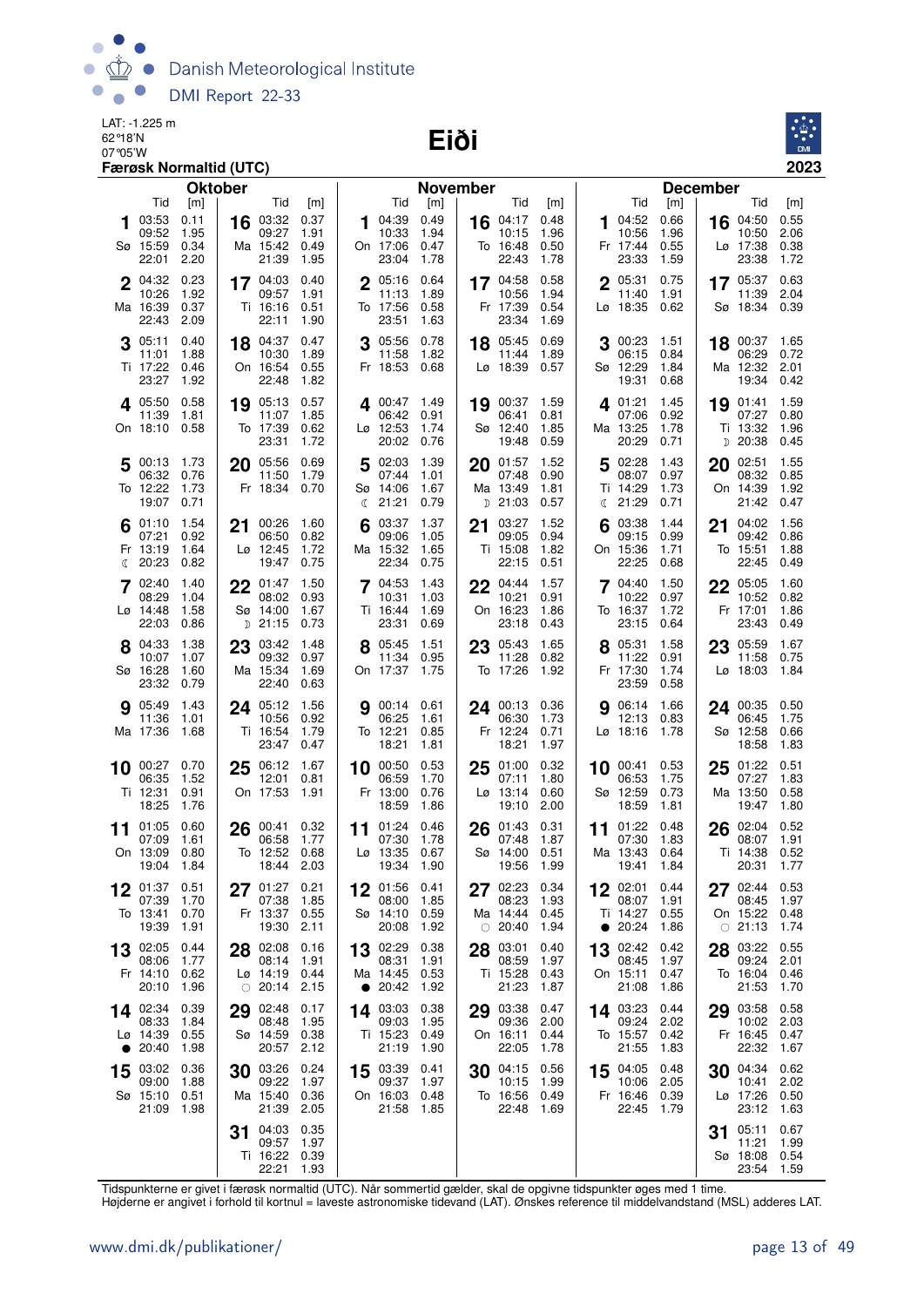LAT: -1.225 m
62°18'N
07°05'W

# Eiði

**Færøsk Normaltid (UTC)** — 2023

## Oktober

| Dag | Tid | [m] | Dag | Tid | [m] |
|---|---|---|---|---|---|
| 1 Sø | 03:53 | 0.11 | 16 Ma | 03:32 | 0.37 |
| | 09:52 | 1.95 | | 09:27 | 1.91 |
| | 15:59 | 0.34 | | 15:42 | 0.49 |
| | 22:01 | 2.20 | | 21:39 | 1.95 |
| 2 Ma | 04:32 | 0.23 | 17 Ti | 04:03 | 0.40 |
| | 10:26 | 1.92 | | 09:57 | 1.91 |
| | 16:39 | 0.37 | | 16:16 | 0.51 |
| | 22:43 | 2.09 | | 22:11 | 1.90 |
| 3 Ti | 05:11 | 0.40 | 18 On | 04:37 | 0.47 |
| | 11:01 | 1.88 | | 10:30 | 1.89 |
| | 17:22 | 0.46 | | 16:54 | 0.55 |
| | 23:27 | 1.92 | | 22:48 | 1.82 |
| 4 On | 05:50 | 0.58 | 19 To | 05:13 | 0.57 |
| | 11:39 | 1.81 | | 11:07 | 1.85 |
| | 18:10 | 0.58 | | 17:39 | 0.62 |
| | | | | 23:31 | 1.72 |
| 5 To | 00:13 | 1.73 | 20 Fr | 05:56 | 0.69 |
| | 06:32 | 0.76 | | 11:50 | 1.79 |
| | 12:22 | 1.73 | | 18:34 | 0.70 |
| | 19:07 | 0.71 | | | |
| 6 Fr ☾ | 01:10 | 1.54 | 21 Lø | 00:26 | 1.60 |
| | 07:21 | 0.92 | | 06:50 | 0.82 |
| | 13:19 | 1.64 | | 12:45 | 1.72 |
| | 20:23 | 0.82 | | 19:47 | 0.75 |
| 7 Lø | 02:40 | 1.40 | 22 Sø ☽ | 01:47 | 1.50 |
| | 08:29 | 1.04 | | 08:02 | 0.93 |
| | 14:48 | 1.58 | | 14:00 | 1.67 |
| | 22:03 | 0.86 | | 21:15 | 0.73 |
| 8 Sø | 04:33 | 1.38 | 23 Ma | 03:42 | 1.48 |
| | 10:07 | 1.07 | | 09:32 | 0.97 |
| | 16:28 | 1.60 | | 15:34 | 1.69 |
| | 23:32 | 0.79 | | 22:40 | 0.63 |
| 9 Ma | 05:49 | 1.43 | 24 Ti | 05:12 | 1.56 |
| | 11:36 | 1.01 | | 10:56 | 0.92 |
| | 17:36 | 1.68 | | 16:54 | 1.79 |
| | | | | 23:47 | 0.47 |
| 10 Ti | 00:27 | 0.70 | 25 On | 06:12 | 1.67 |
| | 06:35 | 1.52 | | 12:01 | 0.81 |
| | 12:31 | 0.91 | | 17:53 | 1.91 |
| | 18:25 | 1.76 | | | |
| 11 On | 01:05 | 0.60 | 26 To | 00:41 | 0.32 |
| | 07:09 | 1.61 | | 06:58 | 1.77 |
| | 13:09 | 0.80 | | 12:52 | 0.68 |
| | 19:04 | 1.84 | | 18:44 | 2.03 |
| 12 To | 01:37 | 0.51 | 27 Fr | 01:27 | 0.21 |
| | 07:39 | 1.70 | | 07:38 | 1.85 |
| | 13:41 | 0.70 | | 13:37 | 0.55 |
| | 19:39 | 1.91 | | 19:30 | 2.11 |
| 13 Fr | 02:05 | 0.44 | 28 Lø ○ | 02:08 | 0.16 |
| | 08:06 | 1.77 | | 08:14 | 1.91 |
| | 14:10 | 0.62 | | 14:19 | 0.44 |
| | 20:10 | 1.96 | | 20:14 | 2.15 |
| 14 Lø ● | 02:34 | 0.39 | 29 Sø | 02:48 | 0.17 |
| | 08:33 | 1.84 | | 08:48 | 1.95 |
| | 14:39 | 0.55 | | 14:59 | 0.38 |
| | 20:40 | 1.98 | | 20:57 | 2.12 |
| 15 Sø | 03:02 | 0.36 | 30 Ma | 03:26 | 0.24 |
| | 09:00 | 1.88 | | 09:22 | 1.97 |
| | 15:10 | 0.51 | | 15:40 | 0.36 |
| | 21:09 | 1.98 | | 21:39 | 2.05 |
| | | | 31 Ti | 04:03 | 0.35 |
| | | | | 09:57 | 1.97 |
| | | | | 16:22 | 0.39 |
| | | | | 22:21 | 1.93 |

## November

| Dag | Tid | [m] | Dag | Tid | [m] |
|---|---|---|---|---|---|
| 1 On | 04:39 | 0.49 | 16 To | 04:17 | 0.48 |
| | 10:33 | 1.94 | | 10:15 | 1.96 |
| | 17:06 | 0.47 | | 16:48 | 0.50 |
| | 23:04 | 1.78 | | 22:43 | 1.78 |
| 2 To | 05:16 | 0.64 | 17 Fr | 04:58 | 0.58 |
| | 11:13 | 1.89 | | 10:56 | 1.94 |
| | 17:56 | 0.58 | | 17:39 | 0.54 |
| | 23:51 | 1.63 | | 23:34 | 1.69 |
| 3 Fr | 05:56 | 0.78 | 18 Lø | 05:45 | 0.69 |
| | 11:58 | 1.82 | | 11:44 | 1.89 |
| | 18:53 | 0.68 | | 18:39 | 0.57 |
| 4 Lø | 00:47 | 1.49 | 19 Sø | 00:37 | 1.59 |
| | 06:42 | 0.91 | | 06:41 | 0.81 |
| | 12:53 | 1.74 | | 12:40 | 1.85 |
| | 20:02 | 0.76 | | 19:48 | 0.59 |
| 5 Sø ☾ | 02:03 | 1.39 | 20 Ma ☽ | 01:57 | 1.52 |
| | 07:44 | 1.01 | | 07:48 | 0.90 |
| | 14:06 | 1.67 | | 13:49 | 1.81 |
| | 21:21 | 0.79 | | 21:03 | 0.57 |
| 6 Ma | 03:37 | 1.37 | 21 Ti | 03:27 | 1.52 |
| | 09:06 | 1.05 | | 09:05 | 0.94 |
| | 15:32 | 1.65 | | 15:08 | 1.82 |
| | 22:34 | 0.75 | | 22:15 | 0.51 |
| 7 Ti | 04:53 | 1.43 | 22 On | 04:44 | 1.57 |
| | 10:31 | 1.03 | | 10:21 | 0.91 |
| | 16:44 | 1.69 | | 16:23 | 1.86 |
| | 23:31 | 0.69 | | 23:18 | 0.43 |
| 8 On | 05:45 | 1.51 | 23 To | 05:43 | 1.65 |
| | 11:34 | 0.95 | | 11:28 | 0.82 |
| | 17:37 | 1.75 | | 17:26 | 1.92 |
| 9 To | 00:14 | 0.61 | 24 Fr | 00:13 | 0.36 |
| | 06:25 | 1.61 | | 06:30 | 1.73 |
| | 12:21 | 0.85 | | 12:24 | 0.71 |
| | 18:21 | 1.81 | | 18:21 | 1.97 |
| 10 Fr | 00:50 | 0.53 | 25 Lø | 01:00 | 0.32 |
| | 06:59 | 1.70 | | 07:11 | 1.80 |
| | 13:00 | 0.76 | | 13:14 | 0.60 |
| | 18:59 | 1.86 | | 19:10 | 2.00 |
| 11 Lø | 01:24 | 0.46 | 26 Sø | 01:43 | 0.31 |
| | 07:30 | 1.78 | | 07:48 | 1.87 |
| | 13:35 | 0.67 | | 14:00 | 0.51 |
| | 19:34 | 1.90 | | 19:56 | 1.99 |
| 12 Sø | 01:56 | 0.41 | 27 Ma ○ | 02:23 | 0.34 |
| | 08:00 | 1.85 | | 08:23 | 1.93 |
| | 14:10 | 0.59 | | 14:44 | 0.45 |
| | 20:08 | 1.92 | | 20:40 | 1.94 |
| 13 Ma ● | 02:29 | 0.38 | 28 Ti | 03:01 | 0.40 |
| | 08:31 | 1.91 | | 08:59 | 1.97 |
| | 14:45 | 0.53 | | 15:28 | 0.43 |
| | 20:42 | 1.92 | | 21:23 | 1.87 |
| 14 Ti | 03:03 | 0.38 | 29 On | 03:38 | 0.47 |
| | 09:03 | 1.95 | | 09:36 | 2.00 |
| | 15:23 | 0.49 | | 16:11 | 0.44 |
| | 21:19 | 1.90 | | 22:05 | 1.78 |
| 15 On | 03:39 | 0.41 | 30 To | 04:15 | 0.56 |
| | 09:37 | 1.97 | | 10:15 | 1.99 |
| | 16:03 | 0.48 | | 16:56 | 0.49 |
| | 21:58 | 1.85 | | 22:48 | 1.69 |

## December

| Dag | Tid | [m] | Dag | Tid | [m] |
|---|---|---|---|---|---|
| 1 Fr | 04:52 | 0.66 | 16 Lø | 04:50 | 0.55 |
| | 10:56 | 1.96 | | 10:50 | 2.06 |
| | 17:44 | 0.55 | | 17:38 | 0.38 |
| | 23:33 | 1.59 | | 23:38 | 1.72 |
| 2 Lø | 05:31 | 0.75 | 17 Sø | 05:37 | 0.63 |
| | 11:40 | 1.91 | | 11:39 | 2.04 |
| | 18:35 | 0.62 | | 18:34 | 0.39 |
| 3 Sø | 00:23 | 1.51 | 18 Ma | 00:37 | 1.65 |
| | 06:15 | 0.84 | | 06:29 | 0.72 |
| | 12:29 | 1.84 | | 12:32 | 2.01 |
| | 19:31 | 0.68 | | 19:34 | 0.42 |
| 4 Ma | 01:21 | 1.45 | 19 Ti ☽ | 01:41 | 1.59 |
| | 07:06 | 0.92 | | 07:27 | 0.80 |
| | 13:25 | 1.78 | | 13:32 | 1.96 |
| | 20:29 | 0.71 | | 20:38 | 0.45 |
| 5 Ti ☾ | 02:28 | 1.43 | 20 On | 02:51 | 1.55 |
| | 08:07 | 0.97 | | 08:32 | 0.85 |
| | 14:29 | 1.73 | | 14:39 | 1.92 |
| | 21:29 | 0.71 | | 21:42 | 0.47 |
| 6 On | 03:38 | 1.44 | 21 To | 04:02 | 1.56 |
| | 09:15 | 0.99 | | 09:42 | 0.86 |
| | 15:36 | 1.71 | | 15:51 | 1.88 |
| | 22:25 | 0.68 | | 22:45 | 0.49 |
| 7 To | 04:40 | 1.50 | 22 Fr | 05:05 | 1.60 |
| | 10:22 | 0.97 | | 10:52 | 0.82 |
| | 16:37 | 1.72 | | 17:01 | 1.86 |
| | 23:15 | 0.64 | | 23:43 | 0.49 |
| 8 Fr | 05:31 | 1.58 | 23 Lø | 05:59 | 1.67 |
| | 11:22 | 0.91 | | 11:58 | 0.75 |
| | 17:30 | 1.74 | | 18:03 | 1.84 |
| | 23:59 | 0.58 | | | |
| 9 Lø | 06:14 | 1.66 | 24 Sø | 00:35 | 0.50 |
| | 12:13 | 0.83 | | 06:45 | 1.75 |
| | 18:16 | 1.78 | | 12:58 | 0.66 |
| | | | | 18:58 | 1.83 |
| 10 Sø | 00:41 | 0.53 | 25 Ma | 01:22 | 0.51 |
| | 06:53 | 1.75 | | 07:27 | 1.83 |
| | 12:59 | 0.73 | | 13:50 | 0.58 |
| | 18:59 | 1.81 | | 19:47 | 1.80 |
| 11 Ma | 01:22 | 0.48 | 26 Ti | 02:04 | 0.52 |
| | 07:30 | 1.83 | | 08:07 | 1.91 |
| | 13:43 | 0.64 | | 14:38 | 0.52 |
| | 19:41 | 1.84 | | 20:31 | 1.77 |
| 12 Ti ● | 02:01 | 0.44 | 27 On ○ | 02:44 | 0.53 |
| | 08:07 | 1.91 | | 08:45 | 1.97 |
| | 14:27 | 0.55 | | 15:22 | 0.48 |
| | 20:24 | 1.86 | | 21:13 | 1.74 |
| 13 On | 02:42 | 0.42 | 28 To | 03:22 | 0.55 |
| | 08:45 | 1.97 | | 09:24 | 2.01 |
| | 15:11 | 0.47 | | 16:04 | 0.46 |
| | 21:08 | 1.86 | | 21:53 | 1.70 |
| 14 To | 03:23 | 0.44 | 29 Fr | 03:58 | 0.58 |
| | 09:24 | 2.02 | | 10:02 | 2.03 |
| | 15:57 | 0.42 | | 16:45 | 0.47 |
| | 21:55 | 1.83 | | 22:32 | 1.67 |
| 15 Fr | 04:05 | 0.48 | 30 Lø | 04:34 | 0.62 |
| | 10:06 | 2.05 | | 10:41 | 2.02 |
| | 16:46 | 0.39 | | 17:26 | 0.50 |
| | 22:45 | 1.79 | | 23:12 | 1.63 |
| | | | 31 Sø | 05:11 | 0.67 |
| | | | | 11:21 | 1.99 |
| | | | | 18:08 | 0.54 |
| | | | | 23:54 | 1.59 |

Tidspunkterne er givet i færøsk normaltid (UTC). Når sommertid gælder, skal de opgivne tidspunkter øges med 1 time.
Højderne er angivet i forhold til kortnul = laveste astronomiske tidevand (LAT). Ønskes reference til middelvandstand (MSL) adderes LAT.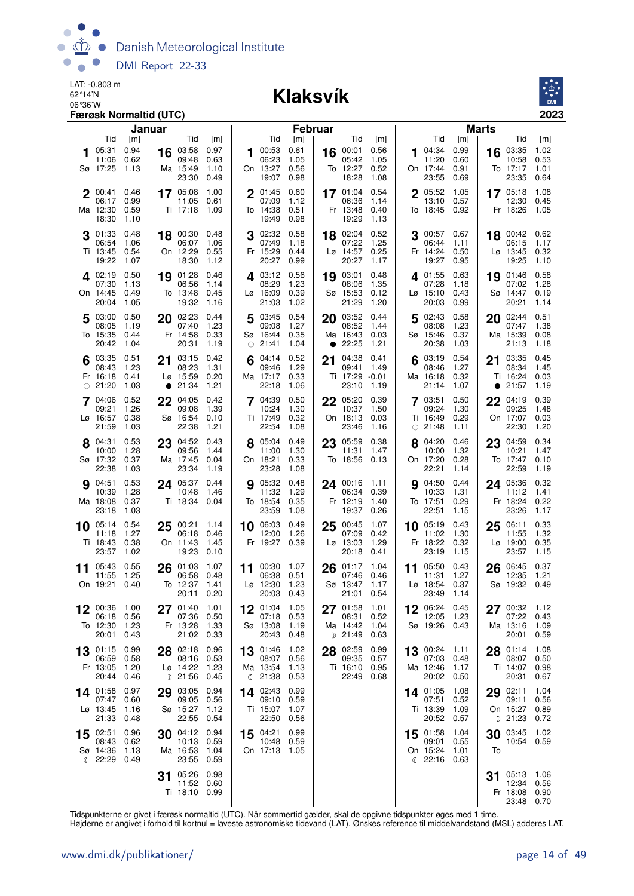LAT: -0.803 m
62°14'N
06°36'W
**Færøsk Normaltid (UTC)**

# Klaksvík

**2023**

## Januar

| Dag | | Tid | [m] |
|---|---|---|---|
| 1 | Sø | 05:31<br>11:06<br>17:25 | 0.94<br>0.62<br>1.13 |
| 2 | Ma | 00:41<br>06:17<br>12:30<br>18:30 | 0.46<br>0.99<br>0.59<br>1.10 |
| 3 | Ti | 01:33<br>06:54<br>13:45<br>19:22 | 0.48<br>1.06<br>0.54<br>1.07 |
| 4 | On | 02:19<br>07:30<br>14:45<br>20:04 | 0.50<br>1.13<br>0.49<br>1.05 |
| 5 | To | 03:00<br>08:05<br>15:35<br>20:42 | 0.50<br>1.19<br>0.44<br>1.04 |
| 6 | Fr | 03:35<br>08:43<br>16:18<br>○ 21:20 | 0.51<br>1.23<br>0.41<br>1.03 |
| 7 | Lø | 04:06<br>09:21<br>16:57<br>21:59 | 0.52<br>1.26<br>0.38<br>1.03 |
| 8 | Sø | 04:31<br>10:00<br>17:32<br>22:38 | 0.53<br>1.28<br>0.37<br>1.03 |
| 9 | Ma | 04:51<br>10:39<br>18:08<br>23:18 | 0.53<br>1.28<br>0.37<br>1.03 |
| 10 | Ti | 05:14<br>11:18<br>18:43<br>23:57 | 0.54<br>1.27<br>0.38<br>1.02 |
| 11 | On | 05:43<br>11:55<br>19:21 | 0.55<br>1.25<br>0.40 |
| 12 | To | 00:36<br>06:18<br>12:30<br>20:01 | 1.00<br>0.56<br>1.23<br>0.43 |
| 13 | Fr | 01:15<br>06:59<br>13:05<br>20:44 | 0.99<br>0.58<br>1.20<br>0.46 |
| 14 | Lø | 01:58<br>07:47<br>13:45<br>21:33 | 0.97<br>0.60<br>1.16<br>0.48 |
| 15 | Sø | 02:51<br>08:43<br>14:36<br>☾ 22:29 | 0.96<br>0.62<br>1.13<br>0.49 |
| 16 | Ma | 03:58<br>09:48<br>15:49<br>23:30 | 0.97<br>0.63<br>1.10<br>0.49 |
| 17 | Ti | 05:08<br>11:05<br>17:18 | 1.00<br>0.61<br>1.09 |
| 18 | On | 00:30<br>06:07<br>12:29<br>18:30 | 0.48<br>1.06<br>0.55<br>1.12 |
| 19 | To | 01:28<br>06:56<br>13:48<br>19:32 | 0.46<br>1.14<br>0.45<br>1.16 |
| 20 | Fr | 02:23<br>07:40<br>14:58<br>20:31 | 0.44<br>1.23<br>0.33<br>1.19 |
| 21 | Lø | 03:15<br>08:23<br>15:59<br>● 21:34 | 0.42<br>1.31<br>0.20<br>1.21 |
| 22 | Sø | 04:05<br>09:08<br>16:54<br>22:38 | 0.42<br>1.39<br>0.10<br>1.21 |
| 23 | Ma | 04:52<br>09:56<br>17:45<br>23:34 | 0.43<br>1.44<br>0.04<br>1.19 |
| 24 | Ti | 05:37<br>10:48<br>18:34 | 0.44<br>1.46<br>0.04 |
| 25 | On | 00:21<br>06:18<br>11:43<br>19:23 | 1.14<br>0.46<br>1.45<br>0.10 |
| 26 | To | 01:03<br>06:58<br>12:37<br>20:11 | 1.07<br>0.48<br>1.41<br>0.20 |
| 27 | Fr | 01:40<br>07:36<br>13:28<br>21:02 | 1.01<br>0.50<br>1.33<br>0.33 |
| 28 | Lø | 02:18<br>08:16<br>14:22<br>☽ 21:56 | 0.96<br>0.53<br>1.23<br>0.45 |
| 29 | Sø | 03:05<br>09:05<br>15:27<br>22:55 | 0.94<br>0.56<br>1.12<br>0.54 |
| 30 | Ma | 04:12<br>10:13<br>16:53<br>23:55 | 0.94<br>0.59<br>1.04<br>0.59 |
| 31 | Ti | 05:26<br>11:52<br>18:10 | 0.98<br>0.60<br>0.99 |

## Februar

| Dag | | Tid | [m] |
|---|---|---|---|
| 1 | On | 00:53<br>06:23<br>13:27<br>19:07 | 0.61<br>1.05<br>0.56<br>0.98 |
| 2 | To | 01:45<br>07:09<br>14:38<br>19:49 | 0.60<br>1.12<br>0.51<br>0.98 |
| 3 | Fr | 02:32<br>07:49<br>15:29<br>20:27 | 0.58<br>1.18<br>0.44<br>0.99 |
| 4 | Lø | 03:12<br>08:29<br>16:09<br>21:03 | 0.56<br>1.23<br>0.39<br>1.02 |
| 5 | Sø | 03:45<br>09:08<br>16:44<br>○ 21:41 | 0.54<br>1.27<br>0.35<br>1.04 |
| 6 | Ma | 04:14<br>09:46<br>17:17<br>22:18 | 0.52<br>1.29<br>0.33<br>1.06 |
| 7 | Ti | 04:39<br>10:24<br>17:49<br>22:54 | 0.50<br>1.30<br>0.32<br>1.08 |
| 8 | On | 05:04<br>11:00<br>18:21<br>23:28 | 0.49<br>1.30<br>0.33<br>1.08 |
| 9 | To | 05:32<br>11:32<br>18:54<br>23:59 | 0.48<br>1.29<br>0.35<br>1.08 |
| 10 | Fr | 06:03<br>12:00<br>19:27 | 0.49<br>1.26<br>0.39 |
| 11 | Lø | 00:30<br>06:38<br>12:30<br>20:03 | 1.07<br>0.51<br>1.23<br>0.43 |
| 12 | Sø | 01:04<br>07:18<br>13:08<br>20:43 | 1.05<br>0.53<br>1.19<br>0.48 |
| 13 | Ma | 01:46<br>08:07<br>13:54<br>☾ 21:38 | 1.02<br>0.56<br>1.13<br>0.53 |
| 14 | Ti | 02:43<br>09:10<br>15:07<br>22:50 | 0.99<br>0.59<br>1.07<br>0.56 |
| 15 | On | 04:21<br>10:48<br>17:13 | 0.99<br>0.59<br>1.05 |
| 16 | To | 00:01<br>05:42<br>12:27<br>18:28 | 0.56<br>1.05<br>0.52<br>1.08 |
| 17 | Fr | 01:04<br>06:36<br>13:48<br>19:29 | 0.54<br>1.14<br>0.40<br>1.13 |
| 18 | Lø | 02:04<br>07:22<br>14:57<br>20:27 | 0.52<br>1.25<br>0.25<br>1.17 |
| 19 | Sø | 03:01<br>08:06<br>15:53<br>21:29 | 0.48<br>1.35<br>0.12<br>1.20 |
| 20 | Ma | 03:52<br>08:52<br>16:43<br>● 22:25 | 0.44<br>1.44<br>0.03<br>1.21 |
| 21 | Ti | 04:38<br>09:41<br>17:29<br>23:10 | 0.41<br>1.49<br>-0.01<br>1.19 |
| 22 | On | 05:20<br>10:37<br>18:13<br>23:46 | 0.39<br>1.50<br>0.03<br>1.16 |
| 23 | To | 05:59<br>11:31<br>18:56 | 0.38<br>1.47<br>0.13 |
| 24 | Fr | 00:16<br>06:34<br>12:19<br>19:37 | 1.11<br>0.39<br>1.40<br>0.26 |
| 25 | Lø | 00:45<br>07:09<br>13:03<br>20:18 | 1.07<br>0.42<br>1.29<br>0.41 |
| 26 | Sø | 01:17<br>07:46<br>13:47<br>21:01 | 1.04<br>0.46<br>1.17<br>0.54 |
| 27 | Ma | 01:58<br>08:31<br>14:42<br>☽ 21:49 | 1.01<br>0.52<br>1.04<br>0.63 |
| 28 | Ti | 02:59<br>09:35<br>16:10<br>22:49 | 0.99<br>0.57<br>0.95<br>0.68 |

## Marts

| Dag | | Tid | [m] |
|---|---|---|---|
| 1 | On | 04:34<br>11:20<br>17:44<br>23:55 | 0.99<br>0.60<br>0.91<br>0.69 |
| 2 | To | 05:52<br>13:10<br>18:45 | 1.05<br>0.57<br>0.92 |
| 3 | Fr | 00:57<br>06:44<br>14:24<br>19:27 | 0.67<br>1.11<br>0.50<br>0.95 |
| 4 | Lø | 01:55<br>07:28<br>15:10<br>20:03 | 0.63<br>1.18<br>0.43<br>0.99 |
| 5 | Sø | 02:43<br>08:08<br>15:46<br>20:38 | 0.58<br>1.23<br>0.37<br>1.03 |
| 6 | Ma | 03:19<br>08:46<br>16:18<br>21:14 | 0.54<br>1.27<br>0.32<br>1.07 |
| 7 | Ti | 03:51<br>09:24<br>16:49<br>○ 21:48 | 0.50<br>1.30<br>0.29<br>1.11 |
| 8 | On | 04:20<br>10:00<br>17:20<br>22:21 | 0.46<br>1.32<br>0.28<br>1.14 |
| 9 | To | 04:50<br>10:33<br>17:51<br>22:51 | 0.44<br>1.31<br>0.29<br>1.15 |
| 10 | Fr | 05:19<br>11:02<br>18:22<br>23:19 | 0.43<br>1.30<br>0.32<br>1.15 |
| 11 | Lø | 05:50<br>11:31<br>18:54<br>23:49 | 0.43<br>1.27<br>0.37<br>1.14 |
| 12 | Sø | 06:24<br>12:05<br>19:26 | 0.45<br>1.23<br>0.43 |
| 13 | Ma | 00:24<br>07:03<br>12:46<br>20:02 | 1.11<br>0.48<br>1.17<br>0.50 |
| 14 | Ti | 01:05<br>07:51<br>13:39<br>20:52 | 1.08<br>0.52<br>1.09<br>0.57 |
| 15 | On | 01:58<br>09:01<br>15:24<br>☾ 22:16 | 1.04<br>0.55<br>1.01<br>0.63 |
| 16 | To | 03:35<br>10:58<br>17:17<br>23:35 | 1.02<br>0.53<br>1.01<br>0.64 |
| 17 | Fr | 05:18<br>12:30<br>18:26 | 1.08<br>0.45<br>1.05 |
| 18 | Lø | 00:42<br>06:15<br>13:45<br>19:25 | 0.62<br>1.17<br>0.32<br>1.10 |
| 19 | Sø | 01:46<br>07:02<br>14:47<br>20:21 | 0.58<br>1.28<br>0.19<br>1.14 |
| 20 | Ma | 02:44<br>07:47<br>15:39<br>21:13 | 0.51<br>1.38<br>0.08<br>1.18 |
| 21 | Ti | 03:35<br>08:34<br>16:24<br>● 21:57 | 0.45<br>1.45<br>0.03<br>1.19 |
| 22 | On | 04:19<br>09:25<br>17:07<br>22:30 | 0.39<br>1.48<br>0.03<br>1.20 |
| 23 | To | 04:59<br>10:21<br>17:47<br>22:59 | 0.34<br>1.47<br>0.10<br>1.19 |
| 24 | Fr | 05:36<br>11:12<br>18:24<br>23:26 | 0.32<br>1.41<br>0.22<br>1.17 |
| 25 | Lø | 06:11<br>11:55<br>19:00<br>23:57 | 0.33<br>1.32<br>0.35<br>1.15 |
| 26 | Sø | 06:45<br>12:35<br>19:32 | 0.37<br>1.21<br>0.49 |
| 27 | Ma | 00:32<br>07:22<br>13:16<br>20:01 | 1.12<br>0.43<br>1.09<br>0.59 |
| 28 | Ti | 01:14<br>08:07<br>14:07<br>20:31 | 1.08<br>0.50<br>0.98<br>0.67 |
| 29 | On | 02:11<br>09:11<br>15:27<br>☽ 21:23 | 1.04<br>0.56<br>0.89<br>0.72 |
| 30 | To | 03:45<br>10:54 | 1.02<br>0.59 |
| 31 | Fr | 05:13<br>12:34<br>18:08<br>23:48 | 1.06<br>0.56<br>0.90<br>0.70 |

Tidspunkterne er givet i færøsk normaltid (UTC). Når sommertid gælder, skal de opgivne tidspunkter øges med 1 time.
Højderne er angivet i forhold til kortnul = laveste astronomiske tidevand (LAT). Ønskes reference til middelvandstand (MSL) adderes LAT.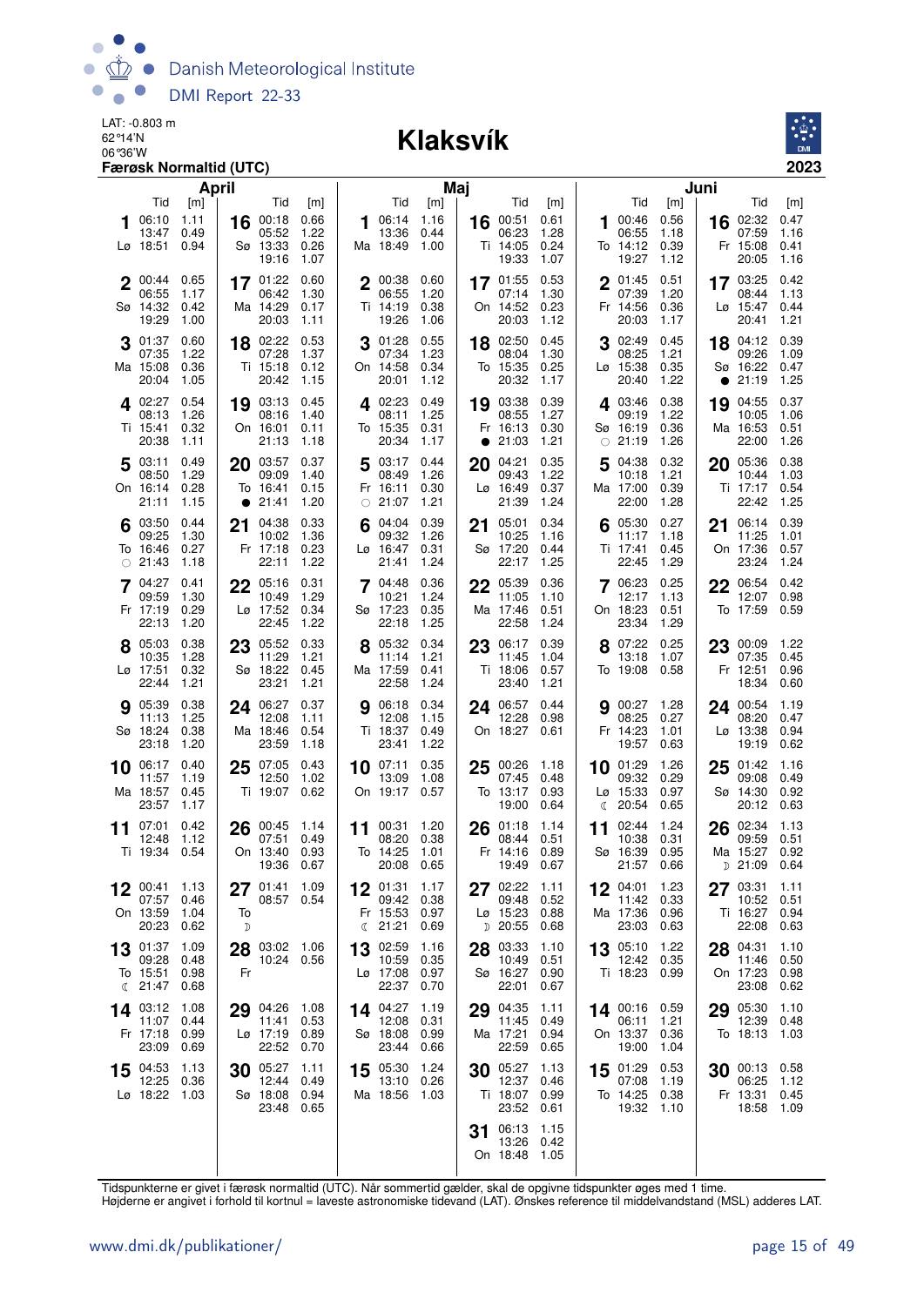LAT: -0.803 m
62°14'N
06°36'W
**Færøsk Normaltid (UTC)**

# Klaksvík

**2023**

## April

| Dag | Tid | [m] |
|---|---|---|
| 1 Lø | 06:10 | 1.11 |
| | 13:47 | 0.49 |
| | 18:51 | 0.94 |
| 2 Sø | 00:44 | 0.65 |
| | 06:55 | 1.17 |
| | 14:32 | 0.42 |
| | 19:29 | 1.00 |
| 3 Ma | 01:37 | 0.60 |
| | 07:35 | 1.22 |
| | 15:08 | 0.36 |
| | 20:04 | 1.05 |
| 4 Ti | 02:27 | 0.54 |
| | 08:13 | 1.26 |
| | 15:41 | 0.32 |
| | 20:38 | 1.11 |
| 5 On | 03:11 | 0.49 |
| | 08:50 | 1.29 |
| | 16:14 | 0.28 |
| | 21:11 | 1.15 |
| 6 To ○ | 03:50 | 0.44 |
| | 09:25 | 1.30 |
| | 16:46 | 0.27 |
| | 21:43 | 1.18 |
| 7 Fr | 04:27 | 0.41 |
| | 09:59 | 1.30 |
| | 17:19 | 0.29 |
| | 22:13 | 1.20 |
| 8 Lø | 05:03 | 0.38 |
| | 10:35 | 1.28 |
| | 17:51 | 0.32 |
| | 22:44 | 1.21 |
| 9 Sø | 05:39 | 0.38 |
| | 11:13 | 1.25 |
| | 18:24 | 0.38 |
| | 23:18 | 1.20 |
| 10 Ma | 06:17 | 0.40 |
| | 11:57 | 1.19 |
| | 18:57 | 0.45 |
| | 23:57 | 1.17 |
| 11 Ti | 07:01 | 0.42 |
| | 12:48 | 1.12 |
| | 19:34 | 0.54 |
| 12 On | 00:41 | 1.13 |
| | 07:57 | 0.46 |
| | 13:59 | 1.04 |
| | 20:23 | 0.62 |
| 13 To ☾ | 01:37 | 1.09 |
| | 09:28 | 0.48 |
| | 15:51 | 0.98 |
| | 21:47 | 0.68 |
| 14 Fr | 03:12 | 1.08 |
| | 11:07 | 0.44 |
| | 17:18 | 0.99 |
| | 23:09 | 0.69 |
| 15 Lø | 04:53 | 1.13 |
| | 12:25 | 0.36 |
| | 18:22 | 1.03 |
| 16 Sø | 00:18 | 0.66 |
| | 05:52 | 1.22 |
| | 13:33 | 0.26 |
| | 19:16 | 1.07 |
| 17 Ma | 01:22 | 0.60 |
| | 06:42 | 1.30 |
| | 14:29 | 0.17 |
| | 20:03 | 1.11 |
| 18 Ti | 02:22 | 0.53 |
| | 07:28 | 1.37 |
| | 15:18 | 0.12 |
| | 20:42 | 1.15 |
| 19 On | 03:13 | 0.45 |
| | 08:16 | 1.40 |
| | 16:01 | 0.11 |
| | 21:13 | 1.18 |
| 20 To ● | 03:57 | 0.37 |
| | 09:09 | 1.40 |
| | 16:41 | 0.15 |
| | 21:41 | 1.20 |
| 21 Fr | 04:38 | 0.33 |
| | 10:02 | 1.36 |
| | 17:18 | 0.23 |
| | 22:11 | 1.22 |
| 22 Lø | 05:16 | 0.31 |
| | 10:49 | 1.29 |
| | 17:52 | 0.34 |
| | 22:45 | 1.22 |
| 23 Sø | 05:52 | 0.33 |
| | 11:29 | 1.21 |
| | 18:22 | 0.45 |
| | 23:21 | 1.21 |
| 24 Ma | 06:27 | 0.37 |
| | 12:08 | 1.11 |
| | 18:46 | 0.54 |
| | 23:59 | 1.18 |
| 25 Ti | 07:05 | 0.43 |
| | 12:50 | 1.02 |
| | 19:07 | 0.62 |
| 26 On | 00:45 | 1.14 |
| | 07:51 | 0.49 |
| | 13:40 | 0.93 |
| | 19:36 | 0.67 |
| 27 To ☽ | 01:41 | 1.09 |
| | 08:57 | 0.54 |
| 28 Fr | 03:02 | 1.06 |
| | 10:24 | 0.56 |
| 29 Lø | 04:26 | 1.08 |
| | 11:41 | 0.53 |
| | 17:19 | 0.89 |
| | 22:52 | 0.70 |
| 30 Sø | 05:27 | 1.11 |
| | 12:44 | 0.49 |
| | 18:08 | 0.94 |
| | 23:48 | 0.65 |

## Maj

| Dag | Tid | [m] |
|---|---|---|
| 1 Ma | 06:14 | 1.16 |
| | 13:36 | 0.44 |
| | 18:49 | 1.00 |
| 2 Ti | 00:38 | 0.60 |
| | 06:55 | 1.20 |
| | 14:19 | 0.38 |
| | 19:26 | 1.06 |
| 3 On | 01:28 | 0.55 |
| | 07:34 | 1.23 |
| | 14:58 | 0.34 |
| | 20:01 | 1.12 |
| 4 To | 02:23 | 0.49 |
| | 08:11 | 1.25 |
| | 15:35 | 0.31 |
| | 20:34 | 1.17 |
| 5 Fr ○ | 03:17 | 0.44 |
| | 08:49 | 1.26 |
| | 16:11 | 0.30 |
| | 21:07 | 1.21 |
| 6 Lø | 04:04 | 0.39 |
| | 09:32 | 1.26 |
| | 16:47 | 0.31 |
| | 21:41 | 1.24 |
| 7 Sø | 04:48 | 0.36 |
| | 10:21 | 1.24 |
| | 17:23 | 0.35 |
| | 22:18 | 1.25 |
| 8 Ma | 05:32 | 0.34 |
| | 11:14 | 1.21 |
| | 17:59 | 0.41 |
| | 22:58 | 1.24 |
| 9 Ti | 06:18 | 0.34 |
| | 12:08 | 1.15 |
| | 18:37 | 0.49 |
| | 23:41 | 1.22 |
| 10 On | 07:11 | 0.35 |
| | 13:09 | 1.08 |
| | 19:17 | 0.57 |
| 11 To | 00:31 | 1.20 |
| | 08:20 | 0.38 |
| | 14:25 | 1.01 |
| | 20:08 | 0.65 |
| 12 Fr ☾ | 01:31 | 1.17 |
| | 09:42 | 0.38 |
| | 15:53 | 0.97 |
| | 21:21 | 0.69 |
| 13 Lø | 02:59 | 1.16 |
| | 10:59 | 0.35 |
| | 17:08 | 0.97 |
| | 22:37 | 0.70 |
| 14 Sø | 04:27 | 1.19 |
| | 12:08 | 0.31 |
| | 18:08 | 0.99 |
| | 23:44 | 0.66 |
| 15 Ma | 05:30 | 1.24 |
| | 13:10 | 0.26 |
| | 18:56 | 1.03 |
| 16 Ti | 00:51 | 0.61 |
| | 06:23 | 1.28 |
| | 14:05 | 0.24 |
| | 19:33 | 1.07 |
| 17 On | 01:55 | 0.53 |
| | 07:14 | 1.30 |
| | 14:52 | 0.23 |
| | 20:03 | 1.12 |
| 18 To | 02:50 | 0.45 |
| | 08:04 | 1.30 |
| | 15:35 | 0.25 |
| | 20:32 | 1.17 |
| 19 Fr ● | 03:38 | 0.39 |
| | 08:55 | 1.27 |
| | 16:13 | 0.30 |
| | 21:03 | 1.21 |
| 20 Lø | 04:21 | 0.35 |
| | 09:43 | 1.22 |
| | 16:49 | 0.37 |
| | 21:39 | 1.24 |
| 21 Sø | 05:01 | 0.34 |
| | 10:25 | 1.16 |
| | 17:20 | 0.44 |
| | 22:17 | 1.25 |
| 22 Ma | 05:39 | 0.36 |
| | 11:05 | 1.10 |
| | 17:46 | 0.51 |
| | 22:58 | 1.24 |
| 23 Ti | 06:17 | 0.39 |
| | 11:45 | 1.04 |
| | 18:06 | 0.57 |
| | 23:40 | 1.21 |
| 24 On | 06:57 | 0.44 |
| | 12:28 | 0.98 |
| | 18:27 | 0.61 |
| 25 To | 00:26 | 1.18 |
| | 07:45 | 0.48 |
| | 13:17 | 0.93 |
| | 19:00 | 0.64 |
| 26 Fr | 01:18 | 1.14 |
| | 08:44 | 0.51 |
| | 14:16 | 0.89 |
| | 19:49 | 0.67 |
| 27 Lø ☽ | 02:22 | 1.11 |
| | 09:48 | 0.52 |
| | 15:23 | 0.88 |
| | 20:55 | 0.68 |
| 28 Sø | 03:33 | 1.10 |
| | 10:49 | 0.51 |
| | 16:27 | 0.90 |
| | 22:01 | 0.67 |
| 29 Ma | 04:35 | 1.11 |
| | 11:45 | 0.49 |
| | 17:21 | 0.94 |
| | 22:59 | 0.65 |
| 30 Ti | 05:27 | 1.13 |
| | 12:37 | 0.46 |
| | 18:07 | 0.99 |
| | 23:52 | 0.61 |
| 31 On | 06:13 | 1.15 |
| | 13:26 | 0.42 |
| | 18:48 | 1.05 |

## Juni

| Dag | Tid | [m] |
|---|---|---|
| 1 To | 00:46 | 0.56 |
| | 06:55 | 1.18 |
| | 14:12 | 0.39 |
| | 19:27 | 1.12 |
| 2 Fr | 01:45 | 0.51 |
| | 07:39 | 1.20 |
| | 14:56 | 0.36 |
| | 20:03 | 1.17 |
| 3 Lø | 02:49 | 0.45 |
| | 08:25 | 1.21 |
| | 15:38 | 0.35 |
| | 20:40 | 1.22 |
| 4 Sø ○ | 03:46 | 0.38 |
| | 09:19 | 1.22 |
| | 16:19 | 0.36 |
| | 21:19 | 1.26 |
| 5 Ma | 04:38 | 0.32 |
| | 10:18 | 1.21 |
| | 17:00 | 0.39 |
| | 22:00 | 1.28 |
| 6 Ti | 05:30 | 0.27 |
| | 11:17 | 1.18 |
| | 17:41 | 0.45 |
| | 22:45 | 1.29 |
| 7 On | 06:23 | 0.25 |
| | 12:17 | 1.13 |
| | 18:23 | 0.51 |
| | 23:34 | 1.29 |
| 8 To | 07:22 | 0.25 |
| | 13:18 | 1.07 |
| | 19:08 | 0.58 |
| 9 Fr | 00:27 | 1.28 |
| | 08:25 | 0.27 |
| | 14:23 | 1.01 |
| | 19:57 | 0.63 |
| 10 Lø ☾ | 01:29 | 1.26 |
| | 09:32 | 0.29 |
| | 15:33 | 0.97 |
| | 20:54 | 0.65 |
| 11 Sø | 02:44 | 1.24 |
| | 10:38 | 0.31 |
| | 16:39 | 0.95 |
| | 21:57 | 0.66 |
| 12 Ma | 04:01 | 1.23 |
| | 11:42 | 0.33 |
| | 17:36 | 0.96 |
| | 23:03 | 0.63 |
| 13 Ti | 05:10 | 1.22 |
| | 12:42 | 0.35 |
| | 18:23 | 0.99 |
| 14 On | 00:16 | 0.59 |
| | 06:11 | 1.21 |
| | 13:37 | 0.36 |
| | 19:00 | 1.04 |
| 15 To | 01:29 | 0.53 |
| | 07:08 | 1.19 |
| | 14:25 | 0.38 |
| | 19:32 | 1.10 |
| 16 Fr | 02:32 | 0.47 |
| | 07:59 | 1.16 |
| | 15:08 | 0.41 |
| | 20:05 | 1.16 |
| 17 Lø | 03:25 | 0.42 |
| | 08:44 | 1.13 |
| | 15:47 | 0.44 |
| | 20:41 | 1.21 |
| 18 Sø ● | 04:12 | 0.39 |
| | 09:26 | 1.09 |
| | 16:22 | 0.47 |
| | 21:19 | 1.25 |
| 19 Ma | 04:55 | 0.37 |
| | 10:05 | 1.06 |
| | 16:53 | 0.51 |
| | 22:00 | 1.26 |
| 20 Ti | 05:36 | 0.38 |
| | 10:44 | 1.03 |
| | 17:17 | 0.54 |
| | 22:42 | 1.25 |
| 21 On | 06:14 | 0.39 |
| | 11:25 | 1.01 |
| | 17:36 | 0.57 |
| | 23:24 | 1.24 |
| 22 To | 06:54 | 0.42 |
| | 12:07 | 0.98 |
| | 17:59 | 0.59 |
| 23 Fr | 00:09 | 1.22 |
| | 07:35 | 0.45 |
| | 12:51 | 0.96 |
| | 18:34 | 0.60 |
| 24 Lø | 00:54 | 1.19 |
| | 08:20 | 0.47 |
| | 13:38 | 0.94 |
| | 19:19 | 0.62 |
| 25 Sø | 01:42 | 1.16 |
| | 09:08 | 0.49 |
| | 14:30 | 0.92 |
| | 20:12 | 0.63 |
| 26 Ma ☽ | 02:34 | 1.13 |
| | 09:59 | 0.51 |
| | 15:27 | 0.92 |
| | 21:09 | 0.64 |
| 27 Ti | 03:31 | 1.11 |
| | 10:52 | 0.51 |
| | 16:27 | 0.94 |
| | 22:08 | 0.63 |
| 28 On | 04:31 | 1.10 |
| | 11:46 | 0.50 |
| | 17:23 | 0.98 |
| | 23:08 | 0.62 |
| 29 To | 05:30 | 1.10 |
| | 12:39 | 0.48 |
| | 18:13 | 1.03 |
| 30 Fr | 00:13 | 0.58 |
| | 06:25 | 1.12 |
| | 13:31 | 0.45 |
| | 18:58 | 1.09 |

Tidspunkterne er givet i færøsk normaltid (UTC). Når sommertid gælder, skal de opgivne tidspunkter øges med 1 time.
Højderne er angivet i forhold til kortnul = laveste astronomiske tidevand (LAT). Ønskes reference til middelvandstand (MSL) adderes LAT.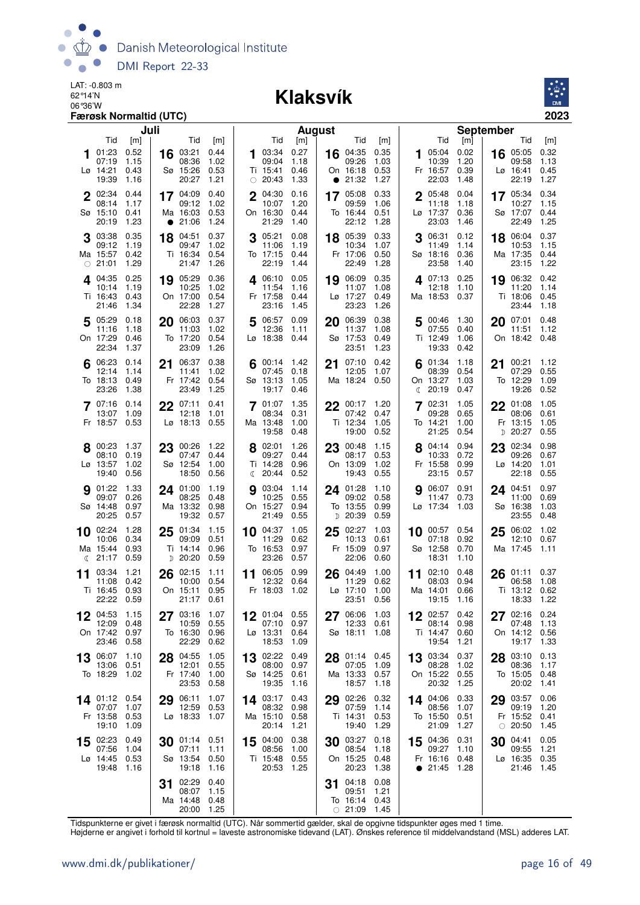LAT: -0.803 m
62°14'N
06°36'W

# Klaksvík

**Færøsk Normaltid (UTC)** — 2023

## Juli

| Dag | Tid | [m] | Tid | [m] | Tid | [m] | Tid | [m] |
|---|---|---|---|---|---|---|---|---|
| 1 Lø | 01:23 | 0.52 | 07:19 | 1.15 | 14:21 | 0.43 | 19:39 | 1.16 |
| 2 Sø | 02:34 | 0.44 | 08:14 | 1.17 | 15:10 | 0.41 | 20:19 | 1.23 |
| 3 Ma ○ | 03:38 | 0.35 | 09:12 | 1.19 | 15:57 | 0.42 | 21:01 | 1.29 |
| 4 Ti | 04:35 | 0.25 | 10:14 | 1.19 | 16:43 | 0.43 | 21:46 | 1.34 |
| 5 On | 05:29 | 0.18 | 11:16 | 1.18 | 17:29 | 0.46 | 22:34 | 1.37 |
| 6 To | 06:23 | 0.14 | 12:14 | 1.14 | 18:13 | 0.49 | 23:26 | 1.38 |
| 7 Fr | 07:16 | 0.14 | 13:07 | 1.09 | 18:57 | 0.53 | | |
| 8 Lø | 00:23 | 1.37 | 08:10 | 0.19 | 13:57 | 1.02 | 19:40 | 0.56 |
| 9 Sø | 01:22 | 1.33 | 09:07 | 0.26 | 14:48 | 0.97 | 20:25 | 0.57 |
| 10 Ma ☾ | 02:24 | 1.28 | 10:06 | 0.34 | 15:44 | 0.93 | 21:17 | 0.59 |
| 11 Ti | 03:34 | 1.21 | 11:08 | 0.42 | 16:45 | 0.93 | 22:22 | 0.59 |
| 12 On | 04:53 | 1.15 | 12:09 | 0.48 | 17:42 | 0.97 | 23:46 | 0.58 |
| 13 To | 06:07 | 1.10 | 13:06 | 0.51 | 18:29 | 1.02 | | |
| 14 Fr | 01:12 | 0.54 | 07:07 | 1.07 | 13:58 | 0.53 | 19:10 | 1.09 |
| 15 Lø | 02:23 | 0.49 | 07:56 | 1.04 | 14:45 | 0.53 | 19:48 | 1.16 |
| 16 Sø | 03:21 | 0.44 | 08:36 | 1.02 | 15:26 | 0.53 | 20:27 | 1.21 |
| 17 Ma ● | 04:09 | 0.40 | 09:12 | 1.02 | 16:03 | 0.53 | 21:06 | 1.24 |
| 18 Ti | 04:51 | 0.37 | 09:47 | 1.02 | 16:34 | 0.54 | 21:47 | 1.26 |
| 19 On | 05:29 | 0.36 | 10:25 | 1.02 | 17:00 | 0.54 | 22:28 | 1.27 |
| 20 To | 06:03 | 0.37 | 11:03 | 1.02 | 17:20 | 0.54 | 23:09 | 1.26 |
| 21 Fr | 06:37 | 0.38 | 11:41 | 1.02 | 17:42 | 0.54 | 23:49 | 1.25 |
| 22 Lø | 07:11 | 0.41 | 12:18 | 1.01 | 18:13 | 0.55 | | |
| 23 Sø | 00:26 | 1.22 | 07:47 | 0.44 | 12:54 | 1.00 | 18:50 | 0.56 |
| 24 Ma | 01:00 | 1.19 | 08:25 | 0.48 | 13:32 | 0.98 | 19:32 | 0.57 |
| 25 Ti ☽ | 01:34 | 1.15 | 09:09 | 0.51 | 14:14 | 0.96 | 20:20 | 0.59 |
| 26 On | 02:15 | 1.11 | 10:00 | 0.54 | 15:11 | 0.95 | 21:17 | 0.61 |
| 27 To | 03:16 | 1.07 | 10:59 | 0.55 | 16:30 | 0.96 | 22:29 | 0.62 |
| 28 Fr | 04:55 | 1.05 | 12:01 | 0.55 | 17:40 | 1.00 | 23:53 | 0.58 |
| 29 Lø | 06:11 | 1.07 | 12:59 | 0.53 | 18:33 | 1.07 | | |
| 30 Sø | 01:14 | 0.51 | 07:11 | 1.11 | 13:54 | 0.50 | 19:18 | 1.16 |
| 31 Ma | 02:29 | 0.40 | 08:07 | 1.15 | 14:48 | 0.48 | 20:00 | 1.25 |

## August

| Dag | Tid | [m] | Tid | [m] | Tid | [m] | Tid | [m] |
|---|---|---|---|---|---|---|---|---|
| 1 Ti ○ | 03:34 | 0.27 | 09:04 | 1.18 | 15:41 | 0.46 | 20:43 | 1.33 |
| 2 On | 04:30 | 0.16 | 10:07 | 1.20 | 16:30 | 0.44 | 21:29 | 1.40 |
| 3 To | 05:21 | 0.08 | 11:06 | 1.19 | 17:15 | 0.44 | 22:19 | 1.44 |
| 4 Fr | 06:10 | 0.05 | 11:54 | 1.16 | 17:58 | 0.44 | 23:16 | 1.45 |
| 5 Lø | 06:57 | 0.09 | 12:36 | 1.11 | 18:38 | 0.44 | | |
| 6 Sø | 00:14 | 1.42 | 07:45 | 0.18 | 13:13 | 1.05 | 19:17 | 0.46 |
| 7 Ma | 01:07 | 1.35 | 08:34 | 0.31 | 13:48 | 1.00 | 19:58 | 0.48 |
| 8 Ti ☾ | 02:01 | 1.26 | 09:27 | 0.44 | 14:28 | 0.96 | 20:44 | 0.52 |
| 9 On | 03:04 | 1.14 | 10:25 | 0.55 | 15:27 | 0.94 | 21:49 | 0.55 |
| 10 To | 04:37 | 1.05 | 11:29 | 0.62 | 16:53 | 0.97 | 23:26 | 0.57 |
| 11 Fr | 06:05 | 0.99 | 12:32 | 0.64 | 18:03 | 1.02 | | |
| 12 Lø | 01:04 | 0.55 | 07:10 | 0.97 | 13:31 | 0.64 | 18:53 | 1.09 |
| 13 Sø | 02:22 | 0.49 | 08:00 | 0.97 | 14:25 | 0.61 | 19:35 | 1.16 |
| 14 Ma | 03:17 | 0.43 | 08:32 | 0.98 | 15:10 | 0.58 | 20:14 | 1.21 |
| 15 Ti | 04:00 | 0.38 | 08:56 | 1.00 | 15:48 | 0.55 | 20:53 | 1.25 |
| 16 On ● | 04:35 | 0.35 | 09:26 | 1.03 | 16:18 | 0.53 | 21:32 | 1.27 |
| 17 To | 05:08 | 0.33 | 09:59 | 1.06 | 16:44 | 0.51 | 22:12 | 1.28 |
| 18 Fr | 05:39 | 0.33 | 10:34 | 1.07 | 17:06 | 0.50 | 22:49 | 1.28 |
| 19 Lø | 06:09 | 0.35 | 11:07 | 1.08 | 17:27 | 0.49 | 23:23 | 1.26 |
| 20 Sø | 06:39 | 0.38 | 11:37 | 1.08 | 17:53 | 0.49 | 23:51 | 1.23 |
| 21 Ma | 07:10 | 0.42 | 12:05 | 1.07 | 18:24 | 0.50 | | |
| 22 Ti | 00:17 | 1.20 | 07:42 | 0.47 | 12:34 | 1.05 | 19:00 | 0.52 |
| 23 On | 00:48 | 1.15 | 08:17 | 0.53 | 13:09 | 1.02 | 19:43 | 0.55 |
| 24 To ☽ | 01:28 | 1.10 | 09:02 | 0.58 | 13:55 | 0.99 | 20:39 | 0.59 |
| 25 Fr | 02:27 | 1.03 | 10:13 | 0.61 | 15:09 | 0.97 | 22:06 | 0.60 |
| 26 Lø | 04:49 | 1.00 | 11:29 | 0.62 | 17:10 | 1.00 | 23:51 | 0.56 |
| 27 Sø | 06:06 | 1.03 | 12:33 | 0.61 | 18:11 | 1.08 | | |
| 28 Ma | 01:14 | 0.45 | 07:05 | 1.09 | 13:33 | 0.57 | 18:57 | 1.18 |
| 29 Ti | 02:26 | 0.32 | 07:59 | 1.14 | 14:31 | 0.53 | 19:40 | 1.29 |
| 30 On | 03:27 | 0.18 | 08:54 | 1.18 | 15:25 | 0.48 | 20:23 | 1.38 |
| 31 To ○ | 04:18 | 0.08 | 09:51 | 1.21 | 16:14 | 0.43 | 21:09 | 1.45 |

## September

| Dag | Tid | [m] | Tid | [m] | Tid | [m] | Tid | [m] |
|---|---|---|---|---|---|---|---|---|
| 1 Fr | 05:04 | 0.02 | 10:39 | 1.20 | 16:57 | 0.39 | 22:03 | 1.48 |
| 2 Lø | 05:48 | 0.04 | 11:18 | 1.18 | 17:37 | 0.36 | 23:03 | 1.46 |
| 3 Sø | 06:31 | 0.12 | 11:49 | 1.14 | 18:16 | 0.36 | 23:58 | 1.40 |
| 4 Ma | 07:13 | 0.25 | 12:18 | 1.10 | 18:53 | 0.37 | | |
| 5 Ti | 00:46 | 1.30 | 07:55 | 0.40 | 12:49 | 1.06 | 19:33 | 0.42 |
| 6 On ☾ | 01:34 | 1.18 | 08:39 | 0.54 | 13:27 | 1.03 | 20:19 | 0.47 |
| 7 To | 02:31 | 1.05 | 09:28 | 0.65 | 14:21 | 1.00 | 21:25 | 0.54 |
| 8 Fr | 04:14 | 0.94 | 10:33 | 0.72 | 15:58 | 0.99 | 23:15 | 0.57 |
| 9 Lø | 06:07 | 0.91 | 11:47 | 0.73 | 17:34 | 1.03 | | |
| 10 Sø | 00:57 | 0.54 | 07:18 | 0.92 | 12:58 | 0.70 | 18:31 | 1.10 |
| 11 Ma | 02:10 | 0.48 | 08:03 | 0.94 | 14:01 | 0.66 | 19:15 | 1.16 |
| 12 Ti | 02:57 | 0.42 | 08:14 | 0.98 | 14:47 | 0.60 | 19:54 | 1.21 |
| 13 On | 03:34 | 0.37 | 08:28 | 1.02 | 15:22 | 0.55 | 20:32 | 1.25 |
| 14 To | 04:06 | 0.33 | 08:56 | 1.07 | 15:50 | 0.51 | 21:09 | 1.27 |
| 15 Fr ● | 04:36 | 0.31 | 09:27 | 1.10 | 16:16 | 0.48 | 21:45 | 1.28 |
| 16 Lø | 05:05 | 0.32 | 09:58 | 1.13 | 16:41 | 0.45 | 22:19 | 1.27 |
| 17 Sø | 05:34 | 0.34 | 10:27 | 1.15 | 17:07 | 0.44 | 22:49 | 1.25 |
| 18 Ma | 06:04 | 0.37 | 10:53 | 1.15 | 17:35 | 0.44 | 23:15 | 1.22 |
| 19 Ti | 06:32 | 0.42 | 11:20 | 1.14 | 18:06 | 0.45 | 23:44 | 1.18 |
| 20 On | 07:01 | 0.48 | 11:51 | 1.12 | 18:42 | 0.48 | | |
| 21 To | 00:21 | 1.12 | 07:29 | 0.55 | 12:29 | 1.09 | 19:26 | 0.52 |
| 22 Fr ☽ | 01:08 | 1.05 | 08:06 | 0.61 | 13:15 | 1.05 | 20:27 | 0.55 |
| 23 Lø | 02:34 | 0.98 | 09:26 | 0.67 | 14:20 | 1.01 | 22:18 | 0.55 |
| 24 Sø | 04:51 | 0.97 | 11:00 | 0.69 | 16:38 | 1.03 | 23:55 | 0.48 |
| 25 Ma | 06:02 | 1.02 | 12:10 | 0.67 | 17:45 | 1.11 | | |
| 26 Ti | 01:11 | 0.37 | 06:58 | 1.08 | 13:12 | 0.62 | 18:33 | 1.22 |
| 27 On | 02:16 | 0.24 | 07:48 | 1.13 | 14:12 | 0.56 | 19:17 | 1.33 |
| 28 To | 03:10 | 0.13 | 08:36 | 1.17 | 15:05 | 0.48 | 20:02 | 1.41 |
| 29 Fr ○ | 03:57 | 0.06 | 09:19 | 1.20 | 15:52 | 0.41 | 20:50 | 1.45 |
| 30 Lø | 04:41 | 0.05 | 09:55 | 1.21 | 16:35 | 0.35 | 21:46 | 1.45 |

Tidspunkterne er givet i færøsk normaltid (UTC). Når sommertid gælder, skal de opgivne tidspunkter øges med 1 time.
Højderne er angivet i forhold til kortnul = laveste astronomiske tidevand (LAT). Ønskes reference til middelvandstand (MSL) adderes LAT.

www.dmi.dk/publikationer/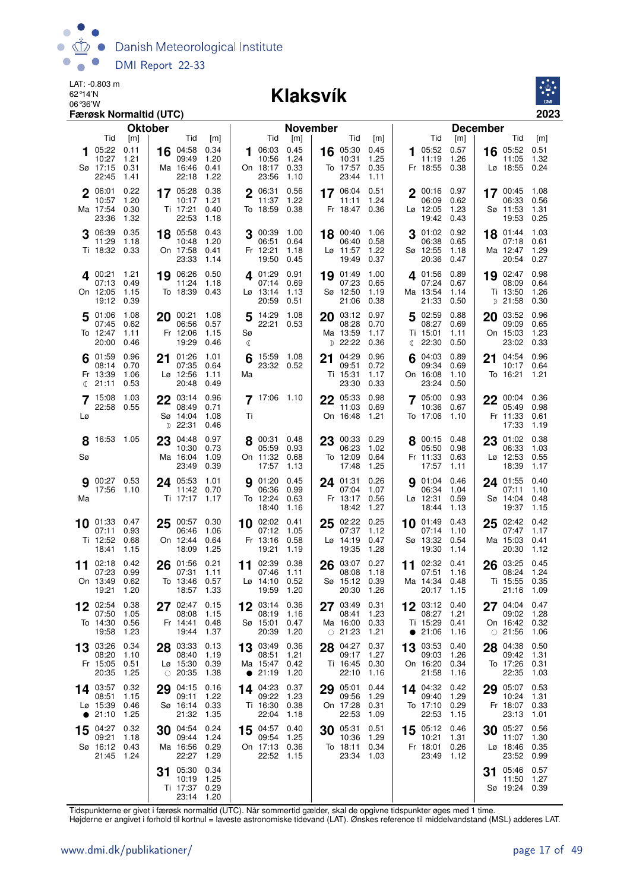LAT: -0.803 m
62°14'N
06°36'W

# Klaksvík

**Færøsk Normaltid (UTC)** **2023**

## Oktober

| Dag | Tid | [m] | Dag | Tid | [m] |
|---|---|---|---|---|---|
| 1 Sø | 05:22<br>10:27<br>17:15<br>22:45 | 0.11<br>1.21<br>0.31<br>1.41 | 16 Ma | 04:58<br>09:49<br>16:46<br>22:18 | 0.34<br>1.20<br>0.41<br>1.22 |
| 2 Ma | 06:01<br>10:57<br>17:54<br>23:36 | 0.22<br>1.20<br>0.30<br>1.32 | 17 Ti | 05:28<br>10:17<br>17:21<br>22:53 | 0.38<br>1.21<br>0.40<br>1.18 |
| 3 Ti | 06:39<br>11:29<br>18:32 | 0.35<br>1.18<br>0.33 | 18 On | 05:58<br>10:48<br>17:58<br>23:33 | 0.43<br>1.20<br>0.41<br>1.14 |
| 4 On | 00:21<br>07:13<br>12:05<br>19:12 | 1.21<br>0.49<br>1.15<br>0.39 | 19 To | 06:26<br>11:24<br>18:39 | 0.50<br>1.18<br>0.43 |
| 5 To | 01:06<br>07:45<br>12:47<br>20:00 | 1.08<br>0.62<br>1.11<br>0.46 | 20 Fr | 00:21<br>06:56<br>12:06<br>19:29 | 1.08<br>0.57<br>1.15<br>0.46 |
| 6 Fr ☾ | 01:59<br>08:14<br>13:39<br>21:11 | 0.96<br>0.70<br>1.06<br>0.53 | 21 Lø | 01:26<br>07:35<br>12:56<br>20:48 | 1.01<br>0.64<br>1.11<br>0.49 |
| 7 Lø | 15:08<br>22:58 | 1.03<br>0.55 | 22 Sø ☽ | 03:14<br>08:49<br>14:04<br>22:31 | 0.96<br>0.71<br>1.08<br>0.46 |
| 8 Sø | 16:53 | 1.05 | 23 Ma | 04:48<br>10:30<br>16:04<br>23:49 | 0.97<br>0.73<br>1.09<br>0.39 |
| 9 Ma | 00:27<br>17:56 | 0.53<br>1.10 | 24 Ti | 05:53<br>11:42<br>17:17 | 1.01<br>0.70<br>1.17 |
| 10 Ti | 01:33<br>07:11<br>12:52<br>18:41 | 0.47<br>0.93<br>0.68<br>1.15 | 25 On | 00:57<br>06:46<br>12:44<br>18:09 | 0.30<br>1.06<br>0.64<br>1.25 |
| 11 On | 02:18<br>07:23<br>13:49<br>19:21 | 0.42<br>0.99<br>0.62<br>1.20 | 26 To | 01:56<br>07:31<br>13:46<br>18:57 | 0.21<br>1.11<br>0.57<br>1.33 |
| 12 To | 02:54<br>07:50<br>14:30<br>19:58 | 0.38<br>1.05<br>0.56<br>1.23 | 27 Fr | 02:47<br>08:08<br>14:41<br>19:44 | 0.15<br>1.15<br>0.48<br>1.37 |
| 13 Fr | 03:26<br>08:20<br>15:05<br>20:35 | 0.34<br>1.10<br>0.51<br>1.25 | 28 Lø ○ | 03:33<br>08:40<br>15:30<br>20:35 | 0.13<br>1.19<br>0.39<br>1.38 |
| 14 Lø ● | 03:57<br>08:51<br>15:39<br>21:10 | 0.32<br>1.15<br>0.46<br>1.25 | 29 Sø | 04:15<br>09:11<br>16:14<br>21:32 | 0.16<br>1.22<br>0.33<br>1.35 |
| 15 Sø | 04:27<br>09:21<br>16:12<br>21:45 | 0.32<br>1.18<br>0.43<br>1.24 | 30 Ma | 04:54<br>09:44<br>16:56<br>22:27 | 0.24<br>1.24<br>0.29<br>1.29 |
| | | | 31 Ti | 05:30<br>10:19<br>17:37<br>23:14 | 0.34<br>1.25<br>0.29<br>1.20 |

## November

| Dag | Tid | [m] | Dag | Tid | [m] |
|---|---|---|---|---|---|
| 1 On | 06:03<br>10:56<br>18:17<br>23:56 | 0.45<br>1.24<br>0.33<br>1.10 | 16 To | 05:30<br>10:31<br>17:57<br>23:44 | 0.45<br>1.25<br>0.35<br>1.11 |
| 2 To | 06:31<br>11:37<br>18:59 | 0.56<br>1.22<br>0.38 | 17 Fr | 06:04<br>11:11<br>18:47 | 0.51<br>1.24<br>0.36 |
| 3 Fr | 00:39<br>06:51<br>12:21<br>19:50 | 1.00<br>0.64<br>1.18<br>0.45 | 18 Lø | 00:40<br>06:40<br>11:57<br>19:49 | 1.06<br>0.58<br>1.22<br>0.37 |
| 4 Lø | 01:29<br>07:14<br>13:14<br>20:59 | 0.91<br>0.69<br>1.13<br>0.51 | 19 Sø | 01:49<br>07:23<br>12:50<br>21:06 | 1.00<br>0.65<br>1.19<br>0.38 |
| 5 Sø ☾ | 14:29<br>22:21 | 1.08<br>0.53 | 20 Ma ☽ | 03:12<br>08:28<br>13:59<br>22:22 | 0.97<br>0.70<br>1.17<br>0.36 |
| 6 Ma | 15:59<br>23:32 | 1.08<br>0.52 | 21 Ti | 04:29<br>09:51<br>15:31<br>23:30 | 0.96<br>0.72<br>1.17<br>0.33 |
| 7 Ti | 17:06 | 1.10 | 22 On | 05:33<br>11:03<br>16:48 | 0.98<br>0.69<br>1.21 |
| 8 On | 00:31<br>05:59<br>11:32<br>17:57 | 0.48<br>0.93<br>0.68<br>1.13 | 23 To | 00:33<br>06:23<br>12:09<br>17:48 | 0.29<br>1.02<br>0.64<br>1.25 |
| 9 To | 01:20<br>06:36<br>12:24<br>18:40 | 0.45<br>0.99<br>0.63<br>1.16 | 24 Fr | 01:31<br>07:04<br>13:17<br>18:42 | 0.26<br>1.07<br>0.56<br>1.27 |
| 10 Fr | 02:02<br>07:12<br>13:16<br>19:21 | 0.41<br>1.05<br>0.58<br>1.19 | 25 Lø | 02:22<br>07:37<br>14:19<br>19:35 | 0.25<br>1.12<br>0.47<br>1.28 |
| 11 Lø | 02:39<br>07:46<br>14:10<br>19:59 | 0.38<br>1.11<br>0.52<br>1.20 | 26 Sø | 03:07<br>08:08<br>15:12<br>20:30 | 0.27<br>1.18<br>0.39<br>1.26 |
| 12 Sø | 03:14<br>08:19<br>15:01<br>20:39 | 0.36<br>1.16<br>0.47<br>1.20 | 27 Ma ○ | 03:49<br>08:41<br>16:00<br>21:23 | 0.31<br>1.23<br>0.33<br>1.21 |
| 13 Ma ● | 03:49<br>08:51<br>15:47<br>21:19 | 0.36<br>1.21<br>0.42<br>1.20 | 28 Ti | 04:27<br>09:17<br>16:45<br>22:10 | 0.37<br>1.27<br>0.30<br>1.16 |
| 14 Ti | 04:23<br>09:22<br>16:30<br>22:04 | 0.37<br>1.23<br>0.38<br>1.18 | 29 On | 05:01<br>09:56<br>17:28<br>22:53 | 0.44<br>1.29<br>0.31<br>1.09 |
| 15 On | 04:57<br>09:54<br>17:13<br>22:52 | 0.40<br>1.25<br>0.36<br>1.15 | 30 To | 05:31<br>10:36<br>18:11<br>23:34 | 0.51<br>1.29<br>0.34<br>1.03 |

## December

| Dag | Tid | [m] | Dag | Tid | [m] |
|---|---|---|---|---|---|
| 1 Fr | 05:52<br>11:19<br>18:55 | 0.57<br>1.26<br>0.38 | 16 Lø | 05:52<br>11:05<br>18:55 | 0.51<br>1.32<br>0.24 |
| 2 Lø | 00:16<br>06:09<br>12:05<br>19:42 | 0.97<br>0.62<br>1.23<br>0.43 | 17 Sø | 00:45<br>06:33<br>11:53<br>19:53 | 1.08<br>0.56<br>1.31<br>0.25 |
| 3 Sø | 01:02<br>06:38<br>12:55<br>20:36 | 0.92<br>0.65<br>1.18<br>0.47 | 18 Ma | 01:44<br>07:18<br>12:47<br>20:54 | 1.03<br>0.61<br>1.29<br>0.27 |
| 4 Ma | 01:56<br>07:24<br>13:54<br>21:33 | 0.89<br>0.67<br>1.14<br>0.50 | 19 Ti ☽ | 02:47<br>08:09<br>13:50<br>21:58 | 0.98<br>0.64<br>1.26<br>0.30 |
| 5 Ti ☾ | 02:59<br>08:27<br>15:01<br>22:30 | 0.88<br>0.69<br>1.11<br>0.50 | 20 On | 03:52<br>09:09<br>15:03<br>23:02 | 0.96<br>0.65<br>1.23<br>0.33 |
| 6 On | 04:03<br>09:34<br>16:08<br>23:24 | 0.89<br>0.69<br>1.10<br>0.50 | 21 To | 04:54<br>10:17<br>16:21 | 0.96<br>0.64<br>1.21 |
| 7 To | 05:00<br>10:36<br>17:06 | 0.93<br>0.67<br>1.10 | 22 Fr | 00:04<br>05:49<br>11:33<br>17:33 | 0.36<br>0.98<br>0.61<br>1.19 |
| 8 Fr | 00:15<br>05:50<br>11:33<br>17:57 | 0.48<br>0.98<br>0.63<br>1.11 | 23 Lø | 01:02<br>06:33<br>12:53<br>18:39 | 0.38<br>1.03<br>0.55<br>1.17 |
| 9 Lø | 01:04<br>06:34<br>12:31<br>18:44 | 0.46<br>1.04<br>0.59<br>1.13 | 24 Sø | 01:55<br>07:11<br>14:04<br>19:37 | 0.40<br>1.10<br>0.48<br>1.15 |
| 10 Sø | 01:49<br>07:14<br>13:32<br>19:30 | 0.43<br>1.10<br>0.54<br>1.14 | 25 Ma | 02:42<br>07:47<br>15:03<br>20:30 | 0.42<br>1.17<br>0.41<br>1.12 |
| 11 Ma | 02:32<br>07:51<br>14:34<br>20:17 | 0.41<br>1.16<br>0.48<br>1.15 | 26 Ti | 03:25<br>08:24<br>15:55<br>21:16 | 0.45<br>1.24<br>0.35<br>1.09 |
| 12 Ti ● | 03:12<br>08:27<br>15:29<br>21:06 | 0.40<br>1.21<br>0.41<br>1.16 | 27 On ○ | 04:04<br>09:02<br>16:42<br>21:56 | 0.47<br>1.28<br>0.32<br>1.06 |
| 13 On | 03:53<br>09:03<br>16:20<br>21:58 | 0.40<br>1.26<br>0.34<br>1.16 | 28 To | 04:38<br>09:42<br>17:26<br>22:35 | 0.50<br>1.31<br>0.31<br>1.03 |
| 14 To | 04:32<br>09:40<br>17:10<br>22:53 | 0.42<br>1.29<br>0.29<br>1.15 | 29 Fr | 05:07<br>10:24<br>18:07<br>23:13 | 0.53<br>1.31<br>0.33<br>1.01 |
| 15 Fr | 05:12<br>10:21<br>18:01<br>23:49 | 0.46<br>1.31<br>0.26<br>1.12 | 30 Lø | 05:27<br>11:07<br>18:46<br>23:52 | 0.56<br>1.30<br>0.35<br>0.99 |
| | | | 31 Sø | 05:46<br>11:50<br>19:24 | 0.57<br>1.27<br>0.39 |

Tidspunkterne er givet i færøsk normaltid (UTC). Når sommertid gælder, skal de opgivne tidspunkter øges med 1 time.
Højderne er angivet i forhold til kortnul = laveste astronomiske tidevand (LAT). Ønskes reference til middelvandstand (MSL) adderes LAT.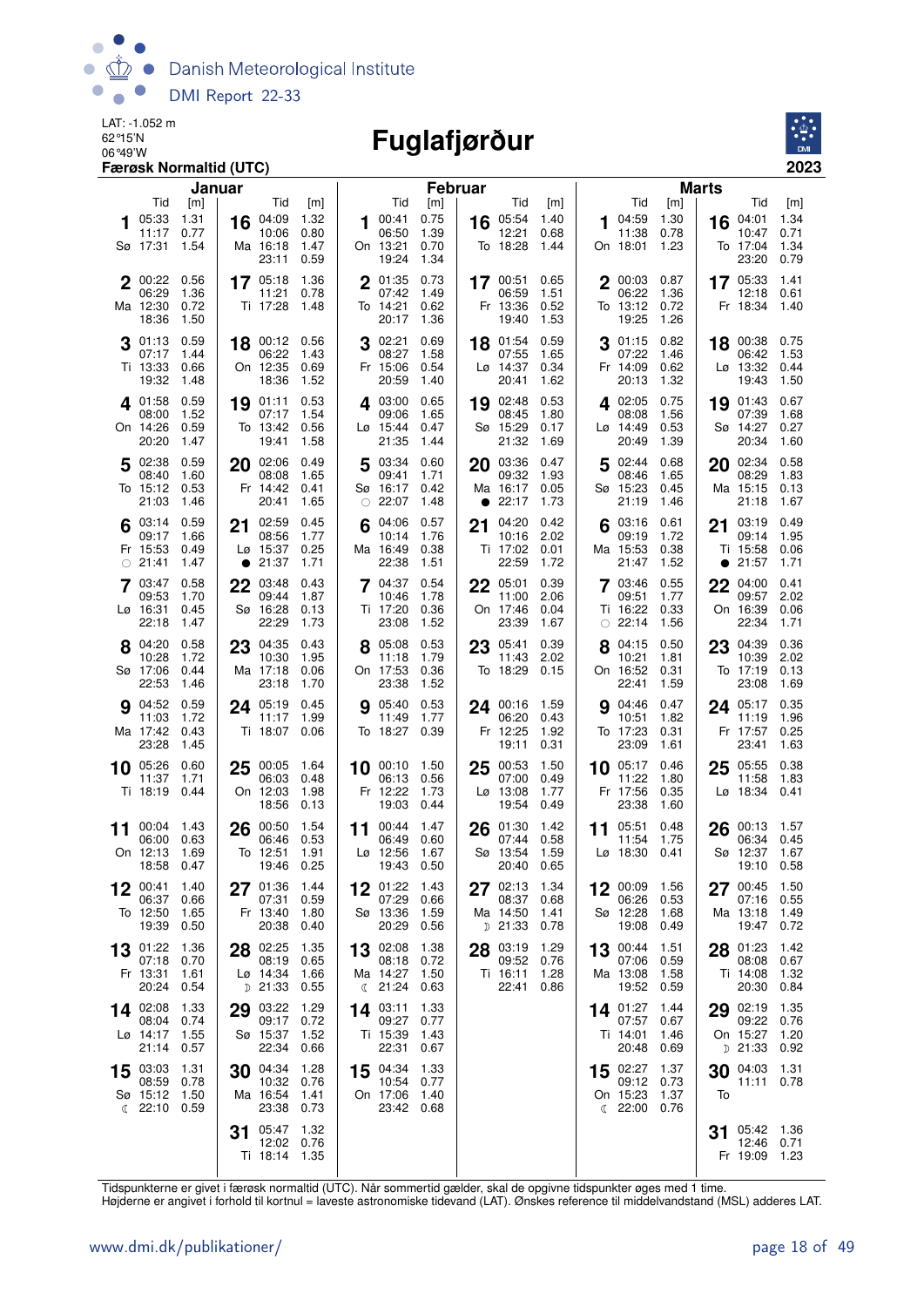LAT: -1.052 m
62°15'N
06°49'W
**Færøsk Normaltid (UTC)**

# Fuglafjørður

**2023**

## Januar

| Dag | Tid | [m] |
|---|---|---|
| 1 Sø | 05:33 | 1.31 |
| | 11:17 | 0.77 |
| | 17:31 | 1.54 |
| 2 Ma | 00:22 | 0.56 |
| | 06:29 | 1.36 |
| | 12:30 | 0.72 |
| | 18:36 | 1.50 |
| 3 Ti | 01:13 | 0.59 |
| | 07:17 | 1.44 |
| | 13:33 | 0.66 |
| | 19:32 | 1.48 |
| 4 On | 01:58 | 0.59 |
| | 08:00 | 1.52 |
| | 14:26 | 0.59 |
| | 20:20 | 1.47 |
| 5 To | 02:38 | 0.59 |
| | 08:40 | 1.60 |
| | 15:12 | 0.53 |
| | 21:03 | 1.46 |
| 6 Fr ○ | 03:14 | 0.59 |
| | 09:17 | 1.66 |
| | 15:53 | 0.49 |
| | 21:41 | 1.47 |
| 7 Lø | 03:47 | 0.58 |
| | 09:53 | 1.70 |
| | 16:31 | 0.45 |
| | 22:18 | 1.47 |
| 8 Sø | 04:20 | 0.58 |
| | 10:28 | 1.72 |
| | 17:06 | 0.44 |
| | 22:53 | 1.46 |
| 9 Ma | 04:52 | 0.59 |
| | 11:03 | 1.72 |
| | 17:42 | 0.43 |
| | 23:28 | 1.45 |
| 10 Ti | 05:26 | 0.60 |
| | 11:37 | 1.71 |
| | 18:19 | 0.44 |
| 11 On | 00:04 | 1.43 |
| | 06:00 | 0.63 |
| | 12:13 | 1.69 |
| | 18:58 | 0.47 |
| 12 To | 00:41 | 1.40 |
| | 06:37 | 0.66 |
| | 12:50 | 1.65 |
| | 19:39 | 0.50 |
| 13 Fr | 01:22 | 1.36 |
| | 07:18 | 0.70 |
| | 13:31 | 1.61 |
| | 20:24 | 0.54 |
| 14 Lø | 02:08 | 1.33 |
| | 08:04 | 0.74 |
| | 14:17 | 1.55 |
| | 21:14 | 0.57 |
| 15 Sø ☾ | 03:03 | 1.31 |
| | 08:59 | 0.78 |
| | 15:12 | 1.50 |
| | 22:10 | 0.59 |
| 16 Ma | 04:09 | 1.32 |
| | 10:06 | 0.80 |
| | 16:18 | 1.47 |
| | 23:11 | 0.59 |
| 17 Ti | 05:18 | 1.36 |
| | 11:21 | 0.78 |
| | 17:28 | 1.48 |
| 18 On | 00:12 | 0.56 |
| | 06:22 | 1.43 |
| | 12:35 | 0.69 |
| | 18:36 | 1.52 |
| 19 To | 01:11 | 0.53 |
| | 07:17 | 1.54 |
| | 13:42 | 0.56 |
| | 19:41 | 1.58 |
| 20 Fr | 02:06 | 0.49 |
| | 08:08 | 1.65 |
| | 14:42 | 0.41 |
| | 20:41 | 1.65 |
| 21 Lø ● | 02:59 | 0.45 |
| | 08:56 | 1.77 |
| | 15:37 | 0.25 |
| | 21:37 | 1.71 |
| 22 Sø | 03:48 | 0.43 |
| | 09:44 | 1.87 |
| | 16:28 | 0.13 |
| | 22:29 | 1.73 |
| 23 Ma | 04:35 | 0.43 |
| | 10:30 | 1.95 |
| | 17:18 | 0.06 |
| | 23:18 | 1.70 |
| 24 Ti | 05:19 | 0.45 |
| | 11:17 | 1.99 |
| | 18:07 | 0.06 |
| 25 On | 00:05 | 1.64 |
| | 06:03 | 0.48 |
| | 12:03 | 1.98 |
| | 18:56 | 0.13 |
| 26 To | 00:50 | 1.54 |
| | 06:46 | 0.53 |
| | 12:51 | 1.91 |
| | 19:46 | 0.25 |
| 27 Fr | 01:36 | 1.44 |
| | 07:31 | 0.59 |
| | 13:40 | 1.80 |
| | 20:38 | 0.40 |
| 28 Lø ☽ | 02:25 | 1.35 |
| | 08:19 | 0.65 |
| | 14:34 | 1.66 |
| | 21:33 | 0.55 |
| 29 Sø | 03:22 | 1.29 |
| | 09:17 | 0.72 |
| | 15:37 | 1.52 |
| | 22:34 | 0.66 |
| 30 Ma | 04:34 | 1.28 |
| | 10:32 | 0.76 |
| | 16:54 | 1.41 |
| | 23:38 | 0.73 |
| 31 Ti | 05:47 | 1.32 |
| | 12:02 | 0.76 |
| | 18:14 | 1.35 |

## Februar

| Dag | Tid | [m] |
|---|---|---|
| 1 On | 00:41 | 0.75 |
| | 06:50 | 1.39 |
| | 13:21 | 0.70 |
| | 19:24 | 1.34 |
| 2 To | 01:35 | 0.73 |
| | 07:42 | 1.49 |
| | 14:21 | 0.62 |
| | 20:17 | 1.36 |
| 3 Fr | 02:21 | 0.69 |
| | 08:27 | 1.58 |
| | 15:06 | 0.54 |
| | 20:59 | 1.40 |
| 4 Lø | 03:00 | 0.65 |
| | 09:06 | 1.65 |
| | 15:44 | 0.47 |
| | 21:35 | 1.44 |
| 5 Sø ○ | 03:34 | 0.60 |
| | 09:41 | 1.71 |
| | 16:17 | 0.42 |
| | 22:07 | 1.48 |
| 6 Ma | 04:06 | 0.57 |
| | 10:14 | 1.76 |
| | 16:49 | 0.38 |
| | 22:38 | 1.51 |
| 7 Ti | 04:37 | 0.54 |
| | 10:46 | 1.78 |
| | 17:20 | 0.36 |
| | 23:08 | 1.52 |
| 8 On | 05:08 | 0.53 |
| | 11:18 | 1.79 |
| | 17:53 | 0.36 |
| | 23:38 | 1.52 |
| 9 To | 05:40 | 0.53 |
| | 11:49 | 1.77 |
| | 18:27 | 0.39 |
| 10 Fr | 00:10 | 1.50 |
| | 06:13 | 0.56 |
| | 12:22 | 1.73 |
| | 19:03 | 0.44 |
| 11 Lø | 00:44 | 1.47 |
| | 06:49 | 0.60 |
| | 12:56 | 1.67 |
| | 19:43 | 0.50 |
| 12 Sø | 01:22 | 1.43 |
| | 07:29 | 0.66 |
| | 13:36 | 1.59 |
| | 20:29 | 0.56 |
| 13 Ma ☾ | 02:08 | 1.38 |
| | 08:18 | 0.72 |
| | 14:27 | 1.50 |
| | 21:24 | 0.63 |
| 14 Ti | 03:11 | 1.33 |
| | 09:27 | 0.77 |
| | 15:39 | 1.43 |
| | 22:31 | 0.67 |
| 15 On | 04:34 | 1.33 |
| | 10:54 | 0.77 |
| | 17:06 | 1.40 |
| | 23:42 | 0.68 |
| 16 To | 05:54 | 1.40 |
| | 12:21 | 0.68 |
| | 18:28 | 1.44 |
| 17 Fr | 00:51 | 0.65 |
| | 06:59 | 1.51 |
| | 13:36 | 0.52 |
| | 19:40 | 1.53 |
| 18 Lø | 01:54 | 0.59 |
| | 07:55 | 1.65 |
| | 14:37 | 0.34 |
| | 20:41 | 1.62 |
| 19 Sø | 02:48 | 0.53 |
| | 08:45 | 1.80 |
| | 15:29 | 0.17 |
| | 21:32 | 1.69 |
| 20 Ma ● | 03:36 | 0.47 |
| | 09:32 | 1.93 |
| | 16:17 | 0.05 |
| | 22:17 | 1.73 |
| 21 Ti | 04:20 | 0.42 |
| | 10:16 | 2.02 |
| | 17:02 | 0.01 |
| | 22:59 | 1.72 |
| 22 On | 05:01 | 0.39 |
| | 11:00 | 2.06 |
| | 17:46 | 0.04 |
| | 23:39 | 1.67 |
| 23 To | 05:41 | 0.39 |
| | 11:43 | 2.02 |
| | 18:29 | 0.15 |
| 24 Fr | 00:16 | 1.59 |
| | 06:20 | 0.43 |
| | 12:25 | 1.92 |
| | 19:11 | 0.31 |
| 25 Lø | 00:53 | 1.50 |
| | 07:00 | 0.49 |
| | 13:08 | 1.77 |
| | 19:54 | 0.49 |
| 26 Sø | 01:30 | 1.42 |
| | 07:44 | 0.58 |
| | 13:54 | 1.59 |
| | 20:40 | 0.65 |
| 27 Ma ☽ | 02:13 | 1.34 |
| | 08:37 | 0.68 |
| | 14:50 | 1.41 |
| | 21:33 | 0.78 |
| 28 Ti | 03:19 | 1.29 |
| | 09:52 | 0.76 |
| | 16:11 | 1.28 |
| | 22:41 | 0.86 |

## Marts

| Dag | Tid | [m] |
|---|---|---|
| 1 On | 04:59 | 1.30 |
| | 11:38 | 0.78 |
| | 18:01 | 1.23 |
| 2 To | 00:03 | 0.87 |
| | 06:22 | 1.36 |
| | 13:12 | 0.72 |
| | 19:25 | 1.26 |
| 3 Fr | 01:15 | 0.82 |
| | 07:22 | 1.46 |
| | 14:09 | 0.62 |
| | 20:13 | 1.32 |
| 4 Lø | 02:05 | 0.75 |
| | 08:08 | 1.56 |
| | 14:49 | 0.53 |
| | 20:49 | 1.39 |
| 5 Sø | 02:44 | 0.68 |
| | 08:46 | 1.65 |
| | 15:23 | 0.45 |
| | 21:19 | 1.46 |
| 6 Ma | 03:16 | 0.61 |
| | 09:19 | 1.72 |
| | 15:53 | 0.38 |
| | 21:47 | 1.52 |
| 7 Ti ○ | 03:46 | 0.55 |
| | 09:51 | 1.77 |
| | 16:22 | 0.33 |
| | 22:14 | 1.56 |
| 8 On | 04:15 | 0.50 |
| | 10:21 | 1.81 |
| | 16:52 | 0.31 |
| | 22:41 | 1.59 |
| 9 To | 04:46 | 0.47 |
| | 10:51 | 1.82 |
| | 17:23 | 0.31 |
| | 23:09 | 1.61 |
| 10 Fr | 05:17 | 0.46 |
| | 11:22 | 1.80 |
| | 17:56 | 0.35 |
| | 23:38 | 1.60 |
| 11 Lø | 05:51 | 0.48 |
| | 11:54 | 1.75 |
| | 18:30 | 0.41 |
| 12 Sø | 00:09 | 1.56 |
| | 06:26 | 0.53 |
| | 12:28 | 1.68 |
| | 19:08 | 0.49 |
| 13 Ma | 00:44 | 1.51 |
| | 07:06 | 0.59 |
| | 13:08 | 1.58 |
| | 19:52 | 0.59 |
| 14 Ti | 01:27 | 1.44 |
| | 07:57 | 0.67 |
| | 14:01 | 1.46 |
| | 20:48 | 0.69 |
| 15 On ☾ | 02:27 | 1.37 |
| | 09:12 | 0.73 |
| | 15:23 | 1.37 |
| | 22:00 | 0.76 |
| 16 To | 04:01 | 1.34 |
| | 10:47 | 0.71 |
| | 17:04 | 1.34 |
| | 23:20 | 0.79 |
| 17 Fr | 05:33 | 1.41 |
| | 12:18 | 0.61 |
| | 18:34 | 1.40 |
| 18 Lø | 00:38 | 0.75 |
| | 06:42 | 1.53 |
| | 13:32 | 0.44 |
| | 19:43 | 1.50 |
| 19 Sø | 01:43 | 0.67 |
| | 07:39 | 1.68 |
| | 14:27 | 0.27 |
| | 20:34 | 1.60 |
| 20 Ma | 02:34 | 0.58 |
| | 08:29 | 1.83 |
| | 15:15 | 0.13 |
| | 21:18 | 1.67 |
| 21 Ti ● | 03:19 | 0.49 |
| | 09:14 | 1.95 |
| | 15:58 | 0.06 |
| | 21:57 | 1.71 |
| 22 On | 04:00 | 0.41 |
| | 09:57 | 2.02 |
| | 16:39 | 0.06 |
| | 22:34 | 1.71 |
| 23 To | 04:39 | 0.36 |
| | 10:39 | 2.02 |
| | 17:19 | 0.13 |
| | 23:08 | 1.69 |
| 24 Fr | 05:17 | 0.35 |
| | 11:19 | 1.96 |
| | 17:57 | 0.25 |
| | 23:41 | 1.63 |
| 25 Lø | 05:55 | 0.38 |
| | 11:58 | 1.83 |
| | 18:34 | 0.41 |
| 26 Sø | 00:13 | 1.57 |
| | 06:34 | 0.45 |
| | 12:37 | 1.67 |
| | 19:10 | 0.58 |
| 27 Ma | 00:45 | 1.50 |
| | 07:16 | 0.55 |
| | 13:18 | 1.49 |
| | 19:47 | 0.72 |
| 28 Ti | 01:23 | 1.42 |
| | 08:08 | 0.67 |
| | 14:08 | 1.32 |
| | 20:30 | 0.84 |
| 29 On ☽ | 02:19 | 1.35 |
| | 09:22 | 0.76 |
| | 15:27 | 1.20 |
| | 21:33 | 0.92 |
| 30 To | 04:03 | 1.31 |
| | 11:11 | 0.78 |
| 31 Fr | 05:42 | 1.36 |
| | 12:46 | 0.71 |
| | 19:09 | 1.23 |

Tidspunkterne er givet i færøsk normaltid (UTC). Når sommertid gælder, skal de opgivne tidspunkter øges med 1 time.
Højderne er angivet i forhold til kortnul = laveste astronomiske tidevand (LAT). Ønskes reference til middelvandstand (MSL) adderes LAT.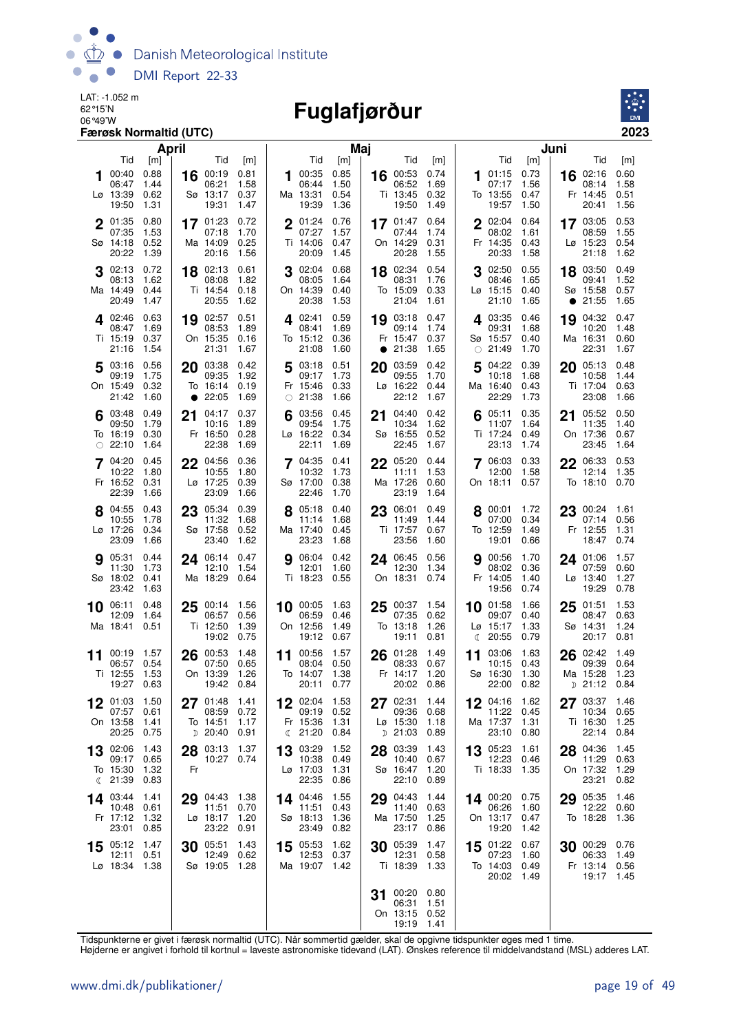LAT: -1.052 m
62°15'N
06°49'W
**Færøsk Normaltid (UTC)**

# Fuglafjørður

**2023**

## April

| Dag | Tid | [m] | Tid | [m] | Tid | [m] | Tid | [m] |
|---|---|---|---|---|---|---|---|---|
| 1 Lø | 00:40 | 0.88 | 06:47 | 1.44 | 13:39 | 0.62 | 19:50 | 1.31 |
| 2 Sø | 01:35 | 0.80 | 07:35 | 1.53 | 14:18 | 0.52 | 20:22 | 1.39 |
| 3 Ma | 02:13 | 0.72 | 08:13 | 1.62 | 14:49 | 0.44 | 20:49 | 1.47 |
| 4 Ti | 02:46 | 0.63 | 08:47 | 1.69 | 15:19 | 0.37 | 21:16 | 1.54 |
| 5 On | 03:16 | 0.56 | 09:19 | 1.75 | 15:49 | 0.32 | 21:42 | 1.60 |
| 6 To | 03:48 | 0.49 | 09:50 | 1.79 | 16:19 | 0.30 | ○ 22:10 | 1.64 |
| 7 Fr | 04:20 | 0.45 | 10:22 | 1.80 | 16:52 | 0.31 | 22:39 | 1.66 |
| 8 Lø | 04:55 | 0.43 | 10:55 | 1.78 | 17:26 | 0.34 | 23:09 | 1.66 |
| 9 Sø | 05:31 | 0.44 | 11:30 | 1.73 | 18:02 | 0.41 | 23:42 | 1.63 |
| 10 Ma | 06:11 | 0.48 | 12:09 | 1.64 | 18:41 | 0.51 | | |
| 11 Ti | 00:19 | 1.57 | 06:57 | 0.54 | 12:55 | 1.53 | 19:27 | 0.63 |
| 12 On | 01:03 | 1.50 | 07:57 | 0.61 | 13:58 | 1.41 | 20:25 | 0.75 |
| 13 To | 02:06 | 1.43 | 09:17 | 0.65 | 15:30 | 1.32 | ☾ 21:39 | 0.83 |
| 14 Fr | 03:44 | 1.41 | 10:48 | 0.61 | 17:12 | 1.32 | 23:01 | 0.85 |
| 15 Lø | 05:12 | 1.47 | 12:11 | 0.51 | 18:34 | 1.38 | | |
| 16 Sø | 00:19 | 0.81 | 06:21 | 1.58 | 13:17 | 0.37 | 19:31 | 1.47 |
| 17 Ma | 01:23 | 0.72 | 07:18 | 1.70 | 14:09 | 0.25 | 20:16 | 1.56 |
| 18 Ti | 02:13 | 0.61 | 08:08 | 1.82 | 14:54 | 0.18 | 20:55 | 1.62 |
| 19 On | 02:57 | 0.51 | 08:53 | 1.89 | 15:35 | 0.16 | 21:31 | 1.67 |
| 20 To | 03:38 | 0.42 | 09:35 | 1.92 | 16:14 | 0.19 | ● 22:05 | 1.69 |
| 21 Fr | 04:17 | 0.37 | 10:16 | 1.89 | 16:50 | 0.28 | 22:38 | 1.69 |
| 22 Lø | 04:56 | 0.36 | 10:55 | 1.80 | 17:25 | 0.39 | 23:09 | 1.66 |
| 23 Sø | 05:34 | 0.39 | 11:32 | 1.68 | 17:58 | 0.52 | 23:40 | 1.62 |
| 24 Ma | 06:14 | 0.47 | 12:10 | 1.54 | 18:29 | 0.64 | | |
| 25 Ti | 00:14 | 1.56 | 06:57 | 0.56 | 12:50 | 1.39 | 19:02 | 0.75 |
| 26 On | 00:53 | 1.48 | 07:50 | 0.65 | 13:39 | 1.26 | 19:42 | 0.84 |
| 27 To | 01:48 | 1.41 | 08:59 | 0.72 | 14:51 | 1.17 | ☽ 20:40 | 0.91 |
| 28 Fr | 03:13 | 1.37 | 10:27 | 0.74 | | | | |
| 29 Lø | 04:43 | 1.38 | 11:51 | 0.70 | 18:17 | 1.20 | 23:22 | 0.91 |
| 30 Sø | 05:51 | 1.43 | 12:49 | 0.62 | 19:05 | 1.28 | | |

## Maj

| Dag | Tid | [m] | Tid | [m] | Tid | [m] | Tid | [m] |
|---|---|---|---|---|---|---|---|---|
| 1 Ma | 00:35 | 0.85 | 06:44 | 1.50 | 13:31 | 0.54 | 19:39 | 1.36 |
| 2 Ti | 01:24 | 0.76 | 07:27 | 1.57 | 14:06 | 0.47 | 20:09 | 1.45 |
| 3 On | 02:04 | 0.68 | 08:05 | 1.64 | 14:39 | 0.40 | 20:38 | 1.53 |
| 4 To | 02:41 | 0.59 | 08:41 | 1.69 | 15:12 | 0.36 | 21:08 | 1.60 |
| 5 Fr | 03:18 | 0.51 | 09:17 | 1.73 | 15:46 | 0.33 | ○ 21:38 | 1.66 |
| 6 Lø | 03:56 | 0.45 | 09:54 | 1.75 | 16:22 | 0.34 | 22:11 | 1.69 |
| 7 Sø | 04:35 | 0.41 | 10:32 | 1.73 | 17:00 | 0.38 | 22:46 | 1.70 |
| 8 Ma | 05:18 | 0.40 | 11:14 | 1.68 | 17:40 | 0.45 | 23:23 | 1.68 |
| 9 Ti | 06:04 | 0.42 | 12:01 | 1.60 | 18:23 | 0.55 | | |
| 10 On | 00:05 | 1.63 | 06:59 | 0.46 | 12:56 | 1.49 | 19:12 | 0.67 |
| 11 To | 00:56 | 1.57 | 08:04 | 0.50 | 14:07 | 1.38 | 20:11 | 0.77 |
| 12 Fr | 02:04 | 1.53 | 09:19 | 0.52 | 15:36 | 1.31 | ☾ 21:20 | 0.84 |
| 13 Lø | 03:29 | 1.52 | 10:38 | 0.49 | 17:03 | 1.31 | 22:35 | 0.86 |
| 14 Sø | 04:46 | 1.55 | 11:51 | 0.43 | 18:13 | 1.36 | 23:49 | 0.82 |
| 15 Ma | 05:53 | 1.62 | 12:53 | 0.37 | 19:07 | 1.42 | | |
| 16 Ti | 00:53 | 0.74 | 06:52 | 1.69 | 13:45 | 0.32 | 19:50 | 1.49 |
| 17 On | 01:47 | 0.64 | 07:44 | 1.74 | 14:29 | 0.31 | 20:28 | 1.55 |
| 18 To | 02:34 | 0.54 | 08:31 | 1.76 | 15:09 | 0.33 | 21:04 | 1.61 |
| 19 Fr | 03:18 | 0.47 | 09:14 | 1.74 | 15:47 | 0.37 | ● 21:38 | 1.65 |
| 20 Lø | 03:59 | 0.42 | 09:55 | 1.70 | 16:22 | 0.44 | 22:12 | 1.67 |
| 21 Sø | 04:40 | 0.42 | 10:34 | 1.62 | 16:55 | 0.52 | 22:45 | 1.67 |
| 22 Ma | 05:20 | 0.44 | 11:11 | 1.53 | 17:26 | 0.60 | 23:19 | 1.64 |
| 23 Ti | 06:01 | 0.49 | 11:49 | 1.44 | 17:57 | 0.67 | 23:56 | 1.60 |
| 24 On | 06:45 | 0.56 | 12:30 | 1.34 | 18:31 | 0.74 | | |
| 25 To | 00:37 | 1.54 | 07:35 | 0.62 | 13:18 | 1.26 | 19:11 | 0.81 |
| 26 Fr | 01:28 | 1.49 | 08:33 | 0.67 | 14:17 | 1.20 | 20:02 | 0.86 |
| 27 Lø | 02:31 | 1.44 | 09:36 | 0.68 | 15:30 | 1.18 | ☽ 21:03 | 0.89 |
| 28 Sø | 03:39 | 1.43 | 10:40 | 0.67 | 16:47 | 1.20 | 22:10 | 0.89 |
| 29 Ma | 04:43 | 1.44 | 11:40 | 0.63 | 17:50 | 1.25 | 23:17 | 0.86 |
| 30 Ti | 05:39 | 1.47 | 12:31 | 0.58 | 18:39 | 1.33 | | |
| 31 On | 00:20 | 0.80 | 06:31 | 1.51 | 13:15 | 0.52 | 19:19 | 1.41 |

## Juni

| Dag | Tid | [m] | Tid | [m] | Tid | [m] | Tid | [m] |
|---|---|---|---|---|---|---|---|---|
| 1 To | 01:15 | 0.73 | 07:17 | 1.56 | 13:55 | 0.47 | 19:57 | 1.50 |
| 2 Fr | 02:04 | 0.64 | 08:02 | 1.61 | 14:35 | 0.43 | 20:33 | 1.58 |
| 3 Lø | 02:50 | 0.55 | 08:46 | 1.65 | 15:15 | 0.40 | 21:10 | 1.65 |
| 4 Sø | 03:35 | 0.46 | 09:31 | 1.68 | 15:57 | 0.40 | ○ 21:49 | 1.70 |
| 5 Ma | 04:22 | 0.39 | 10:18 | 1.68 | 16:40 | 0.43 | 22:29 | 1.73 |
| 6 Ti | 05:11 | 0.35 | 11:07 | 1.64 | 17:24 | 0.49 | 23:13 | 1.74 |
| 7 On | 06:03 | 0.33 | 12:00 | 1.58 | 18:11 | 0.57 | | |
| 8 To | 00:01 | 1.72 | 07:00 | 0.34 | 12:59 | 1.49 | 19:01 | 0.66 |
| 9 Fr | 00:56 | 1.70 | 08:02 | 0.36 | 14:05 | 1.40 | 19:56 | 0.74 |
| 10 Lø | 01:58 | 1.66 | 09:07 | 0.40 | 15:17 | 1.33 | ☾ 20:55 | 0.79 |
| 11 Sø | 03:06 | 1.63 | 10:15 | 0.43 | 16:30 | 1.30 | 22:00 | 0.82 |
| 12 Ma | 04:16 | 1.62 | 11:22 | 0.45 | 17:37 | 1.31 | 23:10 | 0.80 |
| 13 Ti | 05:23 | 1.61 | 12:23 | 0.46 | 18:33 | 1.35 | | |
| 14 On | 00:20 | 0.75 | 06:26 | 1.60 | 13:17 | 0.47 | 19:20 | 1.42 |
| 15 To | 01:22 | 0.67 | 07:23 | 1.60 | 14:03 | 0.49 | 20:02 | 1.49 |
| 16 Fr | 02:16 | 0.60 | 08:14 | 1.58 | 14:45 | 0.51 | 20:41 | 1.56 |
| 17 Lø | 03:05 | 0.53 | 08:59 | 1.55 | 15:23 | 0.54 | 21:18 | 1.62 |
| 18 Sø | 03:50 | 0.49 | 09:41 | 1.52 | 15:58 | 0.57 | ● 21:55 | 1.65 |
| 19 Ma | 04:32 | 0.47 | 10:20 | 1.48 | 16:31 | 0.60 | 22:31 | 1.67 |
| 20 Ti | 05:13 | 0.48 | 10:58 | 1.44 | 17:04 | 0.63 | 23:08 | 1.66 |
| 21 On | 05:52 | 0.50 | 11:35 | 1.40 | 17:36 | 0.67 | 23:45 | 1.64 |
| 22 To | 06:33 | 0.53 | 12:14 | 1.35 | 18:10 | 0.70 | | |
| 23 Fr | 00:24 | 1.61 | 07:14 | 0.56 | 12:55 | 1.31 | 18:47 | 0.74 |
| 24 Lø | 01:06 | 1.57 | 07:59 | 0.60 | 13:40 | 1.27 | 19:29 | 0.78 |
| 25 Sø | 01:51 | 1.53 | 08:47 | 0.63 | 14:31 | 1.24 | 20:17 | 0.81 |
| 26 Ma | 02:42 | 1.49 | 09:39 | 0.64 | 15:28 | 1.23 | ☽ 21:12 | 0.84 |
| 27 Ti | 03:37 | 1.46 | 10:34 | 0.65 | 16:30 | 1.25 | 22:14 | 0.84 |
| 28 On | 04:36 | 1.45 | 11:29 | 0.63 | 17:32 | 1.29 | 23:21 | 0.82 |
| 29 To | 05:35 | 1.46 | 12:22 | 0.60 | 18:28 | 1.36 | | |
| 30 Fr | 00:29 | 0.76 | 06:33 | 1.49 | 13:14 | 0.56 | 19:17 | 1.45 |

Tidspunkterne er givet i færøsk normaltid (UTC). Når sommertid gælder, skal de opgivne tidspunkter øges med 1 time.
Højderne er angivet i forhold til kortnul = laveste astronomiske tidevand (LAT). Ønskes reference til middelvandstand (MSL) adderes LAT.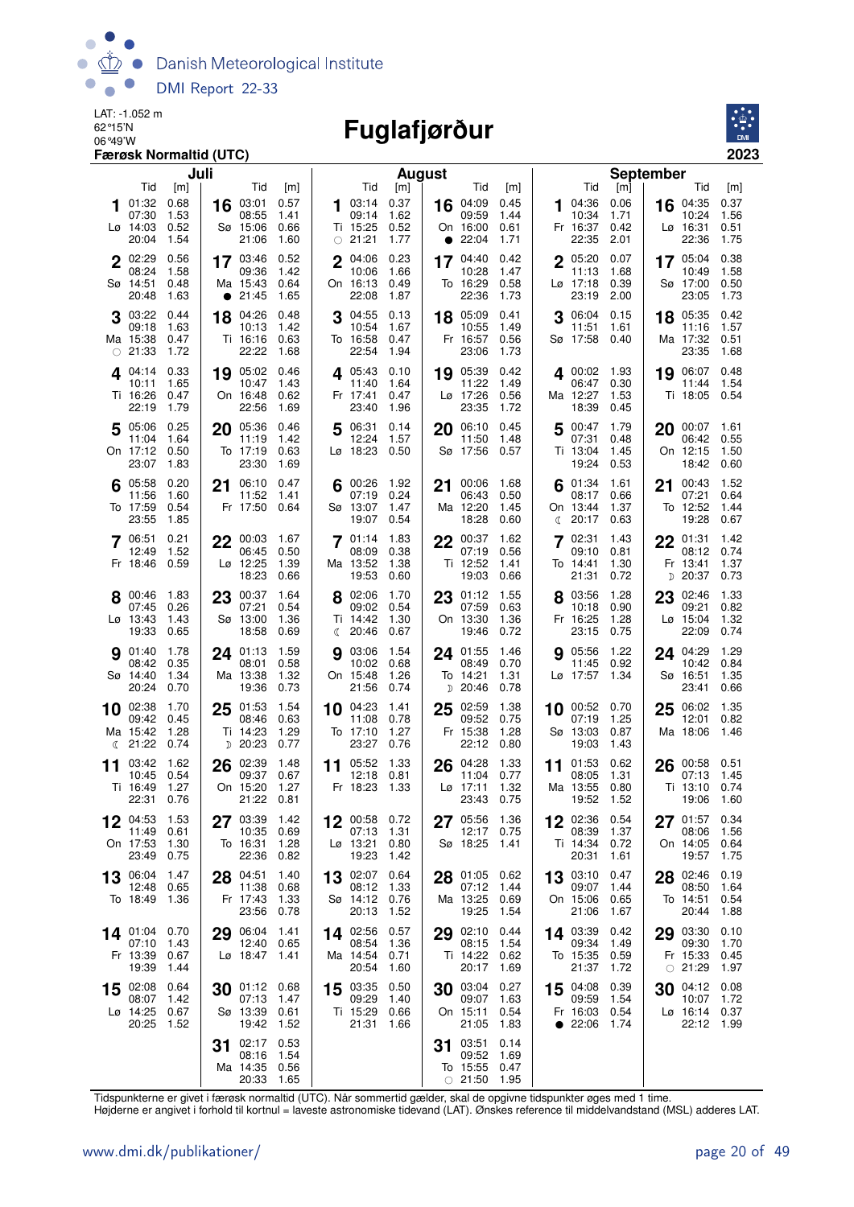LAT: -1.052 m
62°15'N
06°49'W
**Færøsk Normaltid (UTC)**

# Fuglafjørður

**2023**

## Juli

| Dato | Dag | Tid | [m] | Tid | [m] | Tid | [m] | Tid | [m] |
|---|---|---|---|---|---|---|---|---|---|
| 1 | Lø | 01:32 | 0.68 | 07:30 | 1.53 | 14:03 | 0.52 | 20:04 | 1.54 |
| 2 | Sø | 02:29 | 0.56 | 08:24 | 1.58 | 14:51 | 0.48 | 20:48 | 1.63 |
| 3 | Ma | 03:22 | 0.44 | 09:18 | 1.63 | 15:38 | 0.47 | ○ 21:33 | 1.72 |
| 4 | Ti | 04:14 | 0.33 | 10:11 | 1.65 | 16:26 | 0.47 | 22:19 | 1.79 |
| 5 | On | 05:06 | 0.25 | 11:04 | 1.64 | 17:12 | 0.50 | 23:07 | 1.83 |
| 6 | To | 05:58 | 0.20 | 11:56 | 1.60 | 17:59 | 0.54 | 23:55 | 1.85 |
| 7 | Fr | 06:51 | 0.21 | 12:49 | 1.52 | 18:46 | 0.59 | | |
| 8 | Lø | 00:46 | 1.83 | 07:45 | 0.26 | 13:43 | 1.43 | 19:33 | 0.65 |
| 9 | Sø | 01:40 | 1.78 | 08:42 | 0.35 | 14:40 | 1.34 | 20:24 | 0.70 |
| 10 | Ma | 02:38 | 1.70 | 09:42 | 0.45 | 15:42 | 1.28 | ☾ 21:22 | 0.74 |
| 11 | Ti | 03:42 | 1.62 | 10:45 | 0.54 | 16:49 | 1.27 | 22:31 | 0.76 |
| 12 | On | 04:53 | 1.53 | 11:49 | 0.61 | 17:53 | 1.30 | 23:49 | 0.75 |
| 13 | To | 06:04 | 1.47 | 12:48 | 0.65 | 18:49 | 1.36 | | |
| 14 | Fr | 01:04 | 0.70 | 07:10 | 1.43 | 13:39 | 0.67 | 19:39 | 1.44 |
| 15 | Lø | 02:08 | 0.64 | 08:07 | 1.42 | 14:25 | 0.67 | 20:25 | 1.52 |
| 16 | Sø | 03:01 | 0.57 | 08:55 | 1.41 | 15:06 | 0.66 | 21:06 | 1.60 |
| 17 | Ma | 03:46 | 0.52 | 09:36 | 1.42 | 15:43 | 0.64 | ● 21:45 | 1.65 |
| 18 | Ti | 04:26 | 0.48 | 10:13 | 1.42 | 16:16 | 0.63 | 22:22 | 1.68 |
| 19 | On | 05:02 | 0.46 | 10:47 | 1.43 | 16:48 | 0.62 | 22:56 | 1.69 |
| 20 | To | 05:36 | 0.46 | 11:19 | 1.42 | 17:19 | 0.63 | 23:30 | 1.69 |
| 21 | Fr | 06:10 | 0.47 | 11:52 | 1.41 | 17:50 | 0.64 | | |
| 22 | Lø | 00:03 | 1.67 | 06:45 | 0.50 | 12:25 | 1.39 | 18:23 | 0.66 |
| 23 | Sø | 00:37 | 1.64 | 07:21 | 0.54 | 13:00 | 1.36 | 18:58 | 0.69 |
| 24 | Ma | 01:13 | 1.59 | 08:01 | 0.58 | 13:38 | 1.32 | 19:36 | 0.73 |
| 25 | Ti | 01:53 | 1.54 | 08:46 | 0.63 | 14:23 | 1.29 | ☽ 20:23 | 0.77 |
| 26 | On | 02:39 | 1.48 | 09:37 | 0.67 | 15:20 | 1.27 | 21:22 | 0.81 |
| 27 | To | 03:39 | 1.42 | 10:35 | 0.69 | 16:31 | 1.28 | 22:36 | 0.82 |
| 28 | Fr | 04:51 | 1.40 | 11:38 | 0.68 | 17:43 | 1.33 | 23:56 | 0.78 |
| 29 | Lø | 06:04 | 1.41 | 12:40 | 0.65 | 18:47 | 1.41 | | |
| 30 | Sø | 01:12 | 0.68 | 07:13 | 1.47 | 13:39 | 0.61 | 19:42 | 1.52 |
| 31 | Ma | 02:17 | 0.53 | 08:16 | 1.54 | 14:35 | 0.56 | 20:33 | 1.65 |

## August

| Dato | Dag | Tid | [m] | Tid | [m] | Tid | [m] | Tid | [m] |
|---|---|---|---|---|---|---|---|---|---|
| 1 | Ti | 03:14 | 0.37 | 09:14 | 1.62 | 15:25 | 0.52 | ○ 21:21 | 1.77 |
| 2 | On | 04:06 | 0.23 | 10:06 | 1.66 | 16:13 | 0.49 | 22:08 | 1.87 |
| 3 | To | 04:55 | 0.13 | 10:54 | 1.67 | 16:58 | 0.47 | 22:54 | 1.94 |
| 4 | Fr | 05:43 | 0.10 | 11:40 | 1.64 | 17:41 | 0.47 | 23:40 | 1.96 |
| 5 | Lø | 06:31 | 0.14 | 12:24 | 1.57 | 18:23 | 0.50 | | |
| 6 | Sø | 00:26 | 1.92 | 07:19 | 0.24 | 13:07 | 1.47 | 19:07 | 0.54 |
| 7 | Ma | 01:14 | 1.83 | 08:09 | 0.38 | 13:52 | 1.38 | 19:53 | 0.60 |
| 8 | Ti | 02:06 | 1.70 | 09:02 | 0.54 | 14:42 | 1.30 | ☾ 20:46 | 0.67 |
| 9 | On | 03:06 | 1.54 | 10:02 | 0.68 | 15:48 | 1.26 | 21:56 | 0.74 |
| 10 | To | 04:23 | 1.41 | 11:08 | 0.78 | 17:10 | 1.27 | 23:27 | 0.76 |
| 11 | Fr | 05:52 | 1.33 | 12:18 | 0.81 | 18:23 | 1.33 | | |
| 12 | Lø | 00:58 | 0.72 | 07:13 | 1.31 | 13:21 | 0.80 | 19:23 | 1.42 |
| 13 | Sø | 02:07 | 0.64 | 08:12 | 1.33 | 14:12 | 0.76 | 20:13 | 1.52 |
| 14 | Ma | 02:56 | 0.57 | 08:54 | 1.36 | 14:54 | 0.71 | 20:54 | 1.60 |
| 15 | Ti | 03:35 | 0.50 | 09:29 | 1.40 | 15:29 | 0.66 | 21:31 | 1.66 |
| 16 | On | 04:09 | 0.45 | 09:59 | 1.44 | 16:00 | 0.61 | ● 22:04 | 1.71 |
| 17 | To | 04:40 | 0.42 | 10:28 | 1.47 | 16:29 | 0.58 | 22:36 | 1.73 |
| 18 | Fr | 05:09 | 0.41 | 10:55 | 1.49 | 16:57 | 0.56 | 23:06 | 1.73 |
| 19 | Lø | 05:39 | 0.42 | 11:22 | 1.49 | 17:26 | 0.56 | 23:35 | 1.72 |
| 20 | Sø | 06:10 | 0.45 | 11:50 | 1.48 | 17:56 | 0.57 | | |
| 21 | Ma | 00:06 | 1.68 | 06:43 | 0.50 | 12:20 | 1.45 | 18:28 | 0.60 |
| 22 | Ti | 00:37 | 1.62 | 07:19 | 0.56 | 12:52 | 1.41 | 19:03 | 0.66 |
| 23 | On | 01:12 | 1.55 | 07:59 | 0.63 | 13:30 | 1.36 | 19:46 | 0.72 |
| 24 | To | 01:55 | 1.46 | 08:49 | 0.70 | 14:21 | 1.31 | ☽ 20:46 | 0.78 |
| 25 | Fr | 02:59 | 1.38 | 09:52 | 0.75 | 15:38 | 1.28 | 22:12 | 0.80 |
| 26 | Lø | 04:28 | 1.33 | 11:04 | 0.77 | 17:11 | 1.32 | 23:43 | 0.75 |
| 27 | Sø | 05:56 | 1.36 | 12:17 | 0.75 | 18:25 | 1.41 | | |
| 28 | Ma | 01:05 | 0.62 | 07:12 | 1.44 | 13:25 | 0.69 | 19:25 | 1.54 |
| 29 | Ti | 02:10 | 0.44 | 08:15 | 1.54 | 14:22 | 0.62 | 20:17 | 1.69 |
| 30 | On | 03:04 | 0.27 | 09:07 | 1.63 | 15:11 | 0.54 | 21:05 | 1.83 |
| 31 | To | 03:51 | 0.14 | 09:52 | 1.69 | 15:55 | 0.47 | ○ 21:50 | 1.95 |

## September

| Dato | Dag | Tid | [m] | Tid | [m] | Tid | [m] | Tid | [m] |
|---|---|---|---|---|---|---|---|---|---|
| 1 | Fr | 04:36 | 0.06 | 10:34 | 1.71 | 16:37 | 0.42 | 22:35 | 2.01 |
| 2 | Lø | 05:20 | 0.07 | 11:13 | 1.68 | 17:18 | 0.39 | 23:19 | 2.00 |
| 3 | Sø | 06:04 | 0.15 | 11:51 | 1.61 | 17:58 | 0.40 | | |
| 4 | Ma | 00:02 | 1.93 | 06:47 | 0.30 | 12:27 | 1.53 | 18:39 | 0.45 |
| 5 | Ti | 00:47 | 1.79 | 07:31 | 0.48 | 13:04 | 1.45 | 19:24 | 0.53 |
| 6 | On | 01:34 | 1.61 | 08:17 | 0.66 | 13:44 | 1.37 | ☾ 20:17 | 0.63 |
| 7 | To | 02:31 | 1.43 | 09:10 | 0.81 | 14:41 | 1.30 | 21:31 | 0.72 |
| 8 | Fr | 03:56 | 1.28 | 10:18 | 0.90 | 16:25 | 1.28 | 23:15 | 0.75 |
| 9 | Lø | 05:56 | 1.22 | 11:45 | 0.92 | 17:57 | 1.34 | | |
| 10 | Sø | 00:52 | 0.70 | 07:19 | 1.25 | 13:03 | 0.87 | 19:03 | 1.43 |
| 11 | Ma | 01:53 | 0.62 | 08:05 | 1.31 | 13:55 | 0.80 | 19:52 | 1.52 |
| 12 | Ti | 02:36 | 0.54 | 08:39 | 1.37 | 14:34 | 0.72 | 20:31 | 1.61 |
| 13 | On | 03:10 | 0.47 | 09:07 | 1.44 | 15:06 | 0.65 | 21:06 | 1.67 |
| 14 | To | 03:39 | 0.42 | 09:34 | 1.49 | 15:35 | 0.59 | 21:37 | 1.72 |
| 15 | Fr | 04:08 | 0.39 | 09:59 | 1.54 | 16:03 | 0.54 | ● 22:06 | 1.74 |
| 16 | Lø | 04:35 | 0.37 | 10:24 | 1.56 | 16:31 | 0.51 | 22:36 | 1.75 |
| 17 | Sø | 05:04 | 0.38 | 10:49 | 1.58 | 17:00 | 0.50 | 23:05 | 1.73 |
| 18 | Ma | 05:35 | 0.42 | 11:16 | 1.57 | 17:32 | 0.51 | 23:35 | 1.68 |
| 19 | Ti | 06:07 | 0.48 | 11:44 | 1.54 | 18:05 | 0.54 | | |
| 20 | On | 00:07 | 1.61 | 06:42 | 0.55 | 12:15 | 1.50 | 18:42 | 0.60 |
| 21 | To | 00:43 | 1.52 | 07:21 | 0.64 | 12:52 | 1.44 | 19:28 | 0.67 |
| 22 | Fr | 01:31 | 1.42 | 08:12 | 0.74 | 13:41 | 1.37 | ☽ 20:37 | 0.73 |
| 23 | Lø | 02:46 | 1.33 | 09:21 | 0.82 | 15:04 | 1.32 | 22:09 | 0.74 |
| 24 | Sø | 04:29 | 1.29 | 10:42 | 0.84 | 16:51 | 1.35 | 23:41 | 0.66 |
| 25 | Ma | 06:02 | 1.35 | 12:01 | 0.82 | 18:06 | 1.46 | | |
| 26 | Ti | 00:58 | 0.51 | 07:13 | 1.45 | 13:10 | 0.74 | 19:06 | 1.60 |
| 27 | On | 01:57 | 0.34 | 08:06 | 1.56 | 14:05 | 0.64 | 19:57 | 1.75 |
| 28 | To | 02:46 | 0.19 | 08:50 | 1.64 | 14:51 | 0.54 | 20:44 | 1.88 |
| 29 | Fr | 03:30 | 0.10 | 09:30 | 1.70 | 15:33 | 0.45 | ○ 21:29 | 1.97 |
| 30 | Lø | 04:12 | 0.08 | 10:07 | 1.72 | 16:14 | 0.37 | 22:12 | 1.99 |

Tidspunkterne er givet i færøsk normaltid (UTC). Når sommertid gælder, skal de opgivne tidspunkter øges med 1 time.
Højderne er angivet i forhold til kortnul = laveste astronomiske tidevand (LAT). Ønskes reference til middelvandstand (MSL) adderes LAT.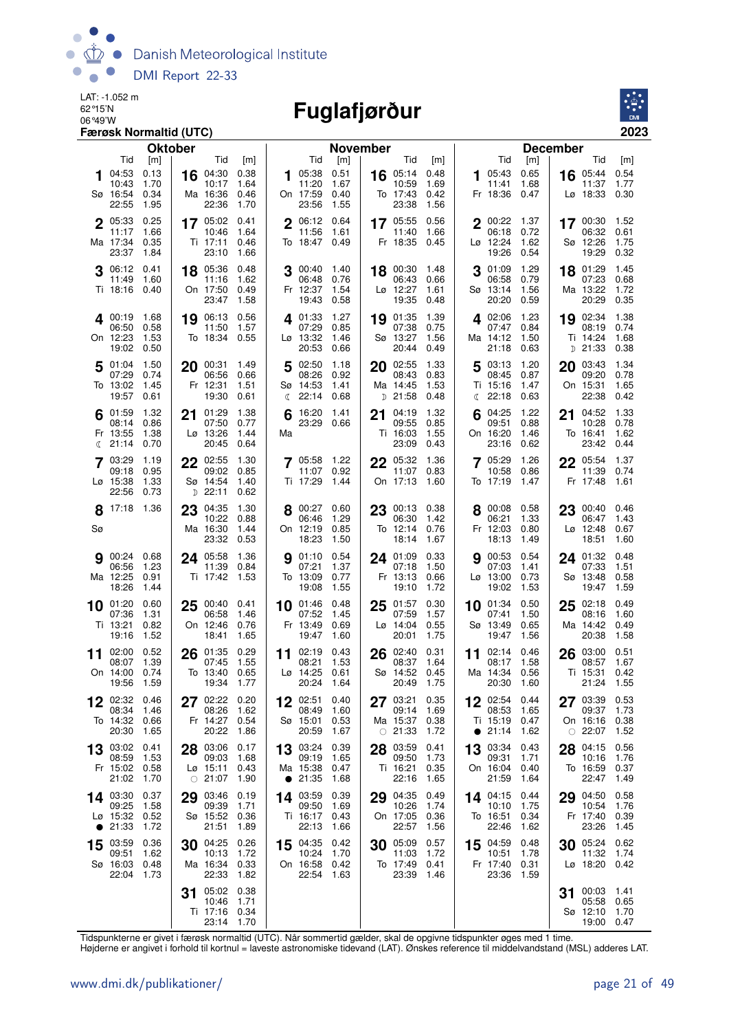LAT: -1.052 m
62°15'N
06°49'W

# Fuglafjørður

**Færøsk Normaltid (UTC)**

**2023**

## Oktober

| Dag | Tid | [m] |
|---|---|---|
| 1 Sø | 04:53 | 0.13 |
| | 10:43 | 1.70 |
| | 16:54 | 0.34 |
| | 22:55 | 1.95 |
| 2 Ma | 05:33 | 0.25 |
| | 11:17 | 1.66 |
| | 17:34 | 0.35 |
| | 23:37 | 1.84 |
| 3 Ti | 06:12 | 0.41 |
| | 11:49 | 1.60 |
| | 18:16 | 0.40 |
| 4 On | 00:19 | 1.68 |
| | 06:50 | 0.58 |
| | 12:23 | 1.53 |
| | 19:02 | 0.50 |
| 5 To | 01:04 | 1.50 |
| | 07:29 | 0.74 |
| | 13:02 | 1.45 |
| | 19:57 | 0.61 |
| 6 Fr ☾ | 01:59 | 1.32 |
| | 08:14 | 0.86 |
| | 13:55 | 1.38 |
| | 21:14 | 0.70 |
| 7 Lø | 03:29 | 1.19 |
| | 09:18 | 0.95 |
| | 15:38 | 1.33 |
| | 22:56 | 0.73 |
| 8 Sø | 17:18 | 1.36 |
| 9 Ma | 00:24 | 0.68 |
| | 06:56 | 1.23 |
| | 12:25 | 0.91 |
| | 18:26 | 1.44 |
| 10 Ti | 01:20 | 0.60 |
| | 07:36 | 1.31 |
| | 13:21 | 0.82 |
| | 19:16 | 1.52 |
| 11 On | 02:00 | 0.52 |
| | 08:07 | 1.39 |
| | 14:00 | 0.74 |
| | 19:56 | 1.59 |
| 12 To | 02:32 | 0.46 |
| | 08:34 | 1.46 |
| | 14:32 | 0.66 |
| | 20:30 | 1.65 |
| 13 Fr | 03:02 | 0.41 |
| | 08:59 | 1.53 |
| | 15:02 | 0.58 |
| | 21:02 | 1.70 |
| 14 Lø ● | 03:30 | 0.37 |
| | 09:25 | 1.58 |
| | 15:32 | 0.52 |
| | 21:33 | 1.72 |
| 15 Sø | 03:59 | 0.36 |
| | 09:51 | 1.62 |
| | 16:03 | 0.48 |
| | 22:04 | 1.73 |
| 16 Ma | 04:30 | 0.38 |
| | 10:17 | 1.64 |
| | 16:36 | 0.46 |
| | 22:36 | 1.70 |
| 17 Ti | 05:02 | 0.41 |
| | 10:46 | 1.64 |
| | 17:11 | 0.46 |
| | 23:10 | 1.66 |
| 18 On | 05:36 | 0.48 |
| | 11:16 | 1.62 |
| | 17:50 | 0.49 |
| | 23:47 | 1.58 |
| 19 To | 06:13 | 0.56 |
| | 11:50 | 1.57 |
| | 18:34 | 0.55 |
| 20 Fr | 00:31 | 1.49 |
| | 06:56 | 0.66 |
| | 12:31 | 1.51 |
| | 19:30 | 0.61 |
| 21 Lø | 01:29 | 1.38 |
| | 07:50 | 0.77 |
| | 13:26 | 1.44 |
| | 20:45 | 0.64 |
| 22 Sø ☽ | 02:55 | 1.30 |
| | 09:02 | 0.85 |
| | 14:54 | 1.40 |
| | 22:11 | 0.62 |
| 23 Ma | 04:35 | 1.30 |
| | 10:22 | 0.88 |
| | 16:30 | 1.44 |
| | 23:32 | 0.53 |
| 24 Ti | 05:58 | 1.36 |
| | 11:39 | 0.84 |
| | 17:42 | 1.53 |
| 25 On | 00:40 | 0.41 |
| | 06:58 | 1.46 |
| | 12:46 | 0.76 |
| | 18:41 | 1.65 |
| 26 To | 01:35 | 0.29 |
| | 07:45 | 1.55 |
| | 13:40 | 0.65 |
| | 19:34 | 1.77 |
| 27 Fr | 02:22 | 0.20 |
| | 08:26 | 1.62 |
| | 14:27 | 0.54 |
| | 20:22 | 1.86 |
| 28 Lø ○ | 03:06 | 0.17 |
| | 09:03 | 1.68 |
| | 15:11 | 0.43 |
| | 21:07 | 1.90 |
| 29 Sø | 03:46 | 0.19 |
| | 09:39 | 1.71 |
| | 15:52 | 0.36 |
| | 21:51 | 1.89 |
| 30 Ma | 04:25 | 0.26 |
| | 10:13 | 1.72 |
| | 16:34 | 0.33 |
| | 22:33 | 1.82 |
| 31 Ti | 05:02 | 0.38 |
| | 10:46 | 1.71 |
| | 17:16 | 0.34 |
| | 23:14 | 1.70 |

## November

| Dag | Tid | [m] |
|---|---|---|
| 1 On | 05:38 | 0.51 |
| | 11:20 | 1.67 |
| | 17:59 | 0.40 |
| | 23:56 | 1.55 |
| 2 To | 06:12 | 0.64 |
| | 11:56 | 1.61 |
| | 18:47 | 0.49 |
| 3 Fr | 00:40 | 1.40 |
| | 06:48 | 0.76 |
| | 12:37 | 1.54 |
| | 19:43 | 0.58 |
| 4 Lø | 01:33 | 1.27 |
| | 07:29 | 0.85 |
| | 13:32 | 1.46 |
| | 20:53 | 0.66 |
| 5 Sø ☾ | 02:50 | 1.18 |
| | 08:26 | 0.92 |
| | 14:53 | 1.41 |
| | 22:14 | 0.68 |
| 6 Ma | 16:20 | 1.41 |
| | 23:29 | 0.66 |
| 7 Ti | 05:58 | 1.22 |
| | 11:07 | 0.92 |
| | 17:29 | 1.44 |
| 8 On | 00:27 | 0.60 |
| | 06:46 | 1.29 |
| | 12:19 | 0.85 |
| | 18:23 | 1.50 |
| 9 To | 01:10 | 0.54 |
| | 07:21 | 1.37 |
| | 13:09 | 0.77 |
| | 19:08 | 1.55 |
| 10 Fr | 01:46 | 0.48 |
| | 07:52 | 1.45 |
| | 13:49 | 0.69 |
| | 19:47 | 1.60 |
| 11 Lø | 02:19 | 0.43 |
| | 08:21 | 1.53 |
| | 14:25 | 0.61 |
| | 20:24 | 1.64 |
| 12 Sø | 02:51 | 0.40 |
| | 08:49 | 1.60 |
| | 15:01 | 0.53 |
| | 20:59 | 1.67 |
| 13 Ma ● | 03:24 | 0.39 |
| | 09:19 | 1.65 |
| | 15:38 | 0.47 |
| | 21:35 | 1.68 |
| 14 Ti | 03:59 | 0.39 |
| | 09:50 | 1.69 |
| | 16:17 | 0.43 |
| | 22:13 | 1.66 |
| 15 On | 04:35 | 0.42 |
| | 10:24 | 1.70 |
| | 16:58 | 0.42 |
| | 22:54 | 1.63 |
| 16 To | 05:14 | 0.48 |
| | 10:59 | 1.69 |
| | 17:43 | 0.42 |
| | 23:38 | 1.56 |
| 17 Fr | 05:55 | 0.56 |
| | 11:40 | 1.66 |
| | 18:35 | 0.45 |
| 18 Lø | 00:30 | 1.48 |
| | 06:43 | 0.66 |
| | 12:27 | 1.61 |
| | 19:35 | 0.48 |
| 19 Sø | 01:35 | 1.39 |
| | 07:38 | 0.75 |
| | 13:27 | 1.56 |
| | 20:44 | 0.49 |
| 20 Ma ☽ | 02:55 | 1.33 |
| | 08:43 | 0.83 |
| | 14:45 | 1.53 |
| | 21:58 | 0.48 |
| 21 Ti | 04:19 | 1.32 |
| | 09:55 | 0.85 |
| | 16:03 | 1.55 |
| | 23:09 | 0.43 |
| 22 On | 05:32 | 1.36 |
| | 11:07 | 0.83 |
| | 17:13 | 1.60 |
| 23 To | 00:13 | 0.38 |
| | 06:30 | 1.42 |
| | 12:14 | 0.76 |
| | 18:14 | 1.67 |
| 24 Fr | 01:09 | 0.33 |
| | 07:18 | 1.50 |
| | 13:13 | 0.66 |
| | 19:10 | 1.72 |
| 25 Lø | 01:57 | 0.30 |
| | 07:59 | 1.57 |
| | 14:04 | 0.55 |
| | 20:01 | 1.75 |
| 26 Sø | 02:40 | 0.31 |
| | 08:37 | 1.64 |
| | 14:52 | 0.45 |
| | 20:49 | 1.75 |
| 27 Ma ○ | 03:21 | 0.35 |
| | 09:14 | 1.69 |
| | 15:37 | 0.38 |
| | 21:33 | 1.72 |
| 28 Ti | 03:59 | 0.41 |
| | 09:50 | 1.73 |
| | 16:21 | 0.35 |
| | 22:16 | 1.65 |
| 29 On | 04:35 | 0.49 |
| | 10:26 | 1.74 |
| | 17:05 | 0.36 |
| | 22:57 | 1.56 |
| 30 To | 05:09 | 0.57 |
| | 11:03 | 1.72 |
| | 17:49 | 0.41 |
| | 23:39 | 1.46 |

## December

| Dag | Tid | [m] |
|---|---|---|
| 1 Fr | 05:43 | 0.65 |
| | 11:41 | 1.68 |
| | 18:36 | 0.47 |
| 2 Lø | 00:22 | 1.37 |
| | 06:18 | 0.72 |
| | 12:24 | 1.62 |
| | 19:26 | 0.54 |
| 3 Sø | 01:09 | 1.29 |
| | 06:58 | 0.79 |
| | 13:14 | 1.56 |
| | 20:20 | 0.59 |
| 4 Ma | 02:06 | 1.23 |
| | 07:47 | 0.84 |
| | 14:12 | 1.50 |
| | 21:18 | 0.63 |
| 5 Ti ☾ | 03:13 | 1.20 |
| | 08:45 | 0.87 |
| | 15:16 | 1.47 |
| | 22:18 | 0.63 |
| 6 On | 04:25 | 1.22 |
| | 09:51 | 0.88 |
| | 16:20 | 1.46 |
| | 23:16 | 0.62 |
| 7 To | 05:29 | 1.26 |
| | 10:58 | 0.86 |
| | 17:19 | 1.47 |
| 8 Fr | 00:08 | 0.58 |
| | 06:21 | 1.33 |
| | 12:03 | 0.80 |
| | 18:13 | 1.49 |
| 9 Lø | 00:53 | 0.54 |
| | 07:03 | 1.41 |
| | 13:00 | 0.73 |
| | 19:02 | 1.53 |
| 10 Sø | 01:34 | 0.50 |
| | 07:41 | 1.50 |
| | 13:49 | 0.65 |
| | 19:47 | 1.56 |
| 11 Ma | 02:14 | 0.46 |
| | 08:17 | 1.58 |
| | 14:34 | 0.56 |
| | 20:30 | 1.60 |
| 12 Ti ● | 02:54 | 0.44 |
| | 08:53 | 1.65 |
| | 15:19 | 0.47 |
| | 21:14 | 1.62 |
| 13 On | 03:34 | 0.43 |
| | 09:31 | 1.71 |
| | 16:04 | 0.40 |
| | 21:59 | 1.64 |
| 14 To | 04:15 | 0.44 |
| | 10:10 | 1.75 |
| | 16:51 | 0.34 |
| | 22:46 | 1.62 |
| 15 Fr | 04:59 | 0.48 |
| | 10:51 | 1.78 |
| | 17:40 | 0.31 |
| | 23:36 | 1.59 |
| 16 Lø | 05:44 | 0.54 |
| | 11:37 | 1.77 |
| | 18:33 | 0.30 |
| 17 Sø | 00:30 | 1.52 |
| | 06:32 | 0.61 |
| | 12:26 | 1.75 |
| | 19:29 | 0.32 |
| 18 Ma | 01:29 | 1.45 |
| | 07:23 | 0.68 |
| | 13:22 | 1.72 |
| | 20:29 | 0.35 |
| 19 Ti ☽ | 02:34 | 1.38 |
| | 08:19 | 0.74 |
| | 14:24 | 1.68 |
| | 21:33 | 0.38 |
| 20 On | 03:43 | 1.34 |
| | 09:20 | 0.78 |
| | 15:31 | 1.65 |
| | 22:38 | 0.42 |
| 21 To | 04:52 | 1.33 |
| | 10:28 | 0.78 |
| | 16:41 | 1.62 |
| | 23:42 | 0.44 |
| 22 Fr | 05:54 | 1.37 |
| | 11:39 | 0.74 |
| | 17:48 | 1.61 |
| 23 Lø | 00:40 | 0.46 |
| | 06:47 | 1.43 |
| | 12:48 | 0.67 |
| | 18:51 | 1.60 |
| 24 Sø | 01:32 | 0.48 |
| | 07:33 | 1.51 |
| | 13:48 | 0.58 |
| | 19:47 | 1.59 |
| 25 Ma | 02:18 | 0.49 |
| | 08:16 | 1.60 |
| | 14:42 | 0.49 |
| | 20:38 | 1.58 |
| 26 Ti | 03:00 | 0.51 |
| | 08:57 | 1.67 |
| | 15:31 | 0.42 |
| | 21:24 | 1.55 |
| 27 On ○ | 03:39 | 0.53 |
| | 09:37 | 1.73 |
| | 16:16 | 0.38 |
| | 22:07 | 1.52 |
| 28 To | 04:15 | 0.56 |
| | 10:16 | 1.76 |
| | 16:59 | 0.37 |
| | 22:47 | 1.49 |
| 29 Fr | 04:50 | 0.58 |
| | 10:54 | 1.76 |
| | 17:40 | 0.39 |
| | 23:26 | 1.45 |
| 30 Lø | 05:24 | 0.62 |
| | 11:32 | 1.74 |
| | 18:20 | 0.42 |
| 31 Sø | 00:03 | 1.41 |
| | 05:58 | 0.65 |
| | 12:10 | 1.70 |
| | 19:00 | 0.47 |

Tidspunkterne er givet i færøsk normaltid (UTC). Når sommertid gælder, skal de opgivne tidspunkter øges med 1 time.
Højderne er angivet i forhold til kortnul = laveste astronomiske tidevand (LAT). Ønskes reference til middelvandstand (MSL) adderes LAT.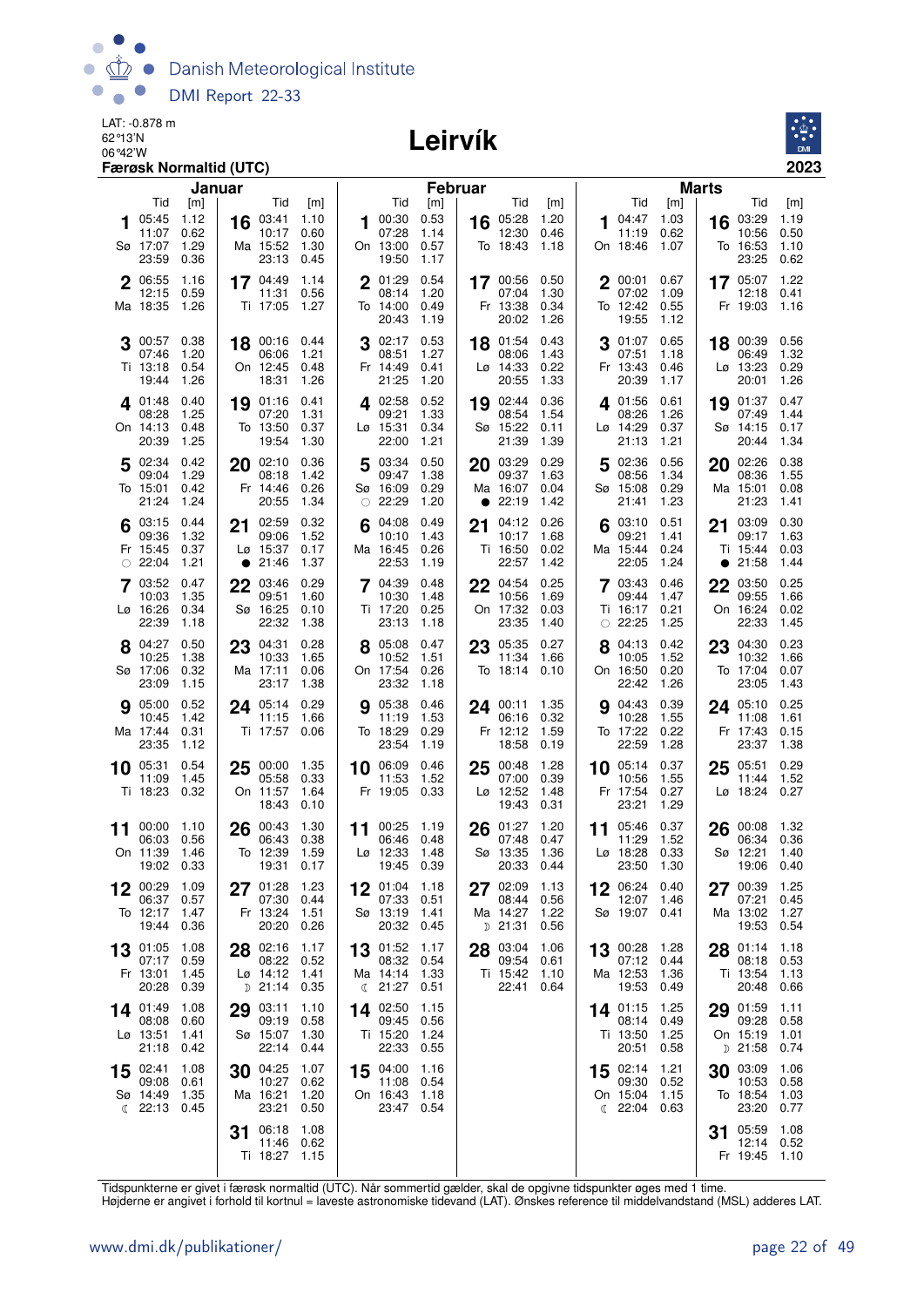LAT: -0.878 m
62°13'N
06°42'W

# Leirvík

**Færøsk Normaltid (UTC)** **2023**

## Januar

| Dag | Tid | [m] |
|---|---|---|
| 1 Sø | 05:45 | 1.12 |
| | 11:07 | 0.62 |
| | 17:07 | 1.29 |
| | 23:59 | 0.36 |
| 2 Ma | 06:55 | 1.16 |
| | 12:15 | 0.59 |
| | 18:35 | 1.26 |
| 3 Ti | 00:57 | 0.38 |
| | 07:46 | 1.20 |
| | 13:18 | 0.54 |
| | 19:44 | 1.26 |
| 4 On | 01:48 | 0.40 |
| | 08:28 | 1.25 |
| | 14:13 | 0.48 |
| | 20:39 | 1.25 |
| 5 To | 02:34 | 0.42 |
| | 09:04 | 1.29 |
| | 15:01 | 0.42 |
| | 21:24 | 1.24 |
| 6 Fr | 03:15 | 0.44 |
| | 09:36 | 1.32 |
| | 15:45 | 0.37 |
| | ○ 22:04 | 1.21 |
| 7 Lø | 03:52 | 0.47 |
| | 10:03 | 1.35 |
| | 16:26 | 0.34 |
| | 22:39 | 1.18 |
| 8 Sø | 04:27 | 0.50 |
| | 10:25 | 1.38 |
| | 17:06 | 0.32 |
| | 23:09 | 1.15 |
| 9 Ma | 05:00 | 0.52 |
| | 10:45 | 1.42 |
| | 17:44 | 0.31 |
| | 23:35 | 1.12 |
| 10 Ti | 05:31 | 0.54 |
| | 11:09 | 1.45 |
| | 18:23 | 0.32 |
| 11 On | 00:00 | 1.10 |
| | 06:03 | 0.56 |
| | 11:39 | 1.46 |
| | 19:02 | 0.33 |
| 12 To | 00:29 | 1.09 |
| | 06:37 | 0.57 |
| | 12:17 | 1.47 |
| | 19:44 | 0.36 |
| 13 Fr | 01:05 | 1.08 |
| | 07:17 | 0.59 |
| | 13:01 | 1.45 |
| | 20:28 | 0.39 |
| 14 Lø | 01:49 | 1.08 |
| | 08:08 | 0.60 |
| | 13:51 | 1.41 |
| | 21:18 | 0.42 |
| 15 Sø | 02:41 | 1.08 |
| | 09:08 | 0.61 |
| | 14:49 | 1.35 |
| | ☾ 22:13 | 0.45 |
| 16 Ma | 03:41 | 1.10 |
| | 10:17 | 0.60 |
| | 15:52 | 1.30 |
| | 23:13 | 0.45 |
| 17 Ti | 04:49 | 1.14 |
| | 11:31 | 0.56 |
| | 17:05 | 1.27 |
| 18 On | 00:16 | 0.44 |
| | 06:06 | 1.21 |
| | 12:45 | 0.48 |
| | 18:31 | 1.26 |
| 19 To | 01:16 | 0.41 |
| | 07:20 | 1.31 |
| | 13:50 | 0.37 |
| | 19:54 | 1.30 |
| 20 Fr | 02:10 | 0.36 |
| | 08:18 | 1.42 |
| | 14:46 | 0.26 |
| | 20:55 | 1.34 |
| 21 Lø | 02:59 | 0.32 |
| | 09:06 | 1.52 |
| | 15:37 | 0.17 |
| | ● 21:46 | 1.37 |
| 22 Sø | 03:46 | 0.29 |
| | 09:51 | 1.60 |
| | 16:25 | 0.10 |
| | 22:32 | 1.38 |
| 23 Ma | 04:31 | 0.28 |
| | 10:33 | 1.65 |
| | 17:11 | 0.06 |
| | 23:17 | 1.38 |
| 24 Ti | 05:14 | 0.29 |
| | 11:15 | 1.66 |
| | 17:57 | 0.06 |
| 25 On | 00:00 | 1.35 |
| | 05:58 | 0.33 |
| | 11:57 | 1.64 |
| | 18:43 | 0.10 |
| 26 To | 00:43 | 1.30 |
| | 06:43 | 0.38 |
| | 12:39 | 1.59 |
| | 19:31 | 0.17 |
| 27 Fr | 01:28 | 1.23 |
| | 07:30 | 0.44 |
| | 13:24 | 1.51 |
| | 20:20 | 0.26 |
| 28 Lø | 02:16 | 1.17 |
| | 08:22 | 0.52 |
| | 14:12 | 1.41 |
| | ☽ 21:14 | 0.35 |
| 29 Sø | 03:11 | 1.10 |
| | 09:19 | 0.58 |
| | 15:07 | 1.30 |
| | 22:14 | 0.44 |
| 30 Ma | 04:25 | 1.07 |
| | 10:27 | 0.62 |
| | 16:21 | 1.20 |
| | 23:21 | 0.50 |
| 31 Ti | 06:18 | 1.08 |
| | 11:46 | 0.62 |
| | 18:27 | 1.15 |

## Februar

| Dag | Tid | [m] |
|---|---|---|
| 1 On | 00:30 | 0.53 |
| | 07:28 | 1.14 |
| | 13:00 | 0.57 |
| | 19:50 | 1.17 |
| 2 To | 01:29 | 0.54 |
| | 08:14 | 1.20 |
| | 14:00 | 0.49 |
| | 20:43 | 1.19 |
| 3 Fr | 02:17 | 0.53 |
| | 08:51 | 1.27 |
| | 14:49 | 0.41 |
| | 21:25 | 1.20 |
| 4 Lø | 02:58 | 0.52 |
| | 09:21 | 1.33 |
| | 15:31 | 0.34 |
| | 22:00 | 1.21 |
| 5 Sø | 03:34 | 0.50 |
| | 09:47 | 1.38 |
| | 16:09 | 0.29 |
| | ○ 22:29 | 1.20 |
| 6 Ma | 04:08 | 0.49 |
| | 10:10 | 1.43 |
| | 16:45 | 0.26 |
| | 22:53 | 1.19 |
| 7 Ti | 04:39 | 0.48 |
| | 10:30 | 1.48 |
| | 17:20 | 0.25 |
| | 23:13 | 1.18 |
| 8 On | 05:08 | 0.47 |
| | 10:52 | 1.51 |
| | 17:54 | 0.26 |
| | 23:32 | 1.18 |
| 9 To | 05:38 | 0.46 |
| | 11:19 | 1.53 |
| | 18:29 | 0.29 |
| | 23:54 | 1.19 |
| 10 Fr | 06:09 | 0.46 |
| | 11:53 | 1.52 |
| | 19:05 | 0.33 |
| 11 Lø | 00:25 | 1.19 |
| | 06:46 | 0.48 |
| | 12:33 | 1.48 |
| | 19:45 | 0.39 |
| 12 Sø | 01:04 | 1.18 |
| | 07:33 | 0.51 |
| | 13:19 | 1.41 |
| | 20:32 | 0.45 |
| 13 Ma | 01:52 | 1.17 |
| | 08:32 | 0.54 |
| | 14:14 | 1.33 |
| | ☾ 21:27 | 0.51 |
| 14 Ti | 02:50 | 1.15 |
| | 09:45 | 0.56 |
| | 15:20 | 1.24 |
| | 22:33 | 0.55 |
| 15 On | 04:00 | 1.16 |
| | 11:08 | 0.54 |
| | 16:43 | 1.18 |
| | 23:47 | 0.54 |
| 16 To | 05:28 | 1.20 |
| | 12:30 | 0.46 |
| | 18:43 | 1.18 |
| 17 Fr | 00:56 | 0.50 |
| | 07:04 | 1.30 |
| | 13:38 | 0.34 |
| | 20:02 | 1.26 |
| 18 Lø | 01:54 | 0.43 |
| | 08:06 | 1.43 |
| | 14:33 | 0.22 |
| | 20:55 | 1.33 |
| 19 Sø | 02:44 | 0.36 |
| | 08:54 | 1.54 |
| | 15:22 | 0.11 |
| | 21:39 | 1.39 |
| 20 Ma | 03:29 | 0.29 |
| | 09:37 | 1.63 |
| | 16:07 | 0.04 |
| | ● 22:19 | 1.42 |
| 21 Ti | 04:12 | 0.26 |
| | 10:17 | 1.68 |
| | 16:50 | 0.02 |
| | 22:57 | 1.42 |
| 22 On | 04:54 | 0.25 |
| | 10:56 | 1.69 |
| | 17:32 | 0.03 |
| | 23:35 | 1.40 |
| 23 To | 05:35 | 0.27 |
| | 11:34 | 1.66 |
| | 18:14 | 0.10 |
| 24 Fr | 00:11 | 1.35 |
| | 06:16 | 0.32 |
| | 12:12 | 1.59 |
| | 18:58 | 0.19 |
| 25 Lø | 00:48 | 1.28 |
| | 07:00 | 0.39 |
| | 12:52 | 1.48 |
| | 19:43 | 0.31 |
| 26 Sø | 01:27 | 1.20 |
| | 07:48 | 0.47 |
| | 13:35 | 1.36 |
| | 20:33 | 0.44 |
| 27 Ma | 02:09 | 1.13 |
| | 08:44 | 0.56 |
| | 14:27 | 1.22 |
| | ☽ 21:31 | 0.56 |
| 28 Ti | 03:04 | 1.06 |
| | 09:54 | 0.61 |
| | 15:42 | 1.10 |
| | 22:41 | 0.64 |

## Marts

| Dag | Tid | [m] |
|---|---|---|
| 1 On | 04:47 | 1.03 |
| | 11:19 | 0.62 |
| | 18:46 | 1.07 |
| 2 To | 00:01 | 0.67 |
| | 07:02 | 1.09 |
| | 12:42 | 0.55 |
| | 19:55 | 1.12 |
| 3 Fr | 01:07 | 0.65 |
| | 07:51 | 1.18 |
| | 13:43 | 0.46 |
| | 20:39 | 1.17 |
| 4 Lø | 01:56 | 0.61 |
| | 08:26 | 1.26 |
| | 14:29 | 0.37 |
| | 21:13 | 1.21 |
| 5 Sø | 02:36 | 0.56 |
| | 08:56 | 1.34 |
| | 15:08 | 0.29 |
| | 21:41 | 1.23 |
| 6 Ma | 03:10 | 0.51 |
| | 09:21 | 1.41 |
| | 15:44 | 0.24 |
| | 22:05 | 1.24 |
| 7 Ti | 03:43 | 0.46 |
| | 09:44 | 1.47 |
| | 16:17 | 0.21 |
| | ○ 22:25 | 1.25 |
| 8 On | 04:13 | 0.42 |
| | 10:05 | 1.52 |
| | 16:50 | 0.20 |
| | 22:42 | 1.26 |
| 9 To | 04:43 | 0.39 |
| | 10:28 | 1.55 |
| | 17:22 | 0.22 |
| | 22:59 | 1.28 |
| 10 Fr | 05:14 | 0.37 |
| | 10:56 | 1.55 |
| | 17:54 | 0.27 |
| | 23:21 | 1.29 |
| 11 Lø | 05:46 | 0.37 |
| | 11:29 | 1.52 |
| | 18:28 | 0.33 |
| | 23:50 | 1.30 |
| 12 Sø | 06:24 | 0.40 |
| | 12:07 | 1.46 |
| | 19:07 | 0.41 |
| 13 Ma | 00:28 | 1.28 |
| | 07:12 | 0.44 |
| | 12:53 | 1.36 |
| | 19:53 | 0.49 |
| 14 Ti | 01:15 | 1.25 |
| | 08:14 | 0.49 |
| | 13:50 | 1.25 |
| | 20:51 | 0.58 |
| 15 On | 02:14 | 1.21 |
| | 09:30 | 0.52 |
| | 15:04 | 1.15 |
| | ☾ 22:04 | 0.63 |
| 16 To | 03:29 | 1.19 |
| | 10:56 | 0.50 |
| | 16:53 | 1.10 |
| | 23:25 | 0.62 |
| 17 Fr | 05:07 | 1.22 |
| | 12:18 | 0.41 |
| | 19:03 | 1.16 |
| 18 Lø | 00:39 | 0.56 |
| | 06:49 | 1.32 |
| | 13:23 | 0.29 |
| | 20:01 | 1.26 |
| 19 Sø | 01:37 | 0.47 |
| | 07:49 | 1.44 |
| | 14:15 | 0.17 |
| | 20:44 | 1.34 |
| 20 Ma | 02:26 | 0.38 |
| | 08:36 | 1.55 |
| | 15:01 | 0.08 |
| | 21:23 | 1.41 |
| 21 Ti | 03:09 | 0.30 |
| | 09:17 | 1.63 |
| | 15:44 | 0.03 |
| | ● 21:58 | 1.44 |
| 22 On | 03:50 | 0.25 |
| | 09:55 | 1.66 |
| | 16:24 | 0.02 |
| | 22:33 | 1.45 |
| 23 To | 04:30 | 0.23 |
| | 10:32 | 1.66 |
| | 17:04 | 0.07 |
| | 23:05 | 1.43 |
| 24 Fr | 05:10 | 0.25 |
| | 11:08 | 1.61 |
| | 17:43 | 0.15 |
| | 23:37 | 1.38 |
| 25 Lø | 05:51 | 0.29 |
| | 11:44 | 1.52 |
| | 18:24 | 0.27 |
| 26 Sø | 00:08 | 1.32 |
| | 06:34 | 0.36 |
| | 12:21 | 1.40 |
| | 19:06 | 0.40 |
| 27 Ma | 00:39 | 1.25 |
| | 07:21 | 0.45 |
| | 13:02 | 1.27 |
| | 19:53 | 0.54 |
| 28 Ti | 01:14 | 1.18 |
| | 08:18 | 0.53 |
| | 13:54 | 1.13 |
| | 20:48 | 0.66 |
| 29 On | 01:59 | 1.11 |
| | 09:28 | 0.58 |
| | 15:19 | 1.01 |
| | ☽ 21:58 | 0.74 |
| 30 To | 03:09 | 1.06 |
| | 10:53 | 0.58 |
| | 18:54 | 1.03 |
| | 23:20 | 0.77 |
| 31 Fr | 05:59 | 1.08 |
| | 12:14 | 0.52 |
| | 19:45 | 1.10 |

Tidspunkterne er givet i færøsk normaltid (UTC). Når sommertid gælder, skal de opgivne tidspunkter øges med 1 time.
Højderne er angivet i forhold til kortnul = laveste astronomiske tidevand (LAT). Ønskes reference til middelvandstand (MSL) adderes LAT.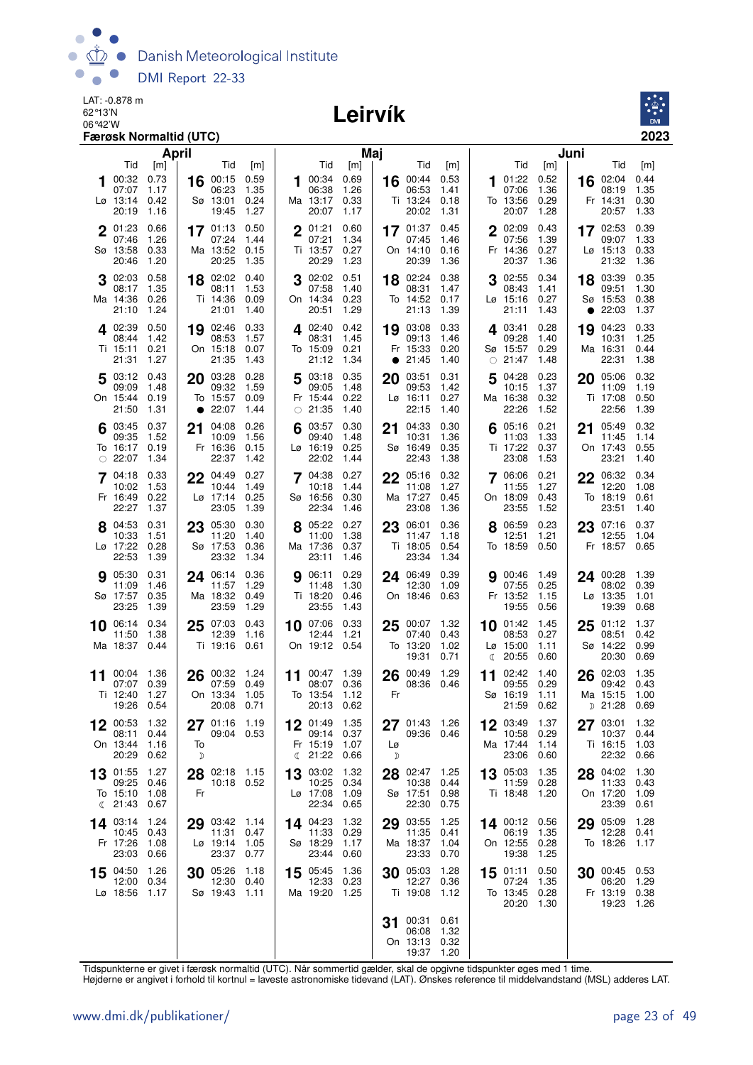LAT: -0.878 m
62°13'N
06°42'W
**Færøsk Normaltid (UTC)**

# Leirvík

**2023**

## April

| Dag | Tid | [m] | Dag | Tid | [m] |
|---|---|---|---|---|---|
| 1 Lø | 00:32<br>07:07<br>13:14<br>20:19 | 0.73<br>1.17<br>0.42<br>1.16 | 16 Sø | 00:15<br>06:23<br>13:01<br>19:45 | 0.59<br>1.35<br>0.24<br>1.27 |
| 2 Sø | 01:23<br>07:46<br>13:58<br>20:46 | 0.66<br>1.26<br>0.33<br>1.20 | 17 Ma | 01:13<br>07:24<br>13:52<br>20:25 | 0.50<br>1.44<br>0.15<br>1.35 |
| 3 Ma | 02:03<br>08:17<br>14:36<br>21:10 | 0.58<br>1.35<br>0.26<br>1.24 | 18 Ti | 02:02<br>08:11<br>14:36<br>21:01 | 0.40<br>1.53<br>0.09<br>1.40 |
| 4 Ti | 02:39<br>08:44<br>15:11<br>21:31 | 0.50<br>1.42<br>0.21<br>1.27 | 19 On | 02:46<br>08:53<br>15:18<br>21:35 | 0.33<br>1.57<br>0.07<br>1.43 |
| 5 On | 03:12<br>09:09<br>15:44<br>21:50 | 0.43<br>1.48<br>0.19<br>1.31 | 20 To | 03:28<br>09:32<br>15:57<br>● 22:07 | 0.28<br>1.59<br>0.09<br>1.44 |
| 6 To | 03:45<br>09:35<br>16:17<br>○ 22:07 | 0.37<br>1.52<br>0.19<br>1.34 | 21 Fr | 04:08<br>10:09<br>16:36<br>22:37 | 0.26<br>1.56<br>0.15<br>1.42 |
| 7 Fr | 04:18<br>10:02<br>16:49<br>22:27 | 0.33<br>1.53<br>0.22<br>1.37 | 22 Lø | 04:49<br>10:44<br>17:14<br>23:05 | 0.27<br>1.49<br>0.25<br>1.39 |
| 8 Lø | 04:53<br>10:33<br>17:22<br>22:53 | 0.31<br>1.51<br>0.28<br>1.39 | 23 Sø | 05:30<br>11:20<br>17:53<br>23:32 | 0.30<br>1.40<br>0.36<br>1.34 |
| 9 Sø | 05:30<br>11:09<br>17:57<br>23:25 | 0.31<br>1.46<br>0.35<br>1.39 | 24 Ma | 06:14<br>11:57<br>18:32<br>23:59 | 0.36<br>1.29<br>0.49<br>1.29 |
| 10 Ma | 06:14<br>11:50<br>18:37 | 0.34<br>1.38<br>0.44 | 25 Ti | 07:03<br>12:39<br>19:16 | 0.43<br>1.16<br>0.61 |
| 11 Ti | 00:04<br>07:07<br>12:40<br>19:26 | 1.36<br>0.39<br>1.27<br>0.54 | 26 On | 00:32<br>07:59<br>13:34<br>20:08 | 1.24<br>0.49<br>1.05<br>0.71 |
| 12 On | 00:53<br>08:11<br>13:44<br>20:29 | 1.32<br>0.44<br>1.16<br>0.62 | 27 To ☽ | 01:16<br>09:04 | 1.19<br>0.53 |
| 13 To | 01:55<br>09:25<br>15:10<br>☾ 21:43 | 1.27<br>0.46<br>1.08<br>0.67 | 28 Fr | 02:18<br>10:18 | 1.15<br>0.52 |
| 14 Fr | 03:14<br>10:45<br>17:26<br>23:03 | 1.24<br>0.43<br>1.08<br>0.66 | 29 Lø | 03:42<br>11:31<br>19:14<br>23:37 | 1.14<br>0.47<br>1.05<br>0.77 |
| 15 Lø | 04:50<br>12:00<br>18:56 | 1.26<br>0.34<br>1.17 | 30 Sø | 05:26<br>12:30<br>19:43 | 1.18<br>0.40<br>1.11 |

## Maj

| Dag | Tid | [m] | Dag | Tid | [m] |
|---|---|---|---|---|---|
| 1 Ma | 00:34<br>06:38<br>13:17<br>20:07 | 0.69<br>1.26<br>0.33<br>1.17 | 16 Ti | 00:44<br>06:53<br>13:24<br>20:02 | 0.53<br>1.41<br>0.18<br>1.31 |
| 2 Ti | 01:21<br>07:21<br>13:57<br>20:29 | 0.60<br>1.34<br>0.27<br>1.23 | 17 On | 01:37<br>07:45<br>14:10<br>20:39 | 0.45<br>1.46<br>0.16<br>1.36 |
| 3 On | 02:02<br>07:58<br>14:34<br>20:51 | 0.51<br>1.40<br>0.23<br>1.29 | 18 To | 02:24<br>08:31<br>14:52<br>21:13 | 0.38<br>1.47<br>0.17<br>1.39 |
| 4 To | 02:40<br>08:31<br>15:09<br>21:12 | 0.42<br>1.45<br>0.21<br>1.34 | 19 Fr | 03:08<br>09:13<br>15:33<br>● 21:45 | 0.33<br>1.46<br>0.20<br>1.40 |
| 5 Fr | 03:18<br>09:05<br>15:44<br>○ 21:35 | 0.35<br>1.48<br>0.22<br>1.40 | 20 Lø | 03:51<br>09:53<br>16:11<br>22:15 | 0.31<br>1.42<br>0.27<br>1.40 |
| 6 Lø | 03:57<br>09:40<br>16:19<br>22:02 | 0.30<br>1.48<br>0.25<br>1.44 | 21 Sø | 04:33<br>10:31<br>16:49<br>22:43 | 0.30<br>1.36<br>0.35<br>1.38 |
| 7 Sø | 04:38<br>10:18<br>16:56<br>22:34 | 0.27<br>1.44<br>0.30<br>1.46 | 22 Ma | 05:16<br>11:08<br>17:27<br>23:08 | 0.32<br>1.27<br>0.45<br>1.36 |
| 8 Ma | 05:22<br>11:00<br>17:36<br>23:11 | 0.27<br>1.38<br>0.37<br>1.46 | 23 Ti | 06:01<br>11:47<br>18:05<br>23:34 | 0.36<br>1.18<br>0.54<br>1.34 |
| 9 Ti | 06:11<br>11:48<br>18:20<br>23:55 | 0.29<br>1.30<br>0.46<br>1.43 | 24 On | 06:49<br>12:30<br>18:46 | 0.39<br>1.09<br>0.63 |
| 10 On | 07:06<br>12:44<br>19:12 | 0.33<br>1.21<br>0.54 | 25 To | 00:07<br>07:40<br>13:20<br>19:31 | 1.32<br>0.43<br>1.02<br>0.71 |
| 11 To | 00:47<br>08:07<br>13:54<br>20:13 | 1.39<br>0.36<br>1.12<br>0.62 | 26 Fr | 00:49<br>08:36 | 1.29<br>0.46 |
| 12 Fr | 01:49<br>09:14<br>15:19<br>☾ 21:22 | 1.35<br>0.37<br>1.07<br>0.66 | 27 Lø ☽ | 01:43<br>09:36 | 1.26<br>0.46 |
| 13 Lø | 03:02<br>10:25<br>17:08<br>22:34 | 1.32<br>0.34<br>1.09<br>0.65 | 28 Sø | 02:47<br>10:38<br>17:51<br>22:30 | 1.25<br>0.44<br>0.98<br>0.75 |
| 14 Sø | 04:23<br>11:33<br>18:29<br>23:44 | 1.32<br>0.29<br>1.17<br>0.60 | 29 Ma | 03:55<br>11:35<br>18:37<br>23:33 | 1.25<br>0.41<br>1.04<br>0.70 |
| 15 Ma | 05:45<br>12:33<br>19:20 | 1.36<br>0.23<br>1.25 | 30 Ti | 05:03<br>12:27<br>19:08 | 1.28<br>0.36<br>1.12 |
| | | | 31 On | 00:31<br>06:08<br>13:13<br>19:37 | 0.61<br>1.32<br>0.32<br>1.20 |

## Juni

| Dag | Tid | [m] | Dag | Tid | [m] |
|---|---|---|---|---|---|
| 1 To | 01:22<br>07:06<br>13:56<br>20:07 | 0.52<br>1.36<br>0.29<br>1.28 | 16 Fr | 02:04<br>08:19<br>14:31<br>20:57 | 0.44<br>1.35<br>0.30<br>1.33 |
| 2 Fr | 02:09<br>07:56<br>14:36<br>20:37 | 0.43<br>1.39<br>0.27<br>1.36 | 17 Lø | 02:53<br>09:07<br>15:13<br>21:32 | 0.39<br>1.33<br>0.33<br>1.36 |
| 3 Lø | 02:55<br>08:43<br>15:16<br>21:11 | 0.34<br>1.41<br>0.27<br>1.43 | 18 Sø | 03:39<br>09:51<br>15:53<br>● 22:03 | 0.35<br>1.30<br>0.38<br>1.37 |
| 4 Sø | 03:41<br>09:28<br>15:57<br>○ 21:47 | 0.28<br>1.40<br>0.29<br>1.48 | 19 Ma | 04:23<br>10:31<br>16:31<br>22:31 | 0.33<br>1.25<br>0.44<br>1.38 |
| 5 Ma | 04:28<br>10:15<br>16:38<br>22:26 | 0.23<br>1.37<br>0.32<br>1.52 | 20 Ti | 05:06<br>11:09<br>17:08<br>22:56 | 0.32<br>1.19<br>0.50<br>1.39 |
| 6 Ti | 05:16<br>11:03<br>17:22<br>23:08 | 0.21<br>1.33<br>0.37<br>1.53 | 21 On | 05:49<br>11:45<br>17:43<br>23:21 | 0.32<br>1.14<br>0.55<br>1.40 |
| 7 On | 06:06<br>11:55<br>18:09<br>23:55 | 0.21<br>1.27<br>0.43<br>1.52 | 22 To | 06:32<br>12:20<br>18:19<br>23:51 | 0.34<br>1.08<br>0.61<br>1.40 |
| 8 To | 06:59<br>12:51<br>18:59 | 0.23<br>1.21<br>0.50 | 23 Fr | 07:16<br>12:55<br>18:57 | 0.37<br>1.04<br>0.65 |
| 9 Fr | 00:46<br>07:55<br>13:52<br>19:55 | 1.49<br>0.25<br>1.15<br>0.56 | 24 Lø | 00:28<br>08:02<br>13:35<br>19:39 | 1.39<br>0.39<br>1.01<br>0.68 |
| 10 Lø | 01:42<br>08:53<br>15:00<br>☾ 20:55 | 1.45<br>0.27<br>1.11<br>0.60 | 25 Sø | 01:12<br>08:51<br>14:22<br>20:30 | 1.37<br>0.42<br>0.99<br>0.69 |
| 11 Sø | 02:42<br>09:55<br>16:19<br>21:59 | 1.40<br>0.29<br>1.11<br>0.62 | 26 Ma | 02:03<br>09:42<br>15:15<br>☽ 21:28 | 1.35<br>0.43<br>1.00<br>0.69 |
| 12 Ma | 03:49<br>10:58<br>17:44<br>23:06 | 1.37<br>0.29<br>1.14<br>0.60 | 27 Ti | 03:01<br>10:37<br>16:15<br>22:32 | 1.32<br>0.44<br>1.03<br>0.66 |
| 13 Ti | 05:03<br>11:59<br>18:48 | 1.35<br>0.28<br>1.20 | 28 On | 04:02<br>11:33<br>17:20<br>23:39 | 1.30<br>0.43<br>1.09<br>0.61 |
| 14 On | 00:12<br>06:19<br>12:55<br>19:38 | 0.56<br>1.35<br>0.28<br>1.25 | 29 To | 05:09<br>12:28<br>18:26 | 1.28<br>0.41<br>1.17 |
| 15 To | 01:11<br>07:24<br>13:45<br>20:20 | 0.50<br>1.35<br>0.28<br>1.30 | 30 Fr | 00:45<br>06:20<br>13:19<br>19:23 | 0.53<br>1.29<br>0.38<br>1.26 |

Tidspunkterne er givet i færøsk normaltid (UTC). Når sommertid gælder, skal de opgivne tidspunkter øges med 1 time.
Højderne er angivet i forhold til kortnul = laveste astronomiske tidevand (LAT). Ønskes reference til middelvandstand (MSL) adderes LAT.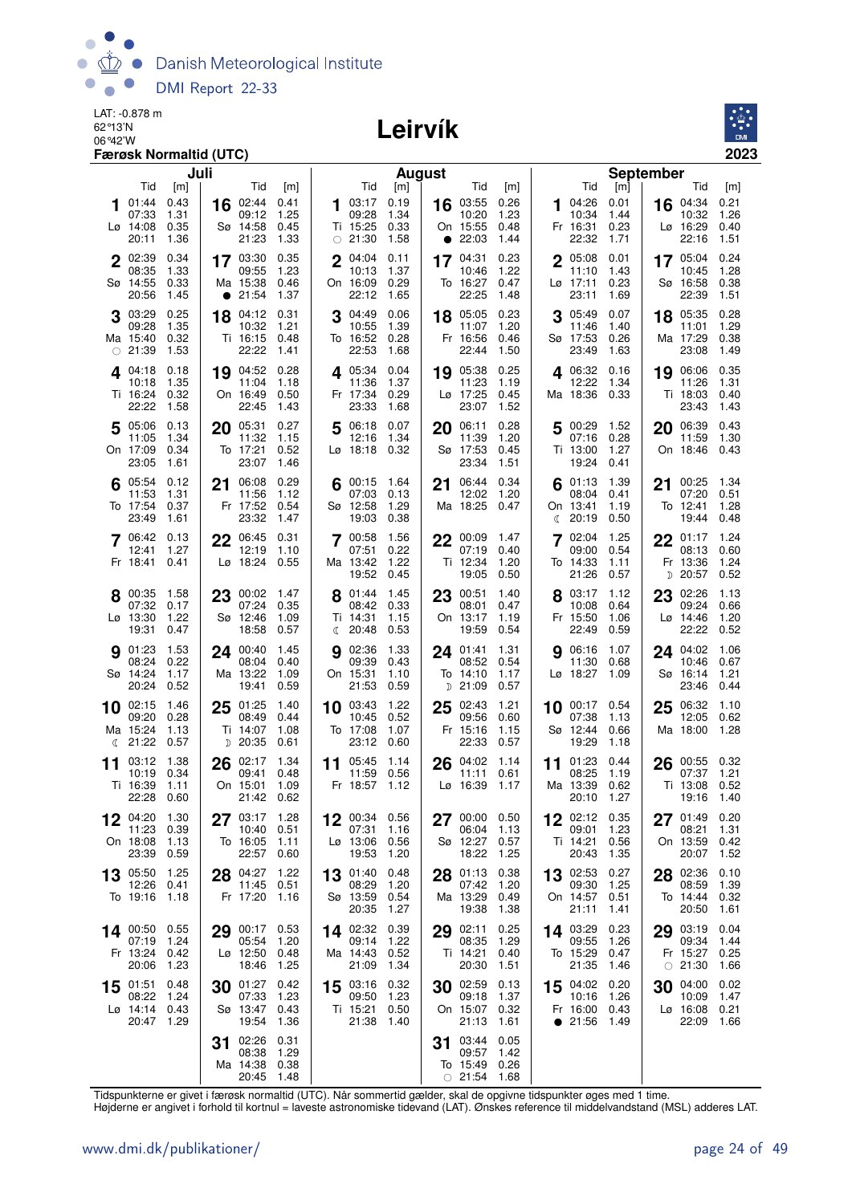LAT: -0.878 m
62°13'N
06°42'W

**Færøsk Normaltid (UTC)**

# Leirvík

**2023**

## Juli

| Dag | | Tid | [m] | Tid | [m] | Tid | [m] | Tid | [m] |
|---|---|---|---|---|---|---|---|---|---|
| 1 | Lø | 01:44 | 0.43 | 07:33 | 1.31 | 14:08 | 0.35 | 20:11 | 1.36 |
| 2 | Sø | 02:39 | 0.34 | 08:35 | 1.33 | 14:55 | 0.33 | 20:56 | 1.45 |
| 3 | Ma | 03:29 | 0.25 | 09:28 | 1.35 | 15:40 | 0.32 | ○ 21:39 | 1.53 |
| 4 | Ti | 04:18 | 0.18 | 10:18 | 1.35 | 16:24 | 0.32 | 22:22 | 1.58 |
| 5 | On | 05:06 | 0.13 | 11:05 | 1.34 | 17:09 | 0.34 | 23:05 | 1.61 |
| 6 | To | 05:54 | 0.12 | 11:53 | 1.31 | 17:54 | 0.37 | 23:49 | 1.61 |
| 7 | Fr | 06:42 | 0.13 | 12:41 | 1.27 | 18:41 | 0.41 | | |
| 8 | Lø | 00:35 | 1.58 | 07:32 | 0.17 | 13:30 | 1.22 | 19:31 | 0.47 |
| 9 | Sø | 01:23 | 1.53 | 08:24 | 0.22 | 14:24 | 1.17 | 20:24 | 0.52 |
| 10 | Ma | 02:15 | 1.46 | 09:20 | 0.28 | 15:24 | 1.13 | ☾ 21:22 | 0.57 |
| 11 | Ti | 03:12 | 1.38 | 10:19 | 0.34 | 16:39 | 1.11 | 22:28 | 0.60 |
| 12 | On | 04:20 | 1.30 | 11:23 | 0.39 | 18:08 | 1.13 | 23:39 | 0.59 |
| 13 | To | 05:50 | 1.25 | 12:26 | 0.41 | 19:16 | 1.18 | | |
| 14 | Fr | 00:50 | 0.55 | 07:19 | 1.24 | 13:24 | 0.42 | 20:06 | 1.23 |
| 15 | Lø | 01:51 | 0.48 | 08:22 | 1.24 | 14:14 | 0.43 | 20:47 | 1.29 |
| 16 | Sø | 02:44 | 0.41 | 09:12 | 1.25 | 14:58 | 0.45 | 21:23 | 1.33 |
| 17 | Ma | 03:30 | 0.35 | 09:55 | 1.23 | 15:38 | 0.46 | ● 21:54 | 1.37 |
| 18 | Ti | 04:12 | 0.31 | 10:32 | 1.21 | 16:15 | 0.48 | 22:22 | 1.41 |
| 19 | On | 04:52 | 0.28 | 11:04 | 1.18 | 16:49 | 0.50 | 22:45 | 1.43 |
| 20 | To | 05:31 | 0.27 | 11:32 | 1.15 | 17:21 | 0.52 | 23:07 | 1.46 |
| 21 | Fr | 06:08 | 0.29 | 11:56 | 1.12 | 17:52 | 0.54 | 23:32 | 1.47 |
| 22 | Lø | 06:45 | 0.31 | 12:19 | 1.10 | 18:24 | 0.55 | | |
| 23 | Sø | 00:02 | 1.47 | 07:24 | 0.35 | 12:46 | 1.09 | 18:58 | 0.57 |
| 24 | Ma | 00:40 | 1.45 | 08:04 | 0.40 | 13:22 | 1.09 | 19:41 | 0.59 |
| 25 | Ti | 01:25 | 1.40 | 08:49 | 0.44 | 14:07 | 1.08 | ☽ 20:35 | 0.61 |
| 26 | On | 02:17 | 1.34 | 09:41 | 0.48 | 15:01 | 1.09 | 21:42 | 0.62 |
| 27 | To | 03:17 | 1.28 | 10:40 | 0.51 | 16:05 | 1.11 | 22:57 | 0.60 |
| 28 | Fr | 04:27 | 1.22 | 11:45 | 0.51 | 17:20 | 1.16 | | |
| 29 | Lø | 00:17 | 0.53 | 05:54 | 1.20 | 12:50 | 0.48 | 18:46 | 1.25 |
| 30 | Sø | 01:27 | 0.42 | 07:33 | 1.23 | 13:47 | 0.43 | 19:54 | 1.36 |
| 31 | Ma | 02:26 | 0.31 | 08:38 | 1.29 | 14:38 | 0.38 | 20:45 | 1.48 |

## August

| Dag | | Tid | [m] | Tid | [m] | Tid | [m] | Tid | [m] |
|---|---|---|---|---|---|---|---|---|---|
| 1 | Ti | 03:17 | 0.19 | 09:28 | 1.34 | 15:25 | 0.33 | ○ 21:30 | 1.58 |
| 2 | On | 04:04 | 0.11 | 10:13 | 1.37 | 16:09 | 0.29 | 22:12 | 1.65 |
| 3 | To | 04:49 | 0.06 | 10:55 | 1.39 | 16:52 | 0.28 | 22:53 | 1.68 |
| 4 | Fr | 05:34 | 0.04 | 11:36 | 1.37 | 17:34 | 0.29 | 23:33 | 1.68 |
| 5 | Lø | 06:18 | 0.07 | 12:16 | 1.34 | 18:18 | 0.32 | | |
| 6 | Sø | 00:15 | 1.64 | 07:03 | 0.13 | 12:58 | 1.29 | 19:03 | 0.38 |
| 7 | Ma | 00:58 | 1.56 | 07:51 | 0.22 | 13:42 | 1.22 | 19:52 | 0.45 |
| 8 | Ti | 01:44 | 1.45 | 08:42 | 0.33 | 14:31 | 1.15 | ☾ 20:48 | 0.53 |
| 9 | On | 02:36 | 1.33 | 09:39 | 0.43 | 15:31 | 1.10 | 21:53 | 0.59 |
| 10 | To | 03:43 | 1.22 | 10:45 | 0.52 | 17:08 | 1.07 | 23:12 | 0.60 |
| 11 | Fr | 05:45 | 1.14 | 11:59 | 0.56 | 18:57 | 1.12 | | |
| 12 | Lø | 00:34 | 0.56 | 07:31 | 1.16 | 13:06 | 0.56 | 19:53 | 1.20 |
| 13 | Sø | 01:40 | 0.48 | 08:29 | 1.20 | 13:59 | 0.54 | 20:35 | 1.27 |
| 14 | Ma | 02:32 | 0.39 | 09:14 | 1.22 | 14:43 | 0.52 | 21:09 | 1.34 |
| 15 | Ti | 03:16 | 0.32 | 09:50 | 1.23 | 15:21 | 0.50 | 21:38 | 1.40 |
| 16 | On | 03:55 | 0.26 | 10:20 | 1.23 | 15:55 | 0.48 | ● 22:03 | 1.44 |
| 17 | To | 04:31 | 0.23 | 10:46 | 1.22 | 16:27 | 0.47 | 22:25 | 1.48 |
| 18 | Fr | 05:05 | 0.23 | 11:07 | 1.20 | 16:56 | 0.46 | 22:44 | 1.50 |
| 19 | Lø | 05:38 | 0.25 | 11:23 | 1.19 | 17:25 | 0.45 | 23:07 | 1.52 |
| 20 | Sø | 06:11 | 0.28 | 11:39 | 1.20 | 17:53 | 0.45 | 23:34 | 1.51 |
| 21 | Ma | 06:44 | 0.34 | 12:02 | 1.20 | 18:25 | 0.47 | | |
| 22 | Ti | 00:09 | 1.47 | 07:19 | 0.40 | 12:34 | 1.20 | 19:05 | 0.50 |
| 23 | On | 00:51 | 1.40 | 08:01 | 0.47 | 13:17 | 1.19 | 19:59 | 0.54 |
| 24 | To | 01:41 | 1.31 | 08:52 | 0.54 | 14:10 | 1.17 | ☽ 21:09 | 0.57 |
| 25 | Fr | 02:43 | 1.21 | 09:56 | 0.60 | 15:16 | 1.15 | 22:33 | 0.57 |
| 26 | Lø | 04:02 | 1.14 | 11:11 | 0.61 | 16:39 | 1.17 | | |
| 27 | Sø | 00:00 | 0.50 | 06:04 | 1.13 | 12:27 | 0.57 | 18:22 | 1.25 |
| 28 | Ma | 01:13 | 0.38 | 07:42 | 1.20 | 13:29 | 0.49 | 19:38 | 1.38 |
| 29 | Ti | 02:11 | 0.25 | 08:35 | 1.29 | 14:21 | 0.40 | 20:30 | 1.51 |
| 30 | On | 02:59 | 0.13 | 09:18 | 1.37 | 15:07 | 0.32 | 21:13 | 1.61 |
| 31 | To | 03:44 | 0.05 | 09:57 | 1.42 | 15:49 | 0.26 | ○ 21:54 | 1.68 |

## September

| Dag | | Tid | [m] | Tid | [m] | Tid | [m] | Tid | [m] |
|---|---|---|---|---|---|---|---|---|---|
| 1 | Fr | 04:26 | 0.01 | 10:34 | 1.44 | 16:31 | 0.23 | 22:32 | 1.71 |
| 2 | Lø | 05:08 | 0.01 | 11:10 | 1.43 | 17:11 | 0.23 | 23:11 | 1.69 |
| 3 | Sø | 05:49 | 0.07 | 11:46 | 1.40 | 17:53 | 0.26 | 23:49 | 1.63 |
| 4 | Ma | 06:32 | 0.16 | 12:22 | 1.34 | 18:36 | 0.33 | | |
| 5 | Ti | 00:29 | 1.52 | 07:16 | 0.28 | 13:00 | 1.27 | 19:24 | 0.41 |
| 6 | On | 01:13 | 1.39 | 08:04 | 0.41 | 13:41 | 1.19 | ☾ 20:19 | 0.50 |
| 7 | To | 02:04 | 1.25 | 09:00 | 0.54 | 14:33 | 1.11 | 21:26 | 0.57 |
| 8 | Fr | 03:17 | 1.12 | 10:08 | 0.64 | 15:50 | 1.06 | 22:49 | 0.59 |
| 9 | Lø | 06:16 | 1.07 | 11:30 | 0.68 | 18:27 | 1.09 | | |
| 10 | Sø | 00:17 | 0.54 | 07:38 | 1.13 | 12:44 | 0.66 | 19:29 | 1.18 |
| 11 | Ma | 01:23 | 0.44 | 08:25 | 1.19 | 13:39 | 0.62 | 20:10 | 1.27 |
| 12 | Ti | 02:12 | 0.35 | 09:01 | 1.23 | 14:21 | 0.56 | 20:43 | 1.35 |
| 13 | On | 02:53 | 0.27 | 09:30 | 1.25 | 14:57 | 0.51 | 21:11 | 1.41 |
| 14 | To | 03:29 | 0.23 | 09:55 | 1.26 | 15:29 | 0.47 | 21:35 | 1.46 |
| 15 | Fr | 04:02 | 0.20 | 10:16 | 1.26 | 16:00 | 0.43 | ● 21:56 | 1.49 |
| 16 | Lø | 04:34 | 0.21 | 10:32 | 1.26 | 16:29 | 0.40 | 22:16 | 1.51 |
| 17 | Sø | 05:04 | 0.24 | 10:45 | 1.28 | 16:58 | 0.38 | 22:39 | 1.51 |
| 18 | Ma | 05:35 | 0.28 | 11:01 | 1.29 | 17:29 | 0.38 | 23:08 | 1.49 |
| 19 | Ti | 06:06 | 0.35 | 11:26 | 1.31 | 18:03 | 0.40 | 23:43 | 1.43 |
| 20 | On | 06:39 | 0.43 | 11:59 | 1.30 | 18:46 | 0.43 | | |
| 21 | To | 00:25 | 1.34 | 07:20 | 0.51 | 12:41 | 1.28 | 19:44 | 0.48 |
| 22 | Fr | 01:17 | 1.24 | 08:13 | 0.60 | 13:36 | 1.24 | ☽ 20:57 | 0.52 |
| 23 | Lø | 02:26 | 1.13 | 09:24 | 0.66 | 14:46 | 1.20 | 22:22 | 0.52 |
| 24 | Sø | 04:02 | 1.06 | 10:46 | 0.67 | 16:14 | 1.21 | 23:46 | 0.44 |
| 25 | Ma | 06:32 | 1.10 | 12:05 | 0.62 | 18:00 | 1.28 | | |
| 26 | Ti | 00:55 | 0.32 | 07:37 | 1.21 | 13:08 | 0.52 | 19:16 | 1.40 |
| 27 | On | 01:49 | 0.20 | 08:21 | 1.31 | 13:59 | 0.42 | 20:07 | 1.52 |
| 28 | To | 02:36 | 0.10 | 08:59 | 1.39 | 14:44 | 0.32 | 20:50 | 1.61 |
| 29 | Fr | 03:19 | 0.04 | 09:34 | 1.44 | 15:27 | 0.25 | ○ 21:30 | 1.66 |
| 30 | Lø | 04:00 | 0.02 | 10:09 | 1.47 | 16:08 | 0.21 | 22:09 | 1.66 |

Tidspunkterne er givet i færøsk normaltid (UTC). Når sommertid gælder, skal de opgivne tidspunkter øges med 1 time.
Højderne er angivet i forhold til kortnul = laveste astronomiske tidevand (LAT). Ønskes reference til middelvandstand (MSL) adderes LAT.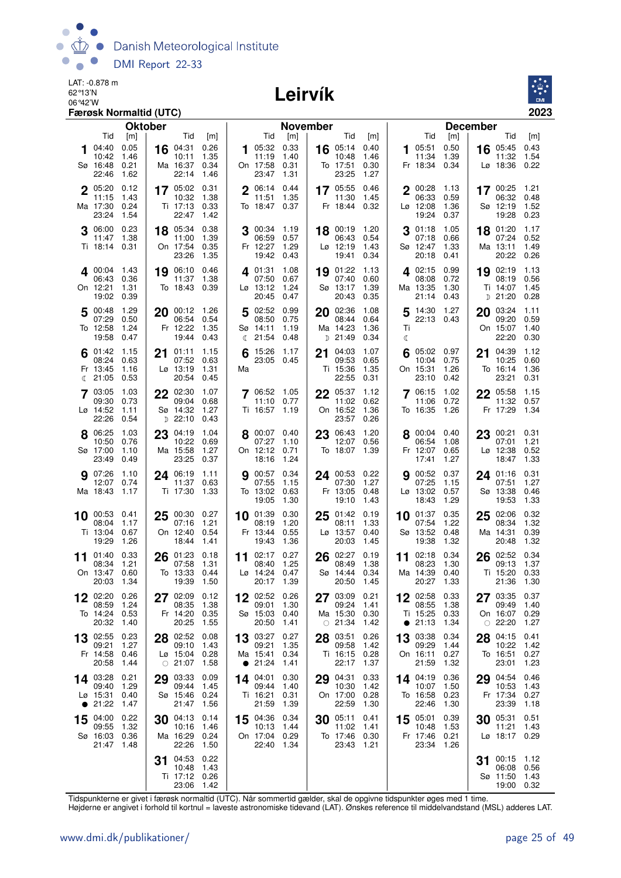LAT: -0.878 m
62°13'N
06°42'W

# Leirvík

**Færøsk Normaltid (UTC)**

**2023**

## Oktober

| Dag | | Tid | [m] | Tid | [m] | Tid | [m] | Tid | [m] |
|---|---|---|---|---|---|---|---|---|---|
| 1 | Sø | 04:40 | 0.05 | 10:42 | 1.46 | 16:48 | 0.21 | 22:46 | 1.62 |
| 2 | Ma | 05:20 | 0.12 | 11:15 | 1.43 | 17:30 | 0.24 | 23:24 | 1.54 |
| 3 | Ti | 06:00 | 0.23 | 11:47 | 1.38 | 18:14 | 0.31 | | |
| 4 | On | 00:04 | 1.43 | 06:43 | 0.36 | 12:21 | 1.31 | 19:02 | 0.39 |
| 5 | To | 00:48 | 1.29 | 07:29 | 0.50 | 12:58 | 1.24 | 19:58 | 0.47 |
| 6 | Fr | 01:42 | 1.15 | 08:24 | 0.63 | 13:45 | 1.16 | ☾ 21:05 | 0.53 |
| 7 | Lø | 03:05 | 1.03 | 09:30 | 0.73 | 14:52 | 1.11 | 22:26 | 0.54 |
| 8 | Sø | 06:25 | 1.03 | 10:50 | 0.76 | 17:00 | 1.10 | 23:49 | 0.49 |
| 9 | Ma | 07:26 | 1.10 | 12:07 | 0.74 | 18:43 | 1.17 | | |
| 10 | Ti | 00:53 | 0.41 | 08:04 | 1.17 | 13:04 | 0.67 | 19:29 | 1.26 |
| 11 | On | 01:40 | 0.33 | 08:34 | 1.21 | 13:47 | 0.60 | 20:03 | 1.34 |
| 12 | To | 02:20 | 0.26 | 08:59 | 1.24 | 14:24 | 0.53 | 20:32 | 1.40 |
| 13 | Fr | 02:55 | 0.23 | 09:21 | 1.27 | 14:58 | 0.46 | 20:58 | 1.44 |
| 14 | Lø | 03:28 | 0.21 | 09:40 | 1.29 | 15:31 | 0.40 | ● 21:22 | 1.47 |
| 15 | Sø | 04:00 | 0.22 | 09:55 | 1.32 | 16:03 | 0.36 | 21:47 | 1.48 |
| 16 | Ma | 04:31 | 0.26 | 10:11 | 1.35 | 16:37 | 0.34 | 22:14 | 1.46 |
| 17 | Ti | 05:02 | 0.31 | 10:32 | 1.38 | 17:13 | 0.33 | 22:47 | 1.42 |
| 18 | On | 05:34 | 0.38 | 11:00 | 1.39 | 17:54 | 0.35 | 23:26 | 1.35 |
| 19 | To | 06:10 | 0.46 | 11:37 | 1.38 | 18:43 | 0.39 | | |
| 20 | Fr | 00:12 | 1.26 | 06:54 | 0.54 | 12:22 | 1.35 | 19:44 | 0.43 |
| 21 | Lø | 01:11 | 1.15 | 07:52 | 0.63 | 13:19 | 1.31 | 20:54 | 0.45 |
| 22 | Sø | 02:30 | 1.07 | 09:04 | 0.68 | 14:32 | 1.27 | ☽ 22:10 | 0.43 |
| 23 | Ma | 04:19 | 1.04 | 10:22 | 0.69 | 15:58 | 1.27 | 23:25 | 0.37 |
| 24 | Ti | 06:19 | 1.11 | 11:37 | 0.63 | 17:30 | 1.33 | | |
| 25 | On | 00:30 | 0.27 | 07:16 | 1.21 | 12:40 | 0.54 | 18:44 | 1.41 |
| 26 | To | 01:23 | 0.18 | 07:58 | 1.31 | 13:33 | 0.44 | 19:39 | 1.50 |
| 27 | Fr | 02:09 | 0.12 | 08:35 | 1.38 | 14:20 | 0.35 | 20:25 | 1.55 |
| 28 | Lø | 02:52 | 0.08 | 09:10 | 1.43 | 15:04 | 0.28 | ○ 21:07 | 1.58 |
| 29 | Sø | 03:33 | 0.09 | 09:44 | 1.45 | 15:46 | 0.24 | 21:47 | 1.56 |
| 30 | Ma | 04:13 | 0.14 | 10:16 | 1.46 | 16:29 | 0.24 | 22:26 | 1.50 |
| 31 | Ti | 04:53 | 0.22 | 10:48 | 1.43 | 17:12 | 0.26 | 23:06 | 1.42 |

## November

| Dag | | Tid | [m] | Tid | [m] | Tid | [m] | Tid | [m] |
|---|---|---|---|---|---|---|---|---|---|
| 1 | On | 05:32 | 0.33 | 11:19 | 1.40 | 17:58 | 0.31 | 23:47 | 1.31 |
| 2 | To | 06:14 | 0.44 | 11:51 | 1.35 | 18:47 | 0.37 | | |
| 3 | Fr | 00:34 | 1.19 | 06:59 | 0.57 | 12:27 | 1.29 | 19:42 | 0.43 |
| 4 | Lø | 01:31 | 1.08 | 07:50 | 0.67 | 13:12 | 1.24 | 20:45 | 0.47 |
| 5 | Sø | 02:52 | 0.99 | 08:50 | 0.75 | 14:11 | 1.19 | ☾ 21:54 | 0.48 |
| 6 | Ma | 15:26 | 1.17 | 23:05 | 0.45 | | | | |
| 7 | Ti | 06:52 | 1.05 | 11:10 | 0.77 | 16:57 | 1.19 | | |
| 8 | On | 00:07 | 0.40 | 07:27 | 1.10 | 12:12 | 0.71 | 18:16 | 1.24 |
| 9 | To | 00:57 | 0.34 | 07:55 | 1.15 | 13:02 | 0.63 | 19:05 | 1.30 |
| 10 | Fr | 01:39 | 0.30 | 08:19 | 1.20 | 13:44 | 0.55 | 19:43 | 1.36 |
| 11 | Lø | 02:17 | 0.27 | 08:40 | 1.25 | 14:24 | 0.47 | 20:17 | 1.39 |
| 12 | Sø | 02:52 | 0.26 | 09:01 | 1.30 | 15:03 | 0.40 | 20:50 | 1.41 |
| 13 | Ma | 03:27 | 0.27 | 09:21 | 1.35 | 15:41 | 0.34 | ● 21:24 | 1.41 |
| 14 | Ti | 04:01 | 0.30 | 09:44 | 1.40 | 16:21 | 0.31 | 21:59 | 1.39 |
| 15 | On | 04:36 | 0.34 | 10:13 | 1.44 | 17:04 | 0.29 | 22:40 | 1.34 |
| 16 | To | 05:14 | 0.40 | 10:48 | 1.46 | 17:51 | 0.30 | 23:25 | 1.27 |
| 17 | Fr | 05:55 | 0.46 | 11:30 | 1.45 | 18:44 | 0.32 | | |
| 18 | Lø | 00:19 | 1.20 | 06:43 | 0.54 | 12:19 | 1.43 | 19:41 | 0.34 |
| 19 | Sø | 01:22 | 1.13 | 07:40 | 0.60 | 13:17 | 1.39 | 20:43 | 0.35 |
| 20 | Ma | 02:36 | 1.08 | 08:44 | 0.64 | 14:23 | 1.36 | ☽ 21:49 | 0.34 |
| 21 | Ti | 04:03 | 1.07 | 09:53 | 0.65 | 15:36 | 1.35 | 22:55 | 0.31 |
| 22 | On | 05:37 | 1.12 | 11:02 | 0.62 | 16:52 | 1.36 | 23:57 | 0.26 |
| 23 | To | 06:43 | 1.20 | 12:07 | 0.56 | 18:07 | 1.39 | | |
| 24 | Fr | 00:53 | 0.22 | 07:30 | 1.27 | 13:05 | 0.48 | 19:10 | 1.43 |
| 25 | Lø | 01:42 | 0.19 | 08:11 | 1.33 | 13:57 | 0.40 | 20:03 | 1.45 |
| 26 | Sø | 02:27 | 0.19 | 08:49 | 1.38 | 14:44 | 0.34 | 20:50 | 1.45 |
| 27 | Ma | 03:09 | 0.21 | 09:24 | 1.41 | 15:30 | 0.30 | ○ 21:34 | 1.42 |
| 28 | Ti | 03:51 | 0.26 | 09:58 | 1.42 | 16:15 | 0.28 | 22:17 | 1.37 |
| 29 | On | 04:31 | 0.33 | 10:30 | 1.42 | 17:00 | 0.28 | 22:59 | 1.30 |
| 30 | To | 05:11 | 0.41 | 11:02 | 1.41 | 17:46 | 0.30 | 23:43 | 1.21 |

## December

| Dag | | Tid | [m] | Tid | [m] | Tid | [m] | Tid | [m] |
|---|---|---|---|---|---|---|---|---|---|
| 1 | Fr | 05:51 | 0.50 | 11:34 | 1.39 | 18:34 | 0.34 | | |
| 2 | Lø | 00:28 | 1.13 | 06:33 | 0.59 | 12:08 | 1.36 | 19:24 | 0.37 |
| 3 | Sø | 01:18 | 1.05 | 07:18 | 0.66 | 12:47 | 1.33 | 20:18 | 0.41 |
| 4 | Ma | 02:15 | 0.99 | 08:08 | 0.72 | 13:35 | 1.30 | 21:14 | 0.43 |
| 5 | Ti ☾ | 14:30 | 1.27 | 22:13 | 0.43 | | | | |
| 6 | On | 05:02 | 0.97 | 10:04 | 0.75 | 15:31 | 1.26 | 23:10 | 0.42 |
| 7 | To | 06:15 | 1.02 | 11:06 | 0.72 | 16:35 | 1.26 | | |
| 8 | Fr | 00:04 | 0.40 | 06:54 | 1.08 | 12:07 | 0.65 | 17:41 | 1.27 |
| 9 | Lø | 00:52 | 0.37 | 07:25 | 1.15 | 13:02 | 0.57 | 18:43 | 1.29 |
| 10 | Sø | 01:37 | 0.35 | 07:54 | 1.22 | 13:52 | 0.48 | 19:38 | 1.32 |
| 11 | Ma | 02:18 | 0.34 | 08:23 | 1.30 | 14:39 | 0.40 | 20:27 | 1.33 |
| 12 | Ti | 02:58 | 0.33 | 08:55 | 1.38 | 15:25 | 0.33 | ● 21:13 | 1.34 |
| 13 | On | 03:38 | 0.34 | 09:29 | 1.44 | 16:11 | 0.27 | 21:59 | 1.32 |
| 14 | To | 04:19 | 0.36 | 10:07 | 1.50 | 16:58 | 0.23 | 22:46 | 1.30 |
| 15 | Fr | 05:01 | 0.39 | 10:48 | 1.53 | 17:46 | 0.21 | 23:34 | 1.26 |
| 16 | Lø | 05:45 | 0.43 | 11:32 | 1.54 | 18:36 | 0.22 | | |
| 17 | Sø | 00:25 | 1.21 | 06:32 | 0.48 | 12:19 | 1.52 | 19:28 | 0.23 |
| 18 | Ma | 01:20 | 1.17 | 07:24 | 0.52 | 13:11 | 1.49 | 20:22 | 0.26 |
| 19 | Ti | 02:19 | 1.13 | 08:19 | 0.56 | 14:07 | 1.45 | ☽ 21:20 | 0.28 |
| 20 | On | 03:24 | 1.11 | 09:20 | 0.59 | 15:07 | 1.40 | 22:20 | 0.30 |
| 21 | To | 04:39 | 1.12 | 10:25 | 0.60 | 16:14 | 1.36 | 23:21 | 0.31 |
| 22 | Fr | 05:58 | 1.15 | 11:32 | 0.57 | 17:29 | 1.34 | | |
| 23 | Lø | 00:21 | 0.31 | 07:01 | 1.21 | 12:38 | 0.52 | 18:47 | 1.33 |
| 24 | Sø | 01:16 | 0.31 | 07:51 | 1.27 | 13:38 | 0.46 | 19:53 | 1.33 |
| 25 | Ma | 02:06 | 0.32 | 08:34 | 1.32 | 14:31 | 0.39 | 20:48 | 1.32 |
| 26 | Ti | 02:52 | 0.34 | 09:13 | 1.37 | 15:20 | 0.33 | 21:36 | 1.30 |
| 27 | On | 03:35 | 0.37 | 09:49 | 1.40 | 16:07 | 0.29 | ○ 22:20 | 1.27 |
| 28 | To | 04:15 | 0.41 | 10:22 | 1.42 | 16:51 | 0.27 | 23:01 | 1.23 |
| 29 | Fr | 04:54 | 0.46 | 10:53 | 1.43 | 17:34 | 0.27 | 23:39 | 1.18 |
| 30 | Lø | 05:31 | 0.51 | 11:21 | 1.43 | 18:17 | 0.29 | | |
| 31 | Sø | 00:15 | 1.12 | 06:08 | 0.56 | 11:50 | 1.43 | 19:00 | 0.32 |

Tidspunkterne er givet i færøsk normaltid (UTC). Når sommertid gælder, skal de opgivne tidspunkter øges med 1 time.
Højderne er angivet i forhold til kortnul = laveste astronomiske tidevand (LAT). Ønskes reference til middelvandstand (MSL) adderes LAT.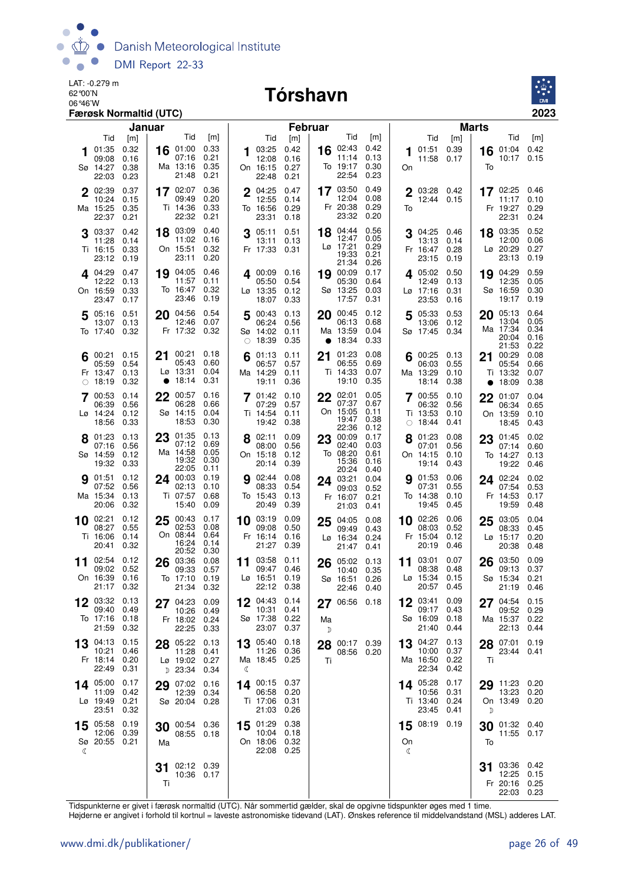LAT: -0.279 m
62°00'N
06°46'W

# Tórshavn

**Færøsk Normaltid (UTC)** **2023**

## Januar

| Dag | Tid | [m] |
|---|---|---|
| 1 Sø | 01:35 | 0.32 |
| | 09:08 | 0.16 |
| | 14:27 | 0.38 |
| | 22:03 | 0.23 |
| 2 Ma | 02:39 | 0.37 |
| | 10:24 | 0.15 |
| | 15:25 | 0.35 |
| | 22:37 | 0.21 |
| 3 Ti | 03:37 | 0.42 |
| | 11:28 | 0.14 |
| | 16:15 | 0.33 |
| | 23:12 | 0.19 |
| 4 On | 04:29 | 0.47 |
| | 12:22 | 0.13 |
| | 16:59 | 0.33 |
| | 23:47 | 0.17 |
| 5 To | 05:16 | 0.51 |
| | 13:07 | 0.13 |
| | 17:40 | 0.32 |
| 6 Fr ○ | 00:21 | 0.15 |
| | 05:59 | 0.54 |
| | 13:47 | 0.13 |
| | 18:19 | 0.32 |
| 7 Lø | 00:53 | 0.14 |
| | 06:39 | 0.56 |
| | 14:24 | 0.12 |
| | 18:56 | 0.33 |
| 8 Sø | 01:23 | 0.13 |
| | 07:16 | 0.56 |
| | 14:59 | 0.12 |
| | 19:32 | 0.33 |
| 9 Ma | 01:51 | 0.12 |
| | 07:52 | 0.56 |
| | 15:34 | 0.13 |
| | 20:06 | 0.32 |
| 10 Ti | 02:21 | 0.12 |
| | 08:27 | 0.55 |
| | 16:06 | 0.14 |
| | 20:41 | 0.32 |
| 11 On | 02:54 | 0.12 |
| | 09:02 | 0.52 |
| | 16:39 | 0.16 |
| | 21:17 | 0.32 |
| 12 To | 03:32 | 0.13 |
| | 09:40 | 0.49 |
| | 17:16 | 0.18 |
| | 21:59 | 0.32 |
| 13 Fr | 04:13 | 0.15 |
| | 10:21 | 0.46 |
| | 18:14 | 0.20 |
| | 22:49 | 0.31 |
| 14 Lø | 05:00 | 0.17 |
| | 11:09 | 0.42 |
| | 19:49 | 0.21 |
| | 23:51 | 0.32 |
| 15 Sø ☾ | 05:58 | 0.19 |
| | 12:06 | 0.39 |
| | 20:55 | 0.21 |
| 16 Ma | 01:00 | 0.33 |
| | 07:16 | 0.21 |
| | 13:16 | 0.35 |
| | 21:48 | 0.21 |
| 17 Ti | 02:07 | 0.36 |
| | 09:49 | 0.20 |
| | 14:36 | 0.33 |
| | 22:32 | 0.21 |
| 18 On | 03:09 | 0.40 |
| | 11:02 | 0.16 |
| | 15:51 | 0.32 |
| | 23:11 | 0.20 |
| 19 To | 04:05 | 0.46 |
| | 11:57 | 0.11 |
| | 16:47 | 0.32 |
| | 23:46 | 0.19 |
| 20 Fr | 04:56 | 0.54 |
| | 12:46 | 0.07 |
| | 17:32 | 0.32 |
| 21 Lø ● | 00:21 | 0.18 |
| | 05:43 | 0.60 |
| | 13:31 | 0.04 |
| | 18:14 | 0.31 |
| 22 Sø | 00:57 | 0.16 |
| | 06:28 | 0.66 |
| | 14:15 | 0.04 |
| | 18:53 | 0.30 |
| 23 Ma | 01:35 | 0.13 |
| | 07:12 | 0.69 |
| | 14:58 | 0.05 |
| | 19:32 | 0.30 |
| | 22:05 | 0.11 |
| 24 Ti | 00:03 | 0.19 |
| | 02:13 | 0.10 |
| | 07:57 | 0.68 |
| | 15:40 | 0.09 |
| 25 On | 00:43 | 0.17 |
| | 02:53 | 0.08 |
| | 08:44 | 0.64 |
| | 16:24 | 0.14 |
| | 20:52 | 0.30 |
| 26 To | 03:36 | 0.08 |
| | 09:33 | 0.57 |
| | 17:10 | 0.19 |
| | 21:34 | 0.32 |
| 27 Fr | 04:23 | 0.09 |
| | 10:26 | 0.49 |
| | 18:02 | 0.24 |
| | 22:25 | 0.33 |
| 28 Lø ☽ | 05:22 | 0.13 |
| | 11:28 | 0.41 |
| | 19:02 | 0.27 |
| | 23:34 | 0.34 |
| 29 Sø | 07:02 | 0.16 |
| | 12:39 | 0.34 |
| | 20:04 | 0.28 |
| 30 Ma | 00:54 | 0.36 |
| | 08:55 | 0.18 |
| 31 Ti | 02:12 | 0.39 |
| | 10:36 | 0.17 |

## Februar

| Dag | Tid | [m] |
|---|---|---|
| 1 On | 03:25 | 0.42 |
| | 12:08 | 0.16 |
| | 16:15 | 0.27 |
| | 22:48 | 0.21 |
| 2 To | 04:25 | 0.47 |
| | 12:55 | 0.14 |
| | 16:56 | 0.29 |
| | 23:31 | 0.18 |
| 3 Fr | 05:11 | 0.51 |
| | 13:11 | 0.13 |
| | 17:33 | 0.31 |
| 4 Lø | 00:09 | 0.16 |
| | 05:50 | 0.54 |
| | 13:35 | 0.12 |
| | 18:07 | 0.33 |
| 5 Sø ○ | 00:43 | 0.13 |
| | 06:24 | 0.56 |
| | 14:02 | 0.11 |
| | 18:39 | 0.35 |
| 6 Ma | 01:13 | 0.11 |
| | 06:57 | 0.57 |
| | 14:29 | 0.11 |
| | 19:11 | 0.36 |
| 7 Ti | 01:42 | 0.10 |
| | 07:29 | 0.57 |
| | 14:54 | 0.11 |
| | 19:42 | 0.38 |
| 8 On | 02:11 | 0.09 |
| | 08:00 | 0.56 |
| | 15:18 | 0.12 |
| | 20:14 | 0.39 |
| 9 To | 02:44 | 0.08 |
| | 08:33 | 0.54 |
| | 15:43 | 0.13 |
| | 20:49 | 0.39 |
| 10 Fr | 03:19 | 0.09 |
| | 09:08 | 0.50 |
| | 16:14 | 0.16 |
| | 21:27 | 0.39 |
| 11 Lø | 03:58 | 0.11 |
| | 09:47 | 0.46 |
| | 16:51 | 0.19 |
| | 22:12 | 0.38 |
| 12 Sø | 04:43 | 0.14 |
| | 10:31 | 0.41 |
| | 17:38 | 0.22 |
| | 23:07 | 0.37 |
| 13 Ma ☾ | 05:40 | 0.18 |
| | 11:26 | 0.36 |
| | 18:45 | 0.25 |
| 14 Ti | 00:15 | 0.37 |
| | 06:58 | 0.20 |
| | 17:06 | 0.31 |
| | 21:03 | 0.26 |
| 15 On | 01:29 | 0.38 |
| | 10:04 | 0.18 |
| | 18:06 | 0.32 |
| | 22:08 | 0.25 |
| 16 To | 02:43 | 0.42 |
| | 11:14 | 0.13 |
| | 19:17 | 0.30 |
| | 22:54 | 0.23 |
| 17 Fr | 03:50 | 0.49 |
| | 12:04 | 0.08 |
| | 20:38 | 0.29 |
| | 23:32 | 0.20 |
| 18 Lø | 04:44 | 0.56 |
| | 12:47 | 0.05 |
| | 17:21 | 0.29 |
| | 21:34 | 0.26 |
| 19 Sø | 00:09 | 0.17 |
| | 05:30 | 0.64 |
| | 13:25 | 0.03 |
| | 17:57 | 0.31 |
| 20 Ma ● | 00:45 | 0.12 |
| | 06:13 | 0.68 |
| | 13:59 | 0.04 |
| | 18:34 | 0.33 |
| 21 Ti | 01:23 | 0.08 |
| | 06:55 | 0.69 |
| | 14:33 | 0.07 |
| | 19:10 | 0.35 |
| 22 On | 02:01 | 0.05 |
| | 07:37 | 0.67 |
| | 15:05 | 0.11 |
| | 19:47 | 0.38 |
| | 22:36 | 0.12 |
| 23 To | 00:09 | 0.17 |
| | 02:40 | 0.03 |
| | 08:20 | 0.61 |
| | 15:36 | 0.16 |
| | 20:24 | 0.40 |
| 24 Fr | 03:21 | 0.04 |
| | 09:03 | 0.52 |
| | 16:07 | 0.21 |
| | 21:03 | 0.41 |
| 25 Lø | 04:05 | 0.08 |
| | 09:49 | 0.43 |
| | 16:34 | 0.24 |
| | 21:47 | 0.41 |
| 26 Sø | 05:02 | 0.13 |
| | 10:40 | 0.35 |
| | 16:51 | 0.26 |
| | 22:46 | 0.40 |
| 27 Ma ☽ | 06:56 | 0.18 |
| 28 Ti | 00:17 | 0.39 |
| | 08:56 | 0.20 |

## Marts

| Dag | Tid | [m] |
|---|---|---|
| 1 On | 01:51 | 0.39 |
| | 11:58 | 0.17 |
| 2 To | 03:28 | 0.42 |
| | 12:44 | 0.15 |
| 3 Fr | 04:25 | 0.46 |
| | 13:13 | 0.14 |
| | 16:47 | 0.28 |
| | 23:15 | 0.19 |
| 4 Lø | 05:02 | 0.50 |
| | 12:49 | 0.13 |
| | 17:16 | 0.31 |
| | 23:53 | 0.16 |
| 5 Sø | 05:33 | 0.53 |
| | 13:06 | 0.12 |
| | 17:45 | 0.34 |
| 6 Ma | 00:25 | 0.13 |
| | 06:03 | 0.55 |
| | 13:29 | 0.10 |
| | 18:14 | 0.38 |
| 7 Ti ○ | 00:55 | 0.10 |
| | 06:32 | 0.56 |
| | 13:53 | 0.10 |
| | 18:44 | 0.41 |
| 8 On | 01:23 | 0.08 |
| | 07:01 | 0.56 |
| | 14:15 | 0.10 |
| | 19:14 | 0.43 |
| 9 To | 01:53 | 0.06 |
| | 07:31 | 0.55 |
| | 14:38 | 0.10 |
| | 19:45 | 0.45 |
| 10 Fr | 02:26 | 0.06 |
| | 08:03 | 0.52 |
| | 15:04 | 0.12 |
| | 20:19 | 0.46 |
| 11 Lø | 03:01 | 0.07 |
| | 08:38 | 0.48 |
| | 15:34 | 0.15 |
| | 20:57 | 0.45 |
| 12 Sø | 03:41 | 0.09 |
| | 09:17 | 0.43 |
| | 16:09 | 0.18 |
| | 21:40 | 0.44 |
| 13 Ma | 04:27 | 0.13 |
| | 10:00 | 0.37 |
| | 16:50 | 0.22 |
| | 22:34 | 0.42 |
| 14 Ti | 05:28 | 0.17 |
| | 10:56 | 0.31 |
| | 13:40 | 0.24 |
| | 23:45 | 0.41 |
| 15 On ☾ | 08:19 | 0.19 |
| 16 To | 01:04 | 0.42 |
| | 10:17 | 0.15 |
| 17 Fr | 02:25 | 0.46 |
| | 11:17 | 0.10 |
| | 19:27 | 0.29 |
| | 22:31 | 0.24 |
| 18 Lø | 03:35 | 0.52 |
| | 12:00 | 0.06 |
| | 20:29 | 0.27 |
| | 23:13 | 0.19 |
| 19 Sø | 04:29 | 0.59 |
| | 12:35 | 0.05 |
| | 16:59 | 0.30 |
| | 19:17 | 0.29 |
| 20 Ma | 05:13 | 0.64 |
| | 13:04 | 0.05 |
| | 17:34 | 0.34 |
| | 20:04 | 0.16 |
| | 21:53 | 0.22 |
| 21 Ti ● | 00:29 | 0.08 |
| | 05:54 | 0.66 |
| | 13:32 | 0.07 |
| | 18:09 | 0.38 |
| 22 On | 01:07 | 0.04 |
| | 06:34 | 0.65 |
| | 13:59 | 0.10 |
| | 18:45 | 0.43 |
| 23 To | 01:45 | 0.02 |
| | 07:14 | 0.60 |
| | 14:27 | 0.13 |
| | 19:22 | 0.46 |
| 24 Fr | 02:24 | 0.02 |
| | 07:54 | 0.53 |
| | 14:53 | 0.17 |
| | 19:59 | 0.48 |
| 25 Lø | 03:05 | 0.04 |
| | 08:33 | 0.45 |
| | 15:17 | 0.20 |
| | 20:38 | 0.48 |
| 26 Sø | 03:50 | 0.09 |
| | 09:13 | 0.37 |
| | 15:34 | 0.21 |
| | 21:19 | 0.46 |
| 27 Ma | 04:54 | 0.15 |
| | 09:52 | 0.29 |
| | 15:37 | 0.22 |
| | 22:13 | 0.44 |
| 28 Ti | 07:01 | 0.19 |
| | 23:44 | 0.41 |
| 29 On ☽ | 11:23 | 0.20 |
| | 13:23 | 0.20 |
| | 13:49 | 0.20 |
| 30 To | 01:32 | 0.40 |
| | 11:55 | 0.17 |
| 31 Fr | 03:36 | 0.42 |
| | 12:25 | 0.15 |
| | 20:16 | 0.25 |
| | 22:03 | 0.23 |

Tidspunkterne er givet i færøsk normaltid (UTC). Når sommertid gælder, skal de opgivne tidspunkter øges med 1 time.
Højderne er angivet i forhold til kortnul = laveste astronomiske tidevand (LAT). Ønskes reference til middelvandstand (MSL) adderes LAT.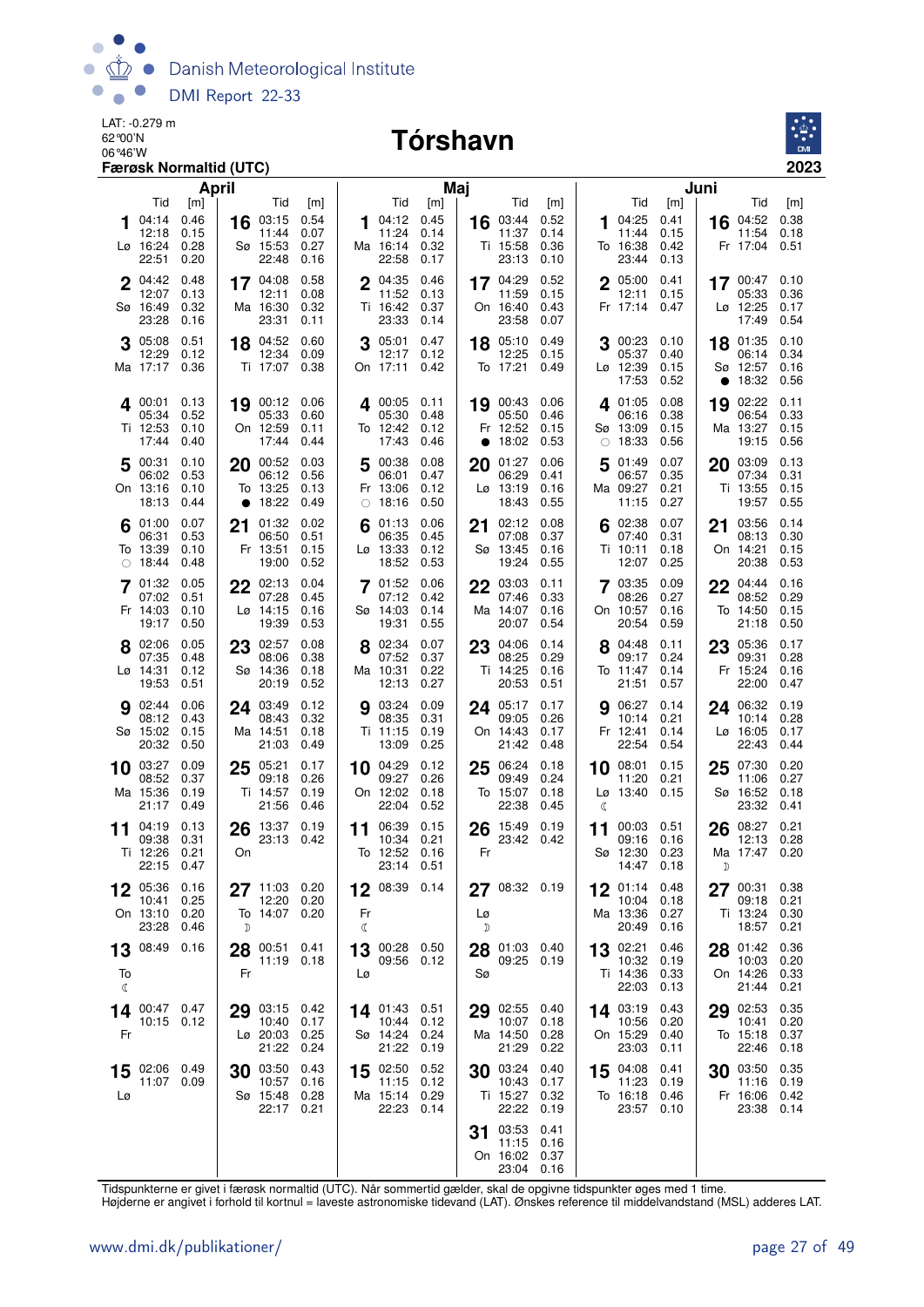LAT: -0.279 m
62°00'N
06°46'W
**Færøsk Normaltid (UTC)**

# Tórshavn

**2023**

## April

| Dag | Tid | [m] | Dag | Tid | [m] |
|---|---|---|---|---|---|
| 1 Lø | 04:14<br>12:18<br>16:24<br>22:51 | 0.46<br>0.15<br>0.28<br>0.20 | 16 Sø | 03:15<br>11:44<br>15:53<br>22:48 | 0.54<br>0.07<br>0.27<br>0.16 |
| 2 Sø | 04:42<br>12:07<br>16:49<br>23:28 | 0.48<br>0.13<br>0.32<br>0.16 | 17 Ma | 04:08<br>12:11<br>16:30<br>23:31 | 0.58<br>0.08<br>0.32<br>0.11 |
| 3 Ma | 05:08<br>12:29<br>17:17 | 0.51<br>0.12<br>0.36 | 18 Ti | 04:52<br>12:34<br>17:07 | 0.60<br>0.09<br>0.38 |
| 4 Ti | 00:01<br>05:34<br>12:53<br>17:44 | 0.13<br>0.52<br>0.10<br>0.40 | 19 On | 00:12<br>05:33<br>12:59<br>17:44 | 0.06<br>0.60<br>0.11<br>0.44 |
| 5 On | 00:31<br>06:02<br>13:16<br>18:13 | 0.10<br>0.53<br>0.10<br>0.44 | 20 To ● | 00:52<br>06:12<br>13:25<br>18:22 | 0.03<br>0.56<br>0.13<br>0.49 |
| 6 To ○ | 01:00<br>06:31<br>13:39<br>18:44 | 0.07<br>0.53<br>0.10<br>0.48 | 21 Fr | 01:32<br>06:50<br>13:51<br>19:00 | 0.02<br>0.51<br>0.15<br>0.52 |
| 7 Fr | 01:32<br>07:02<br>14:03<br>19:17 | 0.05<br>0.51<br>0.10<br>0.50 | 22 Lø | 02:13<br>07:28<br>14:15<br>19:39 | 0.04<br>0.45<br>0.16<br>0.53 |
| 8 Lø | 02:06<br>07:35<br>14:31<br>19:53 | 0.05<br>0.48<br>0.12<br>0.51 | 23 Sø | 02:57<br>08:06<br>14:36<br>20:19 | 0.08<br>0.38<br>0.18<br>0.52 |
| 9 Sø | 02:44<br>08:12<br>15:02<br>20:32 | 0.06<br>0.43<br>0.15<br>0.50 | 24 Ma | 03:49<br>08:43<br>14:51<br>21:03 | 0.12<br>0.32<br>0.18<br>0.49 |
| 10 Ma | 03:27<br>08:52<br>15:36<br>21:17 | 0.09<br>0.37<br>0.19<br>0.49 | 25 Ti | 05:21<br>09:18<br>14:57<br>21:56 | 0.17<br>0.26<br>0.19<br>0.46 |
| 11 Ti | 04:19<br>09:38<br>12:26<br>22:15 | 0.13<br>0.31<br>0.21<br>0.47 | 26 On | 13:37<br>23:13 | 0.19<br>0.42 |
| 12 On | 05:36<br>10:41<br>13:10<br>23:28 | 0.16<br>0.25<br>0.20<br>0.46 | 27 To ☽ | 11:03<br>12:20<br>14:07 | 0.20<br>0.20<br>0.20 |
| 13 To ☾ | 08:49 | 0.16 | 28 Fr | 00:51<br>11:19 | 0.41<br>0.18 |
| 14 Fr | 00:47<br>10:15 | 0.47<br>0.12 | 29 Lø | 03:15<br>10:40<br>20:03<br>21:22 | 0.42<br>0.17<br>0.25<br>0.24 |
| 15 Lø | 02:06<br>11:07 | 0.49<br>0.09 | 30 Sø | 03:50<br>10:57<br>15:48<br>22:17 | 0.43<br>0.16<br>0.28<br>0.21 |

## Maj

| Dag | Tid | [m] | Dag | Tid | [m] |
|---|---|---|---|---|---|
| 1 Ma | 04:12<br>11:24<br>16:14<br>22:58 | 0.45<br>0.14<br>0.32<br>0.17 | 16 Ti | 03:44<br>11:37<br>15:58<br>23:13 | 0.52<br>0.14<br>0.36<br>0.10 |
| 2 Ti | 04:35<br>11:52<br>16:42<br>23:33 | 0.46<br>0.13<br>0.37<br>0.14 | 17 On | 04:29<br>11:59<br>16:40<br>23:58 | 0.52<br>0.15<br>0.43<br>0.07 |
| 3 On | 05:01<br>12:17<br>17:11 | 0.47<br>0.12<br>0.42 | 18 To | 05:10<br>12:25<br>17:21 | 0.49<br>0.15<br>0.49 |
| 4 To | 00:05<br>05:30<br>12:42<br>17:43 | 0.11<br>0.48<br>0.12<br>0.46 | 19 Fr ● | 00:43<br>05:50<br>12:52<br>18:02 | 0.06<br>0.46<br>0.15<br>0.53 |
| 5 Fr ○ | 00:38<br>06:01<br>13:06<br>18:16 | 0.08<br>0.47<br>0.12<br>0.50 | 20 Lø | 01:27<br>06:29<br>13:19<br>18:43 | 0.06<br>0.41<br>0.16<br>0.55 |
| 6 Lø | 01:13<br>06:35<br>13:33<br>18:52 | 0.06<br>0.45<br>0.12<br>0.53 | 21 Sø | 02:12<br>07:08<br>13:45<br>19:24 | 0.08<br>0.37<br>0.16<br>0.55 |
| 7 Sø | 01:52<br>07:12<br>14:03<br>19:31 | 0.06<br>0.42<br>0.14<br>0.55 | 22 Ma | 03:03<br>07:46<br>14:07<br>20:07 | 0.11<br>0.33<br>0.16<br>0.54 |
| 8 Ma | 02:34<br>07:52<br>10:31<br>12:13 | 0.07<br>0.37<br>0.22<br>0.27 | 23 Ti | 04:06<br>08:25<br>14:25<br>20:53 | 0.14<br>0.29<br>0.16<br>0.51 |
| 9 Ti | 03:24<br>08:35<br>11:15<br>13:09 | 0.09<br>0.31<br>0.19<br>0.25 | 24 On | 05:17<br>09:05<br>14:43<br>21:42 | 0.17<br>0.26<br>0.17<br>0.48 |
| 10 On | 04:29<br>09:27<br>12:02<br>22:04 | 0.12<br>0.26<br>0.18<br>0.52 | 25 To | 06:24<br>09:49<br>15:07<br>22:38 | 0.18<br>0.24<br>0.18<br>0.45 |
| 11 To | 06:39<br>10:34<br>12:52<br>23:14 | 0.15<br>0.21<br>0.16<br>0.51 | 26 Fr | 15:49<br>23:42 | 0.19<br>0.42 |
| 12 Fr ☾ | 08:39 | 0.14 | 27 Lø ☽ | 08:32 | 0.19 |
| 13 Lø | 00:28<br>09:56 | 0.50<br>0.12 | 28 Sø | 01:03<br>09:25 | 0.40<br>0.19 |
| 14 Sø | 01:43<br>10:44<br>14:24<br>21:22 | 0.51<br>0.12<br>0.24<br>0.19 | 29 Ma | 02:55<br>10:07<br>14:50<br>21:29 | 0.40<br>0.18<br>0.28<br>0.22 |
| 15 Ma | 02:50<br>11:15<br>15:14<br>22:23 | 0.52<br>0.12<br>0.29<br>0.14 | 30 Ti | 03:24<br>10:43<br>15:27<br>22:22 | 0.40<br>0.17<br>0.32<br>0.19 |
| | | | 31 On | 03:53<br>11:15<br>16:02<br>23:04 | 0.41<br>0.16<br>0.37<br>0.16 |

## Juni

| Dag | Tid | [m] | Dag | Tid | [m] |
|---|---|---|---|---|---|
| 1 To | 04:25<br>11:44<br>16:38<br>23:44 | 0.41<br>0.15<br>0.42<br>0.13 | 16 Fr | 04:52<br>11:54<br>17:04 | 0.38<br>0.18<br>0.51 |
| 2 Fr | 05:00<br>12:11<br>17:14 | 0.41<br>0.15<br>0.47 | 17 Lø | 00:47<br>05:33<br>12:25<br>17:49 | 0.10<br>0.36<br>0.17<br>0.54 |
| 3 Lø | 00:23<br>05:37<br>12:39<br>17:53 | 0.10<br>0.40<br>0.15<br>0.52 | 18 Sø ● | 01:35<br>06:14<br>12:57<br>18:32 | 0.10<br>0.34<br>0.16<br>0.56 |
| 4 Sø ○ | 01:05<br>06:16<br>13:09<br>18:33 | 0.08<br>0.38<br>0.15<br>0.56 | 19 Ma | 02:22<br>06:54<br>13:27<br>19:15 | 0.11<br>0.33<br>0.15<br>0.56 |
| 5 Ma | 01:49<br>06:57<br>09:27<br>11:15 | 0.07<br>0.35<br>0.21<br>0.27 | 20 Ti | 03:09<br>07:34<br>13:55<br>19:57 | 0.13<br>0.31<br>0.15<br>0.55 |
| 6 Ti | 02:38<br>07:40<br>10:11<br>12:07 | 0.07<br>0.31<br>0.18<br>0.25 | 21 On | 03:56<br>08:13<br>14:21<br>20:38 | 0.14<br>0.30<br>0.15<br>0.53 |
| 7 On | 03:35<br>08:26<br>10:57<br>20:54 | 0.09<br>0.27<br>0.16<br>0.59 | 22 To | 04:44<br>08:52<br>14:50<br>21:18 | 0.16<br>0.29<br>0.15<br>0.50 |
| 8 To | 04:48<br>09:17<br>11:47<br>21:51 | 0.11<br>0.24<br>0.14<br>0.57 | 23 Fr | 05:36<br>09:31<br>15:24<br>22:00 | 0.17<br>0.28<br>0.16<br>0.47 |
| 9 Fr | 06:27<br>10:14<br>12:41<br>22:54 | 0.14<br>0.21<br>0.14<br>0.54 | 24 Lø | 06:32<br>10:14<br>16:05<br>22:43 | 0.19<br>0.28<br>0.17<br>0.44 |
| 10 Lø ☾ | 08:01<br>11:20<br>13:40 | 0.15<br>0.21<br>0.15 | 25 Sø | 07:30<br>11:06<br>16:52<br>23:32 | 0.20<br>0.27<br>0.18<br>0.41 |
| 11 Sø | 00:03<br>09:16<br>12:30<br>14:47 | 0.51<br>0.16<br>0.23<br>0.18 | 26 Ma ☽ | 08:27<br>12:13<br>17:47 | 0.21<br>0.28<br>0.20 |
| 12 Ma | 01:14<br>10:04<br>13:36<br>20:49 | 0.48<br>0.18<br>0.27<br>0.16 | 27 Ti | 00:31<br>09:18<br>13:24<br>18:57 | 0.38<br>0.21<br>0.30<br>0.21 |
| 13 Ti | 02:21<br>10:32<br>14:36<br>22:03 | 0.46<br>0.19<br>0.33<br>0.13 | 28 On | 01:42<br>10:03<br>14:26<br>21:44 | 0.36<br>0.20<br>0.33<br>0.21 |
| 14 On | 03:19<br>10:56<br>15:29<br>23:03 | 0.43<br>0.20<br>0.40<br>0.11 | 29 To | 02:53<br>10:41<br>15:18<br>22:46 | 0.35<br>0.20<br>0.37<br>0.18 |
| 15 To | 04:08<br>11:23<br>16:18<br>23:57 | 0.41<br>0.19<br>0.46<br>0.10 | 30 Fr | 03:50<br>11:16<br>16:06<br>23:38 | 0.35<br>0.19<br>0.42<br>0.14 |

Tidspunkterne er givet i færøsk normaltid (UTC). Når sommertid gælder, skal de opgivne tidspunkter øges med 1 time.
Højderne er angivet i forhold til kortnul = laveste astronomiske tidevand (LAT). Ønskes reference til middelvandstand (MSL) adderes LAT.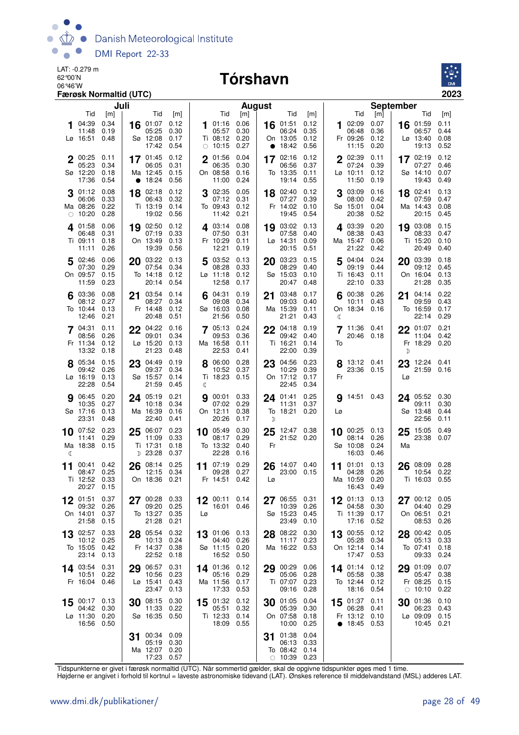LAT: -0.279 m
62°00'N
06°46'W

# Tórshavn

**Færøsk Normaltid (UTC)** 2023

## Juli

| Dag | Tid | [m] | Dag | Tid | [m] |
|---|---|---|---|---|---|
| 1 Lø | 04:39<br>11:48<br>16:51 | 0.34<br>0.19<br>0.48 | 16 Sø | 01:07<br>05:25<br>12:08<br>17:42 | 0.12<br>0.30<br>0.17<br>0.54 |
| 2 Sø | 00:25<br>05:23<br>12:20<br>17:36 | 0.11<br>0.34<br>0.18<br>0.54 | 17 Ma ● | 01:45<br>06:05<br>12:45<br>18:24 | 0.12<br>0.31<br>0.15<br>0.56 |
| 3 Ma ○ | 01:12<br>06:06<br>08:26<br>10:20 | 0.08<br>0.33<br>0.22<br>0.28 | 18 Ti | 02:18<br>06:43<br>13:19<br>19:02 | 0.12<br>0.32<br>0.14<br>0.56 |
| 4 Ti | 01:58<br>06:48<br>09:11<br>11:11 | 0.06<br>0.31<br>0.18<br>0.26 | 19 On | 02:50<br>07:19<br>13:49<br>19:39 | 0.12<br>0.33<br>0.13<br>0.56 |
| 5 On | 02:46<br>07:30<br>09:57<br>11:59 | 0.06<br>0.29<br>0.15<br>0.23 | 20 To | 03:22<br>07:54<br>14:18<br>20:14 | 0.13<br>0.34<br>0.12<br>0.54 |
| 6 To | 03:36<br>08:12<br>10:44<br>12:46 | 0.08<br>0.27<br>0.13<br>0.21 | 21 Fr | 03:54<br>08:27<br>14:48<br>20:48 | 0.14<br>0.34<br>0.12<br>0.51 |
| 7 Fr | 04:31<br>08:56<br>11:34<br>13:32 | 0.11<br>0.26<br>0.12<br>0.18 | 22 Lø | 04:22<br>09:01<br>15:20<br>21:23 | 0.16<br>0.34<br>0.13<br>0.48 |
| 8 Lø | 05:34<br>09:42<br>16:19<br>22:28 | 0.15<br>0.26<br>0.13<br>0.54 | 23 Sø | 04:49<br>09:37<br>15:57<br>21:59 | 0.19<br>0.34<br>0.14<br>0.45 |
| 9 Sø | 06:45<br>10:35<br>17:16<br>23:31 | 0.20<br>0.27<br>0.13<br>0.48 | 24 Ma | 05:19<br>10:18<br>16:39<br>22:40 | 0.21<br>0.34<br>0.16<br>0.41 |
| 10 Ma ☾ | 07:52<br>11:41<br>18:38 | 0.23<br>0.29<br>0.15 | 25 Ti ☽ | 06:07<br>11:09<br>17:31<br>23:28 | 0.23<br>0.33<br>0.18<br>0.37 |
| 11 Ti | 00:41<br>08:47<br>12:52<br>20:27 | 0.42<br>0.25<br>0.33<br>0.15 | 26 On | 08:14<br>12:15<br>18:36 | 0.25<br>0.34<br>0.21 |
| 12 On | 01:51<br>09:32<br>14:01<br>21:58 | 0.37<br>0.26<br>0.37<br>0.15 | 27 To | 00:28<br>09:20<br>13:27<br>21:28 | 0.33<br>0.25<br>0.35<br>0.21 |
| 13 To | 02:57<br>10:12<br>15:05<br>23:14 | 0.33<br>0.25<br>0.42<br>0.13 | 28 Fr | 05:54<br>10:13<br>14:37<br>22:52 | 0.32<br>0.24<br>0.38<br>0.18 |
| 14 Fr | 03:54<br>10:51<br>16:04 | 0.31<br>0.22<br>0.46 | 29 Lø | 06:57<br>10:56<br>15:41<br>23:47 | 0.31<br>0.23<br>0.43<br>0.13 |
| 15 Lø | 00:17<br>04:42<br>11:30<br>16:56 | 0.13<br>0.30<br>0.20<br>0.50 | 30 Sø | 08:15<br>11:33<br>16:35 | 0.30<br>0.22<br>0.50 |
| | | | 31 Ma | 00:34<br>05:19<br>12:07<br>17:23 | 0.09<br>0.30<br>0.20<br>0.57 |

## August

| Dag | Tid | [m] | Dag | Tid | [m] |
|---|---|---|---|---|---|
| 1 Ti ○ | 01:16<br>05:57<br>08:12<br>10:15 | 0.06<br>0.30<br>0.20<br>0.27 | 16 On ● | 01:51<br>06:24<br>13:05<br>18:42 | 0.12<br>0.35<br>0.12<br>0.56 |
| 2 On | 01:56<br>06:35<br>08:58<br>11:00 | 0.04<br>0.30<br>0.16<br>0.24 | 17 To | 02:16<br>06:56<br>13:35<br>19:14 | 0.12<br>0.37<br>0.11<br>0.55 |
| 3 To | 02:35<br>07:12<br>09:43<br>11:42 | 0.05<br>0.31<br>0.12<br>0.21 | 18 Fr | 02:40<br>07:27<br>14:02<br>19:45 | 0.12<br>0.39<br>0.10<br>0.54 |
| 4 Fr | 03:14<br>07:50<br>10:29<br>12:21 | 0.08<br>0.31<br>0.11<br>0.19 | 19 Lø | 03:02<br>07:58<br>14:31<br>20:15 | 0.13<br>0.40<br>0.09<br>0.51 |
| 5 Lø | 03:52<br>08:28<br>11:18<br>12:58 | 0.13<br>0.33<br>0.12<br>0.17 | 20 Sø | 03:23<br>08:29<br>15:03<br>20:47 | 0.15<br>0.40<br>0.10<br>0.48 |
| 6 Sø | 04:31<br>09:08<br>16:03<br>21:56 | 0.19<br>0.34<br>0.08<br>0.50 | 21 Ma | 03:48<br>09:03<br>15:39<br>21:21 | 0.17<br>0.40<br>0.11<br>0.43 |
| 7 Ma | 05:13<br>09:53<br>16:58<br>22:53 | 0.24<br>0.36<br>0.11<br>0.41 | 22 Ti | 04:18<br>09:42<br>16:21<br>22:00 | 0.19<br>0.40<br>0.14<br>0.39 |
| 8 Ti ☾ | 06:00<br>10:52<br>18:23 | 0.28<br>0.37<br>0.15 | 23 On | 04:56<br>10:29<br>17:12<br>22:45 | 0.23<br>0.39<br>0.17<br>0.34 |
| 9 On | 00:01<br>07:02<br>12:11<br>20:26 | 0.33<br>0.29<br>0.38<br>0.17 | 24 To ☽ | 01:41<br>11:31<br>18:21 | 0.25<br>0.37<br>0.20 |
| 10 To | 05:49<br>08:17<br>13:32<br>22:28 | 0.30<br>0.29<br>0.40<br>0.16 | 25 Fr | 12:47<br>21:52 | 0.38<br>0.20 |
| 11 Fr | 07:19<br>09:28<br>14:51 | 0.29<br>0.27<br>0.42 | 26 Lø | 14:07<br>23:00 | 0.40<br>0.15 |
| 12 Lø | 00:11<br>16:01 | 0.14<br>0.46 | 27 Sø | 06:55<br>10:39<br>15:23<br>23:49 | 0.31<br>0.26<br>0.45<br>0.10 |
| 13 Sø | 01:06<br>04:40<br>11:15<br>16:52 | 0.13<br>0.26<br>0.20<br>0.50 | 28 Ma | 08:22<br>11:17<br>16:22 | 0.30<br>0.23<br>0.53 |
| 14 Ma | 01:36<br>05:16<br>11:56<br>17:33 | 0.12<br>0.29<br>0.17<br>0.53 | 29 Ti | 00:29<br>05:06<br>07:07<br>09:16 | 0.06<br>0.28<br>0.23<br>0.28 |
| 15 Ti | 01:32<br>05:51<br>12:33<br>18:09 | 0.12<br>0.32<br>0.14<br>0.55 | 30 On | 01:05<br>05:39<br>07:58<br>10:00 | 0.04<br>0.30<br>0.18<br>0.25 |
| | | | 31 To ○ | 01:38<br>06:13<br>08:42<br>10:39 | 0.04<br>0.33<br>0.14<br>0.23 |

## September

| Dag | Tid | [m] | Dag | Tid | [m] |
|---|---|---|---|---|---|
| 1 Fr | 02:09<br>06:48<br>09:26<br>11:15 | 0.07<br>0.36<br>0.12<br>0.20 | 16 Lø | 01:59<br>06:57<br>13:40<br>19:13 | 0.11<br>0.44<br>0.08<br>0.52 |
| 2 Lø | 02:39<br>07:24<br>10:11<br>11:50 | 0.11<br>0.39<br>0.12<br>0.19 | 17 Sø | 02:19<br>07:27<br>14:10<br>19:43 | 0.12<br>0.46<br>0.07<br>0.49 |
| 3 Sø | 03:09<br>08:00<br>15:01<br>20:38 | 0.16<br>0.42<br>0.04<br>0.52 | 18 Ma | 02:41<br>07:59<br>14:43<br>20:15 | 0.13<br>0.47<br>0.08<br>0.45 |
| 4 Ma | 03:39<br>08:38<br>15:47<br>21:22 | 0.20<br>0.43<br>0.06<br>0.42 | 19 Ti | 03:08<br>08:33<br>15:20<br>20:49 | 0.15<br>0.47<br>0.10<br>0.40 |
| 5 Ti | 04:04<br>09:19<br>16:43<br>22:10 | 0.24<br>0.44<br>0.11<br>0.33 | 20 On | 03:39<br>09:12<br>16:04<br>21:28 | 0.18<br>0.45<br>0.13<br>0.35 |
| 6 On ☾ | 00:38<br>10:11<br>18:34 | 0.26<br>0.43<br>0.16 | 21 To | 04:14<br>09:59<br>16:59<br>22:14 | 0.22<br>0.43<br>0.17<br>0.29 |
| 7 To | 11:36<br>20:46 | 0.41<br>0.18 | 22 Fr ☽ | 01:07<br>11:04<br>18:29 | 0.21<br>0.42<br>0.20 |
| 8 Fr | 13:12<br>23:36 | 0.41<br>0.15 | 23 Lø | 12:24<br>21:59 | 0.41<br>0.16 |
| 9 Lø | 14:51 | 0.43 | 24 Sø | 05:52<br>09:11<br>13:48<br>22:56 | 0.30<br>0.30<br>0.44<br>0.11 |
| 10 Sø | 00:25<br>08:14<br>10:08<br>16:03 | 0.13<br>0.26<br>0.24<br>0.46 | 25 Ma | 15:05<br>23:38 | 0.49<br>0.07 |
| 11 Ma | 01:01<br>04:28<br>10:59<br>16:43 | 0.13<br>0.26<br>0.20<br>0.49 | 26 Ti | 08:09<br>10:54<br>16:03 | 0.28<br>0.22<br>0.55 |
| 12 Ti | 01:13<br>04:58<br>11:39<br>17:16 | 0.13<br>0.30<br>0.17<br>0.52 | 27 On | 00:12<br>04:40<br>06:51<br>08:53 | 0.05<br>0.29<br>0.21<br>0.26 |
| 13 On | 00:55<br>05:28<br>12:14<br>17:47 | 0.12<br>0.34<br>0.14<br>0.53 | 28 To | 00:42<br>05:13<br>07:41<br>09:33 | 0.05<br>0.33<br>0.18<br>0.24 |
| 14 To | 01:14<br>05:58<br>12:44<br>18:16 | 0.12<br>0.38<br>0.12<br>0.54 | 29 Fr ○ | 01:09<br>05:47<br>08:25<br>10:10 | 0.07<br>0.38<br>0.15<br>0.22 |
| 15 Fr ● | 01:37<br>06:28<br>13:12<br>18:45 | 0.11<br>0.41<br>0.10<br>0.53 | 30 Lø | 01:36<br>06:23<br>09:09<br>10:45 | 0.10<br>0.43<br>0.15<br>0.21 |

Tidspunkterne er givet i færøsk normaltid (UTC). Når sommertid gælder, skal de opgivne tidspunkter øges med 1 time.
Højderne er angivet i forhold til kortnul = laveste astronomiske tidevand (LAT). Ønskes reference til middelvandstand (MSL) adderes LAT.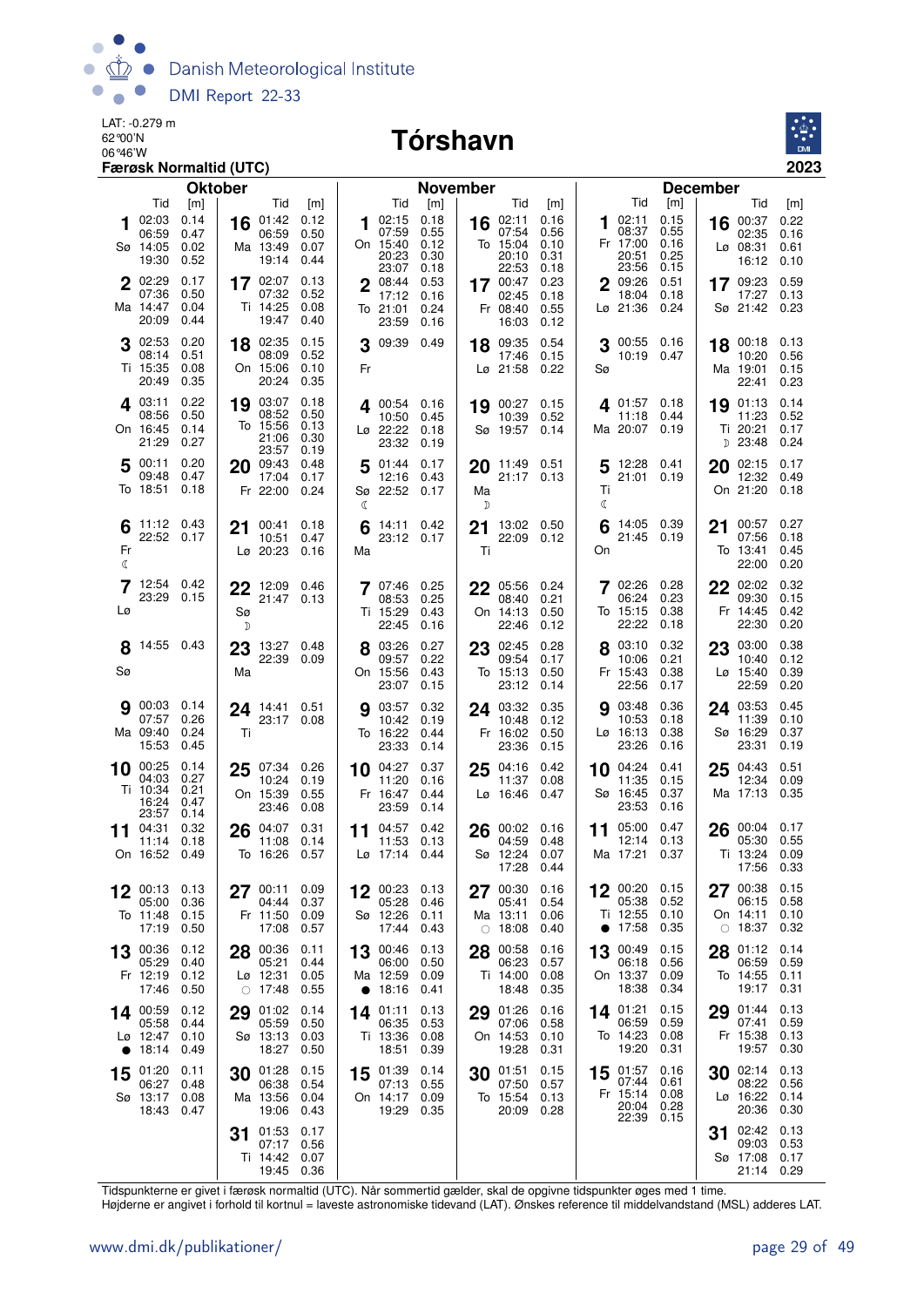LAT: -0.279 m
62°00'N
06°46'W
**Færøsk Normaltid (UTC)**

# Tórshavn

**2023**

## Oktober

| Dag | Tid | [m] |
|---|---|---|
| 1 Sø | 02:03<br>06:59<br>14:05<br>19:30 | 0.14<br>0.47<br>0.02<br>0.52 |
| 2 Ma | 02:29<br>07:36<br>14:47<br>20:09 | 0.17<br>0.50<br>0.04<br>0.44 |
| 3 Ti | 02:53<br>08:14<br>15:35<br>20:49 | 0.20<br>0.51<br>0.08<br>0.35 |
| 4 On | 03:11<br>08:56<br>16:45<br>21:29 | 0.22<br>0.50<br>0.14<br>0.27 |
| 5 To | 00:11<br>09:48<br>18:51 | 0.20<br>0.47<br>0.18 |
| 6 Fr ☾ | 11:12<br>22:52 | 0.43<br>0.17 |
| 7 Lø | 12:54<br>23:29 | 0.42<br>0.15 |
| 8 Sø | 14:55 | 0.43 |
| 9 Ma | 00:03<br>07:57<br>09:40<br>15:53 | 0.14<br>0.26<br>0.24<br>0.45 |
| 10 Ti | 00:25<br>04:03<br>10:34<br>16:24<br>23:57 | 0.14<br>0.27<br>0.21<br>0.47<br>0.14 |
| 11 On | 04:31<br>11:14<br>16:52 | 0.32<br>0.18<br>0.49 |
| 12 To | 00:13<br>05:00<br>11:48<br>17:19 | 0.13<br>0.36<br>0.15<br>0.50 |
| 13 Fr | 00:36<br>05:29<br>12:19<br>17:46 | 0.12<br>0.40<br>0.12<br>0.50 |
| 14 Lø ● | 00:59<br>05:58<br>12:47<br>18:14 | 0.12<br>0.44<br>0.10<br>0.49 |
| 15 Sø | 01:20<br>06:27<br>13:17<br>18:43 | 0.11<br>0.48<br>0.08<br>0.47 |
| 16 Ma | 01:42<br>06:59<br>13:49<br>19:14 | 0.12<br>0.50<br>0.07<br>0.44 |
| 17 Ti | 02:07<br>07:32<br>14:25<br>19:47 | 0.13<br>0.52<br>0.08<br>0.40 |
| 18 On | 02:35<br>08:09<br>15:06<br>20:24 | 0.15<br>0.52<br>0.10<br>0.35 |
| 19 To | 03:07<br>08:52<br>15:56<br>21:06<br>23:57 | 0.18<br>0.50<br>0.13<br>0.30<br>0.19 |
| 20 Fr | 09:43<br>17:04<br>22:00 | 0.48<br>0.17<br>0.24 |
| 21 Lø | 00:41<br>10:51<br>20:23 | 0.18<br>0.47<br>0.16 |
| 22 Sø ☽ | 12:09<br>21:47 | 0.46<br>0.13 |
| 23 Ma | 13:27<br>22:39 | 0.48<br>0.09 |
| 24 Ti | 14:41<br>23:17 | 0.51<br>0.08 |
| 25 On | 07:34<br>10:24<br>15:39<br>23:46 | 0.26<br>0.19<br>0.55<br>0.08 |
| 26 To | 04:07<br>11:08<br>16:26 | 0.31<br>0.14<br>0.57 |
| 27 Fr | 00:11<br>04:44<br>11:50<br>17:08 | 0.09<br>0.37<br>0.09<br>0.57 |
| 28 Lø ○ | 00:36<br>05:21<br>12:31<br>17:48 | 0.11<br>0.44<br>0.05<br>0.55 |
| 29 Sø | 01:02<br>05:59<br>13:13<br>18:27 | 0.14<br>0.50<br>0.03<br>0.50 |
| 30 Ma | 01:28<br>06:38<br>13:56<br>19:06 | 0.15<br>0.54<br>0.04<br>0.43 |
| 31 Ti | 01:53<br>07:17<br>14:42<br>19:45 | 0.17<br>0.56<br>0.07<br>0.36 |

## November

| Dag | Tid | [m] |
|---|---|---|
| 1 On | 02:15<br>07:59<br>15:40<br>20:23<br>23:07 | 0.18<br>0.55<br>0.12<br>0.30<br>0.18 |
| 2 To | 08:44<br>17:12<br>21:01<br>23:59 | 0.53<br>0.16<br>0.24<br>0.16 |
| 3 Fr | 09:39 | 0.49 |
| 4 Lø | 00:54<br>10:50<br>22:22<br>23:32 | 0.16<br>0.45<br>0.18<br>0.19 |
| 5 Sø ☾ | 01:44<br>12:16<br>22:52 | 0.17<br>0.43<br>0.17 |
| 6 Ma | 14:11<br>23:12 | 0.42<br>0.17 |
| 7 Ti | 07:46<br>08:53<br>15:29<br>22:45 | 0.25<br>0.25<br>0.43<br>0.16 |
| 8 On | 03:26<br>09:57<br>15:56<br>23:07 | 0.27<br>0.22<br>0.43<br>0.15 |
| 9 To | 03:57<br>10:42<br>16:22<br>23:33 | 0.32<br>0.19<br>0.44<br>0.14 |
| 10 Fr | 04:27<br>11:20<br>16:47<br>23:59 | 0.37<br>0.16<br>0.44<br>0.14 |
| 11 Lø | 04:57<br>11:53<br>17:14 | 0.42<br>0.13<br>0.44 |
| 12 Sø | 00:23<br>05:28<br>12:26<br>17:44 | 0.13<br>0.46<br>0.11<br>0.43 |
| 13 Ma ● | 00:46<br>06:00<br>12:59<br>18:16 | 0.13<br>0.50<br>0.09<br>0.41 |
| 14 Ti | 01:11<br>06:35<br>13:36<br>18:51 | 0.13<br>0.53<br>0.08<br>0.39 |
| 15 On | 01:39<br>07:13<br>14:17<br>19:29 | 0.14<br>0.55<br>0.09<br>0.35 |
| 16 To | 02:11<br>07:54<br>15:04<br>20:10<br>22:53 | 0.16<br>0.56<br>0.10<br>0.31<br>0.18 |
| 17 Fr | 00:47<br>02:45<br>08:40<br>16:03 | 0.23<br>0.18<br>0.55<br>0.12 |
| 18 Lø | 09:35<br>17:46<br>21:58 | 0.54<br>0.15<br>0.22 |
| 19 Sø | 00:27<br>10:39<br>19:57 | 0.15<br>0.52<br>0.14 |
| 20 Ma ☽ | 11:49<br>21:17 | 0.51<br>0.13 |
| 21 Ti | 13:02<br>22:09 | 0.50<br>0.12 |
| 22 On | 05:56<br>08:40<br>14:13<br>22:46 | 0.24<br>0.21<br>0.50<br>0.12 |
| 23 To | 02:45<br>09:54<br>15:13<br>23:12 | 0.28<br>0.17<br>0.50<br>0.14 |
| 24 Fr | 03:32<br>10:48<br>16:02<br>23:36 | 0.35<br>0.12<br>0.50<br>0.15 |
| 25 Lø | 04:16<br>11:37<br>16:46 | 0.42<br>0.08<br>0.47 |
| 26 Sø | 00:02<br>04:59<br>12:24<br>17:28 | 0.16<br>0.48<br>0.07<br>0.44 |
| 27 Ma ○ | 00:30<br>05:41<br>13:11<br>18:08 | 0.16<br>0.54<br>0.06<br>0.40 |
| 28 Ti | 00:58<br>06:23<br>14:00<br>18:48 | 0.16<br>0.57<br>0.08<br>0.35 |
| 29 On | 01:26<br>07:06<br>14:53<br>19:28 | 0.16<br>0.58<br>0.10<br>0.31 |
| 30 To | 01:51<br>07:50<br>15:54<br>20:09 | 0.15<br>0.57<br>0.13<br>0.28 |

## December

| Dag | Tid | [m] |
|---|---|---|
| 1 Fr | 02:11<br>08:37<br>17:00<br>20:51<br>23:56 | 0.15<br>0.55<br>0.16<br>0.25<br>0.15 |
| 2 Lø | 09:26<br>18:04<br>21:36 | 0.51<br>0.18<br>0.24 |
| 3 Sø | 00:55<br>10:19 | 0.16<br>0.47 |
| 4 Ma | 01:57<br>11:18<br>20:07 | 0.18<br>0.44<br>0.19 |
| 5 Ti ☾ | 12:28<br>21:01 | 0.41<br>0.19 |
| 6 On | 14:05<br>21:45 | 0.39<br>0.19 |
| 7 To | 02:26<br>06:24<br>15:15<br>22:22 | 0.28<br>0.23<br>0.38<br>0.18 |
| 8 Fr | 03:10<br>10:06<br>15:43<br>22:56 | 0.32<br>0.21<br>0.38<br>0.17 |
| 9 Lø | 03:48<br>10:53<br>16:13<br>23:26 | 0.36<br>0.18<br>0.38<br>0.16 |
| 10 Sø | 04:24<br>11:35<br>16:45<br>23:53 | 0.41<br>0.15<br>0.37<br>0.16 |
| 11 Ma | 05:00<br>12:14<br>17:21 | 0.47<br>0.13<br>0.37 |
| 12 Ti ● | 00:20<br>05:38<br>12:55<br>17:58 | 0.15<br>0.52<br>0.10<br>0.35 |
| 13 On | 00:49<br>06:18<br>13:37<br>18:38 | 0.15<br>0.56<br>0.09<br>0.34 |
| 14 To | 01:21<br>06:59<br>14:23<br>19:20 | 0.15<br>0.59<br>0.08<br>0.31 |
| 15 Fr | 01:57<br>07:44<br>15:14<br>20:04<br>22:39 | 0.16<br>0.61<br>0.08<br>0.28<br>0.15 |
| 16 Lø | 00:37<br>02:35<br>08:31<br>16:12 | 0.22<br>0.16<br>0.61<br>0.10 |
| 17 Sø | 09:23<br>17:27<br>21:42 | 0.59<br>0.13<br>0.23 |
| 18 Ma | 00:18<br>10:20<br>19:01<br>22:41 | 0.13<br>0.56<br>0.15<br>0.23 |
| 19 Ti ☽ | 01:13<br>11:23<br>20:21<br>23:48 | 0.14<br>0.52<br>0.17<br>0.24 |
| 20 On | 02:15<br>12:32<br>21:20 | 0.17<br>0.49<br>0.18 |
| 21 To | 00:57<br>07:56<br>13:41<br>22:00 | 0.27<br>0.18<br>0.45<br>0.20 |
| 22 Fr | 02:02<br>09:30<br>14:45<br>22:30 | 0.32<br>0.15<br>0.42<br>0.20 |
| 23 Lø | 03:00<br>10:40<br>15:40<br>22:59 | 0.38<br>0.12<br>0.39<br>0.20 |
| 24 Sø | 03:53<br>11:39<br>16:29<br>23:31 | 0.45<br>0.10<br>0.37<br>0.19 |
| 25 Ma | 04:43<br>12:34<br>17:13 | 0.51<br>0.09<br>0.35 |
| 26 Ti | 00:04<br>05:30<br>13:24<br>17:56 | 0.17<br>0.55<br>0.09<br>0.33 |
| 27 On ○ | 00:38<br>06:15<br>14:11<br>18:37 | 0.15<br>0.58<br>0.10<br>0.32 |
| 28 To | 01:12<br>06:59<br>14:55<br>19:17 | 0.14<br>0.59<br>0.11<br>0.31 |
| 29 Fr | 01:44<br>07:41<br>15:38<br>19:57 | 0.13<br>0.59<br>0.12<br>0.30 |
| 30 Lø | 02:14<br>08:22<br>16:22<br>20:36 | 0.13<br>0.56<br>0.14<br>0.30 |
| 31 Sø | 02:42<br>09:03<br>17:08<br>21:14 | 0.13<br>0.53<br>0.17<br>0.29 |

Tidspunkterne er givet i færøsk normaltid (UTC). Når sommertid gælder, skal de opgivne tidspunkter øges med 1 time.
Højderne er angivet i forhold til kortnul = laveste astronomiske tidevand (LAT). Ønskes reference til middelvandstand (MSL) adderes LAT.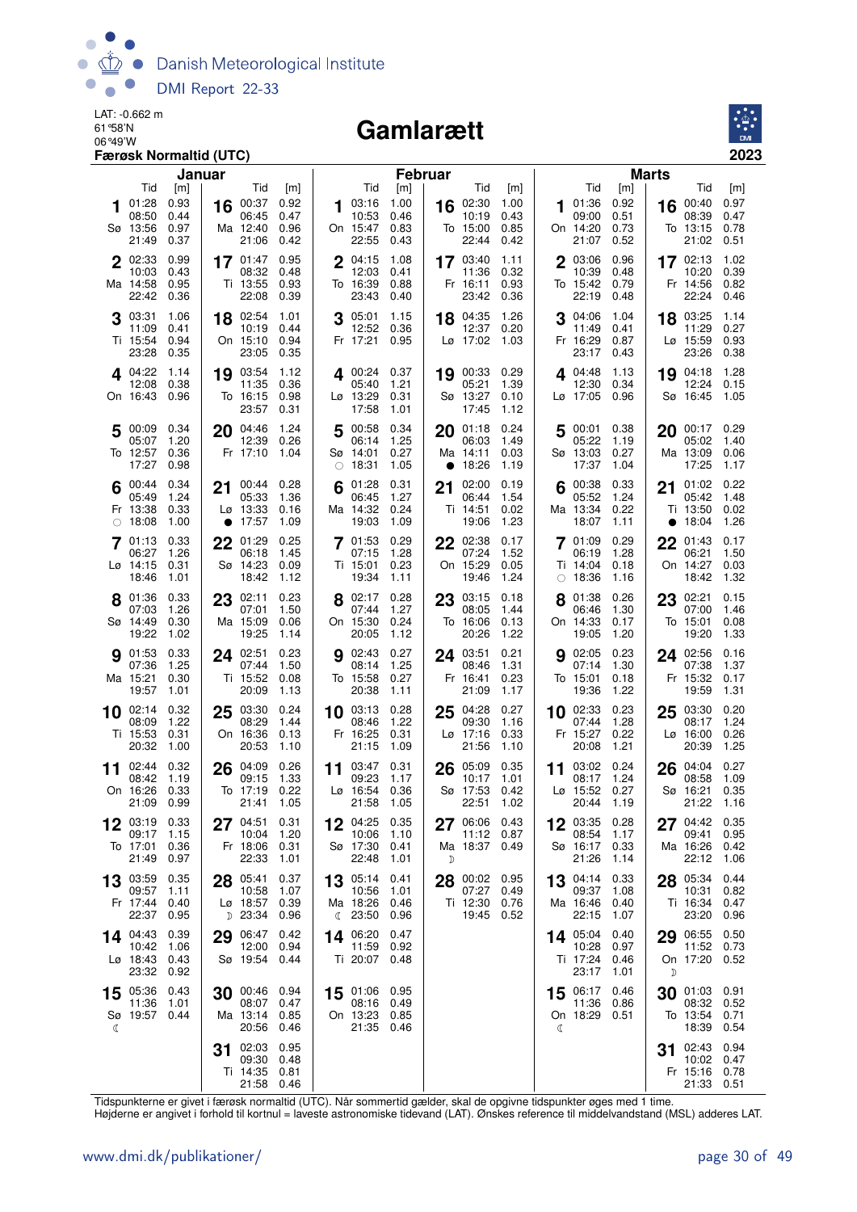LAT: -0.662 m
61°58'N
06°49'W

# Gamlarætt

**Færøsk Normaltid (UTC)**

**2023**

## Januar

| Dag | | Tid | [m] | Tid | [m] | Tid | [m] | Tid | [m] |
|---|---|---|---|---|---|---|---|---|---|
| 1 | Sø | 01:28 | 0.93 | 08:50 | 0.44 | 13:56 | 0.97 | 21:49 | 0.37 |
| 2 | Ma | 02:33 | 0.99 | 10:03 | 0.43 | 14:58 | 0.95 | 22:42 | 0.36 |
| 3 | Ti | 03:31 | 1.06 | 11:09 | 0.41 | 15:54 | 0.94 | 23:28 | 0.35 |
| 4 | On | 04:22 | 1.14 | 12:08 | 0.38 | 16:43 | 0.96 | | |
| 5 | To | 00:09 | 0.34 | 05:07 | 1.20 | 12:57 | 0.36 | 17:27 | 0.98 |
| 6 | Fr ○ | 00:44 | 0.34 | 05:49 | 1.24 | 13:38 | 0.33 | 18:08 | 1.00 |
| 7 | Lø | 01:13 | 0.33 | 06:27 | 1.26 | 14:15 | 0.31 | 18:46 | 1.01 |
| 8 | Sø | 01:36 | 0.33 | 07:03 | 1.26 | 14:49 | 0.30 | 19:22 | 1.02 |
| 9 | Ma | 01:53 | 0.33 | 07:36 | 1.25 | 15:21 | 0.30 | 19:57 | 1.01 |
| 10 | Ti | 02:14 | 0.32 | 08:09 | 1.22 | 15:53 | 0.31 | 20:32 | 1.00 |
| 11 | On | 02:44 | 0.32 | 08:42 | 1.19 | 16:26 | 0.33 | 21:09 | 0.99 |
| 12 | To | 03:19 | 0.33 | 09:17 | 1.15 | 17:01 | 0.36 | 21:49 | 0.97 |
| 13 | Fr | 03:59 | 0.35 | 09:57 | 1.11 | 17:44 | 0.40 | 22:37 | 0.95 |
| 14 | Lø | 04:43 | 0.39 | 10:42 | 1.06 | 18:43 | 0.43 | 23:32 | 0.92 |
| 15 | Sø ☾ | 05:36 | 0.43 | 11:36 | 1.01 | 19:57 | 0.44 | | |
| 16 | Ma | 00:37 | 0.92 | 06:45 | 0.47 | 12:40 | 0.96 | 21:06 | 0.42 |
| 17 | Ti | 01:47 | 0.95 | 08:32 | 0.48 | 13:55 | 0.93 | 22:08 | 0.39 |
| 18 | On | 02:54 | 1.01 | 10:19 | 0.44 | 15:10 | 0.94 | 23:05 | 0.35 |
| 19 | To | 03:54 | 1.12 | 11:35 | 0.36 | 16:15 | 0.98 | 23:57 | 0.31 |
| 20 | Fr | 04:46 | 1.24 | 12:39 | 0.26 | 17:10 | 1.04 | | |
| 21 | Lø ● | 00:44 | 0.28 | 05:33 | 1.36 | 13:33 | 0.16 | 17:57 | 1.09 |
| 22 | Sø | 01:29 | 0.25 | 06:18 | 1.45 | 14:23 | 0.09 | 18:42 | 1.12 |
| 23 | Ma | 02:11 | 0.23 | 07:01 | 1.50 | 15:09 | 0.06 | 19:25 | 1.14 |
| 24 | Ti | 02:51 | 0.23 | 07:44 | 1.50 | 15:52 | 0.08 | 20:09 | 1.13 |
| 25 | On | 03:30 | 0.24 | 08:29 | 1.44 | 16:36 | 0.13 | 20:53 | 1.10 |
| 26 | To | 04:09 | 0.26 | 09:15 | 1.33 | 17:19 | 0.22 | 21:41 | 1.05 |
| 27 | Fr | 04:51 | 0.31 | 10:04 | 1.20 | 18:06 | 0.31 | 22:33 | 1.01 |
| 28 | Lø ☽ | 05:41 | 0.37 | 10:58 | 1.07 | 18:57 | 0.39 | 23:34 | 0.96 |
| 29 | Sø | 06:47 | 0.42 | 12:00 | 0.94 | 19:54 | 0.44 | | |
| 30 | Ma | 00:46 | 0.94 | 08:07 | 0.47 | 13:14 | 0.85 | 20:56 | 0.46 |
| 31 | Ti | 02:03 | 0.95 | 09:30 | 0.48 | 14:35 | 0.81 | 21:58 | 0.46 |

## Februar

| Dag | | Tid | [m] | Tid | [m] | Tid | [m] | Tid | [m] |
|---|---|---|---|---|---|---|---|---|---|
| 1 | On | 03:16 | 1.00 | 10:53 | 0.46 | 15:47 | 0.83 | 22:55 | 0.43 |
| 2 | To | 04:15 | 1.08 | 12:03 | 0.41 | 16:39 | 0.88 | 23:43 | 0.40 |
| 3 | Fr | 05:01 | 1.15 | 12:52 | 0.36 | 17:21 | 0.95 | | |
| 4 | Lø | 00:24 | 0.37 | 05:40 | 1.21 | 13:29 | 0.31 | 17:58 | 1.01 |
| 5 | Sø ○ | 00:58 | 0.34 | 06:14 | 1.25 | 14:01 | 0.27 | 18:31 | 1.05 |
| 6 | Ma | 01:28 | 0.31 | 06:45 | 1.27 | 14:32 | 0.24 | 19:03 | 1.09 |
| 7 | Ti | 01:53 | 0.29 | 07:15 | 1.28 | 15:01 | 0.23 | 19:34 | 1.11 |
| 8 | On | 02:17 | 0.28 | 07:44 | 1.27 | 15:30 | 0.24 | 20:05 | 1.12 |
| 9 | To | 02:43 | 0.27 | 08:14 | 1.25 | 15:58 | 0.27 | 20:38 | 1.11 |
| 10 | Fr | 03:13 | 0.28 | 08:46 | 1.22 | 16:25 | 0.31 | 21:15 | 1.09 |
| 11 | Lø | 03:47 | 0.31 | 09:23 | 1.17 | 16:54 | 0.36 | 21:58 | 1.05 |
| 12 | Sø | 04:25 | 0.35 | 10:06 | 1.10 | 17:30 | 0.41 | 22:48 | 1.01 |
| 13 | Ma ☾ | 05:14 | 0.41 | 10:56 | 1.01 | 18:26 | 0.46 | 23:50 | 0.96 |
| 14 | Ti | 06:20 | 0.47 | 11:59 | 0.92 | 20:07 | 0.48 | | |
| 15 | On | 01:06 | 0.95 | 08:16 | 0.49 | 13:23 | 0.85 | 21:35 | 0.46 |
| 16 | To | 02:30 | 1.00 | 10:19 | 0.43 | 15:00 | 0.85 | 22:44 | 0.42 |
| 17 | Fr | 03:40 | 1.11 | 11:36 | 0.32 | 16:11 | 0.93 | 23:42 | 0.36 |
| 18 | Lø | 04:35 | 1.26 | 12:37 | 0.20 | 17:02 | 1.03 | | |
| 19 | Sø | 00:33 | 0.29 | 05:21 | 1.39 | 13:27 | 0.10 | 17:45 | 1.12 |
| 20 | Ma ● | 01:18 | 0.24 | 06:03 | 1.49 | 14:11 | 0.03 | 18:26 | 1.19 |
| 21 | Ti | 02:00 | 0.19 | 06:44 | 1.54 | 14:51 | 0.02 | 19:06 | 1.23 |
| 22 | On | 02:38 | 0.17 | 07:24 | 1.52 | 15:29 | 0.05 | 19:46 | 1.24 |
| 23 | To | 03:15 | 0.18 | 08:05 | 1.44 | 16:06 | 0.13 | 20:26 | 1.22 |
| 24 | Fr | 03:51 | 0.21 | 08:46 | 1.31 | 16:41 | 0.23 | 21:09 | 1.17 |
| 25 | Lø | 04:28 | 0.27 | 09:30 | 1.16 | 17:16 | 0.33 | 21:56 | 1.10 |
| 26 | Sø | 05:09 | 0.35 | 10:17 | 1.01 | 17:53 | 0.42 | 22:51 | 1.02 |
| 27 | Ma ☽ | 06:06 | 0.43 | 11:12 | 0.87 | 18:37 | 0.49 | | |
| 28 | Ti | 00:02 | 0.95 | 07:27 | 0.49 | 12:30 | 0.76 | 19:45 | 0.52 |

## Marts

| Dag | | Tid | [m] | Tid | [m] | Tid | [m] | Tid | [m] |
|---|---|---|---|---|---|---|---|---|---|
| 1 | On | 01:36 | 0.92 | 09:00 | 0.51 | 14:20 | 0.73 | 21:07 | 0.52 |
| 2 | To | 03:06 | 0.96 | 10:39 | 0.48 | 15:42 | 0.79 | 22:19 | 0.48 |
| 3 | Fr | 04:06 | 1.04 | 11:49 | 0.41 | 16:29 | 0.87 | 23:17 | 0.43 |
| 4 | Lø | 04:48 | 1.13 | 12:30 | 0.34 | 17:05 | 0.96 | | |
| 5 | Sø | 00:01 | 0.38 | 05:22 | 1.19 | 13:03 | 0.27 | 17:37 | 1.04 |
| 6 | Ma | 00:38 | 0.33 | 05:52 | 1.24 | 13:34 | 0.22 | 18:07 | 1.11 |
| 7 | Ti ○ | 01:09 | 0.29 | 06:19 | 1.28 | 14:04 | 0.18 | 18:36 | 1.16 |
| 8 | On | 01:38 | 0.26 | 06:46 | 1.30 | 14:33 | 0.17 | 19:05 | 1.20 |
| 9 | To | 02:05 | 0.23 | 07:14 | 1.30 | 15:01 | 0.18 | 19:36 | 1.22 |
| 10 | Fr | 02:33 | 0.23 | 07:44 | 1.28 | 15:27 | 0.22 | 20:08 | 1.21 |
| 11 | Lø | 03:02 | 0.24 | 08:17 | 1.24 | 15:52 | 0.27 | 20:44 | 1.19 |
| 12 | Sø | 03:35 | 0.28 | 08:54 | 1.17 | 16:17 | 0.33 | 21:26 | 1.14 |
| 13 | Ma | 04:14 | 0.33 | 09:37 | 1.08 | 16:46 | 0.40 | 22:15 | 1.07 |
| 14 | Ti | 05:04 | 0.40 | 10:28 | 0.97 | 17:24 | 0.46 | 23:17 | 1.01 |
| 15 | On ☾ | 06:17 | 0.46 | 11:36 | 0.86 | 18:29 | 0.51 | | |
| 16 | To | 00:40 | 0.97 | 08:39 | 0.47 | 13:15 | 0.78 | 21:02 | 0.51 |
| 17 | Fr | 02:13 | 1.02 | 10:20 | 0.39 | 14:56 | 0.82 | 22:24 | 0.46 |
| 18 | Lø | 03:25 | 1.14 | 11:29 | 0.27 | 15:59 | 0.93 | 23:26 | 0.38 |
| 19 | Sø | 04:18 | 1.28 | 12:24 | 0.15 | 16:45 | 1.05 | | |
| 20 | Ma | 00:17 | 0.29 | 05:02 | 1.40 | 13:09 | 0.06 | 17:25 | 1.17 |
| 21 | Ti ● | 01:02 | 0.22 | 05:42 | 1.48 | 13:50 | 0.02 | 18:04 | 1.26 |
| 22 | On | 01:43 | 0.17 | 06:21 | 1.50 | 14:27 | 0.03 | 18:42 | 1.32 |
| 23 | To | 02:21 | 0.15 | 07:00 | 1.46 | 15:01 | 0.08 | 19:20 | 1.33 |
| 24 | Fr | 02:56 | 0.16 | 07:38 | 1.37 | 15:32 | 0.17 | 19:59 | 1.31 |
| 25 | Lø | 03:30 | 0.20 | 08:17 | 1.24 | 16:00 | 0.26 | 20:39 | 1.25 |
| 26 | Sø | 04:04 | 0.27 | 08:58 | 1.09 | 16:21 | 0.35 | 21:22 | 1.16 |
| 27 | Ma | 04:42 | 0.35 | 09:41 | 0.95 | 16:26 | 0.42 | 22:12 | 1.06 |
| 28 | Ti | 05:34 | 0.44 | 10:31 | 0.82 | 16:34 | 0.47 | 23:20 | 0.96 |
| 29 | On ☽ | 06:55 | 0.50 | 11:52 | 0.73 | 17:20 | 0.52 | | |
| 30 | To | 01:03 | 0.91 | 08:32 | 0.52 | 13:54 | 0.71 | 18:39 | 0.54 |
| 31 | Fr | 02:43 | 0.94 | 10:02 | 0.47 | 15:16 | 0.78 | 21:33 | 0.51 |

Tidspunkterne er givet i færøsk normaltid (UTC). Når sommertid gælder, skal de opgivne tidspunkter øges med 1 time.
Højderne er angivet i forhold til kortnul = laveste astronomiske tidevand (LAT). Ønskes reference til middelvandstand (MSL) adderes LAT.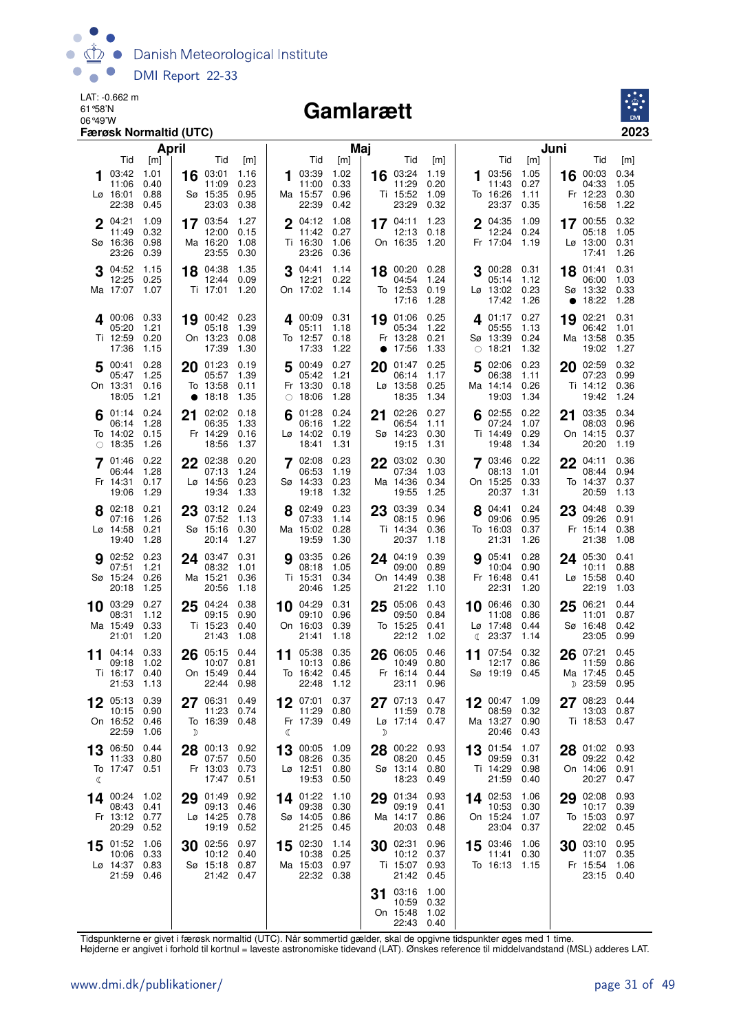LAT: -0.662 m
61°58'N
06°49'W

# Gamlarætt

**Færøsk Normaltid (UTC)** — 2023

## April

| Dag | Tid | [m] | Dag | Tid | [m] |
|---|---|---|---|---|---|
| 1 Lø | 03:42 | 1.01 | 16 Sø | 03:01 | 1.16 |
| | 11:06 | 0.40 | | 11:09 | 0.23 |
| | 16:01 | 0.88 | | 15:35 | 0.95 |
| | 22:38 | 0.45 | | 23:03 | 0.38 |
| 2 Sø | 04:21 | 1.09 | 17 Ma | 03:54 | 1.27 |
| | 11:49 | 0.32 | | 12:00 | 0.15 |
| | 16:36 | 0.98 | | 16:20 | 1.08 |
| | 23:26 | 0.39 | | 23:55 | 0.30 |
| 3 Ma | 04:52 | 1.15 | 18 Ti | 04:38 | 1.35 |
| | 12:25 | 0.25 | | 12:44 | 0.09 |
| | 17:07 | 1.07 | | 17:01 | 1.20 |
| 4 Ti | 00:06 | 0.33 | 19 On | 00:42 | 0.23 |
| | 05:20 | 1.21 | | 05:18 | 1.39 |
| | 12:59 | 0.20 | | 13:23 | 0.08 |
| | 17:36 | 1.15 | | 17:39 | 1.30 |
| 5 On | 00:41 | 0.28 | 20 To ● | 01:23 | 0.19 |
| | 05:47 | 1.25 | | 05:57 | 1.39 |
| | 13:31 | 0.16 | | 13:58 | 0.11 |
| | 18:05 | 1.21 | | 18:18 | 1.35 |
| 6 To ○ | 01:14 | 0.24 | 21 Fr | 02:02 | 0.18 |
| | 06:14 | 1.28 | | 06:35 | 1.33 |
| | 14:02 | 0.15 | | 14:29 | 0.16 |
| | 18:35 | 1.26 | | 18:56 | 1.37 |
| 7 Fr | 01:46 | 0.22 | 22 Lø | 02:38 | 0.20 |
| | 06:44 | 1.28 | | 07:13 | 1.24 |
| | 14:31 | 0.17 | | 14:56 | 0.23 |
| | 19:06 | 1.29 | | 19:34 | 1.33 |
| 8 Lø | 02:18 | 0.21 | 23 Sø | 03:12 | 0.24 |
| | 07:16 | 1.26 | | 07:52 | 1.13 |
| | 14:58 | 0.21 | | 15:16 | 0.30 |
| | 19:40 | 1.28 | | 20:14 | 1.27 |
| 9 Sø | 02:52 | 0.23 | 24 Ma | 03:47 | 0.31 |
| | 07:51 | 1.21 | | 08:32 | 1.01 |
| | 15:24 | 0.26 | | 15:21 | 0.36 |
| | 20:18 | 1.25 | | 20:56 | 1.18 |
| 10 Ma | 03:29 | 0.27 | 25 Ti | 04:24 | 0.38 |
| | 08:31 | 1.12 | | 09:15 | 0.90 |
| | 15:49 | 0.33 | | 15:23 | 0.40 |
| | 21:01 | 1.20 | | 21:43 | 1.08 |
| 11 Ti | 04:14 | 0.33 | 26 On | 05:15 | 0.44 |
| | 09:18 | 1.02 | | 10:07 | 0.81 |
| | 16:17 | 0.40 | | 15:49 | 0.44 |
| | 21:53 | 1.13 | | 22:44 | 0.98 |
| 12 On | 05:13 | 0.39 | 27 To ☽ | 06:31 | 0.49 |
| | 10:15 | 0.90 | | 11:23 | 0.74 |
| | 16:52 | 0.46 | | 16:39 | 0.48 |
| | 22:59 | 1.06 | | | |
| 13 To ☾ | 06:50 | 0.44 | 28 Fr | 00:13 | 0.92 |
| | 11:33 | 0.80 | | 07:57 | 0.50 |
| | 17:47 | 0.51 | | 13:03 | 0.73 |
| | | | | 17:47 | 0.51 |
| 14 Fr | 00:24 | 1.02 | 29 Lø | 01:49 | 0.92 |
| | 08:43 | 0.41 | | 09:13 | 0.46 |
| | 13:12 | 0.77 | | 14:25 | 0.78 |
| | 20:29 | 0.52 | | 19:19 | 0.52 |
| 15 Lø | 01:52 | 1.06 | 30 Sø | 02:56 | 0.97 |
| | 10:06 | 0.33 | | 10:12 | 0.40 |
| | 14:37 | 0.83 | | 15:18 | 0.87 |
| | 21:59 | 0.46 | | 21:42 | 0.47 |

## Maj

| Dag | Tid | [m] | Dag | Tid | [m] |
|---|---|---|---|---|---|
| 1 Ma | 03:39 | 1.02 | 16 Ti | 03:24 | 1.19 |
| | 11:00 | 0.33 | | 11:29 | 0.20 |
| | 15:57 | 0.96 | | 15:52 | 1.09 |
| | 22:39 | 0.42 | | 23:29 | 0.32 |
| 2 Ti | 04:12 | 1.08 | 17 On | 04:11 | 1.23 |
| | 11:42 | 0.27 | | 12:13 | 0.18 |
| | 16:30 | 1.06 | | 16:35 | 1.20 |
| | 23:26 | 0.36 | | | |
| 3 On | 04:41 | 1.14 | 18 To | 00:20 | 0.28 |
| | 12:21 | 0.22 | | 04:54 | 1.24 |
| | 17:02 | 1.14 | | 12:53 | 0.19 |
| | | | | 17:16 | 1.28 |
| 4 To | 00:09 | 0.31 | 19 Fr ● | 01:06 | 0.25 |
| | 05:11 | 1.18 | | 05:34 | 1.22 |
| | 12:57 | 0.18 | | 13:28 | 0.21 |
| | 17:33 | 1.22 | | 17:56 | 1.33 |
| 5 Fr ○ | 00:49 | 0.27 | 20 Lø | 01:47 | 0.25 |
| | 05:42 | 1.21 | | 06:14 | 1.17 |
| | 13:30 | 0.18 | | 13:58 | 0.25 |
| | 18:06 | 1.28 | | 18:35 | 1.34 |
| 6 Lø | 01:28 | 0.24 | 21 Sø | 02:26 | 0.27 |
| | 06:16 | 1.22 | | 06:54 | 1.11 |
| | 14:02 | 0.19 | | 14:23 | 0.30 |
| | 18:41 | 1.31 | | 19:15 | 1.31 |
| 7 Sø | 02:08 | 0.23 | 22 Ma | 03:02 | 0.30 |
| | 06:53 | 1.19 | | 07:34 | 1.03 |
| | 14:33 | 0.23 | | 14:36 | 0.34 |
| | 19:18 | 1.32 | | 19:55 | 1.25 |
| 8 Ma | 02:49 | 0.23 | 23 Ti | 03:39 | 0.34 |
| | 07:33 | 1.14 | | 08:15 | 0.96 |
| | 15:02 | 0.28 | | 14:34 | 0.36 |
| | 19:59 | 1.30 | | 20:37 | 1.18 |
| 9 Ti | 03:35 | 0.26 | 24 On | 04:19 | 0.39 |
| | 08:18 | 1.05 | | 09:00 | 0.89 |
| | 15:31 | 0.34 | | 14:49 | 0.38 |
| | 20:46 | 1.25 | | 21:22 | 1.10 |
| 10 On | 04:29 | 0.31 | 25 To | 05:06 | 0.43 |
| | 09:10 | 0.96 | | 09:50 | 0.84 |
| | 16:03 | 0.39 | | 15:25 | 0.41 |
| | 21:41 | 1.18 | | 22:12 | 1.02 |
| 11 To | 05:38 | 0.35 | 26 Fr | 06:05 | 0.46 |
| | 10:13 | 0.86 | | 10:49 | 0.80 |
| | 16:42 | 0.45 | | 16:14 | 0.44 |
| | 22:48 | 1.12 | | 23:11 | 0.96 |
| 12 Fr ☾ | 07:01 | 0.37 | 27 Lø ☽ | 07:13 | 0.47 |
| | 11:29 | 0.80 | | 11:59 | 0.78 |
| | 17:39 | 0.49 | | 17:14 | 0.47 |
| 13 Lø | 00:05 | 1.09 | 28 Sø | 00:22 | 0.93 |
| | 08:26 | 0.35 | | 08:20 | 0.45 |
| | 12:51 | 0.80 | | 13:14 | 0.80 |
| | 19:53 | 0.50 | | 18:23 | 0.49 |
| 14 Sø | 01:22 | 1.10 | 29 Ma | 01:34 | 0.93 |
| | 09:38 | 0.30 | | 09:19 | 0.41 |
| | 14:05 | 0.86 | | 14:17 | 0.86 |
| | 21:25 | 0.45 | | 20:03 | 0.48 |
| 15 Ma | 02:30 | 1.14 | 30 Ti | 02:31 | 0.96 |
| | 10:38 | 0.25 | | 10:12 | 0.37 |
| | 15:03 | 0.97 | | 15:07 | 0.93 |
| | 22:32 | 0.38 | | 21:42 | 0.45 |
| | | | 31 On | 03:16 | 1.00 |
| | | | | 10:59 | 0.32 |
| | | | | 15:48 | 1.02 |
| | | | | 22:43 | 0.40 |

## Juni

| Dag | Tid | [m] | Dag | Tid | [m] |
|---|---|---|---|---|---|
| 1 To | 03:56 | 1.05 | 16 Fr | 00:03 | 0.34 |
| | 11:43 | 0.27 | | 04:33 | 1.05 |
| | 16:26 | 1.11 | | 12:23 | 0.30 |
| | 23:37 | 0.35 | | 16:58 | 1.22 |
| 2 Fr | 04:35 | 1.09 | 17 Lø | 00:55 | 0.32 |
| | 12:24 | 0.24 | | 05:18 | 1.05 |
| | 17:04 | 1.19 | | 13:00 | 0.31 |
| | | | | 17:41 | 1.26 |
| 3 Lø | 00:28 | 0.31 | 18 Sø ● | 01:41 | 0.31 |
| | 05:14 | 1.12 | | 06:00 | 1.03 |
| | 13:02 | 0.23 | | 13:32 | 0.33 |
| | 17:42 | 1.26 | | 18:22 | 1.28 |
| 4 Sø ○ | 01:17 | 0.27 | 19 Ma | 02:21 | 0.31 |
| | 05:55 | 1.13 | | 06:42 | 1.01 |
| | 13:39 | 0.24 | | 13:58 | 0.35 |
| | 18:21 | 1.32 | | 19:02 | 1.27 |
| 5 Ma | 02:06 | 0.23 | 20 Ti | 02:59 | 0.32 |
| | 06:38 | 1.11 | | 07:23 | 0.99 |
| | 14:14 | 0.26 | | 14:11 | 0.36 |
| | 19:03 | 1.34 | | 19:42 | 1.24 |
| 6 Ti | 02:55 | 0.22 | 21 On | 03:35 | 0.34 |
| | 07:24 | 1.07 | | 08:03 | 0.96 |
| | 14:49 | 0.29 | | 14:15 | 0.37 |
| | 19:48 | 1.34 | | 20:20 | 1.19 |
| 7 On | 03:46 | 0.22 | 22 To | 04:11 | 0.36 |
| | 08:13 | 1.01 | | 08:44 | 0.94 |
| | 15:25 | 0.33 | | 14:37 | 0.37 |
| | 20:37 | 1.31 | | 20:59 | 1.13 |
| 8 To | 04:41 | 0.24 | 23 Fr | 04:48 | 0.39 |
| | 09:06 | 0.95 | | 09:26 | 0.91 |
| | 16:03 | 0.37 | | 15:14 | 0.38 |
| | 21:31 | 1.26 | | 21:38 | 1.08 |
| 9 Fr | 05:41 | 0.28 | 24 Lø | 05:30 | 0.41 |
| | 10:04 | 0.90 | | 10:11 | 0.88 |
| | 16:48 | 0.41 | | 15:58 | 0.40 |
| | 22:31 | 1.20 | | 22:19 | 1.03 |
| 10 Lø ☾ | 06:46 | 0.30 | 25 Sø | 06:21 | 0.44 |
| | 11:08 | 0.86 | | 11:01 | 0.87 |
| | 17:48 | 0.44 | | 16:48 | 0.42 |
| | 23:37 | 1.14 | | 23:05 | 0.99 |
| 11 Sø | 07:54 | 0.32 | 26 Ma ☽ | 07:21 | 0.45 |
| | 12:17 | 0.86 | | 11:59 | 0.86 |
| | 19:19 | 0.45 | | 17:45 | 0.45 |
| | | | | 23:59 | 0.95 |
| 12 Ma | 00:47 | 1.09 | 27 Ti | 08:23 | 0.44 |
| | 08:59 | 0.32 | | 13:03 | 0.87 |
| | 13:27 | 0.90 | | 18:53 | 0.47 |
| | 20:46 | 0.43 | | | |
| 13 Ti | 01:54 | 1.07 | 28 On | 01:02 | 0.93 |
| | 09:59 | 0.31 | | 09:22 | 0.42 |
| | 14:29 | 0.98 | | 14:06 | 0.91 |
| | 21:59 | 0.40 | | 20:27 | 0.47 |
| 14 On | 02:53 | 1.06 | 29 To | 02:08 | 0.93 |
| | 10:53 | 0.30 | | 10:17 | 0.39 |
| | 15:24 | 1.07 | | 15:03 | 0.97 |
| | 23:04 | 0.37 | | 22:02 | 0.45 |
| 15 To | 03:46 | 1.06 | 30 Fr | 03:10 | 0.95 |
| | 11:41 | 0.30 | | 11:07 | 0.35 |
| | 16:13 | 1.15 | | 15:54 | 1.06 |
| | | | | 23:15 | 0.40 |

Tidspunkterne er givet i færøsk normaltid (UTC). Når sommertid gælder, skal de opgivne tidspunkter øges med 1 time.
Højderne er angivet i forhold til kortnul = laveste astronomiske tidevand (LAT). Ønskes reference til middelvandstand (MSL) adderes LAT.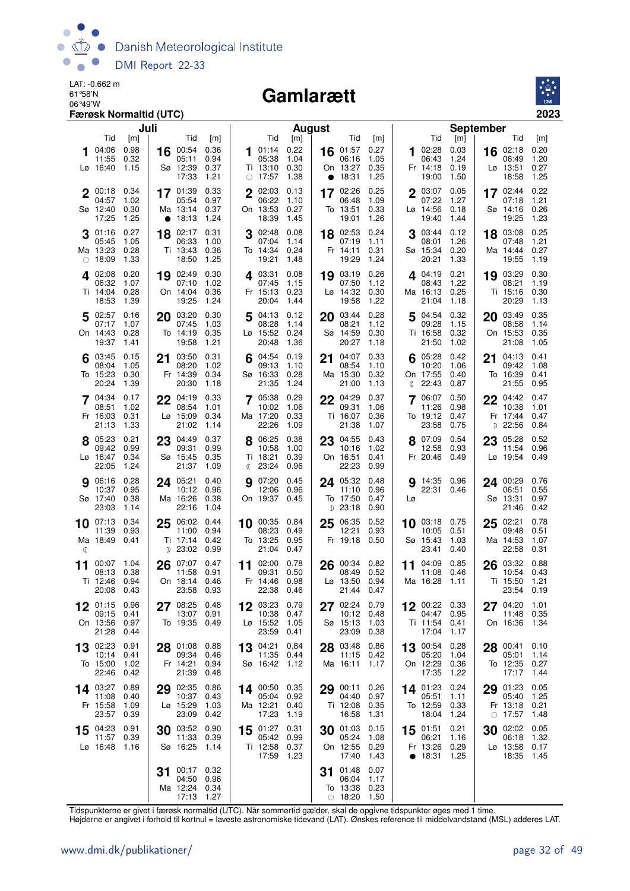LAT: -0.662 m
61°58'N
06°49'W
**Færøsk Normaltid (UTC)**

# Gamlarætt

**2023**

## Juli

| Dag | Tid | [m] | Tid | [m] | Tid | [m] | Tid | [m] |
|---|---|---|---|---|---|---|---|---|
| 1 Lø | 04:06 | 0.98 | 11:55 | 0.32 | 16:40 | 1.15 | | |
| 2 Sø | 00:18 | 0.34 | 04:57 | 1.02 | 12:40 | 0.30 | 17:25 | 1.25 |
| 3 Ma | 01:16 | 0.27 | 05:45 | 1.05 | 13:23 | 0.28 | ○ 18:09 | 1.33 |
| 4 Ti | 02:08 | 0.20 | 06:32 | 1.07 | 14:04 | 0.28 | 18:53 | 1.39 |
| 5 On | 02:57 | 0.16 | 07:17 | 1.07 | 14:43 | 0.28 | 19:37 | 1.41 |
| 6 To | 03:45 | 0.15 | 08:04 | 1.05 | 15:23 | 0.30 | 20:24 | 1.39 |
| 7 Fr | 04:34 | 0.17 | 08:51 | 1.02 | 16:03 | 0.31 | 21:13 | 1.33 |
| 8 Lø | 05:23 | 0.21 | 09:42 | 0.99 | 16:47 | 0.34 | 22:05 | 1.24 |
| 9 Sø | 06:16 | 0.28 | 10:37 | 0.95 | 17:40 | 0.38 | 23:03 | 1.14 |
| 10 Ma ☾ | 07:13 | 0.34 | 11:39 | 0.93 | 18:49 | 0.41 | | |
| 11 Ti | 00:07 | 1.04 | 08:13 | 0.38 | 12:46 | 0.94 | 20:08 | 0.43 |
| 12 On | 01:15 | 0.96 | 09:15 | 0.41 | 13:56 | 0.97 | 21:28 | 0.44 |
| 13 To | 02:23 | 0.91 | 10:14 | 0.41 | 15:00 | 1.02 | 22:46 | 0.42 |
| 14 Fr | 03:27 | 0.89 | 11:08 | 0.40 | 15:58 | 1.09 | 23:57 | 0.39 |
| 15 Lø | 04:23 | 0.91 | 11:57 | 0.39 | 16:48 | 1.16 | | |
| 16 Sø | 00:54 | 0.36 | 05:11 | 0.94 | 12:39 | 0.37 | 17:33 | 1.21 |
| 17 Ma | 01:39 | 0.33 | 05:54 | 0.97 | 13:14 | 0.37 | ● 18:13 | 1.24 |
| 18 Ti | 02:17 | 0.31 | 06:33 | 1.00 | 13:43 | 0.36 | 18:50 | 1.25 |
| 19 On | 02:49 | 0.30 | 07:10 | 1.02 | 14:04 | 0.36 | 19:25 | 1.24 |
| 20 To | 03:20 | 0.30 | 07:45 | 1.03 | 14:19 | 0.35 | 19:58 | 1.21 |
| 21 Fr | 03:50 | 0.31 | 08:20 | 1.02 | 14:39 | 0.34 | 20:30 | 1.18 |
| 22 Lø | 04:19 | 0.33 | 08:54 | 1.01 | 15:09 | 0.34 | 21:02 | 1.14 |
| 23 Sø | 04:49 | 0.37 | 09:31 | 0.99 | 15:45 | 0.35 | 21:37 | 1.09 |
| 24 Ma | 05:21 | 0.40 | 10:12 | 0.96 | 16:26 | 0.38 | 22:16 | 1.04 |
| 25 Ti | 06:02 | 0.44 | 11:00 | 0.94 | 17:14 | 0.42 | ☽ 23:02 | 0.99 |
| 26 On | 07:07 | 0.47 | 11:58 | 0.91 | 18:14 | 0.46 | 23:58 | 0.93 |
| 27 To | 08:25 | 0.48 | 13:07 | 0.91 | 19:35 | 0.49 | | |
| 28 Fr | 01:08 | 0.88 | 09:34 | 0.46 | 14:21 | 0.94 | 21:39 | 0.48 |
| 29 Lø | 02:35 | 0.86 | 10:37 | 0.43 | 15:29 | 1.03 | 23:09 | 0.42 |
| 30 Sø | 03:52 | 0.90 | 11:33 | 0.39 | 16:25 | 1.14 | | |
| 31 Ma | 00:17 | 0.32 | 04:50 | 0.96 | 12:24 | 0.34 | 17:13 | 1.27 |

## August

| Dag | Tid | [m] | Tid | [m] | Tid | [m] | Tid | [m] |
|---|---|---|---|---|---|---|---|---|
| 1 Ti | 01:14 | 0.22 | 05:38 | 1.04 | 13:10 | 0.30 | ○ 17:57 | 1.38 |
| 2 On | 02:03 | 0.13 | 06:22 | 1.10 | 13:53 | 0.27 | 18:39 | 1.45 |
| 3 To | 02:48 | 0.08 | 07:04 | 1.14 | 14:34 | 0.24 | 19:21 | 1.48 |
| 4 Fr | 03:31 | 0.08 | 07:45 | 1.15 | 15:13 | 0.23 | 20:04 | 1.44 |
| 5 Lø | 04:13 | 0.12 | 08:28 | 1.14 | 15:52 | 0.24 | 20:48 | 1.36 |
| 6 Sø | 04:54 | 0.19 | 09:13 | 1.10 | 16:33 | 0.28 | 21:35 | 1.24 |
| 7 Ma | 05:38 | 0.29 | 10:02 | 1.06 | 17:20 | 0.33 | 22:26 | 1.09 |
| 8 Ti | 06:25 | 0.38 | 10:58 | 1.00 | 18:21 | 0.39 | ☾ 23:24 | 0.96 |
| 9 On | 07:20 | 0.45 | 12:06 | 0.96 | 19:37 | 0.45 | | |
| 10 To | 00:35 | 0.84 | 08:23 | 0.49 | 13:25 | 0.95 | 21:04 | 0.47 |
| 11 Fr | 02:00 | 0.78 | 09:31 | 0.50 | 14:46 | 0.98 | 22:38 | 0.46 |
| 12 Lø | 03:23 | 0.79 | 10:38 | 0.47 | 15:52 | 1.05 | 23:59 | 0.41 |
| 13 Sø | 04:21 | 0.84 | 11:35 | 0.44 | 16:42 | 1.12 | | |
| 14 Ma | 00:50 | 0.35 | 05:04 | 0.92 | 12:21 | 0.40 | 17:23 | 1.19 |
| 15 Ti | 01:27 | 0.31 | 05:42 | 0.99 | 12:58 | 0.37 | 17:59 | 1.23 |
| 16 On | 01:57 | 0.27 | 06:16 | 1.05 | 13:27 | 0.35 | ● 18:31 | 1.25 |
| 17 To | 02:26 | 0.25 | 06:48 | 1.09 | 13:51 | 0.33 | 19:01 | 1.26 |
| 18 Fr | 02:53 | 0.24 | 07:19 | 1.11 | 14:11 | 0.31 | 19:29 | 1.24 |
| 19 Lø | 03:19 | 0.26 | 07:50 | 1.12 | 14:32 | 0.30 | 19:58 | 1.22 |
| 20 Sø | 03:44 | 0.28 | 08:21 | 1.12 | 14:59 | 0.30 | 20:27 | 1.18 |
| 21 Ma | 04:07 | 0.33 | 08:54 | 1.10 | 15:30 | 0.32 | 21:00 | 1.13 |
| 22 Ti | 04:29 | 0.37 | 09:31 | 1.06 | 16:07 | 0.36 | 21:38 | 1.07 |
| 23 On | 04:55 | 0.43 | 10:16 | 1.02 | 16:51 | 0.41 | 22:23 | 0.99 |
| 24 To | 05:32 | 0.48 | 11:10 | 0.96 | 17:50 | 0.47 | ☽ 23:18 | 0.90 |
| 25 Fr | 06:35 | 0.52 | 12:21 | 0.93 | 19:18 | 0.50 | | |
| 26 Lø | 00:34 | 0.82 | 08:49 | 0.52 | 13:50 | 0.94 | 21:44 | 0.47 |
| 27 Sø | 02:24 | 0.79 | 10:12 | 0.48 | 15:13 | 1.03 | 23:09 | 0.38 |
| 28 Ma | 03:48 | 0.86 | 11:15 | 0.42 | 16:11 | 1.17 | | |
| 29 Ti | 00:11 | 0.26 | 04:40 | 0.97 | 12:08 | 0.35 | 16:58 | 1.31 |
| 30 On | 01:03 | 0.15 | 05:24 | 1.08 | 12:55 | 0.29 | 17:40 | 1.43 |
| 31 To | 01:48 | 0.07 | 06:04 | 1.17 | 13:38 | 0.23 | ○ 18:20 | 1.50 |

## September

| Dag | Tid | [m] | Tid | [m] | Tid | [m] | Tid | [m] |
|---|---|---|---|---|---|---|---|---|
| 1 Fr | 02:28 | 0.03 | 06:43 | 1.24 | 14:18 | 0.19 | 19:00 | 1.50 |
| 2 Lø | 03:07 | 0.05 | 07:22 | 1.27 | 14:56 | 0.18 | 19:40 | 1.44 |
| 3 Sø | 03:44 | 0.12 | 08:01 | 1.26 | 15:34 | 0.20 | 20:21 | 1.33 |
| 4 Ma | 04:19 | 0.21 | 08:43 | 1.22 | 16:13 | 0.25 | 21:04 | 1.18 |
| 5 Ti | 04:54 | 0.32 | 09:28 | 1.15 | 16:58 | 0.32 | 21:50 | 1.02 |
| 6 On | 05:28 | 0.42 | 10:20 | 1.06 | 17:55 | 0.40 | ☾ 22:43 | 0.87 |
| 7 To | 06:07 | 0.50 | 11:26 | 0.98 | 19:12 | 0.47 | 23:58 | 0.75 |
| 8 Fr | 07:09 | 0.54 | 12:58 | 0.93 | 20:46 | 0.49 | | |
| 9 Lø | 14:35 | 0.96 | 22:31 | 0.46 | | | | |
| 10 Sø | 03:18 | 0.75 | 10:05 | 0.51 | 15:43 | 1.03 | 23:41 | 0.40 |
| 11 Ma | 04:09 | 0.85 | 11:08 | 0.46 | 16:28 | 1.11 | | |
| 12 Ti | 00:22 | 0.33 | 04:47 | 0.95 | 11:54 | 0.41 | 17:04 | 1.17 |
| 13 On | 00:54 | 0.28 | 05:20 | 1.04 | 12:29 | 0.36 | 17:35 | 1.22 |
| 14 To | 01:23 | 0.24 | 05:51 | 1.11 | 12:59 | 0.33 | 18:04 | 1.24 |
| 15 Fr | 01:51 | 0.21 | 06:21 | 1.16 | 13:26 | 0.29 | ● 18:31 | 1.25 |
| 16 Lø | 02:18 | 0.20 | 06:49 | 1.20 | 13:51 | 0.27 | 18:58 | 1.25 |
| 17 Sø | 02:44 | 0.22 | 07:18 | 1.21 | 14:16 | 0.26 | 19:25 | 1.23 |
| 18 Ma | 03:08 | 0.25 | 07:48 | 1.21 | 14:44 | 0.27 | 19:55 | 1.19 |
| 19 Ti | 03:29 | 0.30 | 08:21 | 1.19 | 15:16 | 0.30 | 20:29 | 1.13 |
| 20 On | 03:49 | 0.35 | 08:58 | 1.14 | 15:53 | 0.35 | 21:08 | 1.05 |
| 21 To | 04:13 | 0.41 | 09:42 | 1.08 | 16:39 | 0.41 | 21:55 | 0.95 |
| 22 Fr | 04:42 | 0.47 | 10:38 | 1.01 | 17:44 | 0.47 | ☽ 22:56 | 0.84 |
| 23 Lø | 05:28 | 0.52 | 11:54 | 0.96 | 19:54 | 0.49 | | |
| 24 Sø | 00:29 | 0.76 | 06:51 | 0.55 | 13:31 | 0.97 | 21:46 | 0.42 |
| 25 Ma | 02:21 | 0.78 | 09:48 | 0.51 | 14:53 | 1.07 | 22:58 | 0.31 |
| 26 Ti | 03:32 | 0.88 | 10:54 | 0.43 | 15:50 | 1.21 | 23:54 | 0.19 |
| 27 On | 04:20 | 1.01 | 11:48 | 0.35 | 16:36 | 1.34 | | |
| 28 To | 00:41 | 0.10 | 05:01 | 1.14 | 12:35 | 0.27 | 17:17 | 1.44 |
| 29 Fr | 01:23 | 0.05 | 05:40 | 1.25 | 13:18 | 0.21 | ○ 17:57 | 1.48 |
| 30 Lø | 02:02 | 0.05 | 06:18 | 1.32 | 13:58 | 0.17 | 18:35 | 1.45 |

Tidspunkterne er givet i færøsk normaltid (UTC). Når sommertid gælder, skal de opgivne tidspunkter øges med 1 time.
Højderne er angivet i forhold til kortnul = laveste astronomiske tidevand (LAT). Ønskes reference til middelvandstand (MSL) adderes LAT.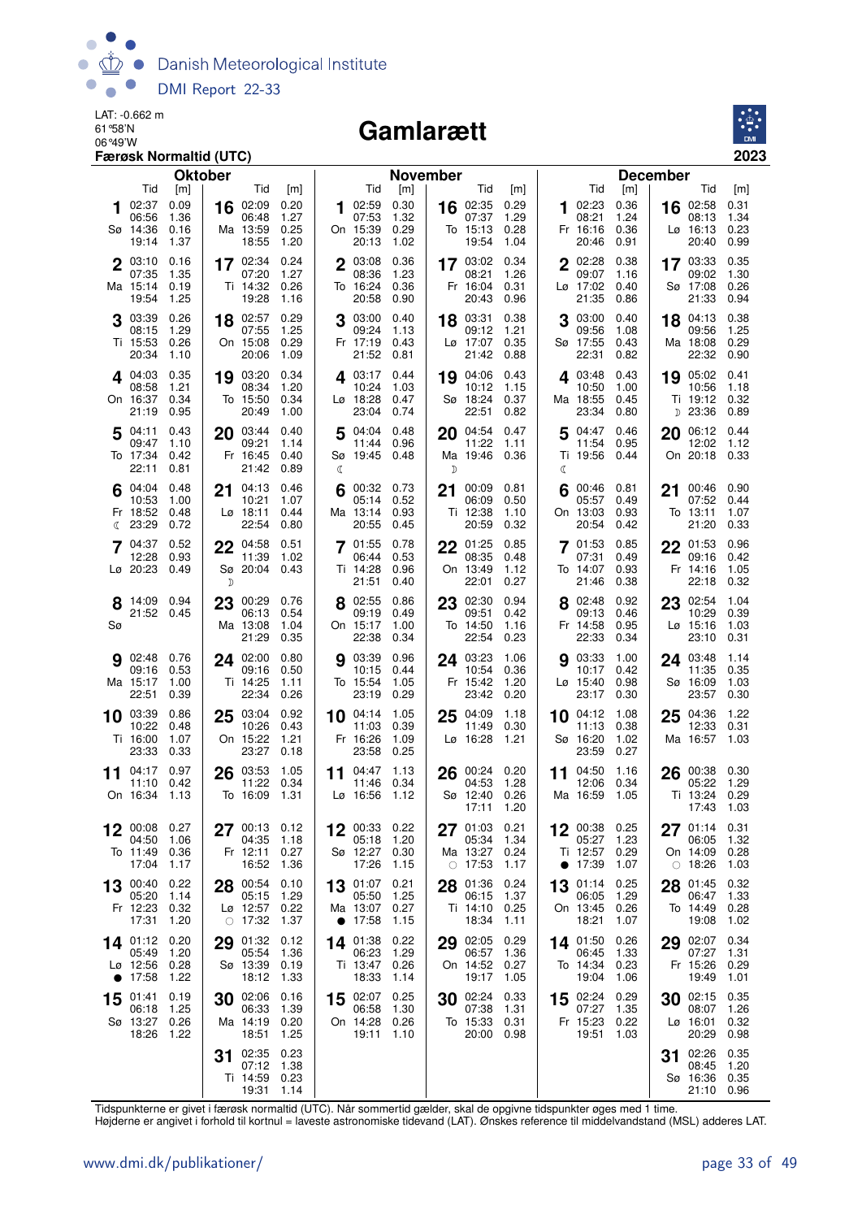LAT: -0.662 m
61°58'N
06°49'W
**Færøsk Normaltid (UTC)**

# Gamlarætt

**2023**

## Oktober

| Dag | | Tid | [m] | Tid | [m] | Tid | [m] | Tid | [m] |
|---|---|---|---|---|---|---|---|---|---|
| 1 | Sø | 02:37 | 0.09 | 06:56 | 1.36 | 14:36 | 0.16 | 19:14 | 1.37 |
| 2 | Ma | 03:10 | 0.16 | 07:35 | 1.35 | 15:14 | 0.19 | 19:54 | 1.25 |
| 3 | Ti | 03:39 | 0.26 | 08:15 | 1.29 | 15:53 | 0.26 | 20:34 | 1.10 |
| 4 | On | 04:03 | 0.35 | 08:58 | 1.21 | 16:37 | 0.34 | 21:19 | 0.95 |
| 5 | To | 04:11 | 0.43 | 09:47 | 1.10 | 17:34 | 0.42 | 22:11 | 0.81 |
| 6 | Fr | 04:04 | 0.48 | 10:53 | 1.00 | 18:52 | 0.48 | ☾ 23:29 | 0.72 |
| 7 | Lø | 04:37 | 0.52 | 12:28 | 0.93 | 20:23 | 0.49 | | |
| 8 | Sø | 14:09 | 0.94 | 21:52 | 0.45 | | | | |
| 9 | Ma | 02:48 | 0.76 | 09:16 | 0.53 | 15:17 | 1.00 | 22:51 | 0.39 |
| 10 | Ti | 03:39 | 0.86 | 10:22 | 0.48 | 16:00 | 1.07 | 23:33 | 0.33 |
| 11 | On | 04:17 | 0.97 | 11:10 | 0.42 | 16:34 | 1.13 | | |
| 12 | To | 00:08 | 0.27 | 04:50 | 1.06 | 11:49 | 0.36 | 17:04 | 1.17 |
| 13 | Fr | 00:40 | 0.22 | 05:20 | 1.14 | 12:23 | 0.32 | 17:31 | 1.20 |
| 14 | Lø | 01:12 | 0.20 | 05:49 | 1.20 | 12:56 | 0.28 | ● 17:58 | 1.22 |
| 15 | Sø | 01:41 | 0.19 | 06:18 | 1.25 | 13:27 | 0.26 | 18:26 | 1.22 |
| 16 | Ma | 02:09 | 0.20 | 06:48 | 1.27 | 13:59 | 0.25 | 18:55 | 1.20 |
| 17 | Ti | 02:34 | 0.24 | 07:20 | 1.27 | 14:32 | 0.26 | 19:28 | 1.16 |
| 18 | On | 02:57 | 0.29 | 07:55 | 1.25 | 15:08 | 0.29 | 20:06 | 1.09 |
| 19 | To | 03:20 | 0.34 | 08:34 | 1.20 | 15:50 | 0.34 | 20:49 | 1.00 |
| 20 | Fr | 03:44 | 0.40 | 09:21 | 1.14 | 16:45 | 0.40 | 21:42 | 0.89 |
| 21 | Lø | 04:13 | 0.46 | 10:21 | 1.07 | 18:11 | 0.44 | 22:54 | 0.80 |
| 22 | Sø ☽ | 04:58 | 0.51 | 11:39 | 1.02 | 20:04 | 0.43 | | |
| 23 | Ma | 00:29 | 0.76 | 06:13 | 0.54 | 13:08 | 1.04 | 21:29 | 0.35 |
| 24 | Ti | 02:00 | 0.80 | 09:16 | 0.50 | 14:25 | 1.11 | 22:34 | 0.26 |
| 25 | On | 03:04 | 0.92 | 10:26 | 0.43 | 15:22 | 1.21 | 23:27 | 0.18 |
| 26 | To | 03:53 | 1.05 | 11:22 | 0.34 | 16:09 | 1.31 | | |
| 27 | Fr | 00:13 | 0.12 | 04:35 | 1.18 | 12:11 | 0.27 | 16:52 | 1.36 |
| 28 | Lø | 00:54 | 0.10 | 05:15 | 1.29 | 12:57 | 0.22 | ○ 17:32 | 1.37 |
| 29 | Sø | 01:32 | 0.12 | 05:54 | 1.36 | 13:39 | 0.19 | 18:12 | 1.33 |
| 30 | Ma | 02:06 | 0.16 | 06:33 | 1.39 | 14:19 | 0.20 | 18:51 | 1.25 |
| 31 | Ti | 02:35 | 0.23 | 07:12 | 1.38 | 14:59 | 0.23 | 19:31 | 1.14 |

## November

| Dag | | Tid | [m] | Tid | [m] | Tid | [m] | Tid | [m] |
|---|---|---|---|---|---|---|---|---|---|
| 1 | On | 02:59 | 0.30 | 07:53 | 1.32 | 15:39 | 0.29 | 20:13 | 1.02 |
| 2 | To | 03:08 | 0.36 | 08:36 | 1.23 | 16:24 | 0.36 | 20:58 | 0.90 |
| 3 | Fr | 03:00 | 0.40 | 09:24 | 1.13 | 17:19 | 0.43 | 21:52 | 0.81 |
| 4 | Lø | 03:17 | 0.44 | 10:24 | 1.03 | 18:28 | 0.47 | 23:04 | 0.74 |
| 5 | Sø ☾ | 04:04 | 0.48 | 11:44 | 0.96 | 19:45 | 0.48 | | |
| 6 | Ma | 00:32 | 0.73 | 05:14 | 0.52 | 13:14 | 0.93 | 20:55 | 0.45 |
| 7 | Ti | 01:55 | 0.78 | 06:44 | 0.53 | 14:28 | 0.96 | 21:51 | 0.40 |
| 8 | On | 02:55 | 0.86 | 09:19 | 0.49 | 15:17 | 1.00 | 22:38 | 0.34 |
| 9 | To | 03:39 | 0.96 | 10:15 | 0.44 | 15:54 | 1.05 | 23:19 | 0.29 |
| 10 | Fr | 04:14 | 1.05 | 11:03 | 0.39 | 16:26 | 1.09 | 23:58 | 0.25 |
| 11 | Lø | 04:47 | 1.13 | 11:46 | 0.34 | 16:56 | 1.12 | | |
| 12 | Sø | 00:33 | 0.22 | 05:18 | 1.20 | 12:27 | 0.30 | 17:26 | 1.15 |
| 13 | Ma | 01:07 | 0.21 | 05:50 | 1.25 | 13:07 | 0.27 | ● 17:58 | 1.15 |
| 14 | Ti | 01:38 | 0.22 | 06:23 | 1.29 | 13:47 | 0.26 | 18:33 | 1.14 |
| 15 | On | 02:07 | 0.25 | 06:58 | 1.30 | 14:28 | 0.26 | 19:11 | 1.10 |
| 16 | To | 02:35 | 0.29 | 07:37 | 1.29 | 15:13 | 0.28 | 19:54 | 1.04 |
| 17 | Fr | 03:02 | 0.34 | 08:21 | 1.26 | 16:04 | 0.31 | 20:43 | 0.96 |
| 18 | Lø | 03:31 | 0.38 | 09:12 | 1.21 | 17:07 | 0.35 | 21:42 | 0.88 |
| 19 | Sø | 04:06 | 0.43 | 10:12 | 1.15 | 18:24 | 0.37 | 22:51 | 0.84 |
| 20 | Ma ☽ | 04:54 | 0.47 | 11:22 | 1.11 | 19:46 | 0.36 | | |
| 21 | Ti | 00:09 | 0.81 | 06:09 | 0.50 | 12:38 | 1.10 | 20:59 | 0.32 |
| 22 | On | 01:25 | 0.85 | 08:35 | 0.48 | 13:49 | 1.12 | 22:01 | 0.27 |
| 23 | To | 02:30 | 0.94 | 09:51 | 0.42 | 14:50 | 1.16 | 22:54 | 0.23 |
| 24 | Fr | 03:23 | 1.06 | 10:54 | 0.36 | 15:42 | 1.20 | 23:42 | 0.20 |
| 25 | Lø | 04:09 | 1.18 | 11:49 | 0.30 | 16:28 | 1.21 | | |
| 26 | Sø | 00:24 | 0.20 | 04:53 | 1.28 | 12:40 | 0.26 | 17:11 | 1.20 |
| 27 | Ma | 01:03 | 0.21 | 05:34 | 1.34 | 13:27 | 0.24 | ○ 17:53 | 1.17 |
| 28 | Ti | 01:36 | 0.24 | 06:15 | 1.37 | 14:10 | 0.25 | 18:34 | 1.11 |
| 29 | On | 02:05 | 0.29 | 06:57 | 1.36 | 14:52 | 0.27 | 19:17 | 1.05 |
| 30 | To | 02:24 | 0.33 | 07:38 | 1.31 | 15:33 | 0.31 | 20:00 | 0.98 |

## December

| Dag | | Tid | [m] | Tid | [m] | Tid | [m] | Tid | [m] |
|---|---|---|---|---|---|---|---|---|---|
| 1 | Fr | 02:23 | 0.36 | 08:21 | 1.24 | 16:16 | 0.36 | 20:46 | 0.91 |
| 2 | Lø | 02:28 | 0.38 | 09:07 | 1.16 | 17:02 | 0.40 | 21:35 | 0.86 |
| 3 | Sø | 03:00 | 0.40 | 09:56 | 1.08 | 17:55 | 0.43 | 22:31 | 0.82 |
| 4 | Ma | 03:48 | 0.43 | 10:50 | 1.00 | 18:55 | 0.45 | 23:34 | 0.80 |
| 5 | Ti ☾ | 04:47 | 0.46 | 11:54 | 0.95 | 19:56 | 0.44 | | |
| 6 | On | 00:46 | 0.81 | 05:57 | 0.49 | 13:03 | 0.93 | 20:54 | 0.42 |
| 7 | To | 01:53 | 0.85 | 07:31 | 0.49 | 14:07 | 0.93 | 21:46 | 0.38 |
| 8 | Fr | 02:48 | 0.92 | 09:13 | 0.46 | 14:58 | 0.95 | 22:33 | 0.34 |
| 9 | Lø | 03:33 | 1.00 | 10:17 | 0.42 | 15:40 | 0.98 | 23:17 | 0.30 |
| 10 | Sø | 04:12 | 1.08 | 11:13 | 0.38 | 16:20 | 1.02 | 23:59 | 0.27 |
| 11 | Ma | 04:50 | 1.16 | 12:06 | 0.34 | 16:59 | 1.05 | | |
| 12 | Ti | 00:38 | 0.25 | 05:27 | 1.23 | 12:57 | 0.29 | ● 17:39 | 1.07 |
| 13 | On | 01:14 | 0.25 | 06:05 | 1.29 | 13:45 | 0.26 | 18:21 | 1.07 |
| 14 | To | 01:50 | 0.26 | 06:45 | 1.33 | 14:34 | 0.23 | 19:04 | 1.06 |
| 15 | Fr | 02:24 | 0.29 | 07:27 | 1.35 | 15:23 | 0.22 | 19:51 | 1.03 |
| 16 | Lø | 02:58 | 0.31 | 08:13 | 1.34 | 16:13 | 0.23 | 20:40 | 0.99 |
| 17 | Sø | 03:33 | 0.35 | 09:02 | 1.30 | 17:08 | 0.26 | 21:33 | 0.94 |
| 18 | Ma | 04:13 | 0.38 | 09:56 | 1.25 | 18:08 | 0.29 | 22:32 | 0.90 |
| 19 | Ti | 05:02 | 0.41 | 10:56 | 1.18 | 19:12 | 0.32 | ☽ 23:36 | 0.89 |
| 20 | On | 06:12 | 0.44 | 12:02 | 1.12 | 20:18 | 0.33 | | |
| 21 | To | 00:46 | 0.90 | 07:52 | 0.44 | 13:11 | 1.07 | 21:20 | 0.33 |
| 22 | Fr | 01:53 | 0.96 | 09:16 | 0.42 | 14:16 | 1.05 | 22:18 | 0.32 |
| 23 | Lø | 02:54 | 1.04 | 10:29 | 0.39 | 15:16 | 1.03 | 23:10 | 0.31 |
| 24 | Sø | 03:48 | 1.14 | 11:35 | 0.35 | 16:09 | 1.03 | 23:57 | 0.30 |
| 25 | Ma | 04:36 | 1.22 | 12:33 | 0.31 | 16:57 | 1.03 | | |
| 26 | Ti | 00:38 | 0.30 | 05:22 | 1.29 | 13:24 | 0.29 | 17:43 | 1.03 |
| 27 | On | 01:14 | 0.31 | 06:05 | 1.32 | 14:09 | 0.28 | ○ 18:26 | 1.03 |
| 28 | To | 01:45 | 0.32 | 06:47 | 1.33 | 14:49 | 0.28 | 19:08 | 1.02 |
| 29 | Fr | 02:07 | 0.34 | 07:27 | 1.31 | 15:26 | 0.29 | 19:49 | 1.01 |
| 30 | Lø | 02:15 | 0.35 | 08:07 | 1.26 | 16:01 | 0.32 | 20:29 | 0.98 |
| 31 | Sø | 02:26 | 0.35 | 08:45 | 1.20 | 16:36 | 0.35 | 21:10 | 0.96 |

Tidspunkterne er givet i færøsk normaltid (UTC). Når sommertid gælder, skal de opgivne tidspunkter øges med 1 time.
Højderne er angivet i forhold til kortnul = laveste astronomiske tidevand (LAT). Ønskes reference til middelvandstand (MSL) adderes LAT.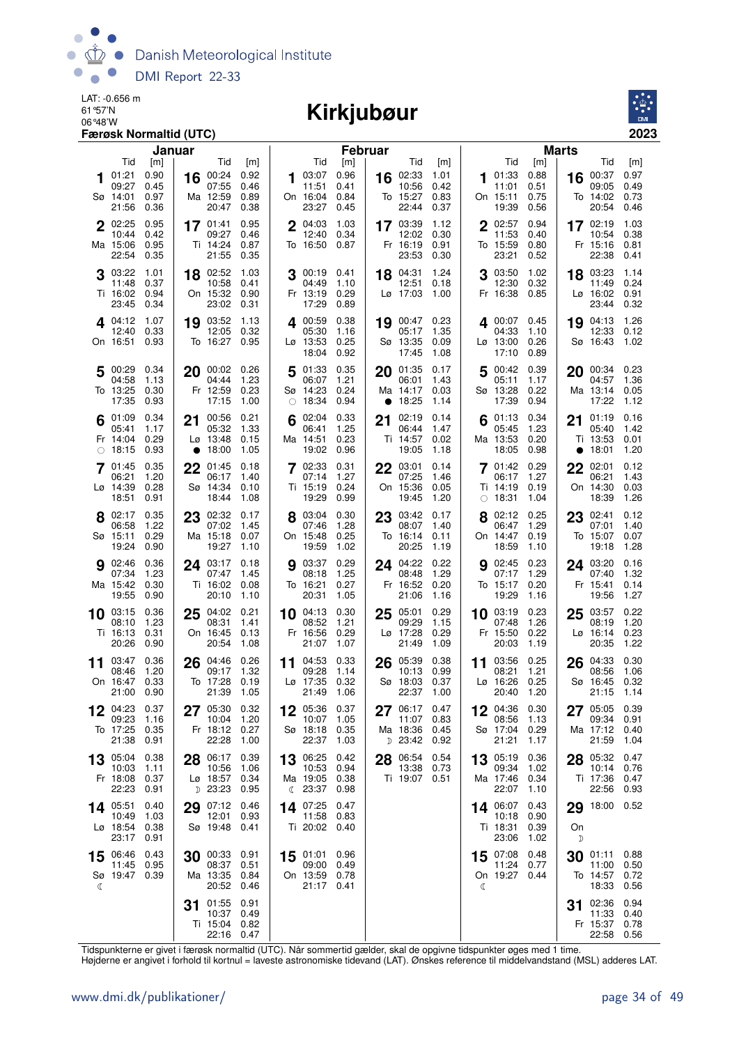LAT: -0.656 m
61°57'N
06°48'W
**Færøsk Normaltid (UTC)**

# Kirkjubøur

**2023**

## Januar

| Dag | Tid | [m] | Dag | Tid | [m] |
|---|---|---|---|---|---|
| 1 Sø | 01:21 | 0.90 | 16 Ma | 00:24 | 0.92 |
| | 09:27 | 0.45 | | 07:55 | 0.46 |
| | 14:01 | 0.97 | | 12:59 | 0.89 |
| | 21:56 | 0.36 | | 20:47 | 0.38 |
| 2 Ma | 02:25 | 0.95 | 17 Ti | 01:41 | 0.95 |
| | 10:44 | 0.42 | | 09:27 | 0.46 |
| | 15:06 | 0.95 | | 14:24 | 0.87 |
| | 22:54 | 0.35 | | 21:55 | 0.35 |
| 3 Ti | 03:22 | 1.01 | 18 On | 02:52 | 1.03 |
| | 11:48 | 0.37 | | 10:58 | 0.41 |
| | 16:02 | 0.94 | | 15:32 | 0.90 |
| | 23:45 | 0.34 | | 23:02 | 0.31 |
| 4 On | 04:12 | 1.07 | 19 To | 03:52 | 1.13 |
| | 12:40 | 0.33 | | 12:05 | 0.32 |
| | 16:51 | 0.93 | | 16:27 | 0.95 |
| 5 To | 00:29 | 0.34 | 20 Fr | 00:02 | 0.26 |
| | 04:58 | 1.13 | | 04:44 | 1.23 |
| | 13:25 | 0.30 | | 12:59 | 0.23 |
| | 17:35 | 0.93 | | 17:15 | 1.00 |
| 6 Fr ○ | 01:09 | 0.34 | 21 Lø ● | 00:56 | 0.21 |
| | 05:41 | 1.17 | | 05:32 | 1.33 |
| | 14:04 | 0.29 | | 13:48 | 0.15 |
| | 18:15 | 0.93 | | 18:00 | 1.05 |
| 7 Lø | 01:45 | 0.35 | 22 Sø | 01:45 | 0.18 |
| | 06:21 | 1.20 | | 06:17 | 1.40 |
| | 14:39 | 0.28 | | 14:34 | 0.10 |
| | 18:51 | 0.91 | | 18:44 | 1.08 |
| 8 Sø | 02:17 | 0.35 | 23 Ma | 02:32 | 0.17 |
| | 06:58 | 1.22 | | 07:02 | 1.45 |
| | 15:11 | 0.29 | | 15:18 | 0.07 |
| | 19:24 | 0.90 | | 19:27 | 1.10 |
| 9 Ma | 02:46 | 0.36 | 24 Ti | 03:17 | 0.18 |
| | 07:34 | 1.23 | | 07:47 | 1.45 |
| | 15:42 | 0.30 | | 16:02 | 0.08 |
| | 19:55 | 0.90 | | 20:10 | 1.10 |
| 10 Ti | 03:15 | 0.36 | 25 On | 04:02 | 0.21 |
| | 08:10 | 1.23 | | 08:31 | 1.41 |
| | 16:13 | 0.31 | | 16:45 | 0.13 |
| | 20:26 | 0.90 | | 20:54 | 1.08 |
| 11 On | 03:47 | 0.36 | 26 To | 04:46 | 0.26 |
| | 08:46 | 1.20 | | 09:17 | 1.32 |
| | 16:47 | 0.33 | | 17:28 | 0.19 |
| | 21:00 | 0.90 | | 21:39 | 1.05 |
| 12 To | 04:23 | 0.37 | 27 Fr | 05:30 | 0.32 |
| | 09:23 | 1.16 | | 10:04 | 1.20 |
| | 17:25 | 0.35 | | 18:12 | 0.27 |
| | 21:38 | 0.91 | | 22:28 | 1.00 |
| 13 Fr | 05:04 | 0.38 | 28 Lø ☽ | 06:17 | 0.39 |
| | 10:03 | 1.11 | | 10:56 | 1.06 |
| | 18:08 | 0.37 | | 18:57 | 0.34 |
| | 22:23 | 0.91 | | 23:23 | 0.95 |
| 14 Lø | 05:51 | 0.40 | 29 Sø | 07:12 | 0.46 |
| | 10:49 | 1.03 | | 12:01 | 0.93 |
| | 18:54 | 0.38 | | 19:48 | 0.41 |
| | 23:17 | 0.91 | | | |
| 15 Sø ☾ | 06:46 | 0.43 | 30 Ma | 00:33 | 0.91 |
| | 11:45 | 0.95 | | 08:37 | 0.51 |
| | 19:47 | 0.39 | | 13:35 | 0.84 |
| | | | | 20:52 | 0.46 |
| | | | 31 Ti | 01:55 | 0.91 |
| | | | | 10:37 | 0.49 |
| | | | | 15:04 | 0.82 |
| | | | | 22:16 | 0.47 |

## Februar

| Dag | Tid | [m] | Dag | Tid | [m] |
|---|---|---|---|---|---|
| 1 On | 03:07 | 0.96 | 16 To | 02:33 | 1.01 |
| | 11:51 | 0.41 | | 10:56 | 0.42 |
| | 16:04 | 0.84 | | 15:27 | 0.83 |
| | 23:27 | 0.45 | | 22:44 | 0.37 |
| 2 To | 04:03 | 1.03 | 17 Fr | 03:39 | 1.12 |
| | 12:40 | 0.34 | | 12:02 | 0.30 |
| | 16:50 | 0.87 | | 16:19 | 0.91 |
| | | | | 23:53 | 0.30 |
| 3 Fr | 00:19 | 0.41 | 18 Lø | 04:31 | 1.24 |
| | 04:49 | 1.10 | | 12:51 | 0.18 |
| | 13:19 | 0.29 | | 17:03 | 1.00 |
| | 17:29 | 0.89 | | | |
| 4 Lø | 00:59 | 0.38 | 19 Sø | 00:47 | 0.23 |
| | 05:30 | 1.16 | | 05:17 | 1.35 |
| | 13:53 | 0.25 | | 13:35 | 0.09 |
| | 18:04 | 0.92 | | 17:45 | 1.08 |
| 5 Sø ○ | 01:33 | 0.35 | 20 Ma ● | 01:35 | 0.17 |
| | 06:07 | 1.21 | | 06:01 | 1.43 |
| | 14:23 | 0.24 | | 14:17 | 0.03 |
| | 18:34 | 0.94 | | 18:25 | 1.14 |
| 6 Ma | 02:04 | 0.33 | 21 Ti | 02:19 | 0.14 |
| | 06:41 | 1.25 | | 06:44 | 1.47 |
| | 14:51 | 0.23 | | 14:57 | 0.02 |
| | 19:02 | 0.96 | | 19:05 | 1.18 |
| 7 Ti | 02:33 | 0.31 | 22 On | 03:01 | 0.14 |
| | 07:14 | 1.27 | | 07:25 | 1.46 |
| | 15:19 | 0.24 | | 15:36 | 0.05 |
| | 19:29 | 0.99 | | 19:45 | 1.20 |
| 8 On | 03:04 | 0.30 | 23 To | 03:42 | 0.17 |
| | 07:46 | 1.28 | | 08:07 | 1.40 |
| | 15:48 | 0.25 | | 16:14 | 0.11 |
| | 19:59 | 1.02 | | 20:25 | 1.19 |
| 9 To | 03:37 | 0.29 | 24 Fr | 04:22 | 0.22 |
| | 08:18 | 1.25 | | 08:48 | 1.29 |
| | 16:21 | 0.27 | | 16:52 | 0.20 |
| | 20:31 | 1.05 | | 21:06 | 1.16 |
| 10 Fr | 04:13 | 0.30 | 25 Lø | 05:01 | 0.29 |
| | 08:52 | 1.21 | | 09:29 | 1.15 |
| | 16:56 | 0.29 | | 17:28 | 0.29 |
| | 21:07 | 1.07 | | 21:49 | 1.09 |
| 11 Lø | 04:53 | 0.33 | 26 Sø | 05:39 | 0.38 |
| | 09:28 | 1.14 | | 10:13 | 0.99 |
| | 17:35 | 0.32 | | 18:03 | 0.37 |
| | 21:49 | 1.06 | | 22:37 | 1.00 |
| 12 Sø | 05:36 | 0.37 | 27 Ma ☽ | 06:17 | 0.47 |
| | 10:07 | 1.05 | | 11:07 | 0.83 |
| | 18:18 | 0.35 | | 18:36 | 0.45 |
| | 22:37 | 1.03 | | 23:42 | 0.92 |
| 13 Ma ☾ | 06:25 | 0.42 | 28 Ti | 06:54 | 0.54 |
| | 10:53 | 0.94 | | 13:38 | 0.73 |
| | 19:05 | 0.38 | | 19:07 | 0.51 |
| | 23:37 | 0.98 | | | |
| 14 Ti | 07:25 | 0.47 | | | |
| | 11:58 | 0.83 | | | |
| | 20:02 | 0.40 | | | |
| 15 On | 01:01 | 0.96 | | | |
| | 09:00 | 0.49 | | | |
| | 13:59 | 0.78 | | | |
| | 21:17 | 0.41 | | | |

## Marts

| Dag | Tid | [m] | Dag | Tid | [m] |
|---|---|---|---|---|---|
| 1 On | 01:33 | 0.88 | 16 To | 00:37 | 0.97 |
| | 11:01 | 0.51 | | 09:05 | 0.49 |
| | 15:11 | 0.75 | | 14:02 | 0.73 |
| | 19:39 | 0.56 | | 20:54 | 0.46 |
| 2 To | 02:57 | 0.94 | 17 Fr | 02:19 | 1.03 |
| | 11:53 | 0.40 | | 10:54 | 0.38 |
| | 15:59 | 0.80 | | 15:16 | 0.81 |
| | 23:21 | 0.52 | | 22:38 | 0.41 |
| 3 Fr | 03:50 | 1.02 | 18 Lø | 03:23 | 1.14 |
| | 12:30 | 0.32 | | 11:49 | 0.24 |
| | 16:38 | 0.85 | | 16:02 | 0.91 |
| | | | | 23:44 | 0.32 |
| 4 Lø | 00:07 | 0.45 | 19 Sø | 04:13 | 1.26 |
| | 04:33 | 1.10 | | 12:33 | 0.12 |
| | 13:00 | 0.26 | | 16:43 | 1.02 |
| | 17:10 | 0.89 | | | |
| 5 Sø | 00:42 | 0.39 | 20 Ma | 00:34 | 0.23 |
| | 05:11 | 1.17 | | 04:57 | 1.36 |
| | 13:28 | 0.22 | | 13:14 | 0.05 |
| | 17:39 | 0.94 | | 17:22 | 1.12 |
| 6 Ma | 01:13 | 0.34 | 21 Ti ● | 01:19 | 0.16 |
| | 05:45 | 1.23 | | 05:40 | 1.42 |
| | 13:53 | 0.20 | | 13:53 | 0.01 |
| | 18:05 | 0.98 | | 18:01 | 1.20 |
| 7 Ti ○ | 01:42 | 0.29 | 22 On | 02:01 | 0.12 |
| | 06:17 | 1.27 | | 06:21 | 1.43 |
| | 14:19 | 0.19 | | 14:30 | 0.03 |
| | 18:31 | 1.04 | | 18:39 | 1.26 |
| 8 On | 02:12 | 0.25 | 23 To | 02:41 | 0.12 |
| | 06:47 | 1.29 | | 07:01 | 1.40 |
| | 14:47 | 0.19 | | 15:07 | 0.07 |
| | 18:59 | 1.10 | | 19:18 | 1.28 |
| 9 To | 02:45 | 0.23 | 24 Fr | 03:20 | 0.16 |
| | 07:17 | 1.29 | | 07:40 | 1.32 |
| | 15:17 | 0.20 | | 15:41 | 0.14 |
| | 19:29 | 1.16 | | 19:56 | 1.27 |
| 10 Fr | 03:19 | 0.23 | 25 Lø | 03:57 | 0.22 |
| | 07:48 | 1.26 | | 08:19 | 1.20 |
| | 15:50 | 0.22 | | 16:14 | 0.23 |
| | 20:03 | 1.19 | | 20:35 | 1.22 |
| 11 Lø | 03:56 | 0.25 | 26 Sø | 04:33 | 0.30 |
| | 08:21 | 1.21 | | 08:56 | 1.06 |
| | 16:26 | 0.25 | | 16:45 | 0.32 |
| | 20:40 | 1.20 | | 21:15 | 1.14 |
| 12 Sø | 04:36 | 0.30 | 27 Ma | 05:05 | 0.39 |
| | 08:56 | 1.13 | | 09:34 | 0.91 |
| | 17:04 | 0.29 | | 17:12 | 0.40 |
| | 21:21 | 1.17 | | 21:59 | 1.04 |
| 13 Ma | 05:19 | 0.36 | 28 Ti | 05:32 | 0.47 |
| | 09:34 | 1.02 | | 10:14 | 0.76 |
| | 17:46 | 0.34 | | 17:36 | 0.47 |
| | 22:07 | 1.10 | | 22:56 | 0.93 |
| 14 Ti | 06:07 | 0.43 | 29 On ☽ | 18:00 | 0.52 |
| | 10:18 | 0.90 | | | |
| | 18:31 | 0.39 | | | |
| | 23:06 | 1.02 | | | |
| 15 On ☾ | 07:08 | 0.48 | 30 To | 01:11 | 0.88 |
| | 11:24 | 0.77 | | 11:00 | 0.50 |
| | 19:27 | 0.44 | | 14:57 | 0.72 |
| | | | | 18:33 | 0.56 |
| | | | 31 Fr | 02:36 | 0.94 |
| | | | | 11:33 | 0.40 |
| | | | | 15:37 | 0.78 |
| | | | | 22:58 | 0.56 |

Tidspunkterne er givet i færøsk normaltid (UTC). Når sommertid gælder, skal de opgivne tidspunkter øges med 1 time.
Højderne er angivet i forhold til kortnul = laveste astronomiske tidevand (LAT). Ønskes reference til middelvandstand (MSL) adderes LAT.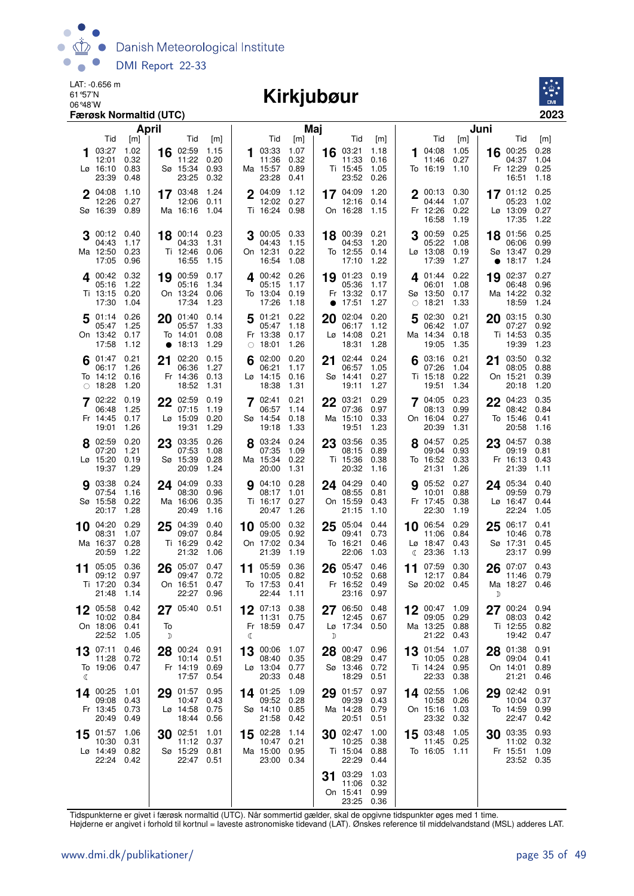LAT: -0.656 m
61°57'N
06°48'W
**Færøsk Normaltid (UTC)**

# Kirkjubøur

**2023**

## April

| Dag | Tid | [m] |
|---|---|---|
| 1 Lø | 03:27 | 1.02 |
| | 12:01 | 0.32 |
| | 16:10 | 0.83 |
| | 23:39 | 0.48 |
| 2 Sø | 04:08 | 1.10 |
| | 12:26 | 0.27 |
| | 16:39 | 0.89 |
| 3 Ma | 00:12 | 0.40 |
| | 04:43 | 1.17 |
| | 12:50 | 0.23 |
| | 17:05 | 0.96 |
| 4 Ti | 00:42 | 0.32 |
| | 05:16 | 1.22 |
| | 13:15 | 0.20 |
| | 17:30 | 1.04 |
| 5 On | 01:14 | 0.26 |
| | 05:47 | 1.25 |
| | 13:42 | 0.17 |
| | 17:58 | 1.12 |
| 6 To ○ | 01:47 | 0.21 |
| | 06:17 | 1.26 |
| | 14:12 | 0.16 |
| | 18:28 | 1.20 |
| 7 Fr | 02:22 | 0.19 |
| | 06:48 | 1.25 |
| | 14:45 | 0.17 |
| | 19:01 | 1.26 |
| 8 Lø | 02:59 | 0.20 |
| | 07:20 | 1.21 |
| | 15:20 | 0.19 |
| | 19:37 | 1.29 |
| 9 Sø | 03:38 | 0.24 |
| | 07:54 | 1.16 |
| | 15:58 | 0.22 |
| | 20:17 | 1.28 |
| 10 Ma | 04:20 | 0.29 |
| | 08:31 | 1.07 |
| | 16:37 | 0.28 |
| | 20:59 | 1.22 |
| 11 Ti | 05:05 | 0.36 |
| | 09:12 | 0.97 |
| | 17:20 | 0.34 |
| | 21:48 | 1.14 |
| 12 On | 05:58 | 0.42 |
| | 10:02 | 0.84 |
| | 18:06 | 0.41 |
| | 22:52 | 1.05 |
| 13 To ☾ | 07:11 | 0.46 |
| | 11:28 | 0.72 |
| | 19:06 | 0.47 |
| 14 Fr | 00:25 | 1.01 |
| | 09:08 | 0.43 |
| | 13:45 | 0.73 |
| | 20:49 | 0.49 |
| 15 Lø | 01:57 | 1.06 |
| | 10:30 | 0.31 |
| | 14:49 | 0.82 |
| | 22:24 | 0.42 |
| 16 Sø | 02:59 | 1.15 |
| | 11:22 | 0.20 |
| | 15:34 | 0.93 |
| | 23:25 | 0.32 |
| 17 Ma | 03:48 | 1.24 |
| | 12:06 | 0.11 |
| | 16:16 | 1.04 |
| 18 Ti | 00:14 | 0.23 |
| | 04:33 | 1.31 |
| | 12:46 | 0.06 |
| | 16:55 | 1.15 |
| 19 On | 00:59 | 0.17 |
| | 05:16 | 1.34 |
| | 13:24 | 0.06 |
| | 17:34 | 1.23 |
| 20 To ● | 01:40 | 0.14 |
| | 05:57 | 1.33 |
| | 14:01 | 0.08 |
| | 18:13 | 1.29 |
| 21 Fr | 02:20 | 0.15 |
| | 06:36 | 1.27 |
| | 14:36 | 0.13 |
| | 18:52 | 1.31 |
| 22 Lø | 02:59 | 0.19 |
| | 07:15 | 1.19 |
| | 15:09 | 0.20 |
| | 19:31 | 1.29 |
| 23 Sø | 03:35 | 0.26 |
| | 07:53 | 1.08 |
| | 15:39 | 0.28 |
| | 20:09 | 1.24 |
| 24 Ma | 04:09 | 0.33 |
| | 08:30 | 0.96 |
| | 16:06 | 0.35 |
| | 20:49 | 1.16 |
| 25 Ti | 04:39 | 0.40 |
| | 09:07 | 0.84 |
| | 16:29 | 0.42 |
| | 21:32 | 1.06 |
| 26 On | 05:07 | 0.47 |
| | 09:47 | 0.72 |
| | 16:51 | 0.47 |
| | 22:27 | 0.96 |
| 27 To ☽ | 05:40 | 0.51 |
| 28 Fr | 00:24 | 0.91 |
| | 10:14 | 0.51 |
| | 14:19 | 0.69 |
| | 17:57 | 0.54 |
| 29 Lø | 01:57 | 0.95 |
| | 10:47 | 0.43 |
| | 14:58 | 0.75 |
| | 18:44 | 0.56 |
| 30 Sø | 02:51 | 1.01 |
| | 11:12 | 0.37 |
| | 15:29 | 0.81 |
| | 22:47 | 0.51 |

## Maj

| Dag | Tid | [m] |
|---|---|---|
| 1 Ma | 03:33 | 1.07 |
| | 11:36 | 0.32 |
| | 15:57 | 0.89 |
| | 23:28 | 0.41 |
| 2 Ti | 04:09 | 1.12 |
| | 12:02 | 0.27 |
| | 16:24 | 0.98 |
| 3 On | 00:05 | 0.33 |
| | 04:43 | 1.15 |
| | 12:31 | 0.22 |
| | 16:54 | 1.08 |
| 4 To | 00:42 | 0.26 |
| | 05:15 | 1.17 |
| | 13:04 | 0.19 |
| | 17:26 | 1.18 |
| 5 Fr ○ | 01:21 | 0.22 |
| | 05:47 | 1.18 |
| | 13:38 | 0.17 |
| | 18:01 | 1.26 |
| 6 Lø | 02:00 | 0.20 |
| | 06:21 | 1.17 |
| | 14:15 | 0.16 |
| | 18:38 | 1.31 |
| 7 Sø | 02:41 | 0.21 |
| | 06:57 | 1.14 |
| | 14:54 | 0.18 |
| | 19:18 | 1.33 |
| 8 Ma | 03:24 | 0.24 |
| | 07:35 | 1.09 |
| | 15:34 | 0.22 |
| | 20:00 | 1.31 |
| 9 Ti | 04:10 | 0.28 |
| | 08:17 | 1.01 |
| | 16:17 | 0.27 |
| | 20:47 | 1.26 |
| 10 On | 05:00 | 0.32 |
| | 09:05 | 0.92 |
| | 17:02 | 0.34 |
| | 21:39 | 1.19 |
| 11 To | 05:59 | 0.36 |
| | 10:05 | 0.82 |
| | 17:53 | 0.41 |
| | 22:44 | 1.11 |
| 12 Fr ☾ | 07:13 | 0.38 |
| | 11:31 | 0.75 |
| | 18:59 | 0.47 |
| 13 Lø | 00:06 | 1.07 |
| | 08:40 | 0.35 |
| | 13:04 | 0.77 |
| | 20:33 | 0.48 |
| 14 Sø | 01:25 | 1.09 |
| | 09:52 | 0.28 |
| | 14:10 | 0.85 |
| | 21:58 | 0.42 |
| 15 Ma | 02:28 | 1.14 |
| | 10:47 | 0.21 |
| | 15:00 | 0.95 |
| | 23:00 | 0.34 |
| 16 Ti | 03:21 | 1.18 |
| | 11:33 | 0.16 |
| | 15:45 | 1.05 |
| | 23:52 | 0.26 |
| 17 On | 04:09 | 1.20 |
| | 12:16 | 0.14 |
| | 16:28 | 1.15 |
| 18 To | 00:39 | 0.21 |
| | 04:53 | 1.20 |
| | 12:55 | 0.14 |
| | 17:10 | 1.22 |
| 19 Fr ● | 01:23 | 0.19 |
| | 05:36 | 1.17 |
| | 13:32 | 0.17 |
| | 17:51 | 1.27 |
| 20 Lø | 02:04 | 0.20 |
| | 06:17 | 1.12 |
| | 14:08 | 0.21 |
| | 18:31 | 1.28 |
| 21 Sø | 02:44 | 0.24 |
| | 06:57 | 1.05 |
| | 14:41 | 0.27 |
| | 19:11 | 1.27 |
| 22 Ma | 03:21 | 0.29 |
| | 07:36 | 0.97 |
| | 15:10 | 0.33 |
| | 19:51 | 1.23 |
| 23 Ti | 03:56 | 0.35 |
| | 08:15 | 0.89 |
| | 15:36 | 0.38 |
| | 20:32 | 1.16 |
| 24 On | 04:29 | 0.40 |
| | 08:55 | 0.81 |
| | 15:59 | 0.43 |
| | 21:15 | 1.10 |
| 25 To | 05:04 | 0.44 |
| | 09:41 | 0.73 |
| | 16:21 | 0.46 |
| | 22:06 | 1.03 |
| 26 Fr | 05:47 | 0.46 |
| | 10:52 | 0.68 |
| | 16:52 | 0.49 |
| | 23:16 | 0.97 |
| 27 Lø ☽ | 06:50 | 0.48 |
| | 12:45 | 0.67 |
| | 17:34 | 0.50 |
| 28 Sø | 00:47 | 0.96 |
| | 08:29 | 0.47 |
| | 13:46 | 0.72 |
| | 18:29 | 0.51 |
| 29 Ma | 01:57 | 0.97 |
| | 09:39 | 0.43 |
| | 14:28 | 0.79 |
| | 20:51 | 0.51 |
| 30 Ti | 02:47 | 1.00 |
| | 10:25 | 0.38 |
| | 15:04 | 0.88 |
| | 22:29 | 0.44 |
| 31 On | 03:29 | 1.03 |
| | 11:06 | 0.32 |
| | 15:41 | 0.99 |
| | 23:25 | 0.36 |

## Juni

| Dag | Tid | [m] |
|---|---|---|
| 1 To | 04:08 | 1.05 |
| | 11:46 | 0.27 |
| | 16:19 | 1.10 |
| 2 Fr | 00:13 | 0.30 |
| | 04:44 | 1.07 |
| | 12:26 | 0.22 |
| | 16:58 | 1.19 |
| 3 Lø | 00:59 | 0.25 |
| | 05:22 | 1.08 |
| | 13:08 | 0.19 |
| | 17:39 | 1.27 |
| 4 Sø ○ | 01:44 | 0.22 |
| | 06:01 | 1.08 |
| | 13:50 | 0.17 |
| | 18:21 | 1.33 |
| 5 Ma | 02:30 | 0.21 |
| | 06:42 | 1.07 |
| | 14:34 | 0.18 |
| | 19:05 | 1.35 |
| 6 Ti | 03:16 | 0.21 |
| | 07:26 | 1.04 |
| | 15:18 | 0.22 |
| | 19:51 | 1.34 |
| 7 On | 04:05 | 0.23 |
| | 08:13 | 0.99 |
| | 16:04 | 0.27 |
| | 20:39 | 1.31 |
| 8 To | 04:57 | 0.25 |
| | 09:04 | 0.93 |
| | 16:52 | 0.33 |
| | 21:31 | 1.26 |
| 9 Fr | 05:52 | 0.27 |
| | 10:01 | 0.88 |
| | 17:45 | 0.38 |
| | 22:30 | 1.19 |
| 10 Lø ☾ | 06:54 | 0.29 |
| | 11:06 | 0.84 |
| | 18:47 | 0.43 |
| | 23:36 | 1.13 |
| 11 Sø | 07:59 | 0.30 |
| | 12:17 | 0.84 |
| | 20:02 | 0.45 |
| 12 Ma | 00:47 | 1.09 |
| | 09:05 | 0.29 |
| | 13:25 | 0.88 |
| | 21:22 | 0.43 |
| 13 Ti | 01:54 | 1.07 |
| | 10:05 | 0.28 |
| | 14:24 | 0.95 |
| | 22:33 | 0.38 |
| 14 On | 02:55 | 1.06 |
| | 10:58 | 0.26 |
| | 15:16 | 1.03 |
| | 23:32 | 0.32 |
| 15 To | 03:48 | 1.05 |
| | 11:45 | 0.25 |
| | 16:05 | 1.11 |
| 16 Fr | 00:25 | 0.28 |
| | 04:37 | 1.04 |
| | 12:29 | 0.25 |
| | 16:51 | 1.18 |
| 17 Lø | 01:12 | 0.25 |
| | 05:23 | 1.02 |
| | 13:09 | 0.27 |
| | 17:35 | 1.22 |
| 18 Sø ● | 01:56 | 0.25 |
| | 06:06 | 0.99 |
| | 13:47 | 0.29 |
| | 18:17 | 1.24 |
| 19 Ma | 02:37 | 0.27 |
| | 06:48 | 0.96 |
| | 14:22 | 0.32 |
| | 18:59 | 1.24 |
| 20 Ti | 03:15 | 0.30 |
| | 07:27 | 0.92 |
| | 14:53 | 0.35 |
| | 19:39 | 1.23 |
| 21 On | 03:50 | 0.32 |
| | 08:05 | 0.88 |
| | 15:21 | 0.39 |
| | 20:18 | 1.20 |
| 22 To | 04:23 | 0.35 |
| | 08:42 | 0.84 |
| | 15:46 | 0.41 |
| | 20:58 | 1.16 |
| 23 Fr | 04:57 | 0.38 |
| | 09:19 | 0.81 |
| | 16:13 | 0.43 |
| | 21:39 | 1.11 |
| 24 Lø | 05:34 | 0.40 |
| | 09:59 | 0.79 |
| | 16:47 | 0.44 |
| | 22:24 | 1.05 |
| 25 Sø | 06:17 | 0.41 |
| | 10:46 | 0.78 |
| | 17:31 | 0.45 |
| | 23:17 | 0.99 |
| 26 Ma ☽ | 07:07 | 0.43 |
| | 11:46 | 0.79 |
| | 18:27 | 0.46 |
| 27 Ti | 00:24 | 0.94 |
| | 08:03 | 0.42 |
| | 12:55 | 0.82 |
| | 19:42 | 0.47 |
| 28 On | 01:38 | 0.91 |
| | 09:04 | 0.41 |
| | 14:01 | 0.89 |
| | 21:21 | 0.46 |
| 29 To | 02:42 | 0.91 |
| | 10:04 | 0.37 |
| | 14:59 | 0.99 |
| | 22:47 | 0.42 |
| 30 Fr | 03:35 | 0.93 |
| | 11:02 | 0.32 |
| | 15:51 | 1.09 |
| | 23:52 | 0.35 |

Tidspunkterne er givet i færøsk normaltid (UTC). Når sommertid gælder, skal de opgivne tidspunkter øges med 1 time.
Højderne er angivet i forhold til kortnul = laveste astronomiske tidevand (LAT). Ønskes reference til middelvandstand (MSL) adderes LAT.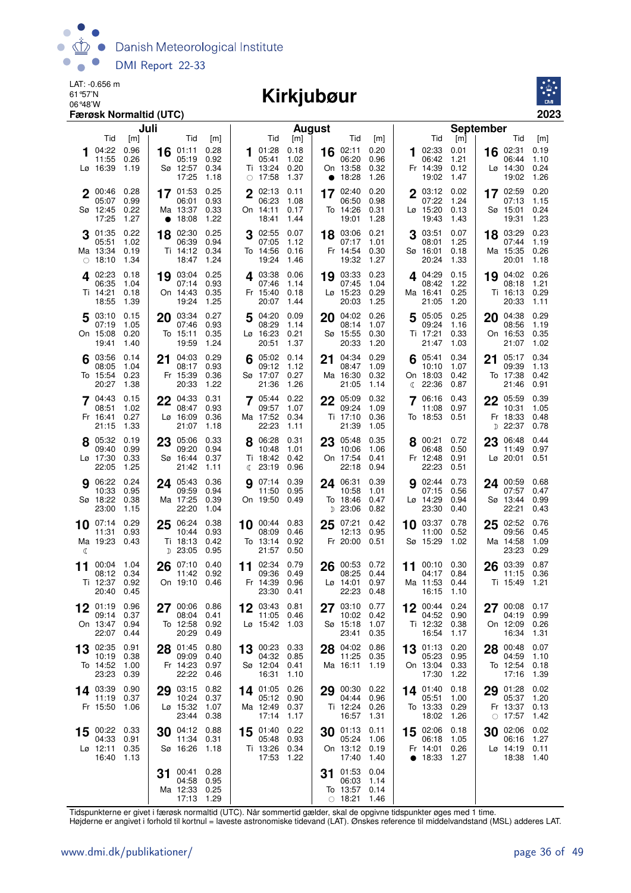LAT: -0.656 m
61°57'N
06°48'W
**Færøsk Normaltid (UTC)**

# Kirkjubøur

**2023**

## Juli

| Dag | Tid | [m] | Dag | Tid | [m] |
|---|---|---|---|---|---|
| 1 Lø | 04:22 | 0.96 | 16 Sø | 01:11 | 0.28 |
| | 11:55 | 0.26 | | 05:19 | 0.92 |
| | 16:39 | 1.19 | | 12:57 | 0.34 |
| | | | | 17:25 | 1.18 |
| 2 Sø | 00:46 | 0.28 | 17 Ma ● | 01:53 | 0.25 |
| | 05:07 | 0.99 | | 06:01 | 0.93 |
| | 12:45 | 0.22 | | 13:37 | 0.33 |
| | 17:25 | 1.27 | | 18:08 | 1.22 |
| 3 Ma ○ | 01:35 | 0.22 | 18 Ti | 02:30 | 0.25 |
| | 05:51 | 1.02 | | 06:39 | 0.94 |
| | 13:34 | 0.19 | | 14:12 | 0.34 |
| | 18:10 | 1.34 | | 18:47 | 1.24 |
| 4 Ti | 02:23 | 0.18 | 19 On | 03:04 | 0.25 |
| | 06:35 | 1.04 | | 07:14 | 0.93 |
| | 14:21 | 0.18 | | 14:43 | 0.35 |
| | 18:55 | 1.39 | | 19:24 | 1.25 |
| 5 On | 03:10 | 0.15 | 20 To | 03:34 | 0.27 |
| | 07:19 | 1.05 | | 07:46 | 0.93 |
| | 15:08 | 0.20 | | 15:11 | 0.35 |
| | 19:41 | 1.40 | | 19:59 | 1.24 |
| 6 To | 03:56 | 0.14 | 21 Fr | 04:03 | 0.29 |
| | 08:05 | 1.04 | | 08:17 | 0.93 |
| | 15:54 | 0.23 | | 15:39 | 0.36 |
| | 20:27 | 1.38 | | 20:33 | 1.22 |
| 7 Fr | 04:43 | 0.15 | 22 Lø | 04:33 | 0.31 |
| | 08:51 | 1.02 | | 08:47 | 0.93 |
| | 16:41 | 0.27 | | 16:09 | 0.36 |
| | 21:15 | 1.33 | | 21:07 | 1.18 |
| 8 Lø | 05:32 | 0.19 | 23 Sø | 05:06 | 0.33 |
| | 09:40 | 0.99 | | 09:20 | 0.94 |
| | 17:30 | 0.33 | | 16:44 | 0.37 |
| | 22:05 | 1.25 | | 21:42 | 1.11 |
| 9 Sø | 06:22 | 0.24 | 24 Ma | 05:43 | 0.36 |
| | 10:33 | 0.95 | | 09:59 | 0.94 |
| | 18:22 | 0.38 | | 17:25 | 0.39 |
| | 23:00 | 1.15 | | 22:20 | 1.04 |
| 10 Ma ☾ | 07:14 | 0.29 | 25 Ti ☽ | 06:24 | 0.38 |
| | 11:31 | 0.93 | | 10:44 | 0.93 |
| | 19:23 | 0.43 | | 18:13 | 0.42 |
| | | | | 23:05 | 0.95 |
| 11 Ti | 00:04 | 1.04 | 26 On | 07:10 | 0.40 |
| | 08:12 | 0.34 | | 11:42 | 0.92 |
| | 12:37 | 0.92 | | 19:10 | 0.46 |
| | 20:40 | 0.45 | | | |
| 12 On | 01:19 | 0.96 | 27 To | 00:06 | 0.86 |
| | 09:14 | 0.37 | | 08:04 | 0.41 |
| | 13:47 | 0.94 | | 12:58 | 0.92 |
| | 22:07 | 0.44 | | 20:29 | 0.49 |
| 13 To | 02:35 | 0.91 | 28 Fr | 01:45 | 0.80 |
| | 10:19 | 0.38 | | 09:09 | 0.40 |
| | 14:52 | 1.00 | | 14:23 | 0.97 |
| | 23:23 | 0.39 | | 22:22 | 0.46 |
| 14 Fr | 03:39 | 0.90 | 29 Lø | 03:15 | 0.82 |
| | 11:19 | 0.37 | | 10:24 | 0.37 |
| | 15:50 | 1.06 | | 15:32 | 1.07 |
| | | | | 23:44 | 0.38 |
| 15 Lø | 00:22 | 0.33 | 30 Sø | 04:12 | 0.88 |
| | 04:33 | 0.91 | | 11:34 | 0.31 |
| | 12:11 | 0.35 | | 16:26 | 1.18 |
| | 16:40 | 1.13 | | | |
| | | | 31 Ma | 00:41 | 0.28 |
| | | | | 04:58 | 0.95 |
| | | | | 12:33 | 0.25 |
| | | | | 17:13 | 1.29 |

## August

| Dag | Tid | [m] | Dag | Tid | [m] |
|---|---|---|---|---|---|
| 1 Ti ○ | 01:28 | 0.18 | 16 On ● | 02:11 | 0.20 |
| | 05:41 | 1.02 | | 06:20 | 0.96 |
| | 13:24 | 0.20 | | 13:58 | 0.32 |
| | 17:58 | 1.37 | | 18:28 | 1.26 |
| 2 On | 02:13 | 0.11 | 17 To | 02:40 | 0.20 |
| | 06:23 | 1.08 | | 06:50 | 0.98 |
| | 14:11 | 0.17 | | 14:26 | 0.31 |
| | 18:41 | 1.44 | | 19:01 | 1.28 |
| 3 To | 02:55 | 0.07 | 18 Fr | 03:06 | 0.21 |
| | 07:05 | 1.12 | | 07:17 | 1.01 |
| | 14:56 | 0.16 | | 14:54 | 0.30 |
| | 19:24 | 1.46 | | 19:32 | 1.27 |
| 4 Fr | 03:38 | 0.06 | 19 Lø | 03:33 | 0.23 |
| | 07:46 | 1.14 | | 07:45 | 1.04 |
| | 15:40 | 0.18 | | 15:23 | 0.29 |
| | 20:07 | 1.44 | | 20:03 | 1.25 |
| 5 Lø | 04:20 | 0.09 | 20 Sø | 04:02 | 0.26 |
| | 08:29 | 1.14 | | 08:14 | 1.07 |
| | 16:23 | 0.21 | | 15:55 | 0.30 |
| | 20:51 | 1.37 | | 20:33 | 1.20 |
| 6 Sø | 05:02 | 0.14 | 21 Ma | 04:34 | 0.29 |
| | 09:12 | 1.12 | | 08:47 | 1.09 |
| | 17:07 | 0.27 | | 16:30 | 0.32 |
| | 21:36 | 1.26 | | 21:05 | 1.14 |
| 7 Ma | 05:44 | 0.22 | 22 Ti | 05:09 | 0.32 |
| | 09:57 | 1.07 | | 09:24 | 1.09 |
| | 17:52 | 0.34 | | 17:10 | 0.36 |
| | 22:23 | 1.11 | | 21:39 | 1.05 |
| 8 Ti ☾ | 06:28 | 0.31 | 23 On | 05:48 | 0.35 |
| | 10:48 | 1.01 | | 10:06 | 1.06 |
| | 18:42 | 0.42 | | 17:54 | 0.41 |
| | 23:19 | 0.96 | | 22:18 | 0.94 |
| 9 On | 07:14 | 0.39 | 24 To ☽ | 06:31 | 0.39 |
| | 11:50 | 0.95 | | 10:58 | 1.01 |
| | 19:50 | 0.49 | | 18:46 | 0.47 |
| | | | | 23:06 | 0.82 |
| 10 To | 00:44 | 0.83 | 25 Fr | 07:21 | 0.42 |
| | 08:09 | 0.46 | | 12:13 | 0.95 |
| | 13:14 | 0.92 | | 20:00 | 0.51 |
| | 21:57 | 0.50 | | | |
| 11 Fr | 02:34 | 0.79 | 26 Lø | 00:53 | 0.72 |
| | 09:36 | 0.49 | | 08:25 | 0.44 |
| | 14:39 | 0.96 | | 14:01 | 0.97 |
| | 23:30 | 0.41 | | 22:23 | 0.48 |
| 12 Lø | 03:43 | 0.81 | 27 Sø | 03:10 | 0.77 |
| | 11:05 | 0.46 | | 10:02 | 0.42 |
| | 15:42 | 1.03 | | 15:18 | 1.07 |
| | | | | 23:41 | 0.35 |
| 13 Sø | 00:23 | 0.33 | 28 Ma | 04:02 | 0.86 |
| | 04:32 | 0.85 | | 11:25 | 0.35 |
| | 12:04 | 0.41 | | 16:11 | 1.19 |
| | 16:31 | 1.10 | | | |
| 14 Ma | 01:05 | 0.26 | 29 Ti | 00:30 | 0.22 |
| | 05:12 | 0.90 | | 04:44 | 0.96 |
| | 12:49 | 0.37 | | 12:24 | 0.26 |
| | 17:14 | 1.17 | | 16:57 | 1.31 |
| 15 Ti | 01:40 | 0.22 | 30 On | 01:13 | 0.11 |
| | 05:48 | 0.93 | | 05:24 | 1.06 |
| | 13:26 | 0.34 | | 13:12 | 0.19 |
| | 17:53 | 1.22 | | 17:40 | 1.40 |
| | | | 31 To ○ | 01:53 | 0.04 |
| | | | | 06:03 | 1.14 |
| | | | | 13:57 | 0.14 |
| | | | | 18:21 | 1.46 |

## September

| Dag | Tid | [m] | Dag | Tid | [m] |
|---|---|---|---|---|---|
| 1 Fr | 02:33 | 0.01 | 16 Lø | 02:31 | 0.19 |
| | 06:42 | 1.21 | | 06:44 | 1.10 |
| | 14:39 | 0.12 | | 14:30 | 0.24 |
| | 19:02 | 1.47 | | 19:02 | 1.26 |
| 2 Lø | 03:12 | 0.02 | 17 Sø | 02:59 | 0.20 |
| | 07:22 | 1.24 | | 07:13 | 1.15 |
| | 15:20 | 0.13 | | 15:01 | 0.24 |
| | 19:43 | 1.43 | | 19:31 | 1.23 |
| 3 Sø | 03:51 | 0.07 | 18 Ma | 03:29 | 0.23 |
| | 08:01 | 1.25 | | 07:44 | 1.19 |
| | 16:01 | 0.18 | | 15:35 | 0.26 |
| | 20:24 | 1.33 | | 20:01 | 1.18 |
| 4 Ma | 04:29 | 0.15 | 19 Ti | 04:02 | 0.26 |
| | 08:42 | 1.22 | | 08:18 | 1.21 |
| | 16:41 | 0.25 | | 16:13 | 0.29 |
| | 21:05 | 1.20 | | 20:33 | 1.11 |
| 5 Ti | 05:05 | 0.25 | 20 On | 04:38 | 0.29 |
| | 09:24 | 1.16 | | 08:56 | 1.19 |
| | 17:21 | 0.33 | | 16:53 | 0.35 |
| | 21:47 | 1.03 | | 21:07 | 1.02 |
| 6 On ☾ | 05:41 | 0.34 | 21 To | 05:17 | 0.34 |
| | 10:10 | 1.07 | | 09:39 | 1.13 |
| | 18:03 | 0.42 | | 17:38 | 0.42 |
| | 22:36 | 0.87 | | 21:46 | 0.91 |
| 7 To | 06:16 | 0.43 | 22 Fr ☽ | 05:59 | 0.39 |
| | 11:08 | 0.97 | | 10:31 | 1.05 |
| | 18:53 | 0.51 | | 18:33 | 0.48 |
| | | | | 22:37 | 0.78 |
| 8 Fr | 00:21 | 0.72 | 23 Lø | 06:48 | 0.44 |
| | 06:48 | 0.50 | | 11:49 | 0.97 |
| | 12:48 | 0.91 | | 20:01 | 0.51 |
| | 22:23 | 0.51 | | | |
| 9 Lø | 02:44 | 0.73 | 24 Sø | 00:59 | 0.68 |
| | 07:15 | 0.56 | | 07:57 | 0.47 |
| | 14:29 | 0.94 | | 13:44 | 0.99 |
| | 23:30 | 0.40 | | 22:21 | 0.43 |
| 10 Sø | 03:37 | 0.78 | 25 Ma | 02:52 | 0.76 |
| | 11:00 | 0.52 | | 09:56 | 0.45 |
| | 15:29 | 1.02 | | 14:58 | 1.09 |
| | | | | 23:23 | 0.29 |
| 11 Ma | 00:10 | 0.30 | 26 Ti | 03:39 | 0.87 |
| | 04:17 | 0.84 | | 11:15 | 0.36 |
| | 11:53 | 0.44 | | 15:49 | 1.21 |
| | 16:15 | 1.10 | | | |
| 12 Ti | 00:44 | 0.24 | 27 On | 00:08 | 0.17 |
| | 04:52 | 0.90 | | 04:19 | 0.99 |
| | 12:32 | 0.38 | | 12:09 | 0.26 |
| | 16:54 | 1.17 | | 16:34 | 1.31 |
| 13 On | 01:13 | 0.20 | 28 To | 00:48 | 0.07 |
| | 05:23 | 0.95 | | 04:59 | 1.10 |
| | 13:04 | 0.33 | | 12:54 | 0.18 |
| | 17:30 | 1.22 | | 17:16 | 1.39 |
| 14 To | 01:40 | 0.18 | 29 Fr ○ | 01:28 | 0.02 |
| | 05:51 | 1.00 | | 05:37 | 1.20 |
| | 13:33 | 0.29 | | 13:37 | 0.13 |
| | 18:02 | 1.26 | | 17:57 | 1.42 |
| 15 Fr ● | 02:06 | 0.18 | 30 Lø | 02:06 | 0.02 |
| | 06:18 | 1.05 | | 06:16 | 1.27 |
| | 14:01 | 0.26 | | 14:19 | 0.11 |
| | 18:33 | 1.27 | | 18:38 | 1.40 |

Tidspunkterne er givet i færøsk normaltid (UTC). Når sommertid gælder, skal de opgivne tidspunkter øges med 1 time.
Højderne er angivet i forhold til kortnul = laveste astronomiske tidevand (LAT). Ønskes reference til middelvandstand (MSL) adderes LAT.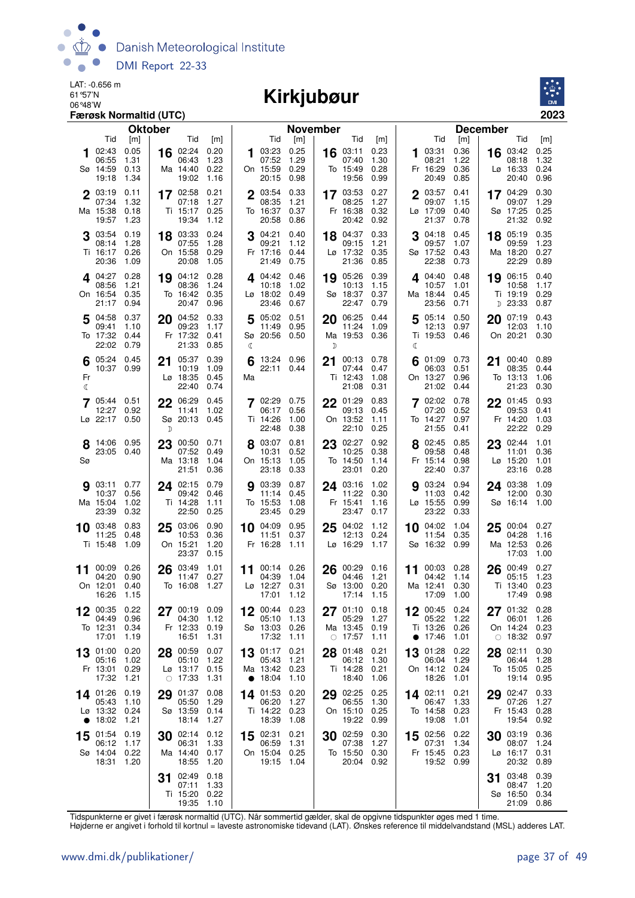LAT: -0.656 m
61°57'N
06°48'W
**Færøsk Normaltid (UTC)**

# Kirkjubøur

**2023**

## Oktober

| Dag | Tid | [m] | Dag | Tid | [m] |
|---|---|---|---|---|---|
| 1 Sø | 02:43 | 0.05 | 16 Ma | 02:24 | 0.20 |
| | 06:55 | 1.31 | | 06:43 | 1.23 |
| | 14:59 | 0.13 | | 14:40 | 0.22 |
| | 19:18 | 1.34 | | 19:02 | 1.16 |
| 2 Ma | 03:19 | 0.11 | 17 Ti | 02:58 | 0.21 |
| | 07:34 | 1.32 | | 07:18 | 1.27 |
| | 15:38 | 0.18 | | 15:17 | 0.25 |
| | 19:57 | 1.23 | | 19:34 | 1.12 |
| 3 Ti | 03:54 | 0.19 | 18 On | 03:33 | 0.24 |
| | 08:14 | 1.28 | | 07:55 | 1.28 |
| | 16:17 | 0.26 | | 15:58 | 0.29 |
| | 20:36 | 1.09 | | 20:08 | 1.05 |
| 4 On | 04:27 | 0.28 | 19 To | 04:12 | 0.28 |
| | 08:56 | 1.21 | | 08:36 | 1.24 |
| | 16:54 | 0.35 | | 16:42 | 0.35 |
| | 21:17 | 0.94 | | 20:47 | 0.96 |
| 5 To | 04:58 | 0.37 | 20 Fr | 04:52 | 0.33 |
| | 09:41 | 1.10 | | 09:23 | 1.17 |
| | 17:32 | 0.44 | | 17:32 | 0.41 |
| | 22:02 | 0.79 | | 21:33 | 0.85 |
| 6 Fr ☾ | 05:24 | 0.45 | 21 Lø | 05:37 | 0.39 |
| | 10:37 | 0.99 | | 10:19 | 1.09 |
| | | | | 18:35 | 0.45 |
| | | | | 22:40 | 0.74 |
| 7 Lø | 05:44 | 0.51 | 22 Sø ☽ | 06:29 | 0.45 |
| | 12:27 | 0.92 | | 11:41 | 1.02 |
| | 22:17 | 0.50 | | 20:13 | 0.45 |
| 8 Sø | 14:06 | 0.95 | 23 Ma | 00:50 | 0.71 |
| | 23:05 | 0.40 | | 07:52 | 0.49 |
| | | | | 13:18 | 1.04 |
| | | | | 21:51 | 0.36 |
| 9 Ma | 03:11 | 0.77 | 24 Ti | 02:15 | 0.79 |
| | 10:37 | 0.56 | | 09:42 | 0.46 |
| | 15:04 | 1.02 | | 14:28 | 1.11 |
| | 23:39 | 0.32 | | 22:50 | 0.25 |
| 10 Ti | 03:48 | 0.83 | 25 On | 03:06 | 0.90 |
| | 11:25 | 0.48 | | 10:53 | 0.36 |
| | 15:48 | 1.09 | | 15:21 | 1.20 |
| | | | | 23:37 | 0.15 |
| 11 On | 00:09 | 0.26 | 26 To | 03:49 | 1.01 |
| | 04:20 | 0.90 | | 11:47 | 0.27 |
| | 12:01 | 0.40 | | 16:08 | 1.27 |
| | 16:26 | 1.15 | | | |
| 12 To | 00:35 | 0.22 | 27 Fr | 00:19 | 0.09 |
| | 04:49 | 0.96 | | 04:30 | 1.12 |
| | 12:31 | 0.34 | | 12:33 | 0.19 |
| | 17:01 | 1.19 | | 16:51 | 1.31 |
| 13 Fr | 01:00 | 0.20 | 28 Lø ○ | 00:59 | 0.07 |
| | 05:16 | 1.02 | | 05:10 | 1.22 |
| | 13:01 | 0.29 | | 13:17 | 0.15 |
| | 17:32 | 1.21 | | 17:33 | 1.31 |
| 14 Lø ● | 01:26 | 0.19 | 29 Sø | 01:37 | 0.08 |
| | 05:43 | 1.10 | | 05:50 | 1.29 |
| | 13:32 | 0.24 | | 13:59 | 0.14 |
| | 18:02 | 1.21 | | 18:14 | 1.27 |
| 15 Sø | 01:54 | 0.19 | 30 Ma | 02:14 | 0.12 |
| | 06:12 | 1.17 | | 06:31 | 1.33 |
| | 14:04 | 0.22 | | 14:40 | 0.17 |
| | 18:31 | 1.20 | | 18:55 | 1.20 |
| | | | 31 Ti | 02:49 | 0.18 |
| | | | | 07:11 | 1.33 |
| | | | | 15:20 | 0.22 |
| | | | | 19:35 | 1.10 |

## November

| Dag | Tid | [m] | Dag | Tid | [m] |
|---|---|---|---|---|---|
| 1 On | 03:23 | 0.25 | 16 To | 03:11 | 0.23 |
| | 07:52 | 1.29 | | 07:40 | 1.30 |
| | 15:59 | 0.29 | | 15:49 | 0.28 |
| | 20:15 | 0.98 | | 19:56 | 0.99 |
| 2 To | 03:54 | 0.33 | 17 Fr | 03:53 | 0.27 |
| | 08:35 | 1.21 | | 08:25 | 1.27 |
| | 16:37 | 0.37 | | 16:38 | 0.32 |
| | 20:58 | 0.86 | | 20:42 | 0.92 |
| 3 Fr | 04:21 | 0.40 | 18 Lø | 04:37 | 0.33 |
| | 09:21 | 1.12 | | 09:15 | 1.21 |
| | 17:16 | 0.44 | | 17:32 | 0.35 |
| | 21:49 | 0.75 | | 21:36 | 0.85 |
| 4 Lø | 04:42 | 0.46 | 19 Sø | 05:26 | 0.39 |
| | 10:18 | 1.02 | | 10:13 | 1.15 |
| | 18:02 | 0.49 | | 18:37 | 0.37 |
| | 23:46 | 0.67 | | 22:47 | 0.79 |
| 5 Sø ☾ | 05:02 | 0.51 | 20 Ma ☽ | 06:25 | 0.44 |
| | 11:49 | 0.95 | | 11:24 | 1.09 |
| | 20:56 | 0.50 | | 19:53 | 0.36 |
| 6 Ma | 13:24 | 0.96 | 21 Ti | 00:13 | 0.78 |
| | 22:11 | 0.44 | | 07:44 | 0.47 |
| | | | | 12:43 | 1.08 |
| | | | | 21:08 | 0.31 |
| 7 Ti | 02:29 | 0.75 | 22 On | 01:29 | 0.83 |
| | 06:17 | 0.56 | | 09:13 | 0.45 |
| | 14:26 | 1.00 | | 13:52 | 1.11 |
| | 22:48 | 0.38 | | 22:10 | 0.25 |
| 8 On | 03:07 | 0.81 | 23 To | 02:27 | 0.92 |
| | 10:31 | 0.52 | | 10:25 | 0.38 |
| | 15:13 | 1.05 | | 14:50 | 1.14 |
| | 23:18 | 0.33 | | 23:01 | 0.20 |
| 9 To | 03:39 | 0.87 | 24 Fr | 03:16 | 1.02 |
| | 11:14 | 0.45 | | 11:22 | 0.30 |
| | 15:53 | 1.08 | | 15:41 | 1.16 |
| | 23:45 | 0.29 | | 23:47 | 0.17 |
| 10 Fr | 04:09 | 0.95 | 25 Lø | 04:02 | 1.12 |
| | 11:51 | 0.37 | | 12:13 | 0.24 |
| | 16:28 | 1.11 | | 16:29 | 1.17 |
| 11 Lø | 00:14 | 0.26 | 26 Sø | 00:29 | 0.16 |
| | 04:39 | 1.04 | | 04:46 | 1.21 |
| | 12:27 | 0.31 | | 13:00 | 0.20 |
| | 17:01 | 1.12 | | 17:14 | 1.15 |
| 12 Sø | 00:44 | 0.23 | 27 Ma ○ | 01:10 | 0.18 |
| | 05:10 | 1.13 | | 05:29 | 1.27 |
| | 13:03 | 0.26 | | 13:45 | 0.19 |
| | 17:32 | 1.11 | | 17:57 | 1.11 |
| 13 Ma ● | 01:17 | 0.21 | 28 Ti | 01:48 | 0.21 |
| | 05:43 | 1.21 | | 06:12 | 1.30 |
| | 13:42 | 0.23 | | 14:28 | 0.21 |
| | 18:04 | 1.10 | | 18:40 | 1.06 |
| 14 Ti | 01:53 | 0.20 | 29 On | 02:25 | 0.25 |
| | 06:20 | 1.27 | | 06:55 | 1.30 |
| | 14:22 | 0.23 | | 15:10 | 0.25 |
| | 18:39 | 1.08 | | 19:22 | 0.99 |
| 15 On | 02:31 | 0.21 | 30 To | 02:59 | 0.30 |
| | 06:59 | 1.31 | | 07:38 | 1.27 |
| | 15:04 | 0.25 | | 15:50 | 0.30 |
| | 19:15 | 1.04 | | 20:04 | 0.92 |

## December

| Dag | Tid | [m] | Dag | Tid | [m] |
|---|---|---|---|---|---|
| 1 Fr | 03:31 | 0.36 | 16 Lø | 03:42 | 0.25 |
| | 08:21 | 1.22 | | 08:18 | 1.32 |
| | 16:29 | 0.36 | | 16:33 | 0.24 |
| | 20:49 | 0.85 | | 20:40 | 0.96 |
| 2 Lø | 03:57 | 0.41 | 17 Sø | 04:29 | 0.30 |
| | 09:07 | 1.15 | | 09:07 | 1.29 |
| | 17:09 | 0.40 | | 17:25 | 0.25 |
| | 21:37 | 0.78 | | 21:32 | 0.92 |
| 3 Sø | 04:18 | 0.45 | 18 Ma | 05:19 | 0.35 |
| | 09:57 | 1.07 | | 09:59 | 1.23 |
| | 17:52 | 0.43 | | 18:20 | 0.27 |
| | 22:38 | 0.73 | | 22:29 | 0.89 |
| 4 Ma | 04:40 | 0.48 | 19 Ti ☽ | 06:15 | 0.40 |
| | 10:57 | 1.01 | | 10:58 | 1.17 |
| | 18:44 | 0.45 | | 19:19 | 0.29 |
| | 23:56 | 0.71 | | 23:33 | 0.87 |
| 5 Ti ☾ | 05:14 | 0.50 | 20 On | 07:19 | 0.43 |
| | 12:13 | 0.97 | | 12:03 | 1.10 |
| | 19:53 | 0.46 | | 20:21 | 0.30 |
| 6 On | 01:09 | 0.73 | 21 To | 00:40 | 0.89 |
| | 06:03 | 0.51 | | 08:35 | 0.44 |
| | 13:27 | 0.96 | | 13:13 | 1.06 |
| | 21:02 | 0.44 | | 21:23 | 0.30 |
| 7 To | 02:02 | 0.78 | 22 Fr | 01:45 | 0.93 |
| | 07:20 | 0.52 | | 09:53 | 0.41 |
| | 14:27 | 0.97 | | 14:20 | 1.03 |
| | 21:55 | 0.41 | | 22:22 | 0.29 |
| 8 Fr | 02:45 | 0.85 | 23 Lø | 02:44 | 1.01 |
| | 09:58 | 0.48 | | 11:01 | 0.36 |
| | 15:14 | 0.98 | | 15:20 | 1.01 |
| | 22:40 | 0.37 | | 23:16 | 0.28 |
| 9 Lø | 03:24 | 0.94 | 24 Sø | 03:38 | 1.09 |
| | 11:03 | 0.42 | | 12:00 | 0.30 |
| | 15:55 | 0.99 | | 16:14 | 1.00 |
| | 23:22 | 0.33 | | | |
| 10 Sø | 04:02 | 1.04 | 25 Ma | 00:04 | 0.27 |
| | 11:54 | 0.35 | | 04:28 | 1.16 |
| | 16:32 | 0.99 | | 12:53 | 0.26 |
| | | | | 17:03 | 1.00 |
| 11 Ma | 00:03 | 0.28 | 26 Ti | 00:49 | 0.27 |
| | 04:42 | 1.14 | | 05:15 | 1.23 |
| | 12:41 | 0.30 | | 13:40 | 0.23 |
| | 17:09 | 1.00 | | 17:49 | 0.98 |
| 12 Ti ● | 00:45 | 0.24 | 27 On ○ | 01:32 | 0.28 |
| | 05:22 | 1.22 | | 06:01 | 1.26 |
| | 13:26 | 0.26 | | 14:24 | 0.23 |
| | 17:46 | 1.01 | | 18:32 | 0.97 |
| 13 On | 01:28 | 0.22 | 28 To | 02:11 | 0.30 |
| | 06:04 | 1.29 | | 06:44 | 1.28 |
| | 14:12 | 0.24 | | 15:05 | 0.25 |
| | 18:26 | 1.01 | | 19:14 | 0.95 |
| 14 To | 02:11 | 0.21 | 29 Fr | 02:47 | 0.33 |
| | 06:47 | 1.33 | | 07:26 | 1.27 |
| | 14:58 | 0.23 | | 15:43 | 0.28 |
| | 19:08 | 1.01 | | 19:54 | 0.92 |
| 15 Fr | 02:56 | 0.22 | 30 Lø | 03:19 | 0.36 |
| | 07:31 | 1.34 | | 08:07 | 1.24 |
| | 15:45 | 0.23 | | 16:17 | 0.31 |
| | 19:52 | 0.99 | | 20:32 | 0.89 |
| | | | 31 Sø | 03:48 | 0.39 |
| | | | | 08:47 | 1.20 |
| | | | | 16:50 | 0.34 |
| | | | | 21:09 | 0.86 |

Tidspunkterne er givet i færøsk normaltid (UTC). Når sommertid gælder, skal de opgivne tidspunkter øges med 1 time.
Højderne er angivet i forhold til kortnul = laveste astronomiske tidevand (LAT). Ønskes reference til middelvandstand (MSL) adderes LAT.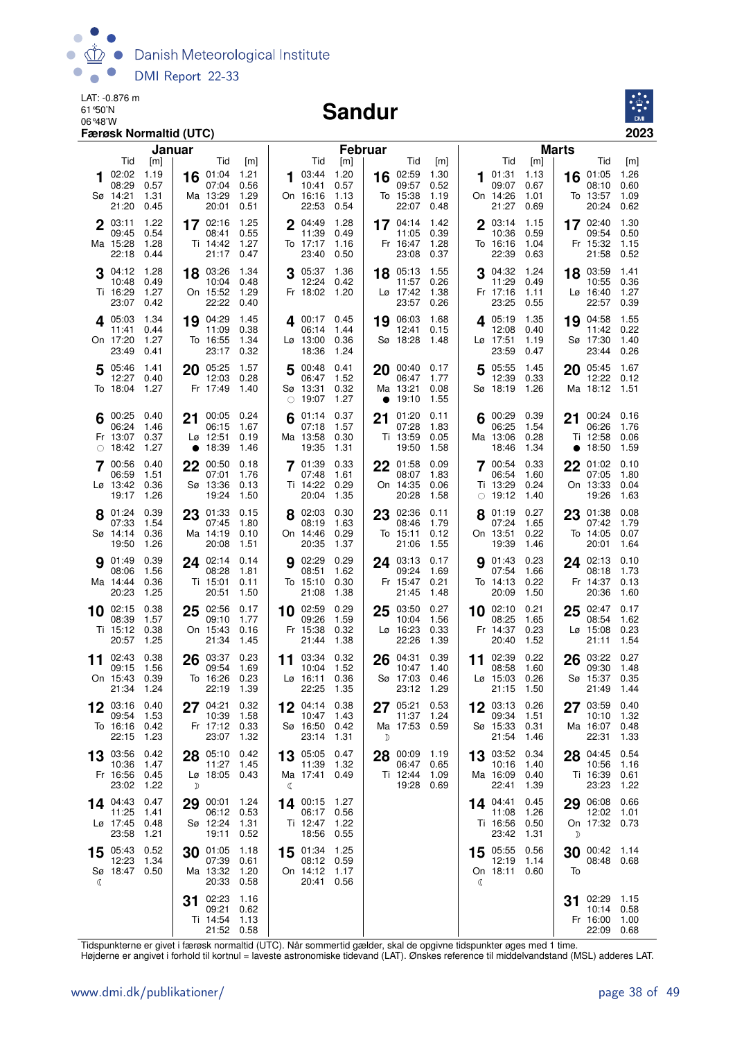LAT: -0.876 m
61°50'N
06°48'W
**Færøsk Normaltid (UTC)**

# Sandur

**2023**

## Januar

| Dag | Tid | [m] | Dag | Tid | [m] |
|---|---|---|---|---|---|
| 1 Sø | 02:02 | 1.19 | 16 Ma | 01:04 | 1.21 |
| | 08:29 | 0.57 | | 07:04 | 0.56 |
| | 14:21 | 1.31 | | 13:29 | 1.29 |
| | 21:20 | 0.45 | | 20:01 | 0.51 |
| 2 Ma | 03:11 | 1.22 | 17 Ti | 02:16 | 1.25 |
| | 09:45 | 0.54 | | 08:41 | 0.55 |
| | 15:28 | 1.28 | | 14:42 | 1.27 |
| | 22:18 | 0.44 | | 21:17 | 0.47 |
| 3 Ti | 04:12 | 1.28 | 18 On | 03:26 | 1.34 |
| | 10:48 | 0.49 | | 10:04 | 0.48 |
| | 16:29 | 1.27 | | 15:52 | 1.29 |
| | 23:07 | 0.42 | | 22:22 | 0.40 |
| 4 On | 05:03 | 1.34 | 19 To | 04:29 | 1.45 |
| | 11:41 | 0.44 | | 11:09 | 0.38 |
| | 17:20 | 1.27 | | 16:55 | 1.34 |
| | 23:49 | 0.41 | | 23:17 | 0.32 |
| 5 To | 05:46 | 1.41 | 20 Fr | 05:25 | 1.57 |
| | 12:27 | 0.40 | | 12:03 | 0.28 |
| | 18:04 | 1.27 | | 17:49 | 1.40 |
| 6 Fr ○ | 00:25 | 0.40 | 21 Lø ● | 00:05 | 0.24 |
| | 06:24 | 1.46 | | 06:15 | 1.67 |
| | 13:07 | 0.37 | | 12:51 | 0.19 |
| | 18:42 | 1.27 | | 18:39 | 1.46 |
| 7 Lø | 00:56 | 0.40 | 22 Sø | 00:50 | 0.18 |
| | 06:59 | 1.51 | | 07:01 | 1.76 |
| | 13:42 | 0.36 | | 13:36 | 0.13 |
| | 19:17 | 1.26 | | 19:24 | 1.50 |
| 8 Sø | 01:24 | 0.39 | 23 Ma | 01:33 | 0.15 |
| | 07:33 | 1.54 | | 07:45 | 1.80 |
| | 14:14 | 0.36 | | 14:19 | 0.10 |
| | 19:50 | 1.26 | | 20:08 | 1.51 |
| 9 Ma | 01:49 | 0.39 | 24 Ti | 02:14 | 0.14 |
| | 08:06 | 1.56 | | 08:28 | 1.81 |
| | 14:44 | 0.36 | | 15:01 | 0.11 |
| | 20:23 | 1.25 | | 20:51 | 1.50 |
| 10 Ti | 02:15 | 0.38 | 25 On | 02:56 | 0.17 |
| | 08:39 | 1.57 | | 09:10 | 1.77 |
| | 15:12 | 0.38 | | 15:43 | 0.16 |
| | 20:57 | 1.25 | | 21:34 | 1.45 |
| 11 On | 02:43 | 0.38 | 26 To | 03:37 | 0.23 |
| | 09:15 | 1.56 | | 09:54 | 1.69 |
| | 15:43 | 0.39 | | 16:26 | 0.23 |
| | 21:34 | 1.24 | | 22:19 | 1.39 |
| 12 To | 03:16 | 0.40 | 27 Fr | 04:21 | 0.32 |
| | 09:54 | 1.53 | | 10:39 | 1.58 |
| | 16:16 | 0.42 | | 17:12 | 0.33 |
| | 22:15 | 1.23 | | 23:07 | 1.32 |
| 13 Fr | 03:56 | 0.42 | 28 Lø ☽ | 05:10 | 0.42 |
| | 10:36 | 1.47 | | 11:27 | 1.45 |
| | 16:56 | 0.45 | | 18:05 | 0.43 |
| | 23:02 | 1.22 | | | |
| 14 Lø | 04:43 | 0.47 | 29 Sø | 00:01 | 1.24 |
| | 11:25 | 1.41 | | 06:12 | 0.53 |
| | 17:45 | 0.48 | | 12:24 | 1.31 |
| | 23:58 | 1.21 | | 19:11 | 0.52 |
| 15 Sø ☾ | 05:43 | 0.52 | 30 Ma | 01:05 | 1.18 |
| | 12:23 | 1.34 | | 07:39 | 0.61 |
| | 18:47 | 0.50 | | 13:32 | 1.20 |
| | | | | 20:33 | 0.58 |
| | | | 31 Ti | 02:23 | 1.16 |
| | | | | 09:21 | 0.62 |
| | | | | 14:54 | 1.13 |
| | | | | 21:52 | 0.58 |

## Februar

| Dag | Tid | [m] | Dag | Tid | [m] |
|---|---|---|---|---|---|
| 1 On | 03:44 | 1.20 | 16 To | 02:59 | 1.30 |
| | 10:41 | 0.57 | | 09:57 | 0.52 |
| | 16:16 | 1.13 | | 15:38 | 1.19 |
| | 22:53 | 0.54 | | 22:07 | 0.48 |
| 2 To | 04:49 | 1.28 | 17 Fr | 04:14 | 1.42 |
| | 11:39 | 0.49 | | 11:05 | 0.39 |
| | 17:17 | 1.16 | | 16:47 | 1.28 |
| | 23:40 | 0.50 | | 23:08 | 0.37 |
| 3 Fr | 05:37 | 1.36 | 18 Lø | 05:13 | 1.55 |
| | 12:24 | 0.42 | | 11:57 | 0.26 |
| | 18:02 | 1.20 | | 17:42 | 1.38 |
| | | | | 23:57 | 0.26 |
| 4 Lø | 00:17 | 0.45 | 19 Sø | 06:03 | 1.68 |
| | 06:14 | 1.44 | | 12:41 | 0.15 |
| | 13:00 | 0.36 | | 18:28 | 1.48 |
| | 18:36 | 1.24 | | | |
| 5 Sø ○ | 00:48 | 0.41 | 20 Ma ● | 00:40 | 0.17 |
| | 06:47 | 1.52 | | 06:47 | 1.77 |
| | 13:31 | 0.32 | | 13:21 | 0.08 |
| | 19:07 | 1.27 | | 19:10 | 1.55 |
| 6 Ma | 01:14 | 0.37 | 21 Ti | 01:20 | 0.11 |
| | 07:18 | 1.57 | | 07:28 | 1.83 |
| | 13:58 | 0.30 | | 13:59 | 0.05 |
| | 19:35 | 1.31 | | 19:50 | 1.58 |
| 7 Ti | 01:39 | 0.33 | 22 On | 01:58 | 0.09 |
| | 07:48 | 1.61 | | 08:07 | 1.83 |
| | 14:22 | 0.29 | | 14:35 | 0.06 |
| | 20:04 | 1.35 | | 20:28 | 1.58 |
| 8 On | 02:03 | 0.30 | 23 To | 02:36 | 0.11 |
| | 08:19 | 1.63 | | 08:46 | 1.79 |
| | 14:46 | 0.29 | | 15:11 | 0.12 |
| | 20:35 | 1.37 | | 21:06 | 1.55 |
| 9 To | 02:29 | 0.29 | 24 Fr | 03:13 | 0.17 |
| | 08:51 | 1.62 | | 09:24 | 1.69 |
| | 15:10 | 0.30 | | 15:47 | 0.21 |
| | 21:08 | 1.38 | | 21:45 | 1.48 |
| 10 Fr | 02:59 | 0.29 | 25 Lø | 03:50 | 0.27 |
| | 09:26 | 1.59 | | 10:04 | 1.56 |
| | 15:38 | 0.32 | | 16:23 | 0.33 |
| | 21:44 | 1.38 | | 22:26 | 1.39 |
| 11 Lø | 03:34 | 0.32 | 26 Sø | 04:31 | 0.39 |
| | 10:04 | 1.52 | | 10:47 | 1.40 |
| | 16:11 | 0.36 | | 17:03 | 0.46 |
| | 22:25 | 1.35 | | 23:12 | 1.29 |
| 12 Sø | 04:14 | 0.38 | 27 Ma ☽ | 05:21 | 0.53 |
| | 10:47 | 1.43 | | 11:37 | 1.24 |
| | 16:50 | 0.42 | | 17:53 | 0.59 |
| | 23:14 | 1.31 | | | |
| 13 Ma ☾ | 05:05 | 0.47 | 28 Ti | 00:09 | 1.19 |
| | 11:39 | 1.32 | | 06:47 | 0.65 |
| | 17:41 | 0.49 | | 12:44 | 1.09 |
| | | | | 19:28 | 0.69 |
| 14 Ti | 00:15 | 1.27 | | | |
| | 06:17 | 0.56 | | | |
| | 12:47 | 1.22 | | | |
| | 18:56 | 0.55 | | | |
| 15 On | 01:34 | 1.25 | | | |
| | 08:12 | 0.59 | | | |
| | 14:12 | 1.17 | | | |
| | 20:41 | 0.56 | | | |

## Marts

| Dag | Tid | [m] | Dag | Tid | [m] |
|---|---|---|---|---|---|
| 1 On | 01:31 | 1.13 | 16 To | 01:05 | 1.26 |
| | 09:07 | 0.67 | | 08:10 | 0.60 |
| | 14:26 | 1.01 | | 13:57 | 1.09 |
| | 21:27 | 0.69 | | 20:24 | 0.62 |
| 2 To | 03:14 | 1.15 | 17 Fr | 02:40 | 1.30 |
| | 10:36 | 0.59 | | 09:54 | 0.50 |
| | 16:16 | 1.04 | | 15:32 | 1.15 |
| | 22:39 | 0.63 | | 21:58 | 0.52 |
| 3 Fr | 04:32 | 1.24 | 18 Lø | 03:59 | 1.41 |
| | 11:29 | 0.49 | | 10:55 | 0.36 |
| | 17:16 | 1.11 | | 16:40 | 1.27 |
| | 23:25 | 0.55 | | 22:57 | 0.39 |
| 4 Lø | 05:19 | 1.35 | 19 Sø | 04:58 | 1.55 |
| | 12:08 | 0.40 | | 11:42 | 0.22 |
| | 17:51 | 1.19 | | 17:30 | 1.40 |
| | 23:59 | 0.47 | | 23:44 | 0.26 |
| 5 Sø | 05:55 | 1.45 | 20 Ma | 05:45 | 1.67 |
| | 12:39 | 0.33 | | 12:22 | 0.12 |
| | 18:19 | 1.26 | | 18:12 | 1.51 |
| 6 Ma | 00:29 | 0.39 | 21 Ti ● | 00:24 | 0.16 |
| | 06:25 | 1.54 | | 06:26 | 1.76 |
| | 13:06 | 0.28 | | 12:58 | 0.06 |
| | 18:46 | 1.34 | | 18:50 | 1.59 |
| 7 Ti ○ | 00:54 | 0.33 | 22 On | 01:02 | 0.10 |
| | 06:54 | 1.60 | | 07:05 | 1.80 |
| | 13:29 | 0.24 | | 13:33 | 0.04 |
| | 19:12 | 1.40 | | 19:26 | 1.63 |
| 8 On | 01:19 | 0.27 | 23 To | 01:38 | 0.08 |
| | 07:24 | 1.65 | | 07:42 | 1.79 |
| | 13:51 | 0.22 | | 14:05 | 0.07 |
| | 19:39 | 1.46 | | 20:01 | 1.64 |
| 9 To | 01:43 | 0.23 | 24 Fr | 02:13 | 0.10 |
| | 07:54 | 1.66 | | 08:18 | 1.73 |
| | 14:13 | 0.22 | | 14:37 | 0.13 |
| | 20:09 | 1.50 | | 20:36 | 1.60 |
| 10 Fr | 02:10 | 0.21 | 25 Lø | 02:47 | 0.17 |
| | 08:25 | 1.65 | | 08:54 | 1.62 |
| | 14:37 | 0.23 | | 15:08 | 0.23 |
| | 20:40 | 1.52 | | 21:11 | 1.54 |
| 11 Lø | 02:39 | 0.22 | 26 Sø | 03:22 | 0.27 |
| | 08:58 | 1.60 | | 09:30 | 1.48 |
| | 15:03 | 0.26 | | 15:37 | 0.35 |
| | 21:15 | 1.50 | | 21:49 | 1.44 |
| 12 Sø | 03:13 | 0.26 | 27 Ma | 03:59 | 0.40 |
| | 09:34 | 1.51 | | 10:10 | 1.32 |
| | 15:33 | 0.31 | | 16:07 | 0.48 |
| | 21:54 | 1.46 | | 22:31 | 1.33 |
| 13 Ma | 03:52 | 0.34 | 28 Ti | 04:45 | 0.54 |
| | 10:16 | 1.40 | | 10:56 | 1.16 |
| | 16:09 | 0.40 | | 16:39 | 0.61 |
| | 22:41 | 1.39 | | 23:23 | 1.22 |
| 14 Ti | 04:41 | 0.45 | 29 On ☽ | 06:08 | 0.66 |
| | 11:08 | 1.26 | | 12:02 | 1.01 |
| | 16:56 | 0.50 | | 17:32 | 0.73 |
| | 23:42 | 1.31 | | | |
| 15 On ☾ | 05:55 | 0.56 | 30 To | 00:42 | 1.14 |
| | 12:19 | 1.14 | | 08:48 | 0.68 |
| | 18:11 | 0.60 | | | |
| | | | 31 Fr | 02:29 | 1.15 |
| | | | | 10:14 | 0.58 |
| | | | | 16:00 | 1.00 |
| | | | | 22:09 | 0.68 |

Tidspunkterne er givet i færøsk normaltid (UTC). Når sommertid gælder, skal de opgivne tidspunkter øges med 1 time.
Højderne er angivet i forhold til kortnul = laveste astronomiske tidevand (LAT). Ønskes reference til middelvandstand (MSL) adderes LAT.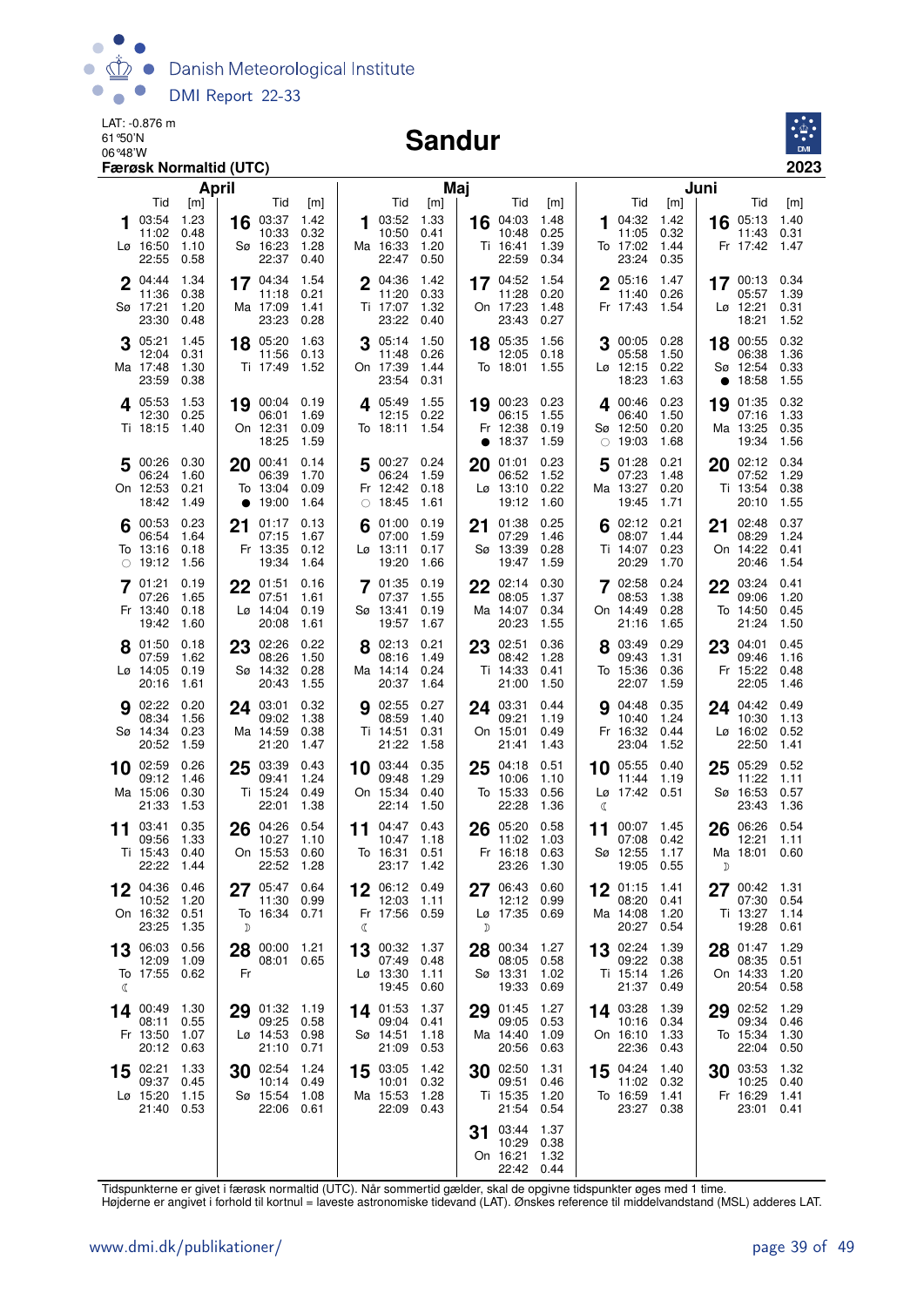Danish Meteorological Institute
DMI Report 22-33

LAT: -0.876 m
61°50'N
06°48'W
**Færøsk Normaltid (UTC)**

# Sandur

**2023**

## April

| Dag | Tid | [m] | Dag | Tid | [m] |
|---|---|---|---|---|---|
| 1 Lø | 03:54 | 1.23 | 16 Sø | 03:37 | 1.42 |
| | 11:02 | 0.48 | | 10:33 | 0.32 |
| | 16:50 | 1.10 | | 16:23 | 1.28 |
| | 22:55 | 0.58 | | 22:37 | 0.40 |
| 2 Sø | 04:44 | 1.34 | 17 Ma | 04:34 | 1.54 |
| | 11:36 | 0.38 | | 11:18 | 0.21 |
| | 17:21 | 1.20 | | 17:09 | 1.41 |
| | 23:30 | 0.48 | | 23:23 | 0.28 |
| 3 Ma | 05:21 | 1.45 | 18 Ti | 05:20 | 1.63 |
| | 12:04 | 0.31 | | 11:56 | 0.13 |
| | 17:48 | 1.30 | | 17:49 | 1.52 |
| | 23:59 | 0.38 | | | |
| 4 Ti | 05:53 | 1.53 | 19 On | 00:04 | 0.19 |
| | 12:30 | 0.25 | | 06:01 | 1.69 |
| | 18:15 | 1.40 | | 12:31 | 0.09 |
| | | | | 18:25 | 1.59 |
| 5 On | 00:26 | 0.30 | 20 To ● | 00:41 | 0.14 |
| | 06:24 | 1.60 | | 06:39 | 1.70 |
| | 12:53 | 0.21 | | 13:04 | 0.09 |
| | 18:42 | 1.49 | | 19:00 | 1.64 |
| 6 To ○ | 00:53 | 0.23 | 21 Fr | 01:17 | 0.13 |
| | 06:54 | 1.64 | | 07:15 | 1.67 |
| | 13:16 | 0.18 | | 13:35 | 0.12 |
| | 19:12 | 1.56 | | 19:34 | 1.64 |
| 7 Fr | 01:21 | 0.19 | 22 Lø | 01:51 | 0.16 |
| | 07:26 | 1.65 | | 07:51 | 1.61 |
| | 13:40 | 0.18 | | 14:04 | 0.19 |
| | 19:42 | 1.60 | | 20:08 | 1.61 |
| 8 Lø | 01:50 | 0.18 | 23 Sø | 02:26 | 0.22 |
| | 07:59 | 1.62 | | 08:26 | 1.50 |
| | 14:05 | 0.19 | | 14:32 | 0.28 |
| | 20:16 | 1.61 | | 20:43 | 1.55 |
| 9 Sø | 02:22 | 0.20 | 24 Ma | 03:01 | 0.32 |
| | 08:34 | 1.56 | | 09:02 | 1.38 |
| | 14:34 | 0.23 | | 14:59 | 0.38 |
| | 20:52 | 1.59 | | 21:20 | 1.47 |
| 10 Ma | 02:59 | 0.26 | 25 Ti | 03:39 | 0.43 |
| | 09:12 | 1.46 | | 09:41 | 1.24 |
| | 15:06 | 0.30 | | 15:24 | 0.49 |
| | 21:33 | 1.53 | | 22:01 | 1.38 |
| 11 Ti | 03:41 | 0.35 | 26 On | 04:26 | 0.54 |
| | 09:56 | 1.33 | | 10:27 | 1.10 |
| | 15:43 | 0.40 | | 15:53 | 0.60 |
| | 22:22 | 1.44 | | 22:52 | 1.28 |
| 12 On | 04:36 | 0.46 | 27 To ☽ | 05:47 | 0.64 |
| | 10:52 | 1.20 | | 11:30 | 0.99 |
| | 16:32 | 0.51 | | 16:34 | 0.71 |
| | 23:25 | 1.35 | | | |
| 13 To ☾ | 06:03 | 0.56 | 28 Fr | 00:00 | 1.21 |
| | 12:09 | 1.09 | | 08:01 | 0.65 |
| | 17:55 | 0.62 | | | |
| 14 Fr | 00:49 | 1.30 | 29 Lø | 01:32 | 1.19 |
| | 08:11 | 0.55 | | 09:25 | 0.58 |
| | 13:50 | 1.07 | | 14:53 | 0.98 |
| | 20:12 | 0.63 | | 21:10 | 0.71 |
| 15 Lø | 02:21 | 1.33 | 30 Sø | 02:54 | 1.24 |
| | 09:37 | 0.45 | | 10:14 | 0.49 |
| | 15:20 | 1.15 | | 15:54 | 1.08 |
| | 21:40 | 0.53 | | 22:06 | 0.61 |

## Maj

| Dag | Tid | [m] | Dag | Tid | [m] |
|---|---|---|---|---|---|
| 1 Ma | 03:52 | 1.33 | 16 Ti | 04:03 | 1.48 |
| | 10:50 | 0.41 | | 10:48 | 0.25 |
| | 16:33 | 1.20 | | 16:41 | 1.39 |
| | 22:47 | 0.50 | | 22:59 | 0.34 |
| 2 Ti | 04:36 | 1.42 | 17 On | 04:52 | 1.54 |
| | 11:20 | 0.33 | | 11:28 | 0.20 |
| | 17:07 | 1.32 | | 17:23 | 1.48 |
| | 23:22 | 0.40 | | 23:43 | 0.27 |
| 3 On | 05:14 | 1.50 | 18 To | 05:35 | 1.56 |
| | 11:48 | 0.26 | | 12:05 | 0.18 |
| | 17:39 | 1.44 | | 18:01 | 1.55 |
| | 23:54 | 0.31 | | | |
| 4 To | 05:49 | 1.55 | 19 Fr ● | 00:23 | 0.23 |
| | 12:15 | 0.22 | | 06:15 | 1.55 |
| | 18:11 | 1.54 | | 12:38 | 0.19 |
| | | | | 18:37 | 1.59 |
| 5 Fr ○ | 00:27 | 0.24 | 20 Lø | 01:01 | 0.23 |
| | 06:24 | 1.59 | | 06:52 | 1.52 |
| | 12:42 | 0.18 | | 13:10 | 0.22 |
| | 18:45 | 1.61 | | 19:12 | 1.60 |
| 6 Lø | 01:00 | 0.19 | 21 Sø | 01:38 | 0.25 |
| | 07:00 | 1.59 | | 07:29 | 1.46 |
| | 13:11 | 0.17 | | 13:39 | 0.28 |
| | 19:20 | 1.66 | | 19:47 | 1.59 |
| 7 Sø | 01:35 | 0.19 | 22 Ma | 02:14 | 0.30 |
| | 07:37 | 1.55 | | 08:05 | 1.37 |
| | 13:41 | 0.19 | | 14:07 | 0.34 |
| | 19:57 | 1.67 | | 20:23 | 1.55 |
| 8 Ma | 02:13 | 0.21 | 23 Ti | 02:51 | 0.36 |
| | 08:16 | 1.49 | | 08:42 | 1.28 |
| | 14:14 | 0.24 | | 14:33 | 0.41 |
| | 20:37 | 1.64 | | 21:00 | 1.50 |
| 9 Ti | 02:55 | 0.27 | 24 On | 03:31 | 0.44 |
| | 08:59 | 1.40 | | 09:21 | 1.19 |
| | 14:51 | 0.31 | | 15:01 | 0.49 |
| | 21:22 | 1.58 | | 21:41 | 1.43 |
| 10 On | 03:44 | 0.35 | 25 To | 04:18 | 0.51 |
| | 09:48 | 1.29 | | 10:06 | 1.10 |
| | 15:34 | 0.40 | | 15:33 | 0.56 |
| | 22:14 | 1.50 | | 22:28 | 1.36 |
| 11 To | 04:47 | 0.43 | 26 Fr | 05:20 | 0.58 |
| | 10:47 | 1.18 | | 11:02 | 1.03 |
| | 16:31 | 0.51 | | 16:18 | 0.63 |
| | 23:17 | 1.42 | | 23:26 | 1.30 |
| 12 Fr ☾ | 06:12 | 0.49 | 27 Lø ☽ | 06:43 | 0.60 |
| | 12:03 | 1.11 | | 12:12 | 0.99 |
| | 17:56 | 0.59 | | 17:35 | 0.69 |
| 13 Lø | 00:32 | 1.37 | 28 Sø | 00:34 | 1.27 |
| | 07:49 | 0.48 | | 08:05 | 0.58 |
| | 13:30 | 1.11 | | 13:31 | 1.02 |
| | 19:45 | 0.60 | | 19:33 | 0.69 |
| 14 Sø | 01:53 | 1.37 | 29 Ma | 01:45 | 1.27 |
| | 09:04 | 0.41 | | 09:05 | 0.53 |
| | 14:51 | 1.18 | | 14:40 | 1.09 |
| | 21:09 | 0.53 | | 20:56 | 0.63 |
| 15 Ma | 03:05 | 1.42 | 30 Ti | 02:50 | 1.31 |
| | 10:01 | 0.32 | | 09:51 | 0.46 |
| | 15:53 | 1.28 | | 15:35 | 1.20 |
| | 22:09 | 0.43 | | 21:54 | 0.54 |
| | | | 31 On | 03:44 | 1.37 |
| | | | | 10:29 | 0.38 |
| | | | | 16:21 | 1.32 |
| | | | | 22:42 | 0.44 |

## Juni

| Dag | Tid | [m] | Dag | Tid | [m] |
|---|---|---|---|---|---|
| 1 To | 04:32 | 1.42 | 16 Fr | 05:13 | 1.40 |
| | 11:05 | 0.32 | | 11:43 | 0.31 |
| | 17:02 | 1.44 | | 17:42 | 1.47 |
| | 23:24 | 0.35 | | | |
| 2 Fr | 05:16 | 1.47 | 17 Lø | 00:13 | 0.34 |
| | 11:40 | 0.26 | | 05:57 | 1.39 |
| | 17:43 | 1.54 | | 12:21 | 0.31 |
| | | | | 18:21 | 1.52 |
| 3 Lø | 00:05 | 0.28 | 18 Sø ● | 00:55 | 0.32 |
| | 05:58 | 1.50 | | 06:38 | 1.36 |
| | 12:15 | 0.22 | | 12:54 | 0.33 |
| | 18:23 | 1.63 | | 18:58 | 1.55 |
| 4 Sø ○ | 00:46 | 0.23 | 19 Ma | 01:35 | 0.32 |
| | 06:40 | 1.50 | | 07:16 | 1.33 |
| | 12:50 | 0.20 | | 13:25 | 0.35 |
| | 19:03 | 1.68 | | 19:34 | 1.56 |
| 5 Ma | 01:28 | 0.21 | 20 Ti | 02:12 | 0.34 |
| | 07:23 | 1.48 | | 07:52 | 1.29 |
| | 13:27 | 0.20 | | 13:54 | 0.38 |
| | 19:45 | 1.71 | | 20:10 | 1.55 |
| 6 Ti | 02:12 | 0.21 | 21 On | 02:48 | 0.37 |
| | 08:07 | 1.44 | | 08:29 | 1.24 |
| | 14:07 | 0.23 | | 14:22 | 0.41 |
| | 20:29 | 1.70 | | 20:46 | 1.54 |
| 7 On | 02:58 | 0.24 | 22 To | 03:24 | 0.41 |
| | 08:53 | 1.38 | | 09:06 | 1.20 |
| | 14:49 | 0.28 | | 14:50 | 0.45 |
| | 21:16 | 1.65 | | 21:24 | 1.50 |
| 8 To | 03:49 | 0.29 | 23 Fr | 04:01 | 0.45 |
| | 09:43 | 1.31 | | 09:46 | 1.16 |
| | 15:36 | 0.36 | | 15:22 | 0.48 |
| | 22:07 | 1.59 | | 22:05 | 1.46 |
| 9 Fr | 04:48 | 0.35 | 24 Lø | 04:42 | 0.49 |
| | 10:40 | 1.24 | | 10:30 | 1.13 |
| | 16:32 | 0.44 | | 16:02 | 0.52 |
| | 23:04 | 1.52 | | 22:50 | 1.41 |
| 10 Lø ☾ | 05:55 | 0.40 | 25 Sø | 05:29 | 0.52 |
| | 11:44 | 1.19 | | 11:22 | 1.11 |
| | 17:42 | 0.51 | | 16:53 | 0.57 |
| | | | | 23:43 | 1.36 |
| 11 Sø | 00:07 | 1.45 | 26 Ma ☽ | 06:26 | 0.54 |
| | 07:08 | 0.42 | | 12:21 | 1.11 |
| | 12:55 | 1.17 | | 18:01 | 0.60 |
| | 19:05 | 0.55 | | | |
| 12 Ma | 01:15 | 1.41 | 27 Ti | 00:42 | 1.31 |
| | 08:20 | 0.41 | | 07:30 | 0.54 |
| | 14:08 | 1.20 | | 13:27 | 1.14 |
| | 20:27 | 0.54 | | 19:28 | 0.61 |
| 13 Ti | 02:24 | 1.39 | 28 On | 01:47 | 1.29 |
| | 09:22 | 0.38 | | 08:35 | 0.51 |
| | 15:14 | 1.26 | | 14:33 | 1.20 |
| | 21:37 | 0.49 | | 20:54 | 0.58 |
| 14 On | 03:28 | 1.39 | 29 To | 02:52 | 1.29 |
| | 10:16 | 0.34 | | 09:34 | 0.46 |
| | 16:10 | 1.33 | | 15:34 | 1.30 |
| | 22:36 | 0.43 | | 22:04 | 0.50 |
| 15 To | 04:24 | 1.40 | 30 Fr | 03:53 | 1.32 |
| | 11:02 | 0.32 | | 10:25 | 0.40 |
| | 16:59 | 1.41 | | 16:29 | 1.41 |
| | 23:27 | 0.38 | | 23:01 | 0.41 |

Tidspunkterne er givet i færøsk normaltid (UTC). Når sommertid gælder, skal de opgivne tidspunkter øges med 1 time.
Højderne er angivet i forhold til kortnul = laveste astronomiske tidevand (LAT). Ønskes reference til middelvandstand (MSL) adderes LAT.

www.dmi.dk/publikationer/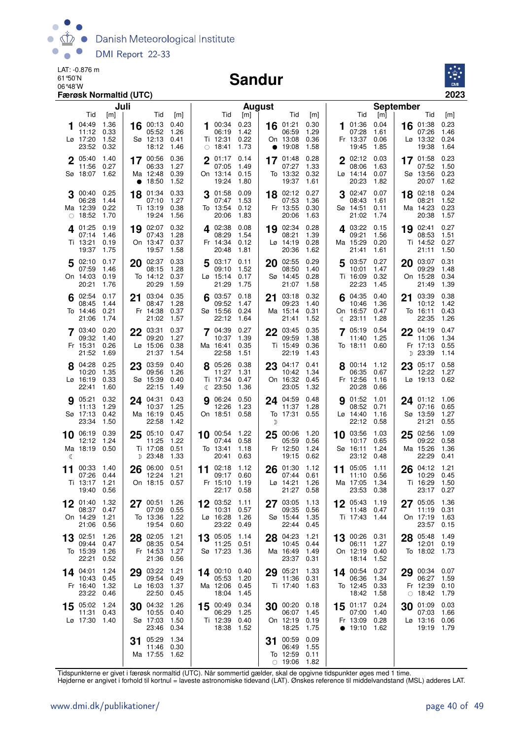LAT: -0.876 m
61°50'N
06°48'W
**Færøsk Normaltid (UTC)**

# Sandur

**2023**

## Juli

| Dag | Tid | [m] | Dag | Tid | [m] |
|---|---|---|---|---|---|
| 1 Lø | 04:49<br>11:12<br>17:20<br>23:52 | 1.36<br>0.33<br>1.52<br>0.32 | 16 Sø | 00:13<br>05:52<br>12:13<br>18:12 | 0.40<br>1.26<br>0.41<br>1.46 |
| 2 Sø | 05:40<br>11:56<br>18:07 | 1.40<br>0.27<br>1.62 | 17 Ma ● | 00:56<br>06:33<br>12:48<br>18:50 | 0.36<br>1.27<br>0.39<br>1.52 |
| 3 Ma ○ | 00:40<br>06:28<br>12:39<br>18:52 | 0.25<br>1.44<br>0.22<br>1.70 | 18 Ti | 01:34<br>07:10<br>13:19<br>19:24 | 0.33<br>1.27<br>0.38<br>1.56 |
| 4 Ti | 01:25<br>07:14<br>13:21<br>19:37 | 0.19<br>1.46<br>0.19<br>1.75 | 19 On | 02:07<br>07:43<br>13:47<br>19:57 | 0.32<br>1.28<br>0.37<br>1.58 |
| 5 On | 02:10<br>07:59<br>14:03<br>20:21 | 0.17<br>1.46<br>0.19<br>1.76 | 20 To | 02:37<br>08:15<br>14:12<br>20:29 | 0.33<br>1.28<br>0.37<br>1.59 |
| 6 To | 02:54<br>08:45<br>14:46<br>21:06 | 0.17<br>1.44<br>0.21<br>1.74 | 21 Fr | 03:04<br>08:47<br>14:38<br>21:02 | 0.35<br>1.28<br>0.37<br>1.57 |
| 7 Fr | 03:40<br>09:32<br>15:31<br>21:52 | 0.20<br>1.40<br>0.26<br>1.69 | 22 Lø | 03:31<br>09:20<br>15:06<br>21:37 | 0.37<br>1.27<br>0.38<br>1.54 |
| 8 Lø | 04:28<br>10:20<br>16:19<br>22:41 | 0.25<br>1.35<br>0.33<br>1.60 | 23 Sø | 03:59<br>09:56<br>15:39<br>22:15 | 0.40<br>1.26<br>0.40<br>1.49 |
| 9 Sø | 05:21<br>11:13<br>17:13<br>23:34 | 0.32<br>1.29<br>0.42<br>1.50 | 24 Ma | 04:31<br>10:37<br>16:19<br>22:58 | 0.43<br>1.25<br>0.45<br>1.42 |
| 10 Ma ☾ | 06:19<br>12:12<br>18:19 | 0.39<br>1.24<br>0.50 | 25 Ti ☽ | 05:10<br>11:25<br>17:08<br>23:48 | 0.47<br>1.22<br>0.51<br>1.33 |
| 11 Ti | 00:33<br>07:26<br>13:17<br>19:40 | 1.40<br>0.44<br>1.21<br>0.56 | 26 On | 06:00<br>12:24<br>18:15 | 0.51<br>1.21<br>0.57 |
| 12 On | 01:40<br>08:37<br>14:29<br>21:06 | 1.32<br>0.47<br>1.21<br>0.56 | 27 To | 00:51<br>07:09<br>13:36<br>19:54 | 1.26<br>0.55<br>1.22<br>0.60 |
| 13 To | 02:51<br>09:44<br>15:39<br>22:21 | 1.26<br>0.47<br>1.26<br>0.52 | 28 Fr | 02:05<br>08:35<br>14:53<br>21:36 | 1.21<br>0.54<br>1.27<br>0.56 |
| 14 Fr | 04:01<br>10:43<br>16:40<br>23:22 | 1.24<br>0.45<br>1.32<br>0.46 | 29 Lø | 03:22<br>09:54<br>16:03<br>22:50 | 1.21<br>0.49<br>1.37<br>0.45 |
| 15 Lø | 05:02<br>11:31<br>17:30 | 1.24<br>0.43<br>1.40 | 30 Sø | 04:32<br>10:55<br>17:03<br>23:46 | 1.26<br>0.40<br>1.50<br>0.34 |
| | | | 31 Ma | 05:29<br>11:46<br>17:55 | 1.34<br>0.30<br>1.62 |

## August

| Dag | Tid | [m] | Dag | Tid | [m] |
|---|---|---|---|---|---|
| 1 Ti ○ | 00:34<br>06:19<br>12:31<br>18:41 | 0.23<br>1.42<br>0.22<br>1.73 | 16 On ● | 01:21<br>06:59<br>13:08<br>19:08 | 0.30<br>1.29<br>0.36<br>1.58 |
| 2 On | 01:17<br>07:05<br>13:14<br>19:24 | 0.14<br>1.49<br>0.15<br>1.80 | 17 To | 01:48<br>07:27<br>13:32<br>19:37 | 0.28<br>1.33<br>0.32<br>1.61 |
| 3 To | 01:58<br>07:47<br>13:54<br>20:06 | 0.09<br>1.53<br>0.12<br>1.83 | 18 Fr | 02:12<br>07:53<br>13:55<br>20:06 | 0.27<br>1.36<br>0.30<br>1.63 |
| 4 Fr | 02:38<br>08:29<br>14:34<br>20:48 | 0.08<br>1.54<br>0.12<br>1.81 | 19 Lø | 02:34<br>08:21<br>14:19<br>20:36 | 0.28<br>1.39<br>0.28<br>1.62 |
| 5 Lø | 03:17<br>09:10<br>15:14<br>21:29 | 0.11<br>1.52<br>0.17<br>1.75 | 20 Sø | 02:55<br>08:50<br>14:45<br>21:07 | 0.29<br>1.40<br>0.28<br>1.58 |
| 6 Sø | 03:57<br>09:52<br>15:56<br>22:12 | 0.18<br>1.47<br>0.24<br>1.64 | 21 Ma | 03:18<br>09:23<br>15:14<br>21:41 | 0.32<br>1.40<br>0.31<br>1.52 |
| 7 Ma | 04:39<br>10:37<br>16:41<br>22:58 | 0.27<br>1.39<br>0.35<br>1.51 | 22 Ti | 03:45<br>09:59<br>15:49<br>22:19 | 0.35<br>1.38<br>0.36<br>1.43 |
| 8 Ti ☾ | 05:26<br>11:27<br>17:34<br>23:50 | 0.38<br>1.31<br>0.47<br>1.36 | 23 On | 04:17<br>10:42<br>16:32<br>23:05 | 0.41<br>1.34<br>0.45<br>1.32 |
| 9 On | 06:24<br>12:26<br>18:51 | 0.50<br>1.23<br>0.58 | 24 To ☽ | 04:59<br>11:37<br>17:31 | 0.48<br>1.28<br>0.55 |
| 10 To | 00:54<br>07:44<br>13:41<br>20:41 | 1.22<br>0.58<br>1.18<br>0.63 | 25 Fr | 00:06<br>05:59<br>12:50<br>19:15 | 1.20<br>0.56<br>1.24<br>0.62 |
| 11 Fr | 02:18<br>09:17<br>15:10<br>22:17 | 1.12<br>0.60<br>1.19<br>0.58 | 26 Lø | 01:30<br>07:44<br>14:21<br>21:27 | 1.12<br>0.61<br>1.26<br>0.58 |
| 12 Lø | 03:52<br>10:31<br>16:28<br>23:22 | 1.11<br>0.57<br>1.26<br>0.49 | 27 Sø | 03:05<br>09:35<br>15:44<br>22:44 | 1.13<br>0.56<br>1.35<br>0.45 |
| 13 Sø | 05:05<br>11:25<br>17:23 | 1.14<br>0.51<br>1.36 | 28 Ma | 04:23<br>10:45<br>16:49<br>23:37 | 1.21<br>0.44<br>1.49<br>0.31 |
| 14 Ma | 00:10<br>05:53<br>12:06<br>18:04 | 0.40<br>1.20<br>0.45<br>1.45 | 29 Ti | 05:21<br>11:36<br>17:40 | 1.33<br>0.31<br>1.63 |
| 15 Ti | 00:49<br>06:29<br>12:39<br>18:38 | 0.34<br>1.25<br>0.40<br>1.52 | 30 On | 00:20<br>06:07<br>12:19<br>18:25 | 0.18<br>1.45<br>0.19<br>1.75 |
| | | | 31 To ○ | 00:59<br>06:49<br>12:59<br>19:06 | 0.09<br>1.55<br>0.11<br>1.82 |

## September

| Dag | Tid | [m] | Dag | Tid | [m] |
|---|---|---|---|---|---|
| 1 Fr | 01:36<br>07:28<br>13:37<br>19:45 | 0.04<br>1.61<br>0.06<br>1.85 | 16 Lø | 01:38<br>07:26<br>13:32<br>19:38 | 0.23<br>1.46<br>0.24<br>1.64 |
| 2 Lø | 02:12<br>08:06<br>14:14<br>20:23 | 0.03<br>1.63<br>0.07<br>1.82 | 17 Sø | 01:58<br>07:52<br>13:56<br>20:07 | 0.23<br>1.50<br>0.23<br>1.62 |
| 3 Sø | 02:47<br>08:43<br>14:51<br>21:02 | 0.07<br>1.61<br>0.11<br>1.74 | 18 Ma | 02:18<br>08:21<br>14:23<br>20:38 | 0.24<br>1.52<br>0.23<br>1.57 |
| 4 Ma | 03:22<br>09:21<br>15:29<br>21:41 | 0.15<br>1.56<br>0.20<br>1.61 | 19 Ti | 02:41<br>08:53<br>14:52<br>21:11 | 0.27<br>1.51<br>0.27<br>1.50 |
| 5 Ti | 03:57<br>10:01<br>16:09<br>22:23 | 0.27<br>1.47<br>0.32<br>1.45 | 20 On | 03:07<br>09:29<br>15:28<br>21:49 | 0.31<br>1.48<br>0.34<br>1.39 |
| 6 On ☾ | 04:35<br>10:46<br>16:57<br>23:11 | 0.40<br>1.36<br>0.47<br>1.28 | 21 To | 03:39<br>10:12<br>16:11<br>22:35 | 0.38<br>1.42<br>0.43<br>1.26 |
| 7 To | 05:19<br>11:40<br>18:11 | 0.54<br>1.25<br>0.60 | 22 Fr ☽ | 04:19<br>11:06<br>17:13<br>23:39 | 0.47<br>1.34<br>0.55<br>1.14 |
| 8 Fr | 00:14<br>06:35<br>12:56<br>20:28 | 1.12<br>0.67<br>1.16<br>0.66 | 23 Lø | 05:17<br>12:22<br>19:13 | 0.58<br>1.27<br>0.62 |
| 9 Lø | 01:52<br>08:52<br>14:40<br>22:12 | 1.01<br>0.71<br>1.16<br>0.58 | 24 Sø | 01:12<br>07:16<br>13:59<br>21:21 | 1.06<br>0.65<br>1.27<br>0.55 |
| 10 Sø | 03:56<br>10:17<br>16:11<br>23:12 | 1.03<br>0.65<br>1.24<br>0.48 | 25 Ma | 02:56<br>09:22<br>15:26<br>22:29 | 1.09<br>0.58<br>1.36<br>0.41 |
| 11 Ma | 05:05<br>11:10<br>17:05<br>23:53 | 1.11<br>0.56<br>1.34<br>0.38 | 26 Ti | 04:12<br>10:29<br>16:29<br>23:17 | 1.21<br>0.45<br>1.50<br>0.27 |
| 12 Ti | 05:43<br>11:48<br>17:43 | 1.19<br>0.47<br>1.44 | 27 On | 05:05<br>11:19<br>17:19<br>23:57 | 1.36<br>0.31<br>1.63<br>0.15 |
| 13 On | 00:26<br>06:11<br>12:19<br>18:14 | 0.31<br>1.27<br>0.40<br>1.52 | 28 To | 05:48<br>12:01<br>18:02 | 1.49<br>0.19<br>1.73 |
| 14 To | 00:54<br>06:36<br>12:45<br>18:42 | 0.27<br>1.34<br>0.33<br>1.58 | 29 Fr ○ | 00:34<br>06:27<br>12:39<br>18:42 | 0.07<br>1.59<br>0.10<br>1.79 |
| 15 Fr ● | 01:17<br>07:00<br>13:09<br>19:10 | 0.24<br>1.40<br>0.28<br>1.62 | 30 Lø | 01:09<br>07:03<br>13:16<br>19:19 | 0.03<br>1.66<br>0.06<br>1.79 |

Tidspunkterne er givet i færøsk normaltid (UTC). Når sommertid gælder, skal de opgivne tidspunkter øges med 1 time.
Højderne er angivet i forhold til kortnul = laveste astronomiske tidevand (LAT). Ønskes reference til middelvandstand (MSL) adderes LAT.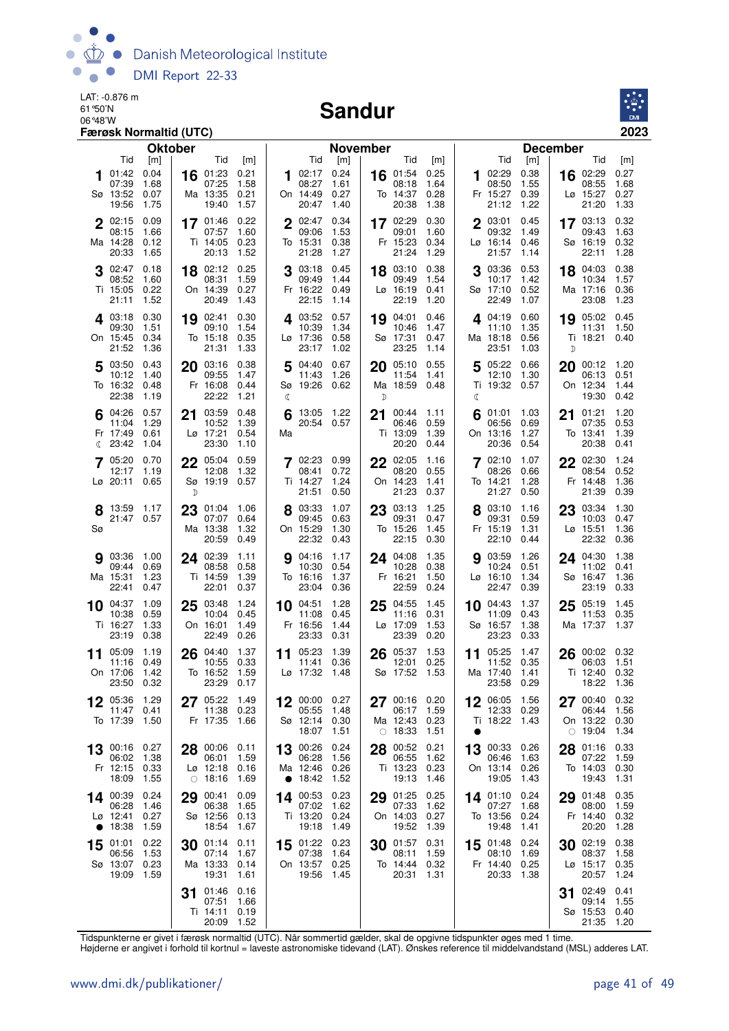LAT: -0.876 m
61°50'N
06°48'W
**Færøsk Normaltid (UTC)**

# Sandur

**2023**

## Oktober

| Dag | Tid | [m] |
|---|---|---|
| 1 Sø | 01:42<br>07:39<br>13:52<br>19:56 | 0.04<br>1.68<br>0.07<br>1.75 |
| 2 Ma | 02:15<br>08:15<br>14:28<br>20:33 | 0.09<br>1.66<br>0.12<br>1.65 |
| 3 Ti | 02:47<br>08:52<br>15:05<br>21:11 | 0.18<br>1.60<br>0.22<br>1.52 |
| 4 On | 03:18<br>09:30<br>15:45<br>21:52 | 0.30<br>1.51<br>0.34<br>1.36 |
| 5 To | 03:50<br>10:12<br>16:32<br>22:38 | 0.43<br>1.40<br>0.48<br>1.19 |
| 6 Fr ☾ | 04:26<br>11:04<br>17:49<br>23:42 | 0.57<br>1.29<br>0.61<br>1.04 |
| 7 Lø | 05:20<br>12:17<br>20:11 | 0.70<br>1.19<br>0.65 |
| 8 Sø | 13:59<br>21:47 | 1.17<br>0.57 |
| 9 Ma | 03:36<br>09:44<br>15:31<br>22:41 | 1.00<br>0.69<br>1.23<br>0.47 |
| 10 Ti | 04:37<br>10:38<br>16:27<br>23:19 | 1.09<br>0.59<br>1.33<br>0.38 |
| 11 On | 05:09<br>11:16<br>17:06<br>23:50 | 1.19<br>0.49<br>1.42<br>0.32 |
| 12 To | 05:36<br>11:47<br>17:39 | 1.29<br>0.41<br>1.50 |
| 13 Fr | 00:16<br>06:02<br>12:15<br>18:09 | 0.27<br>1.38<br>0.33<br>1.55 |
| 14 Lø ● | 00:39<br>06:28<br>12:41<br>18:38 | 0.24<br>1.46<br>0.27<br>1.59 |
| 15 Sø | 01:01<br>06:56<br>13:07<br>19:09 | 0.22<br>1.53<br>0.23<br>1.59 |
| 16 Ma | 01:23<br>07:25<br>13:35<br>19:40 | 0.21<br>1.58<br>0.21<br>1.57 |
| 17 Ti | 01:46<br>07:57<br>14:05<br>20:13 | 0.22<br>1.60<br>0.23<br>1.52 |
| 18 On | 02:12<br>08:31<br>14:39<br>20:49 | 0.25<br>1.59<br>0.27<br>1.43 |
| 19 To | 02:41<br>09:10<br>15:18<br>21:31 | 0.30<br>1.54<br>0.35<br>1.33 |
| 20 Fr | 03:16<br>09:55<br>16:08<br>22:22 | 0.38<br>1.47<br>0.44<br>1.21 |
| 21 Lø | 03:59<br>10:52<br>17:21<br>23:30 | 0.48<br>1.39<br>0.54<br>1.10 |
| 22 Sø ☽ | 05:04<br>12:08<br>19:19 | 0.59<br>1.32<br>0.57 |
| 23 Ma | 01:04<br>07:07<br>13:38<br>20:59 | 1.06<br>0.64<br>1.32<br>0.49 |
| 24 Ti | 02:39<br>08:58<br>14:59<br>22:01 | 1.11<br>0.58<br>1.39<br>0.37 |
| 25 On | 03:48<br>10:04<br>16:01<br>22:49 | 1.24<br>0.45<br>1.49<br>0.26 |
| 26 To | 04:40<br>10:55<br>16:52<br>23:29 | 1.37<br>0.33<br>1.59<br>0.17 |
| 27 Fr | 05:22<br>11:38<br>17:35 | 1.49<br>0.23<br>1.66 |
| 28 Lø ○ | 00:06<br>06:01<br>12:18<br>18:16 | 0.11<br>1.59<br>0.16<br>1.69 |
| 29 Sø | 00:41<br>06:38<br>12:56<br>18:54 | 0.09<br>1.65<br>0.13<br>1.67 |
| 30 Ma | 01:14<br>07:14<br>13:33<br>19:31 | 0.11<br>1.67<br>0.14<br>1.61 |
| 31 Ti | 01:46<br>07:51<br>14:11<br>20:09 | 0.16<br>1.66<br>0.19<br>1.52 |

## November

| Dag | Tid | [m] |
|---|---|---|
| 1 On | 02:17<br>08:27<br>14:49<br>20:47 | 0.24<br>1.61<br>0.27<br>1.40 |
| 2 To | 02:47<br>09:06<br>15:31<br>21:28 | 0.34<br>1.53<br>0.38<br>1.27 |
| 3 Fr | 03:18<br>09:49<br>16:22<br>22:15 | 0.45<br>1.44<br>0.49<br>1.14 |
| 4 Lø | 03:52<br>10:39<br>17:36<br>23:17 | 0.57<br>1.34<br>0.58<br>1.02 |
| 5 Sø ☾ | 04:40<br>11:43<br>19:26 | 0.67<br>1.26<br>0.62 |
| 6 Ma | 13:05<br>20:54 | 1.22<br>0.57 |
| 7 Ti | 02:23<br>08:41<br>14:27<br>21:51 | 0.99<br>0.72<br>1.24<br>0.50 |
| 8 On | 03:33<br>09:45<br>15:29<br>22:32 | 1.07<br>0.63<br>1.30<br>0.43 |
| 9 To | 04:16<br>10:30<br>16:16<br>23:04 | 1.17<br>0.54<br>1.37<br>0.36 |
| 10 Fr | 04:51<br>11:08<br>16:56<br>23:33 | 1.28<br>0.45<br>1.44<br>0.31 |
| 11 Lø | 05:23<br>11:41<br>17:32 | 1.39<br>0.36<br>1.48 |
| 12 Sø | 00:00<br>05:55<br>12:14<br>18:07 | 0.27<br>1.48<br>0.30<br>1.51 |
| 13 Ma ● | 00:26<br>06:28<br>12:46<br>18:42 | 0.24<br>1.56<br>0.26<br>1.52 |
| 14 Ti | 00:53<br>07:02<br>13:20<br>19:18 | 0.23<br>1.62<br>0.24<br>1.49 |
| 15 On | 01:22<br>07:38<br>13:57<br>19:56 | 0.23<br>1.64<br>0.25<br>1.45 |
| 16 To | 01:54<br>08:18<br>14:37<br>20:38 | 0.25<br>1.64<br>0.28<br>1.38 |
| 17 Fr | 02:29<br>09:01<br>15:23<br>21:24 | 0.30<br>1.60<br>0.34<br>1.29 |
| 18 Lø | 03:10<br>09:49<br>16:19<br>22:19 | 0.38<br>1.54<br>0.41<br>1.20 |
| 19 Sø | 04:01<br>10:46<br>17:31<br>23:25 | 0.46<br>1.47<br>0.47<br>1.14 |
| 20 Ma ☽ | 05:10<br>11:54<br>18:59 | 0.55<br>1.41<br>0.48 |
| 21 Ti | 00:44<br>06:46<br>13:09<br>20:20 | 1.11<br>0.59<br>1.39<br>0.44 |
| 22 On | 02:05<br>08:20<br>14:23<br>21:23 | 1.16<br>0.55<br>1.41<br>0.37 |
| 23 To | 03:13<br>09:31<br>15:26<br>22:15 | 1.25<br>0.47<br>1.45<br>0.30 |
| 24 Fr | 04:08<br>10:28<br>16:21<br>22:59 | 1.35<br>0.38<br>1.50<br>0.24 |
| 25 Lø | 04:55<br>11:16<br>17:09<br>23:39 | 1.45<br>0.31<br>1.53<br>0.20 |
| 26 Sø | 05:37<br>12:01<br>17:52 | 1.53<br>0.25<br>1.53 |
| 27 Ma ○ | 00:16<br>06:17<br>12:43<br>18:33 | 0.20<br>1.59<br>0.23<br>1.51 |
| 28 Ti | 00:52<br>06:55<br>13:23<br>19:13 | 0.21<br>1.62<br>0.23<br>1.46 |
| 29 On | 01:25<br>07:33<br>14:03<br>19:52 | 0.25<br>1.62<br>0.27<br>1.39 |
| 30 To | 01:57<br>08:11<br>14:44<br>20:31 | 0.31<br>1.59<br>0.32<br>1.31 |

## December

| Dag | Tid | [m] |
|---|---|---|
| 1 Fr | 02:29<br>08:50<br>15:27<br>21:12 | 0.38<br>1.55<br>0.39<br>1.22 |
| 2 Lø | 03:01<br>09:32<br>16:14<br>21:57 | 0.45<br>1.49<br>0.46<br>1.14 |
| 3 Sø | 03:36<br>10:17<br>17:10<br>22:49 | 0.53<br>1.42<br>0.52<br>1.07 |
| 4 Ma | 04:19<br>11:10<br>18:18<br>23:51 | 0.60<br>1.35<br>0.56<br>1.03 |
| 5 Ti ☾ | 05:22<br>12:10<br>19:32 | 0.66<br>1.30<br>0.57 |
| 6 On | 01:01<br>06:56<br>13:16<br>20:36 | 1.03<br>0.69<br>1.27<br>0.54 |
| 7 To | 02:10<br>08:26<br>14:21<br>21:27 | 1.07<br>0.66<br>1.28<br>0.50 |
| 8 Fr | 03:10<br>09:31<br>15:19<br>22:10 | 1.16<br>0.59<br>1.31<br>0.44 |
| 9 Lø | 03:59<br>10:24<br>16:10<br>22:47 | 1.26<br>0.51<br>1.34<br>0.39 |
| 10 Sø | 04:43<br>11:09<br>16:57<br>23:23 | 1.37<br>0.43<br>1.38<br>0.33 |
| 11 Ma | 05:25<br>11:52<br>17:40<br>23:58 | 1.47<br>0.35<br>1.41<br>0.29 |
| 12 Ti ● | 06:05<br>12:33<br>18:22 | 1.56<br>0.29<br>1.43 |
| 13 On | 00:33<br>06:46<br>13:14<br>19:05 | 0.26<br>1.63<br>0.26<br>1.43 |
| 14 To | 01:10<br>07:27<br>13:56<br>19:48 | 0.24<br>1.68<br>0.24<br>1.41 |
| 15 Fr | 01:48<br>08:10<br>14:40<br>20:33 | 0.24<br>1.69<br>0.25<br>1.38 |
| 16 Lø | 02:29<br>08:55<br>15:27<br>21:20 | 0.27<br>1.68<br>0.27<br>1.33 |
| 17 Sø | 03:13<br>09:43<br>16:19<br>22:11 | 0.32<br>1.63<br>0.32<br>1.28 |
| 18 Ma | 04:03<br>10:34<br>17:16<br>23:08 | 0.38<br>1.57<br>0.36<br>1.23 |
| 19 Ti ☽ | 05:02<br>11:31<br>18:21 | 0.45<br>1.50<br>0.40 |
| 20 On | 00:12<br>06:13<br>12:34<br>19:30 | 1.20<br>0.51<br>1.44<br>0.42 |
| 21 To | 01:21<br>07:35<br>13:41<br>20:38 | 1.20<br>0.53<br>1.39<br>0.41 |
| 22 Fr | 02:30<br>08:54<br>14:48<br>21:39 | 1.24<br>0.52<br>1.36<br>0.39 |
| 23 Lø | 03:34<br>10:03<br>15:51<br>22:30 | 1.30<br>0.47<br>1.36<br>0.36 |
| 24 Sø | 04:30<br>11:02<br>16:47<br>23:19 | 1.38<br>0.41<br>1.36<br>0.33 |
| 25 Ma | 05:19<br>11:53<br>17:37 | 1.45<br>0.35<br>1.37 |
| 26 Ti | 00:02<br>06:03<br>12:40<br>18:22 | 0.32<br>1.51<br>0.32<br>1.36 |
| 27 On ○ | 00:40<br>06:44<br>13:22<br>19:04 | 0.32<br>1.56<br>0.30<br>1.34 |
| 28 To | 01:16<br>07:22<br>14:03<br>19:43 | 0.33<br>1.59<br>0.30<br>1.31 |
| 29 Fr | 01:48<br>08:00<br>14:40<br>20:20 | 0.35<br>1.59<br>0.32<br>1.28 |
| 30 Lø | 02:19<br>08:37<br>15:17<br>20:57 | 0.38<br>1.58<br>0.35<br>1.24 |
| 31 Sø | 02:49<br>09:14<br>15:53<br>21:35 | 0.41<br>1.55<br>0.40<br>1.20 |

Tidspunkterne er givet i færøsk normaltid (UTC). Når sommertid gælder, skal de opgivne tidspunkter øges med 1 time.
Højderne er angivet i forhold til kortnul = laveste astronomiske tidevand (LAT). Ønskes reference til middelvandstand (MSL) adderes LAT.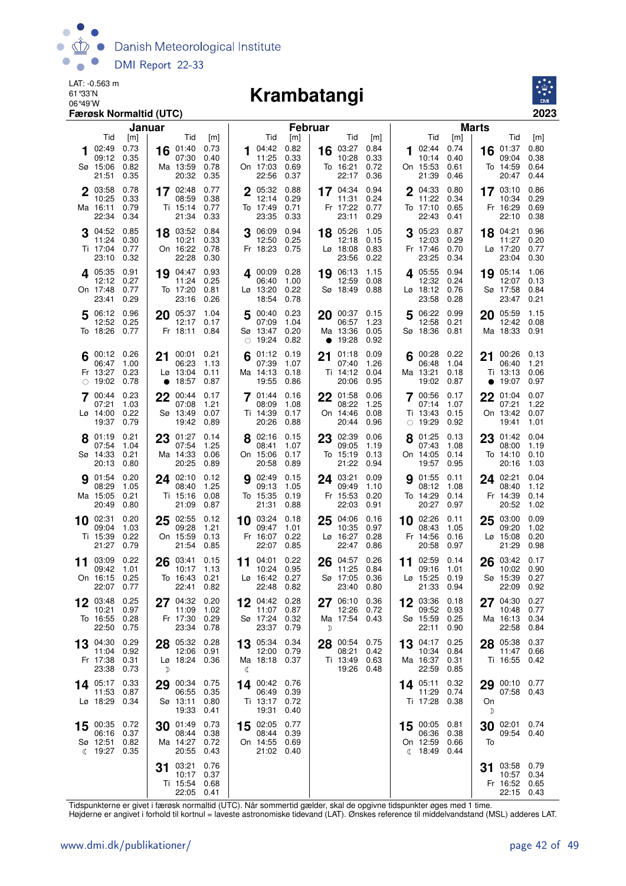LAT: -0.563 m
61°33'N
06°49'W

# Krambatangi

**Færøsk Normaltid (UTC)** **2023**

## Januar

| Dag | Tid | [m] | Dag | Tid | [m] |
|---|---|---|---|---|---|
| 1 Sø | 02:49 | 0.73 | 16 Ma | 01:40 | 0.73 |
| | 09:12 | 0.35 | | 07:30 | 0.40 |
| | 15:06 | 0.82 | | 13:59 | 0.78 |
| | 21:51 | 0.35 | | 20:32 | 0.35 |
| 2 Ma | 03:58 | 0.78 | 17 Ti | 02:48 | 0.77 |
| | 10:25 | 0.33 | | 08:59 | 0.38 |
| | 16:11 | 0.79 | | 15:14 | 0.77 |
| | 22:34 | 0.34 | | 21:34 | 0.33 |
| 3 Ti | 04:52 | 0.85 | 18 On | 03:52 | 0.84 |
| | 11:24 | 0.30 | | 10:21 | 0.33 |
| | 17:04 | 0.77 | | 16:22 | 0.78 |
| | 23:10 | 0.32 | | 22:28 | 0.30 |
| 4 On | 05:35 | 0.91 | 19 To | 04:47 | 0.93 |
| | 12:12 | 0.27 | | 11:24 | 0.25 |
| | 17:48 | 0.77 | | 17:20 | 0.81 |
| | 23:41 | 0.29 | | 23:16 | 0.26 |
| 5 To | 06:12 | 0.96 | 20 Fr | 05:37 | 1.04 |
| | 12:52 | 0.25 | | 12:17 | 0.17 |
| | 18:26 | 0.77 | | 18:11 | 0.84 |
| 6 Fr ○ | 00:12 | 0.26 | 21 Lø ● | 00:01 | 0.21 |
| | 06:47 | 1.00 | | 06:23 | 1.13 |
| | 13:27 | 0.23 | | 13:04 | 0.11 |
| | 19:02 | 0.78 | | 18:57 | 0.87 |
| 7 Lø | 00:44 | 0.23 | 22 Sø | 00:44 | 0.17 |
| | 07:21 | 1.03 | | 07:08 | 1.21 |
| | 14:00 | 0.22 | | 13:49 | 0.07 |
| | 19:37 | 0.79 | | 19:42 | 0.89 |
| 8 Sø | 01:19 | 0.21 | 23 Ma | 01:27 | 0.14 |
| | 07:54 | 1.04 | | 07:54 | 1.25 |
| | 14:33 | 0.21 | | 14:33 | 0.06 |
| | 20:13 | 0.80 | | 20:25 | 0.89 |
| 9 Ma | 01:54 | 0.20 | 24 Ti | 02:10 | 0.12 |
| | 08:29 | 1.05 | | 08:40 | 1.25 |
| | 15:05 | 0.21 | | 15:16 | 0.08 |
| | 20:49 | 0.80 | | 21:09 | 0.87 |
| 10 Ti | 02:31 | 0.20 | 25 On | 02:55 | 0.12 |
| | 09:04 | 1.03 | | 09:28 | 1.21 |
| | 15:39 | 0.22 | | 15:59 | 0.13 |
| | 21:27 | 0.79 | | 21:54 | 0.85 |
| 11 On | 03:09 | 0.22 | 26 To | 03:41 | 0.15 |
| | 09:42 | 1.01 | | 10:17 | 1.13 |
| | 16:15 | 0.25 | | 16:43 | 0.21 |
| | 22:07 | 0.77 | | 22:41 | 0.82 |
| 12 To | 03:48 | 0.25 | 27 Fr | 04:32 | 0.20 |
| | 10:21 | 0.97 | | 11:09 | 1.02 |
| | 16:55 | 0.28 | | 17:30 | 0.29 |
| | 22:50 | 0.75 | | 23:34 | 0.78 |
| 13 Fr | 04:30 | 0.29 | 28 Lø ☽ | 05:32 | 0.28 |
| | 11:04 | 0.92 | | 12:06 | 0.91 |
| | 17:38 | 0.31 | | 18:24 | 0.36 |
| | 23:38 | 0.73 | | | |
| 14 Lø | 05:17 | 0.33 | 29 Sø | 00:34 | 0.75 |
| | 11:53 | 0.87 | | 06:55 | 0.35 |
| | 18:29 | 0.34 | | 13:11 | 0.80 |
| | | | | 19:33 | 0.41 |
| 15 Sø ☾ | 00:35 | 0.72 | 30 Ma | 01:49 | 0.73 |
| | 06:16 | 0.37 | | 08:44 | 0.38 |
| | 12:51 | 0.82 | | 14:27 | 0.72 |
| | 19:27 | 0.35 | | 20:55 | 0.43 |
| | | | 31 Ti | 03:21 | 0.76 |
| | | | | 10:17 | 0.37 |
| | | | | 15:54 | 0.68 |
| | | | | 22:05 | 0.41 |

## Februar

| Dag | Tid | [m] | Dag | Tid | [m] |
|---|---|---|---|---|---|
| 1 On | 04:42 | 0.82 | 16 To | 03:27 | 0.84 |
| | 11:25 | 0.33 | | 10:28 | 0.33 |
| | 17:03 | 0.69 | | 16:21 | 0.72 |
| | 22:56 | 0.37 | | 22:17 | 0.36 |
| 2 To | 05:32 | 0.88 | 17 Fr | 04:34 | 0.94 |
| | 12:14 | 0.29 | | 11:31 | 0.24 |
| | 17:49 | 0.71 | | 17:22 | 0.77 |
| | 23:35 | 0.33 | | 23:11 | 0.29 |
| 3 Fr | 06:09 | 0.94 | 18 Lø | 05:26 | 1.05 |
| | 12:50 | 0.25 | | 12:18 | 0.15 |
| | 18:23 | 0.75 | | 18:08 | 0.83 |
| | | | | 23:56 | 0.22 |
| 4 Lø | 00:09 | 0.28 | 19 Sø | 06:13 | 1.15 |
| | 06:40 | 1.00 | | 12:59 | 0.08 |
| | 13:20 | 0.22 | | 18:49 | 0.88 |
| | 18:54 | 0.78 | | | |
| 5 Sø ○ | 00:40 | 0.23 | 20 Ma ● | 00:37 | 0.15 |
| | 07:09 | 1.04 | | 06:57 | 1.23 |
| | 13:47 | 0.20 | | 13:36 | 0.05 |
| | 19:24 | 0.82 | | 19:28 | 0.92 |
| 6 Ma | 01:12 | 0.19 | 21 Ti | 01:18 | 0.09 |
| | 07:39 | 1.07 | | 07:40 | 1.26 |
| | 14:13 | 0.18 | | 14:12 | 0.04 |
| | 19:55 | 0.86 | | 20:06 | 0.95 |
| 7 Ti | 01:44 | 0.16 | 22 On | 01:58 | 0.06 |
| | 08:09 | 1.08 | | 08:22 | 1.25 |
| | 14:39 | 0.17 | | 14:46 | 0.08 |
| | 20:26 | 0.88 | | 20:44 | 0.96 |
| 8 On | 02:16 | 0.15 | 23 To | 02:39 | 0.06 |
| | 08:41 | 1.07 | | 09:05 | 1.19 |
| | 15:06 | 0.17 | | 15:19 | 0.13 |
| | 20:58 | 0.89 | | 21:22 | 0.94 |
| 9 To | 02:49 | 0.15 | 24 Fr | 03:21 | 0.09 |
| | 09:13 | 1.05 | | 09:49 | 1.10 |
| | 15:35 | 0.19 | | 15:53 | 0.20 |
| | 21:31 | 0.88 | | 22:03 | 0.91 |
| 10 Fr | 03:24 | 0.18 | 25 Lø | 04:06 | 0.16 |
| | 09:47 | 1.01 | | 10:35 | 0.97 |
| | 16:07 | 0.22 | | 16:27 | 0.28 |
| | 22:07 | 0.85 | | 22:47 | 0.86 |
| 11 Lø | 04:01 | 0.22 | 26 Sø | 04:57 | 0.26 |
| | 10:24 | 0.95 | | 11:25 | 0.84 |
| | 16:42 | 0.27 | | 17:05 | 0.36 |
| | 22:48 | 0.82 | | 23:40 | 0.80 |
| 12 Sø | 04:42 | 0.28 | 27 Ma ☽ | 06:10 | 0.36 |
| | 11:07 | 0.87 | | 12:26 | 0.72 |
| | 17:24 | 0.32 | | 17:54 | 0.43 |
| | 23:37 | 0.79 | | | |
| 13 Ma ☾ | 05:34 | 0.34 | 28 Ti | 00:54 | 0.75 |
| | 12:00 | 0.79 | | 08:21 | 0.42 |
| | 18:18 | 0.37 | | 13:49 | 0.63 |
| | | | | 19:26 | 0.48 |
| 14 Ti | 00:42 | 0.76 | | | |
| | 06:49 | 0.39 | | | |
| | 13:17 | 0.72 | | | |
| | 19:31 | 0.40 | | | |
| 15 On | 02:05 | 0.77 | | | |
| | 08:44 | 0.39 | | | |
| | 14:55 | 0.69 | | | |
| | 21:02 | 0.40 | | | |

## Marts

| Dag | Tid | [m] | Dag | Tid | [m] |
|---|---|---|---|---|---|
| 1 On | 02:44 | 0.74 | 16 To | 01:37 | 0.80 |
| | 10:14 | 0.40 | | 09:04 | 0.38 |
| | 15:53 | 0.61 | | 14:59 | 0.64 |
| | 21:39 | 0.46 | | 20:47 | 0.44 |
| 2 To | 04:33 | 0.80 | 17 Fr | 03:10 | 0.86 |
| | 11:22 | 0.34 | | 10:34 | 0.29 |
| | 17:10 | 0.65 | | 16:29 | 0.69 |
| | 22:43 | 0.41 | | 22:10 | 0.38 |
| 3 Fr | 05:23 | 0.87 | 18 Lø | 04:21 | 0.96 |
| | 12:03 | 0.29 | | 11:27 | 0.20 |
| | 17:46 | 0.70 | | 17:20 | 0.77 |
| | 23:25 | 0.34 | | 23:04 | 0.30 |
| 4 Lø | 05:55 | 0.94 | 19 Sø | 05:14 | 1.06 |
| | 12:32 | 0.24 | | 12:07 | 0.13 |
| | 18:12 | 0.76 | | 17:58 | 0.84 |
| | 23:58 | 0.28 | | 23:47 | 0.21 |
| 5 Sø | 06:22 | 0.99 | 20 Ma | 05:59 | 1.15 |
| | 12:58 | 0.21 | | 12:42 | 0.08 |
| | 18:36 | 0.81 | | 18:33 | 0.91 |
| 6 Ma | 00:28 | 0.22 | 21 Ti ● | 00:26 | 0.13 |
| | 06:48 | 1.04 | | 06:40 | 1.21 |
| | 13:21 | 0.18 | | 13:13 | 0.06 |
| | 19:02 | 0.87 | | 19:07 | 0.97 |
| 7 Ti ○ | 00:56 | 0.17 | 22 On | 01:04 | 0.07 |
| | 07:14 | 1.07 | | 07:21 | 1.22 |
| | 13:43 | 0.15 | | 13:42 | 0.07 |
| | 19:29 | 0.92 | | 19:41 | 1.01 |
| 8 On | 01:25 | 0.13 | 23 To | 01:42 | 0.04 |
| | 07:43 | 1.08 | | 08:00 | 1.19 |
| | 14:05 | 0.14 | | 14:10 | 0.10 |
| | 19:57 | 0.95 | | 20:16 | 1.03 |
| 9 To | 01:55 | 0.11 | 24 Fr | 02:21 | 0.04 |
| | 08:12 | 1.08 | | 08:40 | 1.12 |
| | 14:29 | 0.14 | | 14:39 | 0.14 |
| | 20:27 | 0.97 | | 20:52 | 1.02 |
| 10 Fr | 02:26 | 0.11 | 25 Lø | 03:00 | 0.09 |
| | 08:43 | 1.05 | | 09:20 | 1.02 |
| | 14:56 | 0.16 | | 15:08 | 0.20 |
| | 20:58 | 0.97 | | 21:29 | 0.98 |
| 11 Lø | 02:59 | 0.14 | 26 Sø | 03:42 | 0.17 |
| | 09:16 | 1.01 | | 10:02 | 0.90 |
| | 15:25 | 0.19 | | 15:39 | 0.27 |
| | 21:33 | 0.94 | | 22:09 | 0.92 |
| 12 Sø | 03:36 | 0.18 | 27 Ma | 04:30 | 0.27 |
| | 09:52 | 0.93 | | 10:48 | 0.77 |
| | 15:59 | 0.25 | | 16:13 | 0.34 |
| | 22:11 | 0.90 | | 22:58 | 0.84 |
| 13 Ma | 04:17 | 0.25 | 28 Ti | 05:38 | 0.37 |
| | 10:34 | 0.84 | | 11:47 | 0.66 |
| | 16:37 | 0.31 | | 16:55 | 0.42 |
| | 22:59 | 0.85 | | | |
| 14 Ti | 05:11 | 0.32 | 29 On ☽ | 00:10 | 0.77 |
| | 11:29 | 0.74 | | 07:58 | 0.43 |
| | 17:28 | 0.38 | | | |
| 15 On ☾ | 00:05 | 0.81 | 30 To | 02:01 | 0.74 |
| | 06:36 | 0.38 | | 09:54 | 0.40 |
| | 12:59 | 0.66 | | | |
| | 18:49 | 0.44 | | | |
| | | | 31 Fr | 03:58 | 0.79 |
| | | | | 10:57 | 0.34 |
| | | | | 16:52 | 0.65 |
| | | | | 22:15 | 0.43 |

Tidspunkterne er givet i færøsk normaltid (UTC). Når sommertid gælder, skal de opgivne tidspunkter øges med 1 time.
Højderne er angivet i forhold til kortnul = laveste astronomiske tidevand (LAT). Ønskes reference til middelvandstand (MSL) adderes LAT.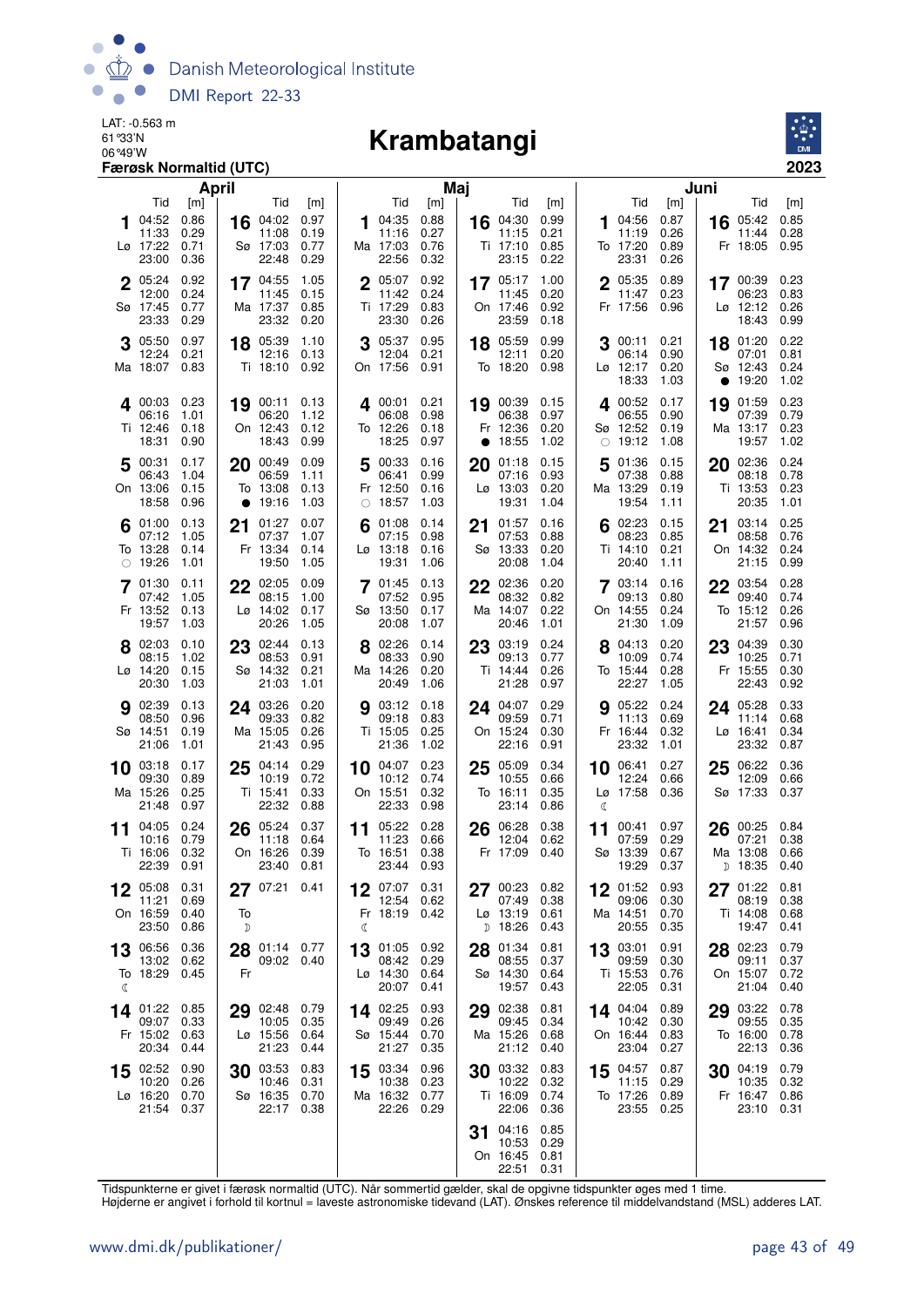LAT: -0.563 m
61°33'N
06°49'W

**Færøsk Normaltid (UTC)**

# Krambatangi

**2023**

## April

| Dag | Tid | [m] | Tid | [m] | Tid | [m] | Tid | [m] |
|---|---|---|---|---|---|---|---|---|
| 1 Lø | 04:52 | 0.86 | 11:33 | 0.29 | 17:22 | 0.71 | 23:00 | 0.36 |
| 2 Sø | 05:24 | 0.92 | 12:00 | 0.24 | 17:45 | 0.77 | 23:33 | 0.29 |
| 3 Ma | 05:50 | 0.97 | 12:24 | 0.21 | 18:07 | 0.83 | | |
| 4 Ti | 00:03 | 0.23 | 06:16 | 1.01 | 12:46 | 0.18 | 18:31 | 0.90 |
| 5 On | 00:31 | 0.17 | 06:43 | 1.04 | 13:06 | 0.15 | 18:58 | 0.96 |
| 6 To ○ | 01:00 | 0.13 | 07:12 | 1.05 | 13:28 | 0.14 | 19:26 | 1.01 |
| 7 Fr | 01:30 | 0.11 | 07:42 | 1.05 | 13:52 | 0.13 | 19:57 | 1.03 |
| 8 Lø | 02:03 | 0.10 | 08:15 | 1.02 | 14:20 | 0.15 | 20:30 | 1.03 |
| 9 Sø | 02:39 | 0.13 | 08:50 | 0.96 | 14:51 | 0.19 | 21:06 | 1.01 |
| 10 Ma | 03:18 | 0.17 | 09:30 | 0.89 | 15:26 | 0.25 | 21:48 | 0.97 |
| 11 Ti | 04:05 | 0.24 | 10:16 | 0.79 | 16:06 | 0.32 | 22:39 | 0.91 |
| 12 On | 05:08 | 0.31 | 11:21 | 0.69 | 16:59 | 0.40 | 23:50 | 0.86 |
| 13 To ☾ | 06:56 | 0.36 | 13:02 | 0.62 | 18:29 | 0.45 | | |
| 14 Fr | 01:22 | 0.85 | 09:07 | 0.33 | 15:02 | 0.63 | 20:34 | 0.44 |
| 15 Lø | 02:52 | 0.90 | 10:20 | 0.26 | 16:20 | 0.70 | 21:54 | 0.37 |
| 16 Sø | 04:02 | 0.97 | 11:08 | 0.19 | 17:03 | 0.77 | 22:48 | 0.29 |
| 17 Ma | 04:55 | 1.05 | 11:45 | 0.15 | 17:37 | 0.85 | 23:32 | 0.20 |
| 18 Ti | 05:39 | 1.10 | 12:16 | 0.13 | 18:10 | 0.92 | | |
| 19 On | 00:11 | 0.13 | 06:20 | 1.12 | 12:43 | 0.12 | 18:43 | 0.99 |
| 20 To ● | 00:49 | 0.09 | 06:59 | 1.11 | 13:08 | 0.13 | 19:16 | 1.03 |
| 21 Fr | 01:27 | 0.07 | 07:37 | 1.07 | 13:34 | 0.14 | 19:50 | 1.05 |
| 22 Lø | 02:05 | 0.09 | 08:15 | 1.00 | 14:02 | 0.17 | 20:26 | 1.05 |
| 23 Sø | 02:44 | 0.13 | 08:53 | 0.91 | 14:32 | 0.21 | 21:03 | 1.01 |
| 24 Ma | 03:26 | 0.20 | 09:33 | 0.82 | 15:05 | 0.26 | 21:43 | 0.95 |
| 25 Ti | 04:14 | 0.29 | 10:19 | 0.72 | 15:41 | 0.33 | 22:32 | 0.88 |
| 26 On | 05:24 | 0.37 | 11:18 | 0.64 | 16:26 | 0.39 | 23:40 | 0.81 |
| 27 To ☽ | 07:21 | 0.41 | | | | | | |
| 28 Fr | 01:14 | 0.77 | 09:02 | 0.40 | | | | |
| 29 Lø | 02:48 | 0.79 | 10:05 | 0.35 | 15:56 | 0.64 | 21:23 | 0.44 |
| 30 Sø | 03:53 | 0.83 | 10:46 | 0.31 | 16:35 | 0.70 | 22:17 | 0.38 |

## Maj

| Dag | Tid | [m] | Tid | [m] | Tid | [m] | Tid | [m] |
|---|---|---|---|---|---|---|---|---|
| 1 Ma | 04:35 | 0.88 | 11:16 | 0.27 | 17:03 | 0.76 | 22:56 | 0.32 |
| 2 Ti | 05:07 | 0.92 | 11:42 | 0.24 | 17:29 | 0.83 | 23:30 | 0.26 |
| 3 On | 05:37 | 0.95 | 12:04 | 0.21 | 17:56 | 0.91 | | |
| 4 To | 00:01 | 0.21 | 06:08 | 0.98 | 12:26 | 0.18 | 18:25 | 0.97 |
| 5 Fr ○ | 00:33 | 0.16 | 06:41 | 0.99 | 12:50 | 0.16 | 18:57 | 1.03 |
| 6 Lø | 01:08 | 0.14 | 07:15 | 0.98 | 13:18 | 0.16 | 19:31 | 1.06 |
| 7 Sø | 01:45 | 0.13 | 07:52 | 0.95 | 13:50 | 0.17 | 20:08 | 1.07 |
| 8 Ma | 02:26 | 0.14 | 08:33 | 0.90 | 14:26 | 0.20 | 20:49 | 1.06 |
| 9 Ti | 03:12 | 0.18 | 09:18 | 0.83 | 15:05 | 0.25 | 21:36 | 1.02 |
| 10 On | 04:07 | 0.23 | 10:12 | 0.74 | 15:51 | 0.32 | 22:33 | 0.98 |
| 11 To | 05:22 | 0.28 | 11:23 | 0.66 | 16:51 | 0.38 | 23:44 | 0.93 |
| 12 Fr ☾ | 07:07 | 0.31 | 12:54 | 0.62 | 18:19 | 0.42 | | |
| 13 Lø | 01:05 | 0.92 | 08:42 | 0.29 | 14:30 | 0.64 | 20:07 | 0.41 |
| 14 Sø | 02:25 | 0.93 | 09:49 | 0.26 | 15:44 | 0.70 | 21:27 | 0.35 |
| 15 Ma | 03:34 | 0.96 | 10:38 | 0.23 | 16:32 | 0.77 | 22:26 | 0.29 |
| 16 Ti | 04:30 | 0.99 | 11:15 | 0.21 | 17:10 | 0.85 | 23:15 | 0.22 |
| 17 On | 05:17 | 1.00 | 11:45 | 0.20 | 17:46 | 0.92 | 23:59 | 0.18 |
| 18 To | 05:59 | 0.99 | 12:11 | 0.20 | 18:20 | 0.98 | | |
| 19 Fr ● | 00:39 | 0.15 | 06:38 | 0.97 | 12:36 | 0.20 | 18:55 | 1.02 |
| 20 Lø | 01:18 | 0.15 | 07:16 | 0.93 | 13:03 | 0.20 | 19:31 | 1.04 |
| 21 Sø | 01:57 | 0.16 | 07:53 | 0.88 | 13:33 | 0.20 | 20:08 | 1.04 |
| 22 Ma | 02:36 | 0.20 | 08:32 | 0.82 | 14:07 | 0.22 | 20:46 | 1.01 |
| 23 Ti | 03:19 | 0.24 | 09:13 | 0.77 | 14:44 | 0.26 | 21:28 | 0.97 |
| 24 On | 04:07 | 0.29 | 09:59 | 0.71 | 15:24 | 0.30 | 22:16 | 0.91 |
| 25 To | 05:09 | 0.34 | 10:55 | 0.66 | 16:11 | 0.35 | 23:14 | 0.86 |
| 26 Fr | 06:28 | 0.38 | 12:04 | 0.62 | 17:09 | 0.40 | | |
| 27 Lø ☽ | 00:23 | 0.82 | 07:49 | 0.38 | 13:19 | 0.61 | 18:26 | 0.43 |
| 28 Sø | 01:34 | 0.81 | 08:55 | 0.37 | 14:30 | 0.64 | 19:57 | 0.43 |
| 29 Ma | 02:38 | 0.81 | 09:45 | 0.34 | 15:26 | 0.68 | 21:12 | 0.40 |
| 30 Ti | 03:32 | 0.83 | 10:22 | 0.32 | 16:09 | 0.74 | 22:06 | 0.36 |
| 31 On | 04:16 | 0.85 | 10:53 | 0.29 | 16:45 | 0.81 | 22:51 | 0.31 |

## Juni

| Dag | Tid | [m] | Tid | [m] | Tid | [m] | Tid | [m] |
|---|---|---|---|---|---|---|---|---|
| 1 To | 04:56 | 0.87 | 11:19 | 0.26 | 17:20 | 0.89 | 23:31 | 0.26 |
| 2 Fr | 05:35 | 0.89 | 11:47 | 0.23 | 17:56 | 0.96 | | |
| 3 Lø | 00:11 | 0.21 | 06:14 | 0.90 | 12:17 | 0.20 | 18:33 | 1.03 |
| 4 Sø ○ | 00:52 | 0.17 | 06:55 | 0.90 | 12:52 | 0.19 | 19:12 | 1.08 |
| 5 Ma | 01:36 | 0.15 | 07:38 | 0.88 | 13:29 | 0.19 | 19:54 | 1.11 |
| 6 Ti | 02:23 | 0.15 | 08:23 | 0.85 | 14:10 | 0.21 | 20:40 | 1.11 |
| 7 On | 03:14 | 0.16 | 09:13 | 0.80 | 14:55 | 0.24 | 21:30 | 1.09 |
| 8 To | 04:13 | 0.20 | 10:09 | 0.74 | 15:44 | 0.28 | 22:27 | 1.05 |
| 9 Fr | 05:22 | 0.24 | 11:13 | 0.69 | 16:44 | 0.32 | 23:32 | 1.01 |
| 10 Lø ☾ | 06:41 | 0.27 | 12:24 | 0.66 | 17:58 | 0.36 | | |
| 11 Sø | 00:41 | 0.97 | 07:59 | 0.29 | 13:39 | 0.67 | 19:29 | 0.37 |
| 12 Ma | 01:52 | 0.93 | 09:06 | 0.30 | 14:51 | 0.70 | 20:55 | 0.35 |
| 13 Ti | 03:01 | 0.91 | 09:59 | 0.30 | 15:53 | 0.76 | 22:05 | 0.31 |
| 14 On | 04:04 | 0.89 | 10:42 | 0.30 | 16:44 | 0.83 | 23:04 | 0.27 |
| 15 To | 04:57 | 0.87 | 11:15 | 0.29 | 17:26 | 0.89 | 23:55 | 0.25 |
| 16 Fr | 05:42 | 0.85 | 11:44 | 0.28 | 18:05 | 0.95 | | |
| 17 Lø | 00:39 | 0.23 | 06:23 | 0.83 | 12:12 | 0.26 | 18:43 | 0.99 |
| 18 Sø ● | 01:20 | 0.22 | 07:01 | 0.81 | 12:43 | 0.24 | 19:20 | 1.02 |
| 19 Ma | 01:59 | 0.23 | 07:39 | 0.79 | 13:17 | 0.23 | 19:57 | 1.02 |
| 20 Ti | 02:36 | 0.24 | 08:18 | 0.78 | 13:53 | 0.23 | 20:35 | 1.01 |
| 21 On | 03:14 | 0.25 | 08:58 | 0.76 | 14:32 | 0.24 | 21:15 | 0.99 |
| 22 To | 03:54 | 0.28 | 09:40 | 0.74 | 15:12 | 0.26 | 21:57 | 0.96 |
| 23 Fr | 04:39 | 0.30 | 10:25 | 0.71 | 15:55 | 0.30 | 22:43 | 0.92 |
| 24 Lø | 05:28 | 0.33 | 11:14 | 0.68 | 16:41 | 0.34 | 23:32 | 0.87 |
| 25 Sø | 06:22 | 0.36 | 12:09 | 0.66 | 17:33 | 0.37 | | |
| 26 Ma ☽ | 00:25 | 0.84 | 07:21 | 0.38 | 13:08 | 0.66 | 18:35 | 0.40 |
| 27 Ti | 01:22 | 0.81 | 08:19 | 0.38 | 14:08 | 0.68 | 19:47 | 0.41 |
| 28 On | 02:23 | 0.79 | 09:11 | 0.37 | 15:07 | 0.72 | 21:04 | 0.40 |
| 29 To | 03:22 | 0.78 | 09:55 | 0.35 | 16:00 | 0.78 | 22:13 | 0.36 |
| 30 Fr | 04:19 | 0.79 | 10:35 | 0.32 | 16:47 | 0.86 | 23:10 | 0.31 |

Tidspunkterne er givet i færøsk normaltid (UTC). Når sommertid gælder, skal de opgivne tidspunkter øges med 1 time.
Højderne er angivet i forhold til kortnul = laveste astronomiske tidevand (LAT). Ønskes reference til middelvandstand (MSL) adderes LAT.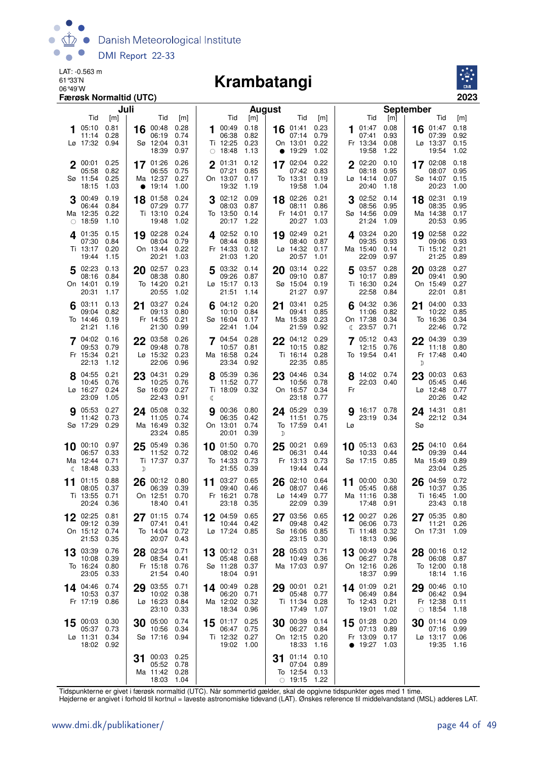LAT: -0.563 m
61°33'N
06°49'W
**Færøsk Normaltid (UTC)**

# Krambatangi

**2023**

## Juli

| Dato | Dag | Tid | [m] |
|---|---|---|---|
| 1 | Lø | 05:10 | 0.81 |
| | | 11:14 | 0.28 |
| | | 17:32 | 0.94 |
| 2 | Sø | 00:01 | 0.25 |
| | | 05:58 | 0.82 |
| | | 11:54 | 0.25 |
| | | 18:15 | 1.03 |
| 3 | Ma ○ | 00:49 | 0.19 |
| | | 06:44 | 0.84 |
| | | 12:35 | 0.22 |
| | | 18:59 | 1.10 |
| 4 | Ti | 01:35 | 0.15 |
| | | 07:30 | 0.84 |
| | | 13:17 | 0.20 |
| | | 19:44 | 1.15 |
| 5 | On | 02:23 | 0.13 |
| | | 08:16 | 0.84 |
| | | 14:01 | 0.19 |
| | | 20:31 | 1.17 |
| 6 | To | 03:11 | 0.13 |
| | | 09:04 | 0.82 |
| | | 14:46 | 0.19 |
| | | 21:21 | 1.16 |
| 7 | Fr | 04:02 | 0.16 |
| | | 09:53 | 0.79 |
| | | 15:34 | 0.21 |
| | | 22:13 | 1.12 |
| 8 | Lø | 04:55 | 0.21 |
| | | 10:45 | 0.76 |
| | | 16:27 | 0.24 |
| | | 23:09 | 1.05 |
| 9 | Sø | 05:53 | 0.27 |
| | | 11:42 | 0.73 |
| | | 17:29 | 0.29 |
| 10 | Ma ☾ | 00:10 | 0.97 |
| | | 06:57 | 0.33 |
| | | 12:44 | 0.71 |
| | | 18:48 | 0.33 |
| 11 | Ti | 01:15 | 0.88 |
| | | 08:05 | 0.37 |
| | | 13:55 | 0.71 |
| | | 20:24 | 0.36 |
| 12 | On | 02:25 | 0.81 |
| | | 09:12 | 0.39 |
| | | 15:12 | 0.74 |
| | | 21:53 | 0.35 |
| 13 | To | 03:39 | 0.76 |
| | | 10:08 | 0.39 |
| | | 16:24 | 0.80 |
| | | 23:05 | 0.33 |
| 14 | Fr | 04:46 | 0.74 |
| | | 10:53 | 0.37 |
| | | 17:19 | 0.86 |
| 15 | Lø | 00:03 | 0.30 |
| | | 05:37 | 0.73 |
| | | 11:31 | 0.34 |
| | | 18:02 | 0.92 |
| 16 | Sø | 00:48 | 0.28 |
| | | 06:19 | 0.74 |
| | | 12:04 | 0.31 |
| | | 18:39 | 0.97 |
| 17 | Ma ● | 01:26 | 0.26 |
| | | 06:55 | 0.75 |
| | | 12:37 | 0.27 |
| | | 19:14 | 1.00 |
| 18 | Ti | 01:58 | 0.24 |
| | | 07:29 | 0.77 |
| | | 13:10 | 0.24 |
| | | 19:48 | 1.02 |
| 19 | On | 02:28 | 0.24 |
| | | 08:04 | 0.79 |
| | | 13:44 | 0.22 |
| | | 20:21 | 1.03 |
| 20 | To | 02:57 | 0.23 |
| | | 08:38 | 0.80 |
| | | 14:20 | 0.21 |
| | | 20:55 | 1.02 |
| 21 | Fr | 03:27 | 0.24 |
| | | 09:13 | 0.80 |
| | | 14:55 | 0.21 |
| | | 21:30 | 0.99 |
| 22 | Lø | 03:58 | 0.26 |
| | | 09:48 | 0.78 |
| | | 15:32 | 0.23 |
| | | 22:06 | 0.96 |
| 23 | Sø | 04:31 | 0.29 |
| | | 10:25 | 0.76 |
| | | 16:09 | 0.27 |
| | | 22:43 | 0.91 |
| 24 | Ma | 05:08 | 0.32 |
| | | 11:05 | 0.74 |
| | | 16:49 | 0.32 |
| | | 23:24 | 0.85 |
| 25 | Ti ☽ | 05:49 | 0.36 |
| | | 11:52 | 0.72 |
| | | 17:37 | 0.37 |
| 26 | On | 00:12 | 0.80 |
| | | 06:39 | 0.39 |
| | | 12:51 | 0.70 |
| | | 18:40 | 0.41 |
| 27 | To | 01:15 | 0.74 |
| | | 07:41 | 0.41 |
| | | 14:04 | 0.72 |
| | | 20:07 | 0.43 |
| 28 | Fr | 02:34 | 0.71 |
| | | 08:54 | 0.41 |
| | | 15:18 | 0.76 |
| | | 21:54 | 0.40 |
| 29 | Lø | 03:55 | 0.71 |
| | | 10:02 | 0.38 |
| | | 16:23 | 0.84 |
| | | 23:10 | 0.33 |
| 30 | Sø | 05:00 | 0.74 |
| | | 10:56 | 0.34 |
| | | 17:16 | 0.94 |
| 31 | Ma | 00:03 | 0.25 |
| | | 05:52 | 0.78 |
| | | 11:42 | 0.28 |
| | | 18:03 | 1.04 |

## August

| Dato | Dag | Tid | [m] |
|---|---|---|---|
| 1 | Ti ○ | 00:49 | 0.18 |
| | | 06:38 | 0.82 |
| | | 12:25 | 0.23 |
| | | 18:48 | 1.13 |
| 2 | On | 01:31 | 0.12 |
| | | 07:21 | 0.85 |
| | | 13:07 | 0.17 |
| | | 19:32 | 1.19 |
| 3 | To | 02:12 | 0.09 |
| | | 08:03 | 0.87 |
| | | 13:50 | 0.14 |
| | | 20:17 | 1.22 |
| 4 | Fr | 02:52 | 0.10 |
| | | 08:44 | 0.88 |
| | | 14:33 | 0.12 |
| | | 21:03 | 1.20 |
| 5 | Lø | 03:32 | 0.14 |
| | | 09:26 | 0.87 |
| | | 15:17 | 0.13 |
| | | 21:51 | 1.14 |
| 6 | Sø | 04:12 | 0.20 |
| | | 10:10 | 0.84 |
| | | 16:04 | 0.17 |
| | | 22:41 | 1.04 |
| 7 | Ma | 04:54 | 0.28 |
| | | 10:57 | 0.81 |
| | | 16:58 | 0.24 |
| | | 23:34 | 0.92 |
| 8 | Ti ☾ | 05:39 | 0.36 |
| | | 11:52 | 0.77 |
| | | 18:09 | 0.32 |
| 9 | On | 00:36 | 0.80 |
| | | 06:35 | 0.42 |
| | | 13:01 | 0.74 |
| | | 20:01 | 0.39 |
| 10 | To | 01:50 | 0.70 |
| | | 08:02 | 0.46 |
| | | 14:33 | 0.73 |
| | | 21:55 | 0.39 |
| 11 | Fr | 03:27 | 0.65 |
| | | 09:40 | 0.46 |
| | | 16:21 | 0.78 |
| | | 23:18 | 0.35 |
| 12 | Lø | 04:59 | 0.65 |
| | | 10:44 | 0.42 |
| | | 17:24 | 0.85 |
| 13 | Sø | 00:12 | 0.31 |
| | | 05:48 | 0.68 |
| | | 11:28 | 0.37 |
| | | 18:04 | 0.91 |
| 14 | Ma | 00:49 | 0.28 |
| | | 06:20 | 0.71 |
| | | 12:02 | 0.32 |
| | | 18:34 | 0.96 |
| 15 | Ti | 01:17 | 0.25 |
| | | 06:47 | 0.75 |
| | | 12:32 | 0.27 |
| | | 19:02 | 1.00 |
| 16 | On ● | 01:41 | 0.23 |
| | | 07:14 | 0.79 |
| | | 13:01 | 0.22 |
| | | 19:29 | 1.02 |
| 17 | To | 02:04 | 0.22 |
| | | 07:42 | 0.83 |
| | | 13:31 | 0.19 |
| | | 19:58 | 1.04 |
| 18 | Fr | 02:26 | 0.21 |
| | | 08:11 | 0.86 |
| | | 14:01 | 0.17 |
| | | 20:27 | 1.03 |
| 19 | Lø | 02:49 | 0.21 |
| | | 08:40 | 0.87 |
| | | 14:32 | 0.17 |
| | | 20:57 | 1.01 |
| 20 | Sø | 03:14 | 0.22 |
| | | 09:10 | 0.87 |
| | | 15:04 | 0.19 |
| | | 21:27 | 0.97 |
| 21 | Ma | 03:41 | 0.25 |
| | | 09:41 | 0.85 |
| | | 15:38 | 0.23 |
| | | 21:59 | 0.92 |
| 22 | Ti | 04:12 | 0.29 |
| | | 10:15 | 0.82 |
| | | 16:14 | 0.28 |
| | | 22:35 | 0.85 |
| 23 | On | 04:46 | 0.34 |
| | | 10:56 | 0.78 |
| | | 16:57 | 0.34 |
| | | 23:18 | 0.77 |
| 24 | To ☽ | 05:29 | 0.39 |
| | | 11:51 | 0.75 |
| | | 17:59 | 0.41 |
| 25 | Fr | 00:21 | 0.69 |
| | | 06:31 | 0.44 |
| | | 13:12 | 0.73 |
| | | 19:44 | 0.44 |
| 26 | Lø | 02:10 | 0.64 |
| | | 08:07 | 0.46 |
| | | 14:49 | 0.77 |
| | | 22:09 | 0.39 |
| 27 | Sø | 03:56 | 0.65 |
| | | 09:48 | 0.42 |
| | | 16:06 | 0.85 |
| | | 23:15 | 0.30 |
| 28 | Ma | 05:03 | 0.71 |
| | | 10:49 | 0.36 |
| | | 17:03 | 0.97 |
| 29 | Ti | 00:01 | 0.21 |
| | | 05:48 | 0.77 |
| | | 11:34 | 0.28 |
| | | 17:49 | 1.07 |
| 30 | On | 00:39 | 0.14 |
| | | 06:27 | 0.84 |
| | | 12:15 | 0.20 |
| | | 18:33 | 1.16 |
| 31 | To ○ | 01:14 | 0.10 |
| | | 07:04 | 0.89 |
| | | 12:54 | 0.13 |
| | | 19:15 | 1.22 |

## September

| Dato | Dag | Tid | [m] |
|---|---|---|---|
| 1 | Fr | 01:47 | 0.08 |
| | | 07:41 | 0.93 |
| | | 13:34 | 0.08 |
| | | 19:58 | 1.22 |
| 2 | Lø | 02:20 | 0.10 |
| | | 08:18 | 0.95 |
| | | 14:14 | 0.07 |
| | | 20:40 | 1.18 |
| 3 | Sø | 02:52 | 0.14 |
| | | 08:56 | 0.95 |
| | | 14:56 | 0.09 |
| | | 21:24 | 1.09 |
| 4 | Ma | 03:24 | 0.20 |
| | | 09:35 | 0.93 |
| | | 15:40 | 0.14 |
| | | 22:09 | 0.97 |
| 5 | Ti | 03:57 | 0.28 |
| | | 10:17 | 0.89 |
| | | 16:30 | 0.24 |
| | | 22:58 | 0.84 |
| 6 | On ☾ | 04:32 | 0.36 |
| | | 11:06 | 0.82 |
| | | 17:38 | 0.34 |
| | | 23:57 | 0.71 |
| 7 | To | 05:12 | 0.43 |
| | | 12:15 | 0.76 |
| | | 19:54 | 0.41 |
| 8 | Fr | 14:02 | 0.74 |
| | | 22:03 | 0.40 |
| 9 | Lø | 16:17 | 0.78 |
| | | 23:19 | 0.34 |
| 10 | Sø | 05:13 | 0.63 |
| | | 10:33 | 0.44 |
| | | 17:15 | 0.85 |
| 11 | Ma | 00:00 | 0.30 |
| | | 05:45 | 0.68 |
| | | 11:16 | 0.38 |
| | | 17:48 | 0.91 |
| 12 | Ti | 00:27 | 0.26 |
| | | 06:06 | 0.73 |
| | | 11:48 | 0.32 |
| | | 18:13 | 0.96 |
| 13 | On | 00:49 | 0.24 |
| | | 06:27 | 0.78 |
| | | 12:16 | 0.26 |
| | | 18:37 | 0.99 |
| 14 | To | 01:09 | 0.21 |
| | | 06:49 | 0.84 |
| | | 12:43 | 0.21 |
| | | 19:01 | 1.02 |
| 15 | Fr ● | 01:28 | 0.20 |
| | | 07:13 | 0.89 |
| | | 13:09 | 0.17 |
| | | 19:27 | 1.03 |
| 16 | Lø | 01:47 | 0.18 |
| | | 07:39 | 0.92 |
| | | 13:37 | 0.15 |
| | | 19:54 | 1.02 |
| 17 | Sø | 02:08 | 0.18 |
| | | 08:07 | 0.95 |
| | | 14:07 | 0.15 |
| | | 20:23 | 1.00 |
| 18 | Ma | 02:31 | 0.19 |
| | | 08:35 | 0.95 |
| | | 14:38 | 0.17 |
| | | 20:53 | 0.95 |
| 19 | Ti | 02:58 | 0.22 |
| | | 09:06 | 0.93 |
| | | 15:12 | 0.21 |
| | | 21:25 | 0.89 |
| 20 | On | 03:28 | 0.27 |
| | | 09:41 | 0.90 |
| | | 15:49 | 0.27 |
| | | 22:01 | 0.81 |
| 21 | To | 04:00 | 0.33 |
| | | 10:22 | 0.85 |
| | | 16:36 | 0.34 |
| | | 22:46 | 0.72 |
| 22 | Fr ☽ | 04:39 | 0.39 |
| | | 11:18 | 0.80 |
| | | 17:48 | 0.40 |
| 23 | Lø | 00:03 | 0.63 |
| | | 05:45 | 0.46 |
| | | 12:48 | 0.77 |
| | | 20:26 | 0.42 |
| 24 | Sø | 14:31 | 0.81 |
| | | 22:12 | 0.34 |
| 25 | Ma | 04:10 | 0.64 |
| | | 09:39 | 0.44 |
| | | 15:49 | 0.89 |
| | | 23:04 | 0.25 |
| 26 | Ti | 04:59 | 0.72 |
| | | 10:37 | 0.35 |
| | | 16:45 | 1.00 |
| | | 23:43 | 0.18 |
| 27 | On | 05:35 | 0.80 |
| | | 11:21 | 0.26 |
| | | 17:31 | 1.09 |
| 28 | To | 00:16 | 0.12 |
| | | 06:08 | 0.87 |
| | | 12:00 | 0.18 |
| | | 18:14 | 1.16 |
| 29 | Fr ○ | 00:46 | 0.10 |
| | | 06:42 | 0.94 |
| | | 12:38 | 0.11 |
| | | 18:54 | 1.18 |
| 30 | Lø | 01:14 | 0.09 |
| | | 07:16 | 0.99 |
| | | 13:17 | 0.06 |
| | | 19:35 | 1.16 |

Tidspunkterne er givet i færøsk normaltid (UTC). Når sommertid gælder, skal de opgivne tidspunkter øges med 1 time.
Højderne er angivet i forhold til kortnul = laveste astronomiske tidevand (LAT). Ønskes reference til middelvandstand (MSL) adderes LAT.

www.dmi.dk/publikationer/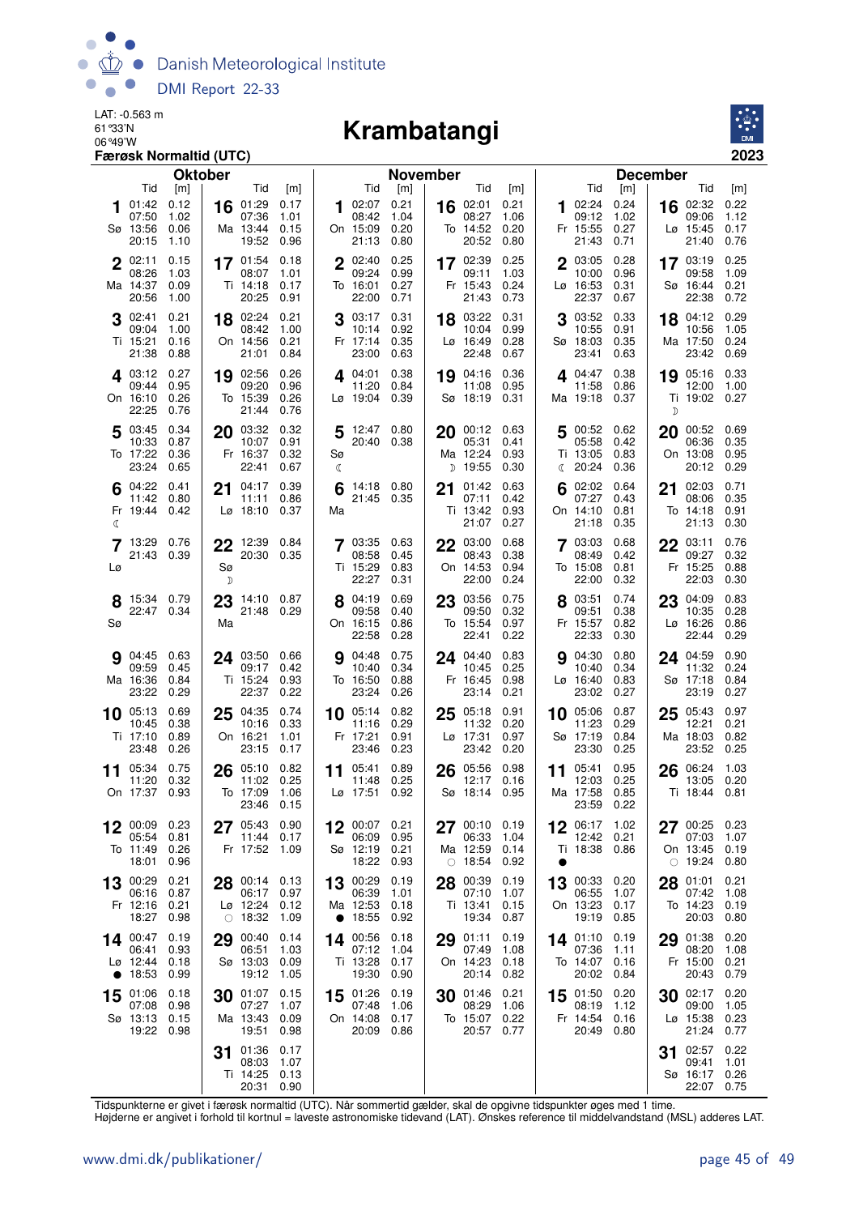Danish Meteorological Institute

DMI Report 22-33

LAT: -0.563 m
61°33'N
06°49'W

**Færøsk Normaltid (UTC)**

# Krambatangi

2023

## Oktober

| Dag | Tid | [m] | Dag | Tid | [m] |
|---|---|---|---|---|---|
| 1 Sø | 01:42 | 0.12 | 16 Ma | 01:29 | 0.17 |
| | 07:50 | 1.02 | | 07:36 | 1.01 |
| | 13:56 | 0.06 | | 13:44 | 0.15 |
| | 20:15 | 1.10 | | 19:52 | 0.96 |
| 2 Ma | 02:11 | 0.15 | 17 Ti | 01:54 | 0.18 |
| | 08:26 | 1.03 | | 08:07 | 1.01 |
| | 14:37 | 0.09 | | 14:18 | 0.17 |
| | 20:56 | 1.00 | | 20:25 | 0.91 |
| 3 Ti | 02:41 | 0.21 | 18 On | 02:24 | 0.21 |
| | 09:04 | 1.00 | | 08:42 | 1.00 |
| | 15:21 | 0.16 | | 14:56 | 0.21 |
| | 21:38 | 0.88 | | 21:01 | 0.84 |
| 4 On | 03:12 | 0.27 | 19 To | 02:56 | 0.26 |
| | 09:44 | 0.95 | | 09:20 | 0.96 |
| | 16:10 | 0.26 | | 15:39 | 0.26 |
| | 22:25 | 0.76 | | 21:44 | 0.76 |
| 5 To | 03:45 | 0.34 | 20 Fr | 03:32 | 0.32 |
| | 10:33 | 0.87 | | 10:07 | 0.91 |
| | 17:22 | 0.36 | | 16:37 | 0.32 |
| | 23:24 | 0.65 | | 22:41 | 0.67 |
| 6 Fr ☾ | 04:22 | 0.41 | 21 Lø | 04:17 | 0.39 |
| | 11:42 | 0.80 | | 11:11 | 0.86 |
| | 19:44 | 0.42 | | 18:10 | 0.37 |
| 7 Lø | 13:29 | 0.76 | 22 Sø ☽ | 12:39 | 0.84 |
| | 21:43 | 0.39 | | 20:30 | 0.35 |
| 8 Sø | 15:34 | 0.79 | 23 Ma | 14:10 | 0.87 |
| | 22:47 | 0.34 | | 21:48 | 0.29 |
| 9 Ma | 04:45 | 0.63 | 24 Ti | 03:50 | 0.66 |
| | 09:59 | 0.45 | | 09:17 | 0.42 |
| | 16:36 | 0.84 | | 15:24 | 0.93 |
| | 23:22 | 0.29 | | 22:37 | 0.22 |
| 10 Ti | 05:13 | 0.69 | 25 On | 04:35 | 0.74 |
| | 10:45 | 0.38 | | 10:16 | 0.33 |
| | 17:10 | 0.89 | | 16:21 | 1.01 |
| | 23:48 | 0.26 | | 23:15 | 0.17 |
| 11 On | 05:34 | 0.75 | 26 To | 05:10 | 0.82 |
| | 11:20 | 0.32 | | 11:02 | 0.25 |
| | 17:37 | 0.93 | | 17:09 | 1.06 |
| | | | | 23:46 | 0.15 |
| 12 To | 00:09 | 0.23 | 27 Fr | 05:43 | 0.90 |
| | 05:54 | 0.81 | | 11:44 | 0.17 |
| | 11:49 | 0.26 | | 17:52 | 1.09 |
| | 18:01 | 0.96 | | | |
| 13 Fr | 00:29 | 0.21 | 28 Lø ○ | 00:14 | 0.13 |
| | 06:16 | 0.87 | | 06:17 | 0.97 |
| | 12:16 | 0.21 | | 12:24 | 0.12 |
| | 18:27 | 0.98 | | 18:32 | 1.09 |
| 14 Lø ● | 00:47 | 0.19 | 29 Sø | 00:40 | 0.14 |
| | 06:41 | 0.93 | | 06:51 | 1.03 |
| | 12:44 | 0.18 | | 13:03 | 0.09 |
| | 18:53 | 0.99 | | 19:12 | 1.05 |
| 15 Sø | 01:06 | 0.18 | 30 Ma | 01:07 | 0.15 |
| | 07:08 | 0.98 | | 07:27 | 1.07 |
| | 13:13 | 0.15 | | 13:43 | 0.09 |
| | 19:22 | 0.98 | | 19:51 | 0.98 |
| | | | 31 Ti | 01:36 | 0.17 |
| | | | | 08:03 | 1.07 |
| | | | | 14:25 | 0.13 |
| | | | | 20:31 | 0.90 |

## November

| Dag | Tid | [m] | Dag | Tid | [m] |
|---|---|---|---|---|---|
| 1 On | 02:07 | 0.21 | 16 To | 02:01 | 0.21 |
| | 08:42 | 1.04 | | 08:27 | 1.06 |
| | 15:09 | 0.20 | | 14:52 | 0.20 |
| | 21:13 | 0.80 | | 20:52 | 0.80 |
| 2 To | 02:40 | 0.25 | 17 Fr | 02:39 | 0.25 |
| | 09:24 | 0.99 | | 09:11 | 1.03 |
| | 16:01 | 0.27 | | 15:43 | 0.24 |
| | 22:00 | 0.71 | | 21:43 | 0.73 |
| 3 Fr | 03:17 | 0.31 | 18 Lø | 03:22 | 0.31 |
| | 10:14 | 0.92 | | 10:04 | 0.99 |
| | 17:14 | 0.35 | | 16:49 | 0.28 |
| | 23:00 | 0.63 | | 22:48 | 0.67 |
| 4 Lø | 04:01 | 0.38 | 19 Sø | 04:16 | 0.36 |
| | 11:20 | 0.84 | | 11:08 | 0.95 |
| | 19:04 | 0.39 | | 18:19 | 0.31 |
| 5 Sø ☾ | 12:47 | 0.80 | 20 Ma ☽ | 00:12 | 0.63 |
| | 20:40 | 0.38 | | 05:31 | 0.41 |
| | | | | 12:24 | 0.93 |
| | | | | 19:55 | 0.30 |
| 6 Ma | 14:18 | 0.80 | 21 Ti | 01:42 | 0.63 |
| | 21:45 | 0.35 | | 07:11 | 0.42 |
| | | | | 13:42 | 0.93 |
| | | | | 21:07 | 0.27 |
| 7 Ti | 03:35 | 0.63 | 22 On | 03:00 | 0.68 |
| | 08:58 | 0.45 | | 08:43 | 0.38 |
| | 15:29 | 0.83 | | 14:53 | 0.94 |
| | 22:27 | 0.31 | | 22:00 | 0.24 |
| 8 On | 04:19 | 0.69 | 23 To | 03:56 | 0.75 |
| | 09:58 | 0.40 | | 09:50 | 0.32 |
| | 16:15 | 0.86 | | 15:54 | 0.97 |
| | 22:58 | 0.28 | | 22:41 | 0.22 |
| 9 To | 04:48 | 0.75 | 24 Fr | 04:40 | 0.83 |
| | 10:40 | 0.34 | | 10:45 | 0.25 |
| | 16:50 | 0.88 | | 16:45 | 0.98 |
| | 23:24 | 0.26 | | 23:14 | 0.21 |
| 10 Fr | 05:14 | 0.82 | 25 Lø | 05:18 | 0.91 |
| | 11:16 | 0.29 | | 11:32 | 0.20 |
| | 17:21 | 0.91 | | 17:31 | 0.97 |
| | 23:46 | 0.23 | | 23:42 | 0.20 |
| 11 Lø | 05:41 | 0.89 | 26 Sø | 05:56 | 0.98 |
| | 11:48 | 0.25 | | 12:17 | 0.16 |
| | 17:51 | 0.92 | | 18:14 | 0.95 |
| 12 Sø | 00:07 | 0.21 | 27 Ma ○ | 00:10 | 0.19 |
| | 06:09 | 0.95 | | 06:33 | 1.04 |
| | 12:19 | 0.21 | | 12:59 | 0.14 |
| | 18:22 | 0.93 | | 18:54 | 0.92 |
| 13 Ma ● | 00:29 | 0.19 | 28 Ti | 00:39 | 0.19 |
| | 06:39 | 1.01 | | 07:10 | 1.07 |
| | 12:53 | 0.18 | | 13:41 | 0.15 |
| | 18:55 | 0.92 | | 19:34 | 0.87 |
| 14 Ti | 00:56 | 0.18 | 29 On | 01:11 | 0.19 |
| | 07:12 | 1.04 | | 07:49 | 1.08 |
| | 13:28 | 0.17 | | 14:23 | 0.18 |
| | 19:30 | 0.90 | | 20:14 | 0.82 |
| 15 On | 01:26 | 0.19 | 30 To | 01:46 | 0.21 |
| | 07:48 | 1.06 | | 08:29 | 1.06 |
| | 14:08 | 0.17 | | 15:07 | 0.22 |
| | 20:09 | 0.86 | | 20:57 | 0.77 |

## December

| Dag | Tid | [m] | Dag | Tid | [m] |
|---|---|---|---|---|---|
| 1 Fr | 02:24 | 0.24 | 16 Lø | 02:32 | 0.22 |
| | 09:12 | 1.02 | | 09:06 | 1.12 |
| | 15:55 | 0.27 | | 15:45 | 0.17 |
| | 21:43 | 0.71 | | 21:40 | 0.76 |
| 2 Lø | 03:05 | 0.28 | 17 Sø | 03:19 | 0.25 |
| | 10:00 | 0.96 | | 09:58 | 1.09 |
| | 16:53 | 0.31 | | 16:44 | 0.21 |
| | 22:37 | 0.67 | | 22:38 | 0.72 |
| 3 Sø | 03:52 | 0.33 | 18 Ma | 04:12 | 0.29 |
| | 10:55 | 0.91 | | 10:56 | 1.05 |
| | 18:03 | 0.35 | | 17:50 | 0.24 |
| | 23:41 | 0.63 | | 23:42 | 0.69 |
| 4 Ma | 04:47 | 0.38 | 19 Ti ☽ | 05:16 | 0.33 |
| | 11:58 | 0.86 | | 12:00 | 1.00 |
| | 19:18 | 0.37 | | 19:02 | 0.27 |
| 5 Ti ☾ | 00:52 | 0.62 | 20 On | 00:52 | 0.69 |
| | 05:58 | 0.42 | | 06:36 | 0.35 |
| | 13:05 | 0.83 | | 13:08 | 0.95 |
| | 20:24 | 0.36 | | 20:12 | 0.29 |
| 6 On | 02:02 | 0.64 | 21 To | 02:03 | 0.71 |
| | 07:27 | 0.43 | | 08:06 | 0.35 |
| | 14:10 | 0.81 | | 14:18 | 0.91 |
| | 21:18 | 0.35 | | 21:13 | 0.30 |
| 7 To | 03:03 | 0.68 | 22 Fr | 03:11 | 0.76 |
| | 08:49 | 0.42 | | 09:27 | 0.32 |
| | 15:08 | 0.81 | | 15:25 | 0.88 |
| | 22:00 | 0.32 | | 22:03 | 0.30 |
| 8 Fr | 03:51 | 0.74 | 23 Lø | 04:09 | 0.83 |
| | 09:51 | 0.38 | | 10:35 | 0.28 |
| | 15:57 | 0.82 | | 16:26 | 0.86 |
| | 22:33 | 0.30 | | 22:44 | 0.29 |
| 9 Lø | 04:30 | 0.80 | 24 Sø | 04:59 | 0.90 |
| | 10:40 | 0.34 | | 11:32 | 0.24 |
| | 16:40 | 0.83 | | 17:18 | 0.84 |
| | 23:02 | 0.27 | | 23:19 | 0.27 |
| 10 Sø | 05:06 | 0.87 | 25 Ma | 05:43 | 0.97 |
| | 11:23 | 0.29 | | 12:21 | 0.21 |
| | 17:19 | 0.84 | | 18:03 | 0.82 |
| | 23:30 | 0.25 | | 23:52 | 0.25 |
| 11 Ma | 05:41 | 0.95 | 26 Ti | 06:24 | 1.03 |
| | 12:03 | 0.25 | | 13:05 | 0.20 |
| | 17:58 | 0.85 | | 18:44 | 0.81 |
| | 23:59 | 0.22 | | | |
| 12 Ti ● | 06:17 | 1.02 | 27 On ○ | 00:25 | 0.23 |
| | 12:42 | 0.21 | | 07:03 | 1.07 |
| | 18:38 | 0.86 | | 13:45 | 0.19 |
| | | | | 19:24 | 0.80 |
| 13 On | 00:33 | 0.20 | 28 To | 01:01 | 0.21 |
| | 06:55 | 1.07 | | 07:42 | 1.08 |
| | 13:23 | 0.17 | | 14:23 | 0.19 |
| | 19:19 | 0.85 | | 20:03 | 0.80 |
| 14 To | 01:10 | 0.19 | 29 Fr | 01:38 | 0.20 |
| | 07:36 | 1.11 | | 08:20 | 1.08 |
| | 14:07 | 0.16 | | 15:00 | 0.21 |
| | 20:02 | 0.84 | | 20:43 | 0.79 |
| 15 Fr | 01:50 | 0.20 | 30 Lø | 02:17 | 0.20 |
| | 08:19 | 1.12 | | 09:00 | 1.05 |
| | 14:54 | 0.16 | | 15:38 | 0.23 |
| | 20:49 | 0.80 | | 21:24 | 0.77 |
| | | | 31 Sø | 02:57 | 0.22 |
| | | | | 09:41 | 1.01 |
| | | | | 16:17 | 0.26 |
| | | | | 22:07 | 0.75 |

Tidspunkterne er givet i færøsk normaltid (UTC). Når sommertid gælder, skal de opgivne tidspunkter øges med 1 time.
Højderne er angivet i forhold til kortnul = laveste astronomiske tidevand (LAT). Ønskes reference til middelvandstand (MSL) adderes LAT.

www.dmi.dk/publikationer/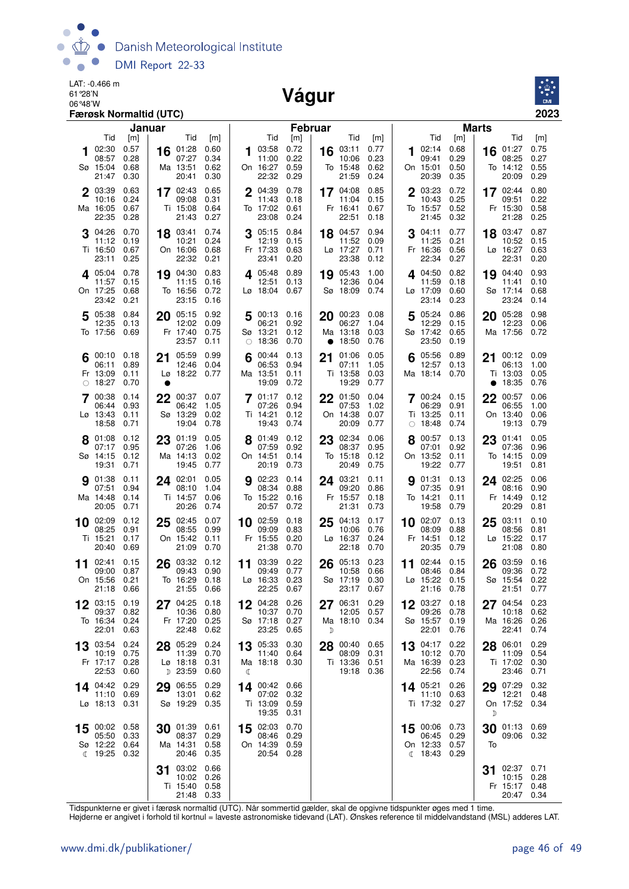LAT: -0.466 m
61°28'N
06°48'W

# Vágur

**Færøsk Normaltid (UTC)** **2023**

## Januar

| Dag | Tid | [m] | Dag | Tid | [m] |
|---|---|---|---|---|---|
| 1 Sø | 02:30 | 0.57 | 16 Ma | 01:28 | 0.60 |
| | 08:57 | 0.28 | | 07:27 | 0.34 |
| | 15:04 | 0.68 | | 13:51 | 0.62 |
| | 21:47 | 0.30 | | 20:41 | 0.30 |
| 2 Ma | 03:39 | 0.63 | 17 Ti | 02:43 | 0.65 |
| | 10:16 | 0.24 | | 09:08 | 0.31 |
| | 16:05 | 0.67 | | 15:08 | 0.64 |
| | 22:35 | 0.28 | | 21:43 | 0.27 |
| 3 Ti | 04:26 | 0.70 | 18 On | 03:41 | 0.74 |
| | 11:12 | 0.19 | | 10:21 | 0.24 |
| | 16:50 | 0.67 | | 16:06 | 0.68 |
| | 23:11 | 0.25 | | 22:32 | 0.21 |
| 4 On | 05:04 | 0.78 | 19 To | 04:30 | 0.83 |
| | 11:57 | 0.15 | | 11:15 | 0.16 |
| | 17:25 | 0.68 | | 16:56 | 0.72 |
| | 23:42 | 0.21 | | 23:15 | 0.16 |
| 5 To | 05:38 | 0.84 | 20 Fr | 05:15 | 0.92 |
| | 12:35 | 0.13 | | 12:02 | 0.09 |
| | 17:56 | 0.69 | | 17:40 | 0.75 |
| | | | | 23:57 | 0.11 |
| 6 Fr ○ | 00:10 | 0.18 | 21 Lø ● | 05:59 | 0.99 |
| | 06:11 | 0.89 | | 12:46 | 0.04 |
| | 13:09 | 0.11 | | 18:22 | 0.77 |
| | 18:27 | 0.70 | | | |
| 7 Lø | 00:38 | 0.14 | 22 Sø | 00:37 | 0.07 |
| | 06:44 | 0.93 | | 06:42 | 1.05 |
| | 13:43 | 0.11 | | 13:29 | 0.02 |
| | 18:58 | 0.71 | | 19:04 | 0.78 |
| 8 Sø | 01:08 | 0.12 | 23 Ma | 01:19 | 0.05 |
| | 07:17 | 0.95 | | 07:26 | 1.06 |
| | 14:15 | 0.12 | | 14:13 | 0.02 |
| | 19:31 | 0.71 | | 19:45 | 0.77 |
| 9 Ma | 01:38 | 0.11 | 24 Ti | 02:01 | 0.05 |
| | 07:51 | 0.94 | | 08:10 | 1.04 |
| | 14:48 | 0.14 | | 14:57 | 0.06 |
| | 20:05 | 0.71 | | 20:26 | 0.74 |
| 10 Ti | 02:09 | 0.12 | 25 On | 02:45 | 0.07 |
| | 08:25 | 0.91 | | 08:55 | 0.99 |
| | 15:21 | 0.17 | | 15:42 | 0.11 |
| | 20:40 | 0.69 | | 21:09 | 0.70 |
| 11 On | 02:41 | 0.15 | 26 To | 03:32 | 0.12 |
| | 09:00 | 0.87 | | 09:43 | 0.90 |
| | 15:56 | 0.21 | | 16:29 | 0.18 |
| | 21:18 | 0.66 | | 21:55 | 0.66 |
| 12 To | 03:15 | 0.19 | 27 Fr | 04:25 | 0.18 |
| | 09:37 | 0.82 | | 10:36 | 0.80 |
| | 16:34 | 0.24 | | 17:20 | 0.25 |
| | 22:01 | 0.63 | | 22:48 | 0.62 |
| 13 Fr | 03:54 | 0.24 | 28 Lø ☽ | 05:29 | 0.24 |
| | 10:19 | 0.75 | | 11:39 | 0.70 |
| | 17:17 | 0.28 | | 18:18 | 0.31 |
| | 22:53 | 0.60 | | 23:59 | 0.60 |
| 14 Lø | 04:42 | 0.29 | 29 Sø | 06:55 | 0.29 |
| | 11:10 | 0.69 | | 13:01 | 0.62 |
| | 18:13 | 0.31 | | 19:29 | 0.35 |
| 15 Sø ☾ | 00:02 | 0.58 | 30 Ma | 01:39 | 0.61 |
| | 05:50 | 0.33 | | 08:37 | 0.29 |
| | 12:22 | 0.64 | | 14:31 | 0.58 |
| | 19:25 | 0.32 | | 20:46 | 0.35 |
| | | | 31 Ti | 03:02 | 0.66 |
| | | | | 10:02 | 0.26 |
| | | | | 15:40 | 0.58 |
| | | | | 21:48 | 0.33 |

## Februar

| Dag | Tid | [m] | Dag | Tid | [m] |
|---|---|---|---|---|---|
| 1 On | 03:58 | 0.72 | 16 To | 03:11 | 0.77 |
| | 11:00 | 0.22 | | 10:06 | 0.23 |
| | 16:27 | 0.59 | | 15:48 | 0.62 |
| | 22:32 | 0.29 | | 21:59 | 0.24 |
| 2 To | 04:39 | 0.78 | 17 Fr | 04:08 | 0.85 |
| | 11:43 | 0.18 | | 11:04 | 0.15 |
| | 17:02 | 0.61 | | 16:41 | 0.67 |
| | 23:08 | 0.24 | | 22:51 | 0.18 |
| 3 Fr | 05:15 | 0.84 | 18 Lø | 04:57 | 0.94 |
| | 12:19 | 0.15 | | 11:52 | 0.09 |
| | 17:33 | 0.63 | | 17:27 | 0.71 |
| | 23:41 | 0.20 | | 23:38 | 0.12 |
| 4 Lø | 05:48 | 0.89 | 19 Sø | 05:43 | 1.00 |
| | 12:51 | 0.13 | | 12:36 | 0.04 |
| | 18:04 | 0.67 | | 18:09 | 0.74 |
| 5 Sø ○ | 00:13 | 0.16 | 20 Ma ● | 00:23 | 0.08 |
| | 06:21 | 0.92 | | 06:27 | 1.04 |
| | 13:21 | 0.12 | | 13:18 | 0.03 |
| | 18:36 | 0.70 | | 18:50 | 0.76 |
| 6 Ma | 00:44 | 0.13 | 21 Ti | 01:06 | 0.05 |
| | 06:53 | 0.94 | | 07:11 | 1.05 |
| | 13:51 | 0.11 | | 13:58 | 0.03 |
| | 19:09 | 0.72 | | 19:29 | 0.77 |
| 7 Ti | 01:17 | 0.12 | 22 On | 01:50 | 0.04 |
| | 07:26 | 0.94 | | 07:53 | 1.02 |
| | 14:21 | 0.12 | | 14:38 | 0.07 |
| | 19:43 | 0.74 | | 20:09 | 0.77 |
| 8 On | 01:49 | 0.12 | 23 To | 02:34 | 0.06 |
| | 07:59 | 0.92 | | 08:37 | 0.95 |
| | 14:51 | 0.14 | | 15:18 | 0.12 |
| | 20:19 | 0.73 | | 20:49 | 0.75 |
| 9 To | 02:23 | 0.14 | 24 Fr | 03:21 | 0.11 |
| | 08:34 | 0.88 | | 09:20 | 0.86 |
| | 15:22 | 0.16 | | 15:57 | 0.18 |
| | 20:57 | 0.72 | | 21:31 | 0.73 |
| 10 Fr | 02:59 | 0.18 | 25 Lø | 04:13 | 0.17 |
| | 09:09 | 0.83 | | 10:06 | 0.76 |
| | 15:55 | 0.20 | | 16:37 | 0.24 |
| | 21:38 | 0.70 | | 22:18 | 0.70 |
| 11 Lø | 03:39 | 0.22 | 26 Sø | 05:13 | 0.23 |
| | 09:49 | 0.77 | | 10:58 | 0.66 |
| | 16:33 | 0.23 | | 17:19 | 0.30 |
| | 22:25 | 0.67 | | 23:17 | 0.67 |
| 12 Sø | 04:28 | 0.26 | 27 Ma ☽ | 06:31 | 0.29 |
| | 10:37 | 0.70 | | 12:05 | 0.57 |
| | 17:18 | 0.27 | | 18:10 | 0.34 |
| | 23:25 | 0.65 | | | |
| 13 Ma ☾ | 05:33 | 0.30 | 28 Ti | 00:40 | 0.65 |
| | 11:40 | 0.64 | | 08:09 | 0.31 |
| | 18:18 | 0.30 | | 13:36 | 0.51 |
| | | | | 19:18 | 0.36 |
| 14 Ti | 00:42 | 0.66 | | | |
| | 07:02 | 0.32 | | | |
| | 13:09 | 0.59 | | | |
| | 19:35 | 0.31 | | | |
| 15 On | 02:03 | 0.70 | | | |
| | 08:46 | 0.29 | | | |
| | 14:39 | 0.59 | | | |
| | 20:54 | 0.28 | | | |

## Marts

| Dag | Tid | [m] | Dag | Tid | [m] |
|---|---|---|---|---|---|
| 1 On | 02:14 | 0.68 | 16 To | 01:27 | 0.75 |
| | 09:41 | 0.29 | | 08:25 | 0.27 |
| | 15:01 | 0.50 | | 14:12 | 0.55 |
| | 20:39 | 0.35 | | 20:09 | 0.29 |
| 2 To | 03:23 | 0.72 | 17 Fr | 02:44 | 0.80 |
| | 10:43 | 0.25 | | 09:51 | 0.22 |
| | 15:57 | 0.52 | | 15:30 | 0.58 |
| | 21:45 | 0.32 | | 21:28 | 0.25 |
| 3 Fr | 04:11 | 0.77 | 18 Lø | 03:47 | 0.87 |
| | 11:25 | 0.21 | | 10:52 | 0.15 |
| | 16:36 | 0.56 | | 16:27 | 0.63 |
| | 22:34 | 0.27 | | 22:31 | 0.20 |
| 4 Lø | 04:50 | 0.82 | 19 Sø | 04:40 | 0.93 |
| | 11:59 | 0.18 | | 11:41 | 0.10 |
| | 17:09 | 0.60 | | 17:14 | 0.68 |
| | 23:14 | 0.23 | | 23:24 | 0.14 |
| 5 Sø | 05:24 | 0.86 | 20 Ma | 05:28 | 0.98 |
| | 12:29 | 0.15 | | 12:23 | 0.06 |
| | 17:42 | 0.65 | | 17:56 | 0.72 |
| | 23:50 | 0.19 | | | |
| 6 Ma | 05:56 | 0.89 | 21 Ti ● | 00:12 | 0.09 |
| | 12:57 | 0.13 | | 06:13 | 1.00 |
| | 18:14 | 0.70 | | 13:03 | 0.05 |
| | | | | 18:35 | 0.76 |
| 7 Ti ○ | 00:24 | 0.15 | 22 On | 00:57 | 0.06 |
| | 06:29 | 0.91 | | 06:55 | 1.00 |
| | 13:25 | 0.11 | | 13:40 | 0.06 |
| | 18:48 | 0.74 | | 19:13 | 0.79 |
| 8 On | 00:57 | 0.13 | 23 To | 01:41 | 0.05 |
| | 07:01 | 0.92 | | 07:36 | 0.96 |
| | 13:52 | 0.11 | | 14:15 | 0.09 |
| | 19:22 | 0.77 | | 19:51 | 0.81 |
| 9 To | 01:31 | 0.13 | 24 Fr | 02:25 | 0.06 |
| | 07:35 | 0.91 | | 08:16 | 0.90 |
| | 14:21 | 0.11 | | 14:49 | 0.12 |
| | 19:58 | 0.79 | | 20:29 | 0.81 |
| 10 Fr | 02:07 | 0.13 | 25 Lø | 03:11 | 0.10 |
| | 08:09 | 0.88 | | 08:56 | 0.81 |
| | 14:51 | 0.12 | | 15:22 | 0.17 |
| | 20:35 | 0.79 | | 21:08 | 0.80 |
| 11 Lø | 02:44 | 0.15 | 26 Sø | 03:59 | 0.16 |
| | 08:46 | 0.84 | | 09:36 | 0.72 |
| | 15:22 | 0.15 | | 15:54 | 0.22 |
| | 21:16 | 0.78 | | 21:51 | 0.77 |
| 12 Sø | 03:27 | 0.18 | 27 Ma | 04:54 | 0.23 |
| | 09:26 | 0.78 | | 10:18 | 0.62 |
| | 15:57 | 0.19 | | 16:26 | 0.26 |
| | 22:01 | 0.76 | | 22:41 | 0.74 |
| 13 Ma | 04:17 | 0.22 | 28 Ti | 06:01 | 0.29 |
| | 10:12 | 0.70 | | 11:09 | 0.54 |
| | 16:39 | 0.23 | | 17:02 | 0.30 |
| | 22:56 | 0.74 | | 23:46 | 0.71 |
| 14 Ti | 05:21 | 0.26 | 29 On ☽ | 07:29 | 0.32 |
| | 11:10 | 0.63 | | 12:21 | 0.48 |
| | 17:32 | 0.27 | | 17:52 | 0.34 |
| 15 On ☾ | 00:06 | 0.73 | 30 To | 01:13 | 0.69 |
| | 06:45 | 0.29 | | 09:06 | 0.32 |
| | 12:33 | 0.57 | | | |
| | 18:43 | 0.29 | | | |
| | | | 31 Fr | 02:37 | 0.71 |
| | | | | 10:15 | 0.28 |
| | | | | 15:17 | 0.48 |
| | | | | 20:47 | 0.34 |

Tidspunkterne er givet i færøsk normaltid (UTC). Når sommertid gælder, skal de opgivne tidspunkter øges med 1 time.
Højderne er angivet i forhold til kortnul = laveste astronomiske tidevand (LAT). Ønskes reference til middelvandstand (MSL) adderes LAT.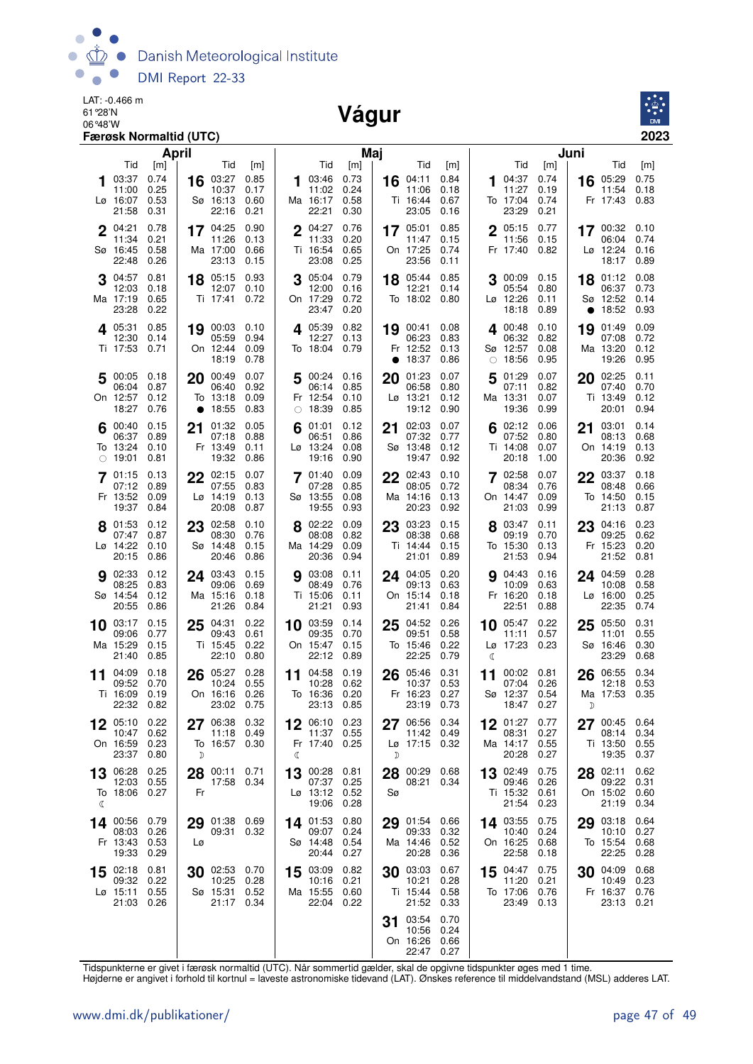LAT: -0.466 m
61°28'N
06°48'W
**Færøsk Normaltid (UTC)**

# Vágur

**2023**

## April

| Dato | Dag | Tid | [m] | Tid | [m] | Tid | [m] | Tid | [m] | Månefase |
|---|---|---|---|---|---|---|---|---|---|---|
| 1 | Lø | 03:37 | 0.74 | 11:00 | 0.25 | 16:07 | 0.53 | 21:58 | 0.31 | |
| 2 | Sø | 04:21 | 0.78 | 11:34 | 0.21 | 16:45 | 0.58 | 22:48 | 0.26 | |
| 3 | Ma | 04:57 | 0.81 | 12:03 | 0.18 | 17:19 | 0.65 | 23:28 | 0.22 | |
| 4 | Ti | 05:31 | 0.85 | 12:30 | 0.14 | 17:53 | 0.71 | | | |
| 5 | On | 00:05 | 0.18 | 06:04 | 0.87 | 12:57 | 0.12 | 18:27 | 0.76 | |
| 6 | To | 00:40 | 0.15 | 06:37 | 0.89 | 13:24 | 0.10 | 19:01 | 0.81 | ○ |
| 7 | Fr | 01:15 | 0.13 | 07:12 | 0.89 | 13:52 | 0.09 | 19:37 | 0.84 | |
| 8 | Lø | 01:53 | 0.12 | 07:47 | 0.87 | 14:22 | 0.10 | 20:15 | 0.86 | |
| 9 | Sø | 02:33 | 0.12 | 08:25 | 0.83 | 14:54 | 0.12 | 20:55 | 0.86 | |
| 10 | Ma | 03:17 | 0.15 | 09:06 | 0.77 | 15:29 | 0.15 | 21:40 | 0.85 | |
| 11 | Ti | 04:09 | 0.18 | 09:52 | 0.70 | 16:09 | 0.19 | 22:32 | 0.82 | |
| 12 | On | 05:10 | 0.22 | 10:47 | 0.62 | 16:59 | 0.23 | 23:37 | 0.80 | |
| 13 | To | 06:28 | 0.25 | 12:03 | 0.55 | 18:06 | 0.27 | | | ☾ |
| 14 | Fr | 00:56 | 0.79 | 08:03 | 0.26 | 13:43 | 0.53 | 19:33 | 0.29 | |
| 15 | Lø | 02:18 | 0.81 | 09:32 | 0.22 | 15:11 | 0.55 | 21:03 | 0.26 | |
| 16 | Sø | 03:27 | 0.85 | 10:37 | 0.17 | 16:13 | 0.60 | 22:16 | 0.21 | |
| 17 | Ma | 04:25 | 0.90 | 11:26 | 0.13 | 17:00 | 0.66 | 23:13 | 0.15 | |
| 18 | Ti | 05:15 | 0.93 | 12:07 | 0.10 | 17:41 | 0.72 | | | |
| 19 | On | 00:03 | 0.10 | 05:59 | 0.94 | 12:44 | 0.09 | 18:19 | 0.78 | |
| 20 | To | 00:49 | 0.07 | 06:40 | 0.92 | 13:18 | 0.09 | 18:55 | 0.83 | ● |
| 21 | Fr | 01:32 | 0.05 | 07:18 | 0.88 | 13:49 | 0.11 | 19:32 | 0.86 | |
| 22 | Lø | 02:15 | 0.07 | 07:55 | 0.83 | 14:19 | 0.13 | 20:08 | 0.87 | |
| 23 | Sø | 02:58 | 0.10 | 08:30 | 0.76 | 14:48 | 0.15 | 20:46 | 0.86 | |
| 24 | Ma | 03:43 | 0.15 | 09:06 | 0.69 | 15:16 | 0.18 | 21:26 | 0.84 | |
| 25 | Ti | 04:31 | 0.22 | 09:43 | 0.61 | 15:45 | 0.22 | 22:10 | 0.80 | |
| 26 | On | 05:27 | 0.28 | 10:24 | 0.55 | 16:16 | 0.26 | 23:02 | 0.75 | |
| 27 | To | 06:38 | 0.32 | 11:18 | 0.49 | 16:57 | 0.30 | | | ☽ |
| 28 | Fr | 00:11 | 0.71 | 17:58 | 0.34 | | | | | |
| 29 | Lø | 01:38 | 0.69 | 09:31 | 0.32 | | | | | |
| 30 | Sø | 02:53 | 0.70 | 10:25 | 0.28 | 15:31 | 0.52 | 21:17 | 0.34 | |

## Maj

| Dato | Dag | Tid | [m] | Tid | [m] | Tid | [m] | Tid | [m] | Månefase |
|---|---|---|---|---|---|---|---|---|---|---|
| 1 | Ma | 03:46 | 0.73 | 11:02 | 0.24 | 16:17 | 0.58 | 22:21 | 0.30 | |
| 2 | Ti | 04:27 | 0.76 | 11:33 | 0.20 | 16:54 | 0.65 | 23:08 | 0.25 | |
| 3 | On | 05:04 | 0.79 | 12:00 | 0.16 | 17:29 | 0.72 | 23:47 | 0.20 | |
| 4 | To | 05:39 | 0.82 | 12:27 | 0.13 | 18:04 | 0.79 | | | |
| 5 | Fr | 00:24 | 0.16 | 06:14 | 0.85 | 12:54 | 0.10 | 18:39 | 0.85 | ○ |
| 6 | Lø | 01:01 | 0.12 | 06:51 | 0.86 | 13:24 | 0.08 | 19:16 | 0.90 | |
| 7 | Sø | 01:40 | 0.09 | 07:28 | 0.85 | 13:55 | 0.08 | 19:55 | 0.93 | |
| 8 | Ma | 02:22 | 0.09 | 08:08 | 0.82 | 14:29 | 0.09 | 20:36 | 0.94 | |
| 9 | Ti | 03:08 | 0.11 | 08:49 | 0.76 | 15:06 | 0.11 | 21:21 | 0.93 | |
| 10 | On | 03:59 | 0.14 | 09:35 | 0.70 | 15:47 | 0.15 | 22:12 | 0.89 | |
| 11 | To | 04:58 | 0.19 | 10:28 | 0.62 | 16:36 | 0.20 | 23:13 | 0.85 | |
| 12 | Fr | 06:10 | 0.23 | 11:37 | 0.55 | 17:40 | 0.25 | | | ☾ |
| 13 | Lø | 00:28 | 0.81 | 07:37 | 0.25 | 13:12 | 0.52 | 19:06 | 0.28 | |
| 14 | Sø | 01:53 | 0.80 | 09:07 | 0.24 | 14:48 | 0.54 | 20:44 | 0.27 | |
| 15 | Ma | 03:09 | 0.82 | 10:16 | 0.21 | 15:55 | 0.60 | 22:04 | 0.22 | |
| 16 | Ti | 04:11 | 0.84 | 11:06 | 0.18 | 16:44 | 0.67 | 23:05 | 0.16 | |
| 17 | On | 05:01 | 0.85 | 11:47 | 0.15 | 17:25 | 0.74 | 23:56 | 0.11 | |
| 18 | To | 05:44 | 0.85 | 12:21 | 0.14 | 18:02 | 0.80 | | | |
| 19 | Fr | 00:41 | 0.08 | 06:23 | 0.83 | 12:52 | 0.13 | 18:37 | 0.86 | ● |
| 20 | Lø | 01:23 | 0.07 | 06:58 | 0.80 | 13:21 | 0.12 | 19:12 | 0.90 | |
| 21 | Sø | 02:03 | 0.07 | 07:32 | 0.77 | 13:48 | 0.12 | 19:47 | 0.92 | |
| 22 | Ma | 02:43 | 0.10 | 08:05 | 0.72 | 14:16 | 0.13 | 20:23 | 0.92 | |
| 23 | Ti | 03:23 | 0.15 | 08:38 | 0.68 | 14:44 | 0.15 | 21:01 | 0.89 | |
| 24 | On | 04:05 | 0.20 | 09:13 | 0.63 | 15:14 | 0.18 | 21:41 | 0.84 | |
| 25 | To | 04:52 | 0.26 | 09:51 | 0.58 | 15:46 | 0.22 | 22:25 | 0.79 | |
| 26 | Fr | 05:46 | 0.31 | 10:37 | 0.53 | 16:23 | 0.27 | 23:19 | 0.73 | |
| 27 | Lø | 06:56 | 0.34 | 11:42 | 0.49 | 17:15 | 0.32 | | | ☽ |
| 28 | Sø | 00:29 | 0.68 | 08:21 | 0.34 | | | | | |
| 29 | Ma | 01:54 | 0.66 | 09:33 | 0.32 | 14:46 | 0.52 | 20:28 | 0.36 | |
| 30 | Ti | 03:03 | 0.67 | 10:21 | 0.28 | 15:44 | 0.58 | 21:52 | 0.33 | |
| 31 | On | 03:54 | 0.70 | 10:56 | 0.24 | 16:26 | 0.66 | 22:47 | 0.27 | |

## Juni

| Dato | Dag | Tid | [m] | Tid | [m] | Tid | [m] | Tid | [m] | Månefase |
|---|---|---|---|---|---|---|---|---|---|---|
| 1 | To | 04:37 | 0.74 | 11:27 | 0.19 | 17:04 | 0.74 | 23:29 | 0.21 | |
| 2 | Fr | 05:15 | 0.77 | 11:56 | 0.15 | 17:40 | 0.82 | | | |
| 3 | Lø | 00:09 | 0.15 | 05:54 | 0.80 | 12:26 | 0.11 | 18:18 | 0.89 | |
| 4 | Sø | 00:48 | 0.10 | 06:32 | 0.82 | 12:57 | 0.08 | 18:56 | 0.95 | ○ |
| 5 | Ma | 01:29 | 0.07 | 07:11 | 0.82 | 13:31 | 0.07 | 19:36 | 0.99 | |
| 6 | Ti | 02:12 | 0.06 | 07:52 | 0.80 | 14:08 | 0.07 | 20:18 | 1.00 | |
| 7 | On | 02:58 | 0.07 | 08:34 | 0.76 | 14:47 | 0.09 | 21:03 | 0.99 | |
| 8 | To | 03:47 | 0.11 | 09:19 | 0.70 | 15:30 | 0.13 | 21:53 | 0.94 | |
| 9 | Fr | 04:43 | 0.16 | 10:09 | 0.63 | 16:20 | 0.18 | 22:51 | 0.88 | |
| 10 | Lø | 05:47 | 0.22 | 11:11 | 0.57 | 17:23 | 0.23 | | | ☾ |
| 11 | Sø | 00:02 | 0.81 | 07:04 | 0.26 | 12:37 | 0.54 | 18:47 | 0.27 | |
| 12 | Ma | 01:27 | 0.77 | 08:31 | 0.27 | 14:17 | 0.55 | 20:28 | 0.27 | |
| 13 | Ti | 02:49 | 0.75 | 09:46 | 0.26 | 15:32 | 0.61 | 21:54 | 0.23 | |
| 14 | On | 03:55 | 0.75 | 10:40 | 0.24 | 16:25 | 0.68 | 22:58 | 0.18 | |
| 15 | To | 04:47 | 0.75 | 11:20 | 0.21 | 17:06 | 0.76 | 23:49 | 0.13 | |
| 16 | Fr | 05:29 | 0.75 | 11:54 | 0.18 | 17:43 | 0.83 | | | |
| 17 | Lø | 00:32 | 0.10 | 06:04 | 0.74 | 12:24 | 0.16 | 18:17 | 0.89 | |
| 18 | Sø | 01:12 | 0.08 | 06:37 | 0.73 | 12:52 | 0.14 | 18:52 | 0.93 | ● |
| 19 | Ma | 01:49 | 0.09 | 07:08 | 0.72 | 13:20 | 0.12 | 19:26 | 0.95 | |
| 20 | Ti | 02:25 | 0.11 | 07:40 | 0.70 | 13:49 | 0.12 | 20:01 | 0.94 | |
| 21 | On | 03:01 | 0.14 | 08:13 | 0.68 | 14:19 | 0.13 | 20:36 | 0.92 | |
| 22 | To | 03:37 | 0.18 | 08:48 | 0.66 | 14:50 | 0.15 | 21:13 | 0.87 | |
| 23 | Fr | 04:16 | 0.23 | 09:25 | 0.62 | 15:23 | 0.20 | 21:52 | 0.81 | |
| 24 | Lø | 04:59 | 0.28 | 10:08 | 0.58 | 16:00 | 0.25 | 22:35 | 0.74 | |
| 25 | Sø | 05:50 | 0.31 | 11:01 | 0.55 | 16:46 | 0.30 | 23:29 | 0.68 | |
| 26 | Ma | 06:55 | 0.34 | 12:18 | 0.53 | 17:53 | 0.35 | | | ☽ |
| 27 | Ti | 00:45 | 0.64 | 08:14 | 0.34 | 13:50 | 0.55 | 19:35 | 0.37 | |
| 28 | On | 02:11 | 0.62 | 09:22 | 0.31 | 15:02 | 0.60 | 21:19 | 0.34 | |
| 29 | To | 03:18 | 0.64 | 10:10 | 0.27 | 15:54 | 0.68 | 22:25 | 0.28 | |
| 30 | Fr | 04:09 | 0.68 | 10:49 | 0.23 | 16:37 | 0.76 | 23:13 | 0.21 | |

Tidspunkterne er givet i færøsk normaltid (UTC). Når sommertid gælder, skal de opgivne tidspunkter øges med 1 time.
Højderne er angivet i forhold til kortnul = laveste astronomiske tidevand (LAT). Ønskes reference til middelvandstand (MSL) adderes LAT.

www.dmi.dk/publikationer/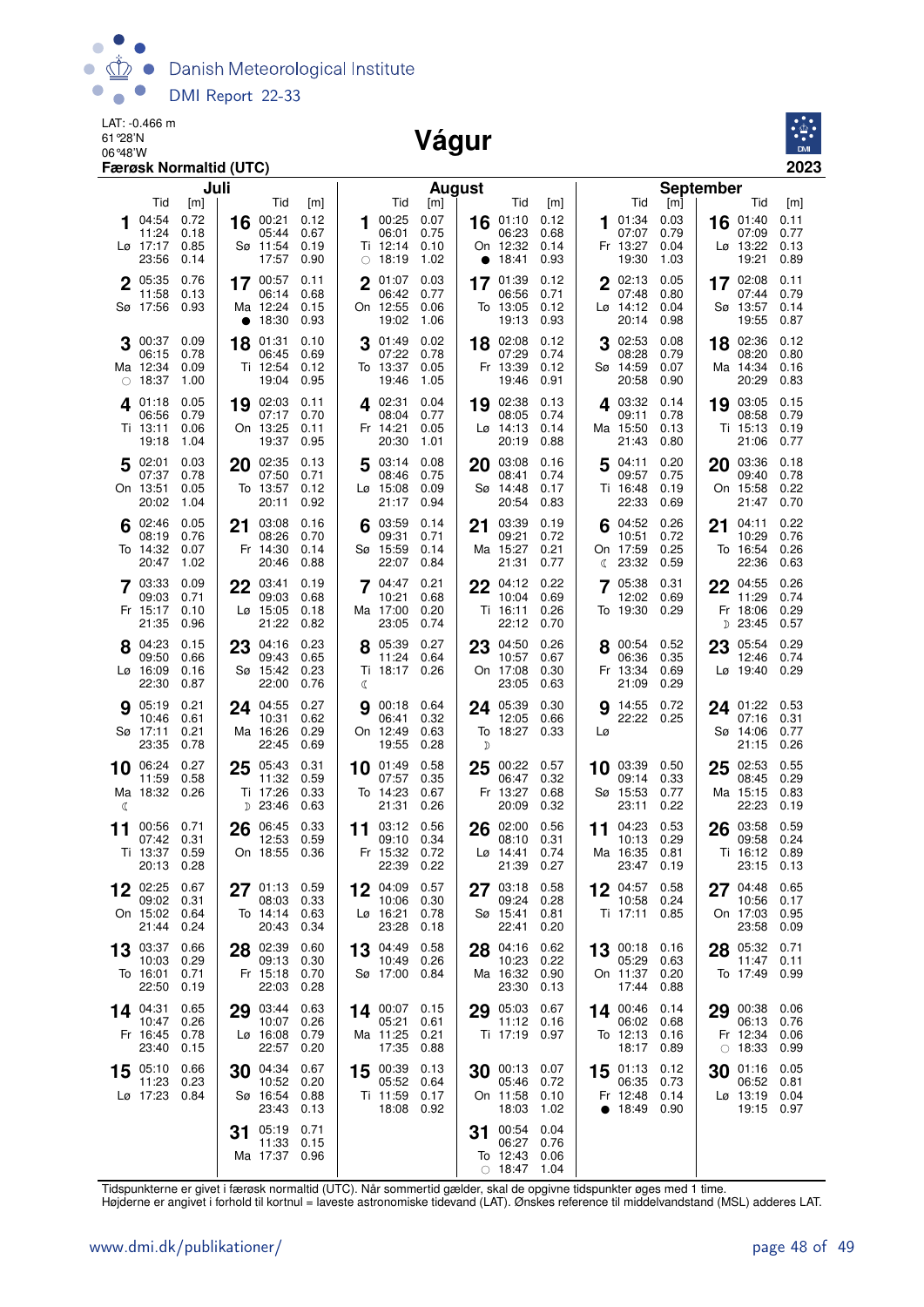LAT: -0.466 m
61°28'N
06°48'W
**Færøsk Normaltid (UTC)**

# Vágur

**2023**

## Juli

| Dag | Tid | [m] | Dag | Tid | [m] |
|---|---|---|---|---|---|
| 1 Lø | 04:54 | 0.72 | 16 Sø | 00:21 | 0.12 |
| | 11:24 | 0.18 | | 05:44 | 0.67 |
| | 17:17 | 0.85 | | 11:54 | 0.19 |
| | 23:56 | 0.14 | | 17:57 | 0.90 |
| 2 Sø | 05:35 | 0.76 | 17 Ma | 00:57 | 0.11 |
| | 11:58 | 0.13 | | 06:14 | 0.68 |
| | 17:56 | 0.93 | | 12:24 | 0.15 |
| | | | ● | 18:30 | 0.93 |
| 3 Ma | 00:37 | 0.09 | 18 Ti | 01:31 | 0.10 |
| | 06:15 | 0.78 | | 06:45 | 0.69 |
| | 12:34 | 0.09 | | 12:54 | 0.12 |
| ○ | 18:37 | 1.00 | | 19:04 | 0.95 |
| 4 Ti | 01:18 | 0.05 | 19 On | 02:03 | 0.11 |
| | 06:56 | 0.79 | | 07:17 | 0.70 |
| | 13:11 | 0.06 | | 13:25 | 0.11 |
| | 19:18 | 1.04 | | 19:37 | 0.95 |
| 5 On | 02:01 | 0.03 | 20 To | 02:35 | 0.13 |
| | 07:37 | 0.78 | | 07:50 | 0.71 |
| | 13:51 | 0.05 | | 13:57 | 0.12 |
| | 20:02 | 1.04 | | 20:11 | 0.92 |
| 6 To | 02:46 | 0.05 | 21 Fr | 03:08 | 0.16 |
| | 08:19 | 0.76 | | 08:26 | 0.70 |
| | 14:32 | 0.07 | | 14:30 | 0.14 |
| | 20:47 | 1.02 | | 20:46 | 0.88 |
| 7 Fr | 03:33 | 0.09 | 22 Lø | 03:41 | 0.19 |
| | 09:03 | 0.71 | | 09:03 | 0.68 |
| | 15:17 | 0.10 | | 15:05 | 0.18 |
| | 21:35 | 0.96 | | 21:22 | 0.82 |
| 8 Lø | 04:23 | 0.15 | 23 Sø | 04:16 | 0.23 |
| | 09:50 | 0.66 | | 09:43 | 0.65 |
| | 16:09 | 0.16 | | 15:42 | 0.23 |
| | 22:30 | 0.87 | | 22:00 | 0.76 |
| 9 Sø | 05:19 | 0.21 | 24 Ma | 04:55 | 0.27 |
| | 10:46 | 0.61 | | 10:31 | 0.62 |
| | 17:11 | 0.21 | | 16:26 | 0.29 |
| | 23:35 | 0.78 | | 22:45 | 0.69 |
| 10 Ma | 06:24 | 0.27 | 25 Ti | 05:43 | 0.31 |
| | 11:59 | 0.58 | | 11:32 | 0.59 |
| | 18:32 | 0.26 | | 17:26 | 0.33 |
| ☾ | | | ☽ | 23:46 | 0.63 |
| 11 Ti | 00:56 | 0.71 | 26 On | 06:45 | 0.33 |
| | 07:42 | 0.31 | | 12:53 | 0.59 |
| | 13:37 | 0.59 | | 18:55 | 0.36 |
| | 20:13 | 0.28 | | | |
| 12 On | 02:25 | 0.67 | 27 To | 01:13 | 0.59 |
| | 09:02 | 0.31 | | 08:03 | 0.33 |
| | 15:02 | 0.64 | | 14:14 | 0.63 |
| | 21:44 | 0.24 | | 20:43 | 0.34 |
| 13 To | 03:37 | 0.66 | 28 Fr | 02:39 | 0.60 |
| | 10:03 | 0.29 | | 09:13 | 0.30 |
| | 16:01 | 0.71 | | 15:18 | 0.70 |
| | 22:50 | 0.19 | | 22:03 | 0.28 |
| 14 Fr | 04:31 | 0.65 | 29 Lø | 03:44 | 0.63 |
| | 10:47 | 0.26 | | 10:07 | 0.26 |
| | 16:45 | 0.78 | | 16:08 | 0.79 |
| | 23:40 | 0.15 | | 22:57 | 0.20 |
| 15 Lø | 05:10 | 0.66 | 30 Sø | 04:34 | 0.67 |
| | 11:23 | 0.23 | | 10:52 | 0.20 |
| | 17:23 | 0.84 | | 16:54 | 0.88 |
| | | | | 23:43 | 0.13 |
| | | | 31 Ma | 05:19 | 0.71 |
| | | | | 11:33 | 0.15 |
| | | | | 17:37 | 0.96 |

## August

| Dag | Tid | [m] | Dag | Tid | [m] |
|---|---|---|---|---|---|
| 1 Ti | 00:25 | 0.07 | 16 On | 01:10 | 0.12 |
| | 06:01 | 0.75 | | 06:23 | 0.68 |
| | 12:14 | 0.10 | | 12:32 | 0.14 |
| ○ | 18:19 | 1.02 | ● | 18:41 | 0.93 |
| 2 On | 01:07 | 0.03 | 17 To | 01:39 | 0.12 |
| | 06:42 | 0.77 | | 06:56 | 0.71 |
| | 12:55 | 0.06 | | 13:05 | 0.12 |
| | 19:02 | 1.06 | | 19:13 | 0.93 |
| 3 To | 01:49 | 0.02 | 18 Fr | 02:08 | 0.12 |
| | 07:22 | 0.78 | | 07:29 | 0.74 |
| | 13:37 | 0.05 | | 13:39 | 0.12 |
| | 19:46 | 1.05 | | 19:46 | 0.91 |
| 4 Fr | 02:31 | 0.04 | 19 Lø | 02:38 | 0.13 |
| | 08:04 | 0.77 | | 08:05 | 0.74 |
| | 14:21 | 0.05 | | 14:13 | 0.14 |
| | 20:30 | 1.01 | | 20:19 | 0.88 |
| 5 Lø | 03:14 | 0.08 | 20 Sø | 03:08 | 0.16 |
| | 08:46 | 0.75 | | 08:41 | 0.74 |
| | 15:08 | 0.09 | | 14:48 | 0.17 |
| | 21:17 | 0.94 | | 20:54 | 0.83 |
| 6 Sø | 03:59 | 0.14 | 21 Ma | 03:39 | 0.19 |
| | 09:31 | 0.71 | | 09:21 | 0.72 |
| | 15:59 | 0.14 | | 15:27 | 0.21 |
| | 22:07 | 0.84 | | 21:31 | 0.77 |
| 7 Ma | 04:47 | 0.21 | 22 Ti | 04:12 | 0.22 |
| | 10:21 | 0.68 | | 10:04 | 0.69 |
| | 17:00 | 0.20 | | 16:11 | 0.26 |
| | 23:05 | 0.74 | | 22:12 | 0.70 |
| 8 Ti | 05:39 | 0.27 | 23 On | 04:50 | 0.26 |
| | 11:24 | 0.64 | | 10:57 | 0.67 |
| | 18:17 | 0.26 | | 17:08 | 0.30 |
| ☾ | | | | 23:05 | 0.63 |
| 9 On | 00:18 | 0.64 | 24 To | 05:39 | 0.30 |
| | 06:41 | 0.32 | | 12:05 | 0.66 |
| | 12:49 | 0.63 | | 18:27 | 0.33 |
| | 19:55 | 0.28 | ☽ | | |
| 10 To | 01:49 | 0.58 | 25 Fr | 00:22 | 0.57 |
| | 07:57 | 0.35 | | 06:47 | 0.32 |
| | 14:23 | 0.67 | | 13:27 | 0.68 |
| | 21:31 | 0.26 | | 20:09 | 0.32 |
| 11 Fr | 03:12 | 0.56 | 26 Lø | 02:00 | 0.56 |
| | 09:10 | 0.34 | | 08:10 | 0.31 |
| | 15:32 | 0.72 | | 14:41 | 0.74 |
| | 22:39 | 0.22 | | 21:39 | 0.27 |
| 12 Lø | 04:09 | 0.57 | 27 Sø | 03:18 | 0.58 |
| | 10:06 | 0.30 | | 09:24 | 0.28 |
| | 16:21 | 0.78 | | 15:41 | 0.81 |
| | 23:28 | 0.18 | | 22:41 | 0.20 |
| 13 Sø | 04:49 | 0.58 | 28 Ma | 04:16 | 0.62 |
| | 10:49 | 0.26 | | 10:23 | 0.22 |
| | 17:00 | 0.84 | | 16:32 | 0.90 |
| | | | | 23:30 | 0.13 |
| 14 Ma | 00:07 | 0.15 | 29 Ti | 05:03 | 0.67 |
| | 05:21 | 0.61 | | 11:12 | 0.16 |
| | 11:25 | 0.21 | | 17:19 | 0.97 |
| | 17:35 | 0.88 | | | |
| 15 Ti | 00:39 | 0.13 | 30 On | 00:13 | 0.07 |
| | 05:52 | 0.64 | | 05:46 | 0.72 |
| | 11:59 | 0.17 | | 11:58 | 0.10 |
| | 18:08 | 0.92 | | 18:03 | 1.02 |
| | | | 31 To | 00:54 | 0.04 |
| | | | | 06:27 | 0.76 |
| | | | | 12:43 | 0.06 |
| | | | ○ | 18:47 | 1.04 |

## September

| Dag | Tid | [m] | Dag | Tid | [m] |
|---|---|---|---|---|---|
| 1 Fr | 01:34 | 0.03 | 16 Lø | 01:40 | 0.11 |
| | 07:07 | 0.79 | | 07:09 | 0.77 |
| | 13:27 | 0.04 | | 13:22 | 0.13 |
| | 19:30 | 1.03 | | 19:21 | 0.89 |
| 2 Lø | 02:13 | 0.05 | 17 Sø | 02:08 | 0.11 |
| | 07:48 | 0.80 | | 07:44 | 0.79 |
| | 14:12 | 0.04 | | 13:57 | 0.14 |
| | 20:14 | 0.98 | | 19:55 | 0.87 |
| 3 Sø | 02:53 | 0.08 | 18 Ma | 02:36 | 0.12 |
| | 08:28 | 0.79 | | 08:20 | 0.80 |
| | 14:59 | 0.07 | | 14:34 | 0.16 |
| | 20:58 | 0.90 | | 20:29 | 0.83 |
| 4 Ma | 03:32 | 0.14 | 19 Ti | 03:05 | 0.15 |
| | 09:11 | 0.78 | | 08:58 | 0.79 |
| | 15:50 | 0.13 | | 15:13 | 0.19 |
| | 21:43 | 0.80 | | 21:06 | 0.77 |
| 5 Ti | 04:11 | 0.20 | 20 On | 03:36 | 0.18 |
| | 09:57 | 0.75 | | 09:40 | 0.78 |
| | 16:48 | 0.19 | | 15:58 | 0.22 |
| | 22:33 | 0.69 | | 21:47 | 0.70 |
| 6 On | 04:52 | 0.26 | 21 To | 04:11 | 0.22 |
| | 10:51 | 0.72 | | 10:29 | 0.76 |
| | 17:59 | 0.25 | | 16:54 | 0.26 |
| ☾ | 23:32 | 0.59 | | 22:36 | 0.63 |
| 7 To | 05:38 | 0.31 | 22 Fr | 04:55 | 0.26 |
| | 12:02 | 0.69 | | 11:29 | 0.74 |
| | 19:30 | 0.29 | | 18:06 | 0.29 |
| | | | ☽ | 23:45 | 0.57 |
| 8 Fr | 00:54 | 0.52 | 23 Lø | 05:54 | 0.29 |
| | 06:36 | 0.35 | | 12:46 | 0.74 |
| | 13:34 | 0.69 | | 19:40 | 0.29 |
| | 21:09 | 0.29 | | | |
| 9 Lø | 14:55 | 0.72 | 24 Sø | 01:22 | 0.53 |
| | 22:22 | 0.25 | | 07:16 | 0.31 |
| | | | | 14:06 | 0.77 |
| | | | | 21:15 | 0.26 |
| 10 Sø | 03:39 | 0.50 | 25 Ma | 02:53 | 0.55 |
| | 09:14 | 0.33 | | 08:45 | 0.29 |
| | 15:53 | 0.77 | | 15:15 | 0.83 |
| | 23:11 | 0.22 | | 22:25 | 0.19 |
| 11 Ma | 04:23 | 0.53 | 26 Ti | 03:58 | 0.59 |
| | 10:13 | 0.29 | | 09:58 | 0.24 |
| | 16:35 | 0.81 | | 16:12 | 0.89 |
| | 23:47 | 0.19 | | 23:15 | 0.13 |
| 12 Ti | 04:57 | 0.58 | 27 On | 04:48 | 0.65 |
| | 10:58 | 0.24 | | 10:56 | 0.17 |
| | 17:11 | 0.85 | | 17:03 | 0.95 |
| | | | | 23:58 | 0.09 |
| 13 On | 00:18 | 0.16 | 28 To | 05:32 | 0.71 |
| | 05:29 | 0.63 | | 11:47 | 0.11 |
| | 11:37 | 0.20 | | 17:49 | 0.99 |
| | 17:44 | 0.88 | | | |
| 14 To | 00:46 | 0.14 | 29 Fr | 00:38 | 0.06 |
| | 06:02 | 0.68 | | 06:13 | 0.76 |
| | 12:13 | 0.16 | | 12:34 | 0.06 |
| | 18:17 | 0.89 | ○ | 18:33 | 0.99 |
| 15 Fr | 01:13 | 0.12 | 30 Lø | 01:16 | 0.05 |
| | 06:35 | 0.73 | | 06:52 | 0.81 |
| | 12:48 | 0.14 | | 13:19 | 0.04 |
| ● | 18:49 | 0.90 | | 19:15 | 0.97 |

Tidspunkterne er givet i færøsk normaltid (UTC). Når sommertid gælder, skal de opgivne tidspunkter øges med 1 time.
Højderne er angivet i forhold til kortnul = laveste astronomiske tidevand (LAT). Ønskes reference til middelvandstand (MSL) adderes LAT.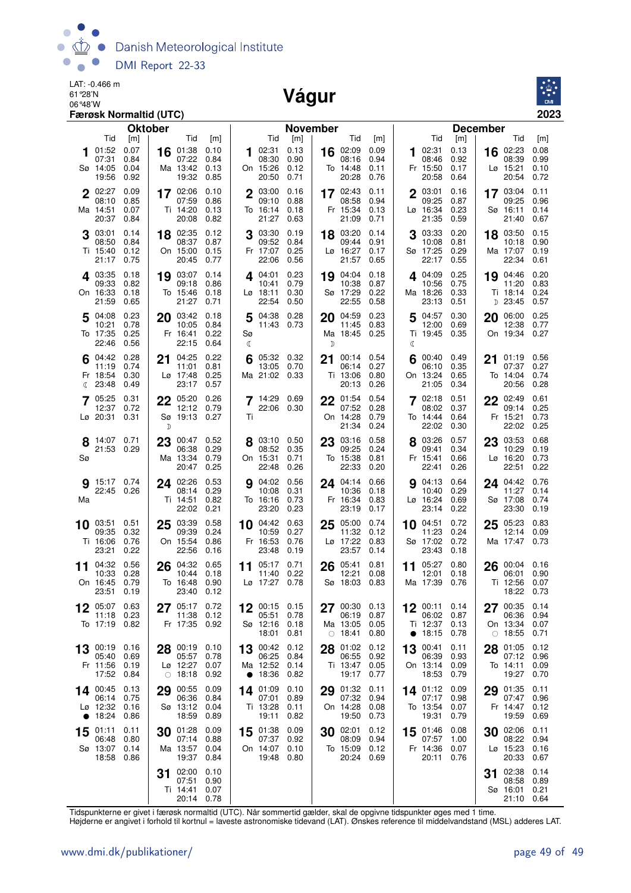LAT: -0.466 m
61°28'N
06°48'W
**Færøsk Normaltid (UTC)**

# Vágur

**2023**

## Oktober

| Dato | Dag | Tid | [m] | Tid | [m] | Tid | [m] | Tid | [m] |
|---|---|---|---|---|---|---|---|---|---|
| 1 | Sø | 01:52 | 0.07 | 07:31 | 0.84 | 14:05 | 0.04 | 19:56 | 0.92 |
| 2 | Ma | 02:27 | 0.09 | 08:10 | 0.85 | 14:51 | 0.07 | 20:37 | 0.84 |
| 3 | Ti | 03:01 | 0.14 | 08:50 | 0.84 | 15:40 | 0.12 | 21:17 | 0.75 |
| 4 | On | 03:35 | 0.18 | 09:33 | 0.82 | 16:33 | 0.18 | 21:59 | 0.65 |
| 5 | To | 04:08 | 0.23 | 10:21 | 0.78 | 17:35 | 0.25 | 22:46 | 0.56 |
| 6 | Fr ☾ | 04:42 | 0.28 | 11:19 | 0.74 | 18:54 | 0.30 | 23:48 | 0.49 |
| 7 | Lø | 05:25 | 0.31 | 12:37 | 0.72 | 20:31 | 0.31 | | |
| 8 | Sø | 14:07 | 0.71 | 21:53 | 0.29 | | | | |
| 9 | Ma | 15:17 | 0.74 | 22:45 | 0.26 | | | | |
| 10 | Ti | 03:51 | 0.51 | 09:35 | 0.32 | 16:06 | 0.76 | 23:21 | 0.22 |
| 11 | On | 04:32 | 0.56 | 10:33 | 0.28 | 16:45 | 0.79 | 23:51 | 0.19 |
| 12 | To | 05:07 | 0.63 | 11:18 | 0.23 | 17:19 | 0.82 | | |
| 13 | Fr | 00:19 | 0.16 | 05:40 | 0.69 | 11:56 | 0.19 | 17:52 | 0.84 |
| 14 | Lø ● | 00:45 | 0.13 | 06:14 | 0.75 | 12:32 | 0.16 | 18:24 | 0.86 |
| 15 | Sø | 01:11 | 0.11 | 06:48 | 0.80 | 13:07 | 0.14 | 18:58 | 0.86 |
| 16 | Ma | 01:38 | 0.10 | 07:22 | 0.84 | 13:42 | 0.13 | 19:32 | 0.85 |
| 17 | Ti | 02:06 | 0.10 | 07:59 | 0.86 | 14:20 | 0.13 | 20:08 | 0.82 |
| 18 | On | 02:35 | 0.12 | 08:37 | 0.87 | 15:00 | 0.15 | 20:45 | 0.77 |
| 19 | To | 03:07 | 0.14 | 09:18 | 0.86 | 15:46 | 0.18 | 21:27 | 0.71 |
| 20 | Fr | 03:42 | 0.18 | 10:05 | 0.84 | 16:41 | 0.22 | 22:15 | 0.64 |
| 21 | Lø | 04:25 | 0.22 | 11:01 | 0.81 | 17:48 | 0.25 | 23:17 | 0.57 |
| 22 | Sø ☽ | 05:20 | 0.26 | 12:12 | 0.79 | 19:13 | 0.27 | | |
| 23 | Ma | 00:47 | 0.52 | 06:38 | 0.29 | 13:34 | 0.79 | 20:47 | 0.25 |
| 24 | Ti | 02:26 | 0.53 | 08:14 | 0.29 | 14:51 | 0.82 | 22:02 | 0.21 |
| 25 | On | 03:39 | 0.58 | 09:39 | 0.24 | 15:54 | 0.86 | 22:56 | 0.16 |
| 26 | To | 04:32 | 0.65 | 10:44 | 0.18 | 16:48 | 0.90 | 23:40 | 0.12 |
| 27 | Fr | 05:17 | 0.72 | 11:38 | 0.12 | 17:35 | 0.92 | | |
| 28 | Lø ○ | 00:19 | 0.10 | 05:57 | 0.78 | 12:27 | 0.07 | 18:18 | 0.92 |
| 29 | Sø | 00:55 | 0.09 | 06:36 | 0.84 | 13:12 | 0.04 | 18:59 | 0.89 |
| 30 | Ma | 01:28 | 0.09 | 07:14 | 0.88 | 13:57 | 0.04 | 19:37 | 0.84 |
| 31 | Ti | 02:00 | 0.10 | 07:51 | 0.90 | 14:41 | 0.07 | 20:14 | 0.78 |

## November

| Dato | Dag | Tid | [m] | Tid | [m] | Tid | [m] | Tid | [m] |
|---|---|---|---|---|---|---|---|---|---|
| 1 | On | 02:31 | 0.13 | 08:30 | 0.90 | 15:26 | 0.12 | 20:50 | 0.71 |
| 2 | To | 03:00 | 0.16 | 09:10 | 0.88 | 16:14 | 0.18 | 21:27 | 0.63 |
| 3 | Fr | 03:30 | 0.19 | 09:52 | 0.84 | 17:07 | 0.25 | 22:06 | 0.56 |
| 4 | Lø | 04:01 | 0.23 | 10:41 | 0.79 | 18:11 | 0.30 | 22:54 | 0.50 |
| 5 | Sø ☾ | 04:38 | 0.28 | 11:43 | 0.73 | | | | |
| 6 | Ma | 05:32 | 0.32 | 13:05 | 0.70 | 21:02 | 0.33 | | |
| 7 | Ti | 14:29 | 0.69 | 22:06 | 0.30 | | | | |
| 8 | On | 03:10 | 0.50 | 08:52 | 0.35 | 15:31 | 0.71 | 22:48 | 0.26 |
| 9 | To | 04:02 | 0.56 | 10:08 | 0.31 | 16:16 | 0.73 | 23:20 | 0.23 |
| 10 | Fr | 04:42 | 0.63 | 10:59 | 0.27 | 16:53 | 0.76 | 23:48 | 0.19 |
| 11 | Lø | 05:17 | 0.71 | 11:40 | 0.22 | 17:27 | 0.78 | | |
| 12 | Sø | 00:15 | 0.15 | 05:51 | 0.78 | 12:16 | 0.18 | 18:01 | 0.81 |
| 13 | Ma ● | 00:42 | 0.12 | 06:25 | 0.84 | 12:52 | 0.14 | 18:36 | 0.82 |
| 14 | Ti | 01:09 | 0.10 | 07:01 | 0.89 | 13:28 | 0.11 | 19:11 | 0.82 |
| 15 | On | 01:38 | 0.09 | 07:37 | 0.92 | 14:07 | 0.10 | 19:48 | 0.80 |
| 16 | To | 02:09 | 0.09 | 08:16 | 0.94 | 14:48 | 0.11 | 20:28 | 0.76 |
| 17 | Fr | 02:43 | 0.11 | 08:58 | 0.94 | 15:34 | 0.13 | 21:09 | 0.71 |
| 18 | Lø | 03:20 | 0.14 | 09:44 | 0.91 | 16:27 | 0.17 | 21:57 | 0.65 |
| 19 | Sø | 04:04 | 0.18 | 10:38 | 0.87 | 17:29 | 0.22 | 22:55 | 0.58 |
| 20 | Ma ☽ | 04:59 | 0.23 | 11:45 | 0.83 | 18:45 | 0.25 | | |
| 21 | Ti | 00:14 | 0.54 | 06:14 | 0.27 | 13:06 | 0.80 | 20:13 | 0.26 |
| 22 | On | 01:54 | 0.54 | 07:52 | 0.28 | 14:28 | 0.79 | 21:34 | 0.24 |
| 23 | To | 03:16 | 0.58 | 09:25 | 0.24 | 15:38 | 0.81 | 22:33 | 0.20 |
| 24 | Fr | 04:14 | 0.66 | 10:36 | 0.18 | 16:34 | 0.83 | 23:19 | 0.17 |
| 25 | Lø | 05:00 | 0.74 | 11:32 | 0.12 | 17:22 | 0.83 | 23:57 | 0.14 |
| 26 | Sø | 05:41 | 0.81 | 12:21 | 0.08 | 18:03 | 0.83 | | |
| 27 | Ma ○ | 00:30 | 0.13 | 06:19 | 0.87 | 13:05 | 0.05 | 18:41 | 0.80 |
| 28 | Ti | 01:02 | 0.12 | 06:55 | 0.92 | 13:47 | 0.05 | 19:17 | 0.77 |
| 29 | On | 01:32 | 0.11 | 07:32 | 0.94 | 14:28 | 0.08 | 19:50 | 0.73 |
| 30 | To | 02:01 | 0.12 | 08:09 | 0.94 | 15:09 | 0.12 | 20:24 | 0.69 |

## December

| Dato | Dag | Tid | [m] | Tid | [m] | Tid | [m] | Tid | [m] |
|---|---|---|---|---|---|---|---|---|---|
| 1 | Fr | 02:31 | 0.13 | 08:46 | 0.92 | 15:50 | 0.17 | 20:58 | 0.64 |
| 2 | Lø | 03:01 | 0.16 | 09:25 | 0.87 | 16:34 | 0.23 | 21:35 | 0.59 |
| 3 | Sø | 03:33 | 0.20 | 10:08 | 0.81 | 17:25 | 0.29 | 22:17 | 0.55 |
| 4 | Ma | 04:09 | 0.25 | 10:56 | 0.75 | 18:26 | 0.33 | 23:13 | 0.51 |
| 5 | Ti ☾ | 04:57 | 0.30 | 12:00 | 0.69 | 19:45 | 0.35 | | |
| 6 | On | 00:40 | 0.49 | 06:10 | 0.35 | 13:24 | 0.65 | 21:05 | 0.34 |
| 7 | To | 02:18 | 0.51 | 08:02 | 0.37 | 14:44 | 0.64 | 22:02 | 0.30 |
| 8 | Fr | 03:26 | 0.57 | 09:41 | 0.34 | 15:41 | 0.66 | 22:41 | 0.26 |
| 9 | Lø | 04:13 | 0.64 | 10:40 | 0.29 | 16:24 | 0.69 | 23:14 | 0.22 |
| 10 | Sø | 04:51 | 0.72 | 11:23 | 0.24 | 17:02 | 0.72 | 23:43 | 0.18 |
| 11 | Ma | 05:27 | 0.80 | 12:01 | 0.18 | 17:39 | 0.76 | | |
| 12 | Ti ● | 00:11 | 0.14 | 06:02 | 0.87 | 12:37 | 0.13 | 18:15 | 0.78 |
| 13 | On | 00:41 | 0.11 | 06:39 | 0.93 | 13:14 | 0.09 | 18:53 | 0.79 |
| 14 | To | 01:12 | 0.09 | 07:17 | 0.98 | 13:54 | 0.07 | 19:31 | 0.79 |
| 15 | Fr | 01:46 | 0.08 | 07:57 | 1.00 | 14:36 | 0.07 | 20:11 | 0.76 |
| 16 | Lø | 02:23 | 0.08 | 08:39 | 0.99 | 15:21 | 0.10 | 20:54 | 0.72 |
| 17 | Sø | 03:04 | 0.11 | 09:25 | 0.96 | 16:11 | 0.14 | 21:40 | 0.67 |
| 18 | Ma | 03:50 | 0.15 | 10:18 | 0.90 | 17:07 | 0.19 | 22:34 | 0.61 |
| 19 | Ti ☽ | 04:46 | 0.20 | 11:20 | 0.83 | 18:14 | 0.24 | 23:45 | 0.57 |
| 20 | On | 06:00 | 0.25 | 12:38 | 0.77 | 19:34 | 0.27 | | |
| 21 | To | 01:19 | 0.56 | 07:37 | 0.27 | 14:04 | 0.74 | 20:56 | 0.28 |
| 22 | Fr | 02:49 | 0.61 | 09:14 | 0.25 | 15:21 | 0.73 | 22:02 | 0.25 |
| 23 | Lø | 03:53 | 0.68 | 10:29 | 0.19 | 16:20 | 0.73 | 22:51 | 0.22 |
| 24 | Sø | 04:42 | 0.76 | 11:27 | 0.14 | 17:08 | 0.74 | 23:30 | 0.19 |
| 25 | Ma | 05:23 | 0.83 | 12:14 | 0.09 | 17:47 | 0.73 | | |
| 26 | Ti | 00:04 | 0.16 | 06:01 | 0.90 | 12:56 | 0.07 | 18:22 | 0.73 |
| 27 | On ○ | 00:35 | 0.14 | 06:36 | 0.94 | 13:34 | 0.07 | 18:55 | 0.71 |
| 28 | To | 01:05 | 0.12 | 07:12 | 0.96 | 14:11 | 0.09 | 19:27 | 0.70 |
| 29 | Fr | 01:35 | 0.11 | 07:47 | 0.96 | 14:47 | 0.12 | 19:59 | 0.69 |
| 30 | Lø | 02:06 | 0.11 | 08:22 | 0.94 | 15:23 | 0.16 | 20:33 | 0.67 |
| 31 | Sø | 02:38 | 0.14 | 08:58 | 0.89 | 16:01 | 0.21 | 21:10 | 0.64 |

Tidspunkterne er givet i færøsk normaltid (UTC). Når sommertid gælder, skal de opgivne tidspunkter øges med 1 time.
Højderne er angivet i forhold til kortnul = laveste astronomiske tidevand (LAT). Ønskes reference til middelvandstand (MSL) adderes LAT.

www.dmi.dk/publikationer/